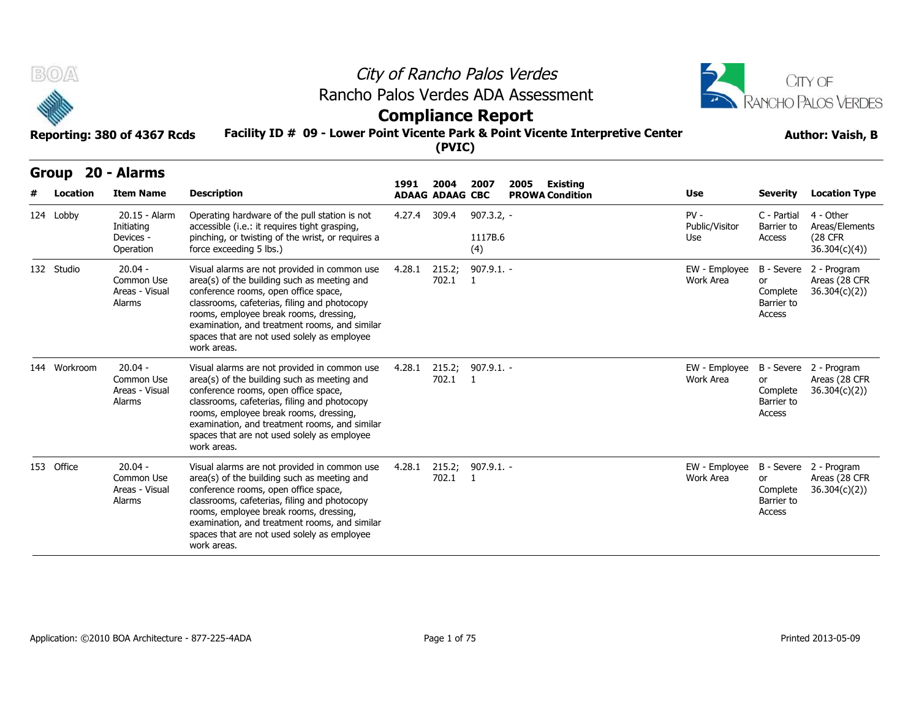# City of Rancho Palos Verdes

## Rancho Palos Verdes ADA Assessment

## Compliance Report

**Reporting: 380 of 4367 Rcds** | **Facility ID # 09 - Lower Point Vicente Park & Point Vicente Interpretive Center (PVIC)** | **Author: Vaish, B**

## Group 20 - Alarms

| # | Location | Item Name | Description | 1991 ADAAG | 2004 ADAAG | 2007 CBC | 2005 PROWA | Existing Condition | Use | Severity | Location Type |
|---|---|---|---|---|---|---|---|---|---|---|---|
| 124 | Lobby | 20.15 - Alarm Initiating Devices - Operation | Operating hardware of the pull station is not accessible (i.e.: it requires tight grasping, pinching, or twisting of the wrist, or requires a force exceeding 5 lbs.) | 4.27.4 | 309.4 | 907.3.2, 1117B.6 (4) | - | | PV - Public/Visitor Use | C - Partial Barrier to Access | 4 - Other Areas/Elements (28 CFR 36.304(c)(4)) |
| 132 | Studio | 20.04 - Common Use Areas - Visual Alarms | Visual alarms are not provided in common use area(s) of the building such as meeting and conference rooms, open office space, classrooms, cafeterias, filing and photocopy rooms, employee break rooms, dressing, examination, and treatment rooms, and similar spaces that are not used solely as employee work areas. | 4.28.1 | 215.2; 702.1 | 907.9.1.1 | - | | EW - Employee Work Area | B - Severe or Complete Barrier to Access | 2 - Program Areas (28 CFR 36.304(c)(2)) |
| 144 | Workroom | 20.04 - Common Use Areas - Visual Alarms | Visual alarms are not provided in common use area(s) of the building such as meeting and conference rooms, open office space, classrooms, cafeterias, filing and photocopy rooms, employee break rooms, dressing, examination, and treatment rooms, and similar spaces that are not used solely as employee work areas. | 4.28.1 | 215.2; 702.1 | 907.9.1.1 | - | | EW - Employee Work Area | B - Severe or Complete Barrier to Access | 2 - Program Areas (28 CFR 36.304(c)(2)) |
| 153 | Office | 20.04 - Common Use Areas - Visual Alarms | Visual alarms are not provided in common use area(s) of the building such as meeting and conference rooms, open office space, classrooms, cafeterias, filing and photocopy rooms, employee break rooms, dressing, examination, and treatment rooms, and similar spaces that are not used solely as employee work areas. | 4.28.1 | 215.2; 702.1 | 907.9.1.1 | - | | EW - Employee Work Area | B - Severe or Complete Barrier to Access | 2 - Program Areas (28 CFR 36.304(c)(2)) |

Application: ©2010 BOA Architecture - 877-225-4ADA

Printed 2013-05-09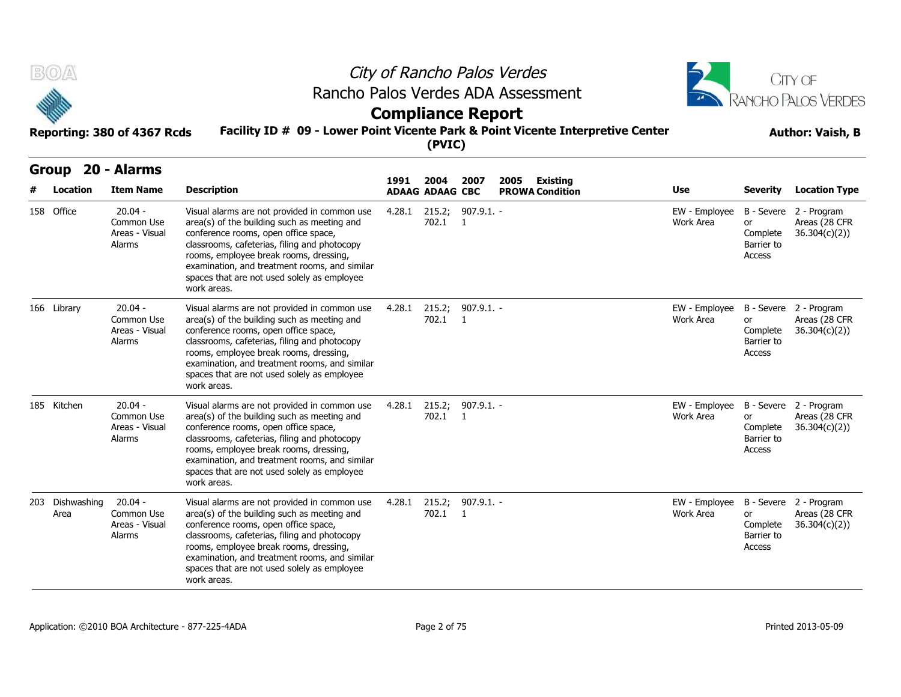# City of Rancho Palos Verdes

## Rancho Palos Verdes ADA Assessment

## Compliance Report

**Reporting: 380 of 4367 Rcds**

**Facility ID # 09 - Lower Point Vicente Park & Point Vicente Interpretive Center (PVIC)**

**Author: Vaish, B**

## Group 20 - Alarms

| # | Location | Item Name | Description | 1991 ADAAG | 2004 ADAAG | 2007 CBC | 2005 PROWA | Existing Condition | Use | Severity | Location Type |
|---|---|---|---|---|---|---|---|---|---|---|---|
| 158 | Office | 20.04 - Common Use Areas - Visual Alarms | Visual alarms are not provided in common use area(s) of the building such as meeting and conference rooms, open office space, classrooms, cafeterias, filing and photocopy rooms, employee break rooms, dressing, examination, and treatment rooms, and similar spaces that are not used solely as employee work areas. | 4.28.1 | 215.2; 702.1 | 907.9.1.1 | - | | EW - Employee Work Area | B - Severe or Complete Barrier to Access | 2 - Program Areas (28 CFR 36.304(c)(2)) |
| 166 | Library | 20.04 - Common Use Areas - Visual Alarms | Visual alarms are not provided in common use area(s) of the building such as meeting and conference rooms, open office space, classrooms, cafeterias, filing and photocopy rooms, employee break rooms, dressing, examination, and treatment rooms, and similar spaces that are not used solely as employee work areas. | 4.28.1 | 215.2; 702.1 | 907.9.1.1 | - | | EW - Employee Work Area | B - Severe or Complete Barrier to Access | 2 - Program Areas (28 CFR 36.304(c)(2)) |
| 185 | Kitchen | 20.04 - Common Use Areas - Visual Alarms | Visual alarms are not provided in common use area(s) of the building such as meeting and conference rooms, open office space, classrooms, cafeterias, filing and photocopy rooms, employee break rooms, dressing, examination, and treatment rooms, and similar spaces that are not used solely as employee work areas. | 4.28.1 | 215.2; 702.1 | 907.9.1.1 | - | | EW - Employee Work Area | B - Severe or Complete Barrier to Access | 2 - Program Areas (28 CFR 36.304(c)(2)) |
| 203 | Dishwashing Area | 20.04 - Common Use Areas - Visual Alarms | Visual alarms are not provided in common use area(s) of the building such as meeting and conference rooms, open office space, classrooms, cafeterias, filing and photocopy rooms, employee break rooms, dressing, examination, and treatment rooms, and similar spaces that are not used solely as employee work areas. | 4.28.1 | 215.2; 702.1 | 907.9.1.1 | - | | EW - Employee Work Area | B - Severe or Complete Barrier to Access | 2 - Program Areas (28 CFR 36.304(c)(2)) |

Application: ©2010 BOA Architecture - 877-225-4ADA

Printed 2013-05-09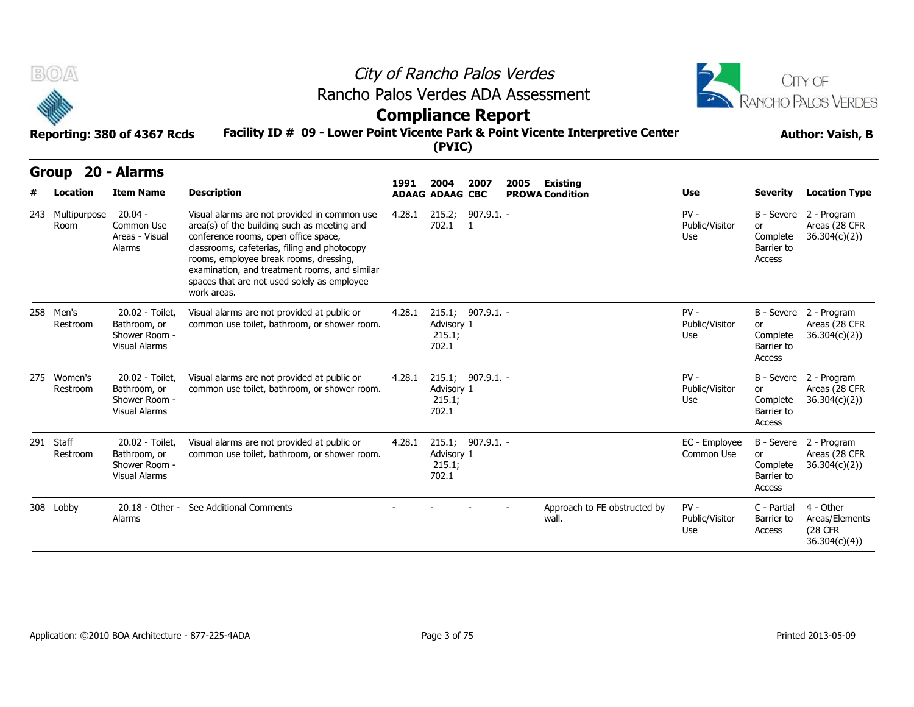# City of Rancho Palos Verdes
## Rancho Palos Verdes ADA Assessment
## Compliance Report

**Reporting: 380 of 4367 Rcds**

**Facility ID # 09 - Lower Point Vicente Park & Point Vicente Interpretive Center (PVIC)**

**Author: Vaish, B**

## Group 20 - Alarms

| # | Location | Item Name | Description | 1991 ADAAG | 2004 ADAAG | 2007 CBC | 2005 PROWA | Existing Condition | Use | Severity | Location Type |
|---|---|---|---|---|---|---|---|---|---|---|---|
| 243 | Multipurpose Room | 20.04 - Common Use Areas - Visual Alarms | Visual alarms are not provided in common use area(s) of the building such as meeting and conference rooms, open office space, classrooms, cafeterias, filing and photocopy rooms, employee break rooms, dressing, examination, and treatment rooms, and similar spaces that are not used solely as employee work areas. | 4.28.1 | 215.2; 702.1 | 907.9.1.1 | - | | PV - Public/Visitor Use | B - Severe or Complete Barrier to Access | 2 - Program Areas (28 CFR 36.304(c)(2)) |
| 258 | Men's Restroom | 20.02 - Toilet, Bathroom, or Shower Room - Visual Alarms | Visual alarms are not provided at public or common use toilet, bathroom, or shower room. | 4.28.1 | 215.1; Advisory 215.1; 702.1 | 907.9.1.1 | - | | PV - Public/Visitor Use | B - Severe or Complete Barrier to Access | 2 - Program Areas (28 CFR 36.304(c)(2)) |
| 275 | Women's Restroom | 20.02 - Toilet, Bathroom, or Shower Room - Visual Alarms | Visual alarms are not provided at public or common use toilet, bathroom, or shower room. | 4.28.1 | 215.1; Advisory 215.1; 702.1 | 907.9.1.1 | - | | PV - Public/Visitor Use | B - Severe or Complete Barrier to Access | 2 - Program Areas (28 CFR 36.304(c)(2)) |
| 291 | Staff Restroom | 20.02 - Toilet, Bathroom, or Shower Room - Visual Alarms | Visual alarms are not provided at public or common use toilet, bathroom, or shower room. | 4.28.1 | 215.1; Advisory 215.1; 702.1 | 907.9.1.1 | - | | EC - Employee Common Use | B - Severe or Complete Barrier to Access | 2 - Program Areas (28 CFR 36.304(c)(2)) |
| 308 | Lobby | 20.18 - Other - Alarms | See Additional Comments | - | - | - | - | Approach to FE obstructed by wall. | PV - Public/Visitor Use | C - Partial Barrier to Access | 4 - Other Areas/Elements (28 CFR 36.304(c)(4)) |

Application: ©2010 BOA Architecture - 877-225-4ADA

Printed 2013-05-09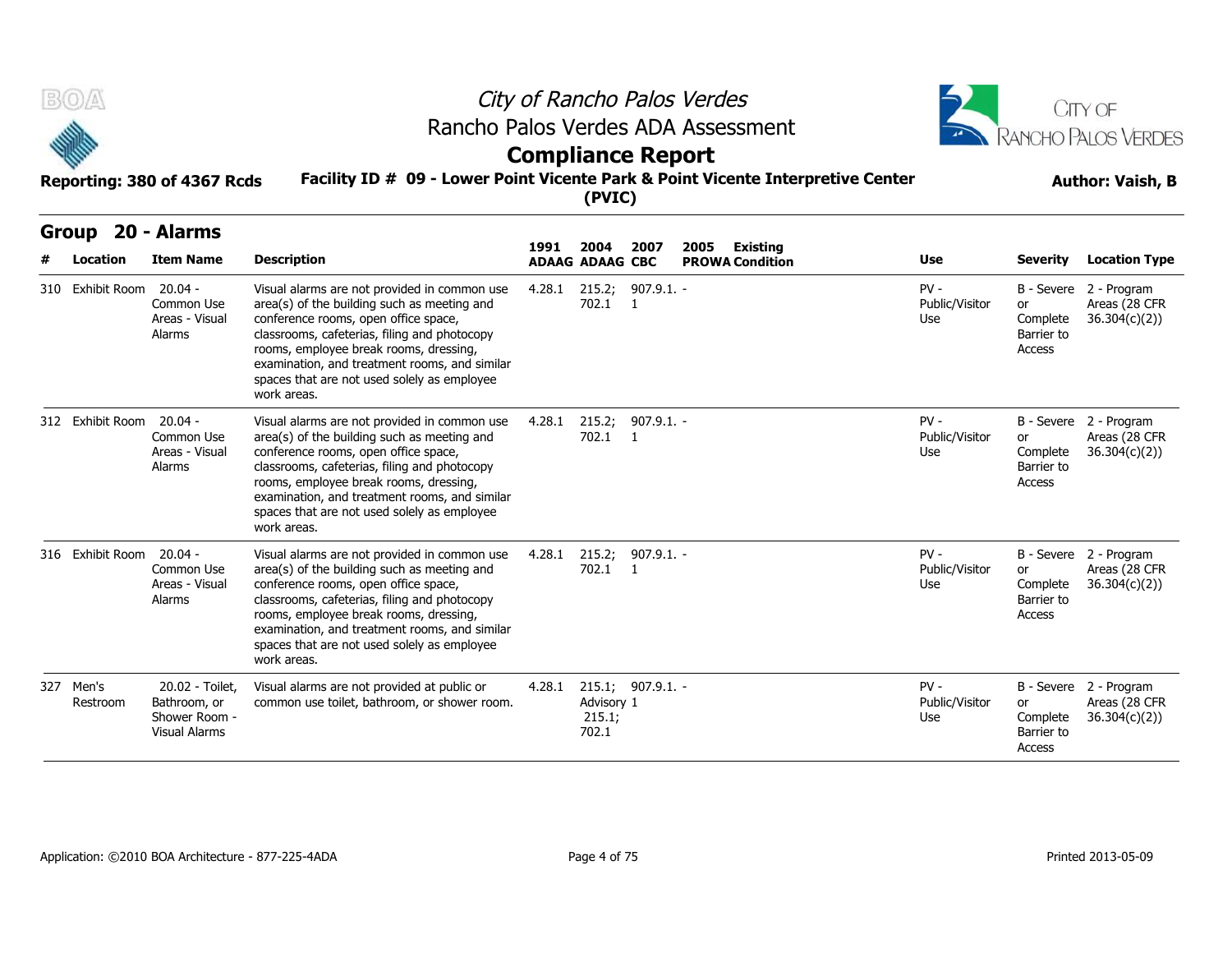# City of Rancho Palos Verdes

## Rancho Palos Verdes ADA Assessment

## Compliance Report

**Reporting: 380 of 4367 Rcds** **Facility ID # 09 - Lower Point Vicente Park & Point Vicente Interpretive Center (PVIC)** **Author: Vaish, B**

## Group 20 - Alarms

| # | Location | Item Name | Description | 1991 ADAAG | 2004 ADAAG | 2007 CBC | 2005 PROWA | Existing Condition | Use | Severity | Location Type |
|---|---|---|---|---|---|---|---|---|---|---|---|
| 310 | Exhibit Room | 20.04 - Common Use Areas - Visual Alarms | Visual alarms are not provided in common use area(s) of the building such as meeting and conference rooms, open office space, classrooms, cafeterias, filing and photocopy rooms, employee break rooms, dressing, examination, and treatment rooms, and similar spaces that are not used solely as employee work areas. | 4.28.1 | 215.2; 702.1 | 907.9.1. 1 | - | | PV - Public/Visitor Use | B - Severe or Complete Barrier to Access | 2 - Program Areas (28 CFR 36.304(c)(2)) |
| 312 | Exhibit Room | 20.04 - Common Use Areas - Visual Alarms | Visual alarms are not provided in common use area(s) of the building such as meeting and conference rooms, open office space, classrooms, cafeterias, filing and photocopy rooms, employee break rooms, dressing, examination, and treatment rooms, and similar spaces that are not used solely as employee work areas. | 4.28.1 | 215.2; 702.1 | 907.9.1. 1 | - | | PV - Public/Visitor Use | B - Severe or Complete Barrier to Access | 2 - Program Areas (28 CFR 36.304(c)(2)) |
| 316 | Exhibit Room | 20.04 - Common Use Areas - Visual Alarms | Visual alarms are not provided in common use area(s) of the building such as meeting and conference rooms, open office space, classrooms, cafeterias, filing and photocopy rooms, employee break rooms, dressing, examination, and treatment rooms, and similar spaces that are not used solely as employee work areas. | 4.28.1 | 215.2; 702.1 | 907.9.1. 1 | - | | PV - Public/Visitor Use | B - Severe or Complete Barrier to Access | 2 - Program Areas (28 CFR 36.304(c)(2)) |
| 327 | Men's Restroom | 20.02 - Toilet, Bathroom, or Shower Room - Visual Alarms | Visual alarms are not provided at public or common use toilet, bathroom, or shower room. | 4.28.1 | 215.1; Advisory 215.1; 702.1 | 907.9.1. 1 | - | | PV - Public/Visitor Use | B - Severe or Complete Barrier to Access | 2 - Program Areas (28 CFR 36.304(c)(2)) |

Application: ©2010 BOA Architecture - 877-225-4ADA    Printed 2013-05-09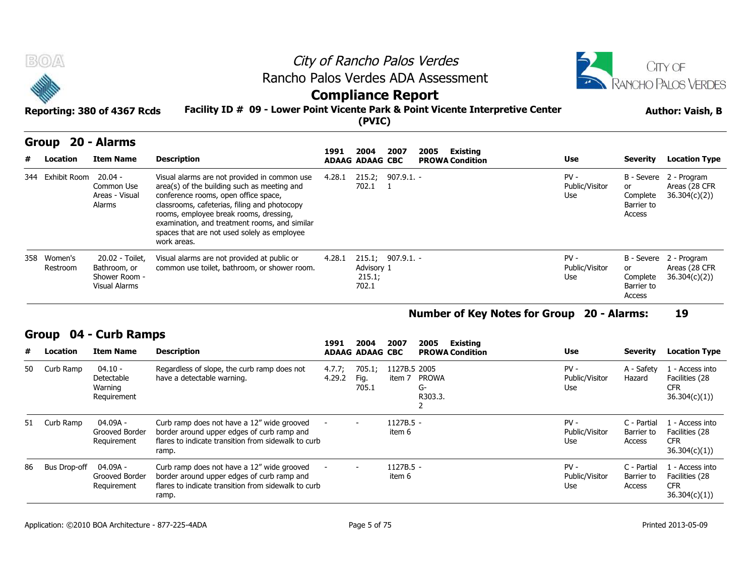# City of Rancho Palos Verdes

## Rancho Palos Verdes ADA Assessment

## Compliance Report

**Reporting: 380 of 4367 Rcds**

**Facility ID # 09 - Lower Point Vicente Park & Point Vicente Interpretive Center (PVIC)**

**Author: Vaish, B**

### Group 20 - Alarms

| # | Location | Item Name | Description | 1991 ADAAG | 2004 ADAAG | 2007 CBC | 2005 PROWA | Existing Condition | Use | Severity | Location Type |
|---|---|---|---|---|---|---|---|---|---|---|---|
| 344 | Exhibit Room | 20.04 - Common Use Areas - Visual Alarms | Visual alarms are not provided in common use area(s) of the building such as meeting and conference rooms, open office space, classrooms, cafeterias, filing and photocopy rooms, employee break rooms, dressing, examination, and treatment rooms, and similar spaces that are not used solely as employee work areas. | 4.28.1 | 215.2; 702.1 | 907.9.1.1 | - | | PV - Public/Visitor Use | B - Severe or Complete Barrier to Access | 2 - Program Areas (28 CFR 36.304(c)(2)) |
| 358 | Women's Restroom | 20.02 - Toilet, Bathroom, or Shower Room - Visual Alarms | Visual alarms are not provided at public or common use toilet, bathroom, or shower room. | 4.28.1 | 215.1; Advisory 215.1; 702.1 | 907.9.1.1 | - | | PV - Public/Visitor Use | B - Severe or Complete Barrier to Access | 2 - Program Areas (28 CFR 36.304(c)(2)) |

**Number of Key Notes for Group 20 - Alarms: 19**

### Group 04 - Curb Ramps

| # | Location | Item Name | Description | 1991 ADAAG | 2004 ADAAG | 2007 CBC | 2005 PROWA | Existing Condition | Use | Severity | Location Type |
|---|---|---|---|---|---|---|---|---|---|---|---|
| 50 | Curb Ramp | 04.10 - Detectable Warning Requirement | Regardless of slope, the curb ramp does not have a detectable warning. | 4.7.7; 4.29.2 | 705.1; Fig. 705.1 | 1127B.5 item 7 | 2005 PROWA G-R303.3.2 | | PV - Public/Visitor Use | A - Safety Hazard | 1 - Access into Facilities (28 CFR 36.304(c)(1)) |
| 51 | Curb Ramp | 04.09A - Grooved Border Requirement | Curb ramp does not have a 12" wide grooved border around upper edges of curb ramp and flares to indicate transition from sidewalk to curb ramp. | - | - | 1127B.5 item 6 | - | | PV - Public/Visitor Use | C - Partial Barrier to Access | 1 - Access into Facilities (28 CFR 36.304(c)(1)) |
| 86 | Bus Drop-off | 04.09A - Grooved Border Requirement | Curb ramp does not have a 12" wide grooved border around upper edges of curb ramp and flares to indicate transition from sidewalk to curb ramp. | - | - | 1127B.5 item 6 | - | | PV - Public/Visitor Use | C - Partial Barrier to Access | 1 - Access into Facilities (28 CFR 36.304(c)(1)) |

Application: ©2010 BOA Architecture - 877-225-4ADA

Printed 2013-05-09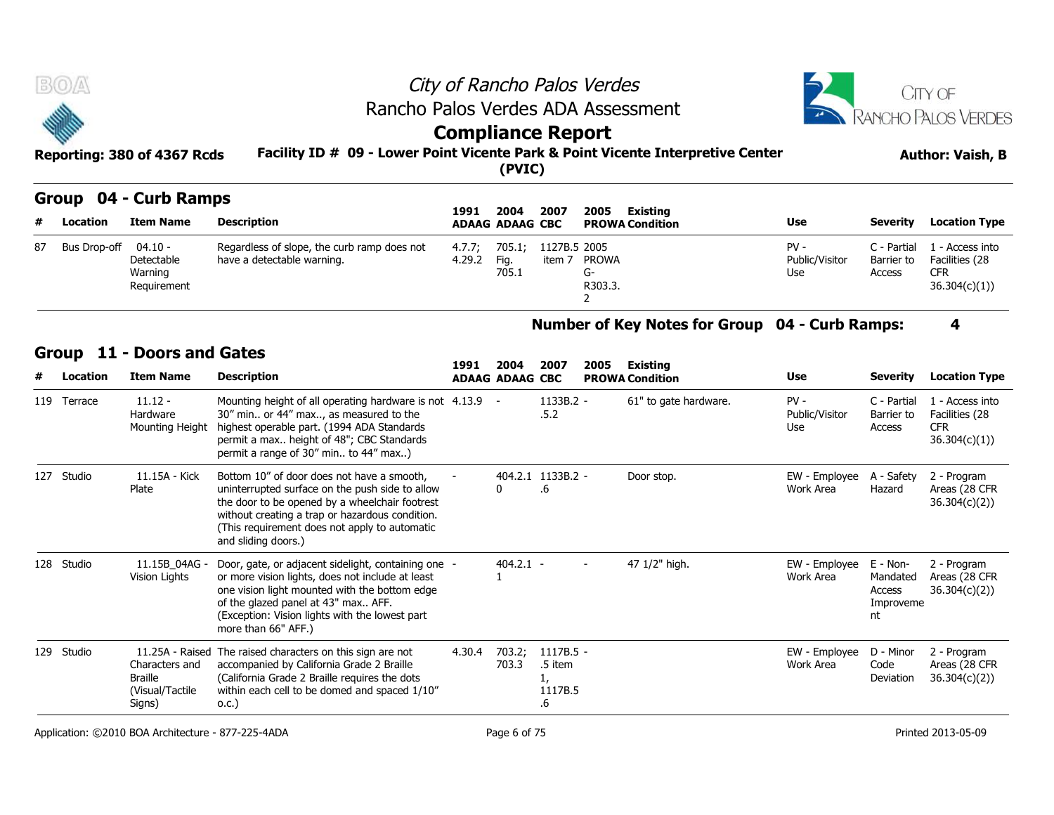# City of Rancho Palos Verdes
## Rancho Palos Verdes ADA Assessment
## Compliance Report

**Reporting: 380 of 4367 Rcds**

**Facility ID # 09 - Lower Point Vicente Park & Point Vicente Interpretive Center (PVIC)**

**Author: Vaish, B**

### Group 04 - Curb Ramps

| # | Location | Item Name | Description | 1991 ADAAG | 2004 ADAAG | 2007 CBC | 2005 PROWA | Existing Condition | Use | Severity | Location Type |
|---|---|---|---|---|---|---|---|---|---|---|---|
| 87 | Bus Drop-off | 04.10 - Detectable Warning Requirement | Regardless of slope, the curb ramp does not have a detectable warning. | 4.7.7; 4.29.2 | 705.1; Fig. 705.1 | 1127B.5 item 7 | 2005 PROWA G-R303.3.2 | | PV - Public/Visitor Use | C - Partial Barrier to Access | 1 - Access into Facilities (28 CFR 36.304(c)(1)) |

**Number of Key Notes for Group 04 - Curb Ramps: 4**

### Group 11 - Doors and Gates

| # | Location | Item Name | Description | 1991 ADAAG | 2004 ADAAG | 2007 CBC | 2005 PROWA | Existing Condition | Use | Severity | Location Type |
|---|---|---|---|---|---|---|---|---|---|---|---|
| 119 | Terrace | 11.12 - Hardware Mounting Height | Mounting height of all operating hardware is not 30" min.. or 44" max.., as measured to the highest operable part. (1994 ADA Standards permit a max.. height of 48"; CBC Standards permit a range of 30" min.. to 44" max..) | 4.13.9 | - | 1133B.2.5.2 | - | 61" to gate hardware. | PV - Public/Visitor Use | C - Partial Barrier to Access | 1 - Access into Facilities (28 CFR 36.304(c)(1)) |
| 127 | Studio | 11.15A - Kick Plate | Bottom 10" of door does not have a smooth, uninterrupted surface on the push side to allow the door to be opened by a wheelchair footrest without creating a trap or hazardous condition. (This requirement does not apply to automatic and sliding doors.) | - | 404.2.10 | 1133B.2.6 | - | Door stop. | EW - Employee Work Area | A - Safety Hazard | 2 - Program Areas (28 CFR 36.304(c)(2)) |
| 128 | Studio | 11.15B_04AG - Vision Lights | Door, gate, or adjacent sidelight, containing one or more vision lights, does not include at least one vision light mounted with the bottom edge of the glazed panel at 43" max.. AFF. (Exception: Vision lights with the lowest part more than 66" AFF.) | - | 404.2.11 | - | - | 47 1/2" high. | EW - Employee Work Area | E - Non-Mandated Access Improvement | 2 - Program Areas (28 CFR 36.304(c)(2)) |
| 129 | Studio | 11.25A - Raised Characters and Braille (Visual/Tactile Signs) | The raised characters on this sign are not accompanied by California Grade 2 Braille (California Grade 2 Braille requires the dots within each cell to be domed and spaced 1/10" o.c.) | 4.30.4 | 703.2; 703.3 | 1117B.5.5 item 1, 1117B.5.6 | - | | EW - Employee Work Area | D - Minor Code Deviation | 2 - Program Areas (28 CFR 36.304(c)(2)) |

Application: ©2010 BOA Architecture - 877-225-4ADA

Printed 2013-05-09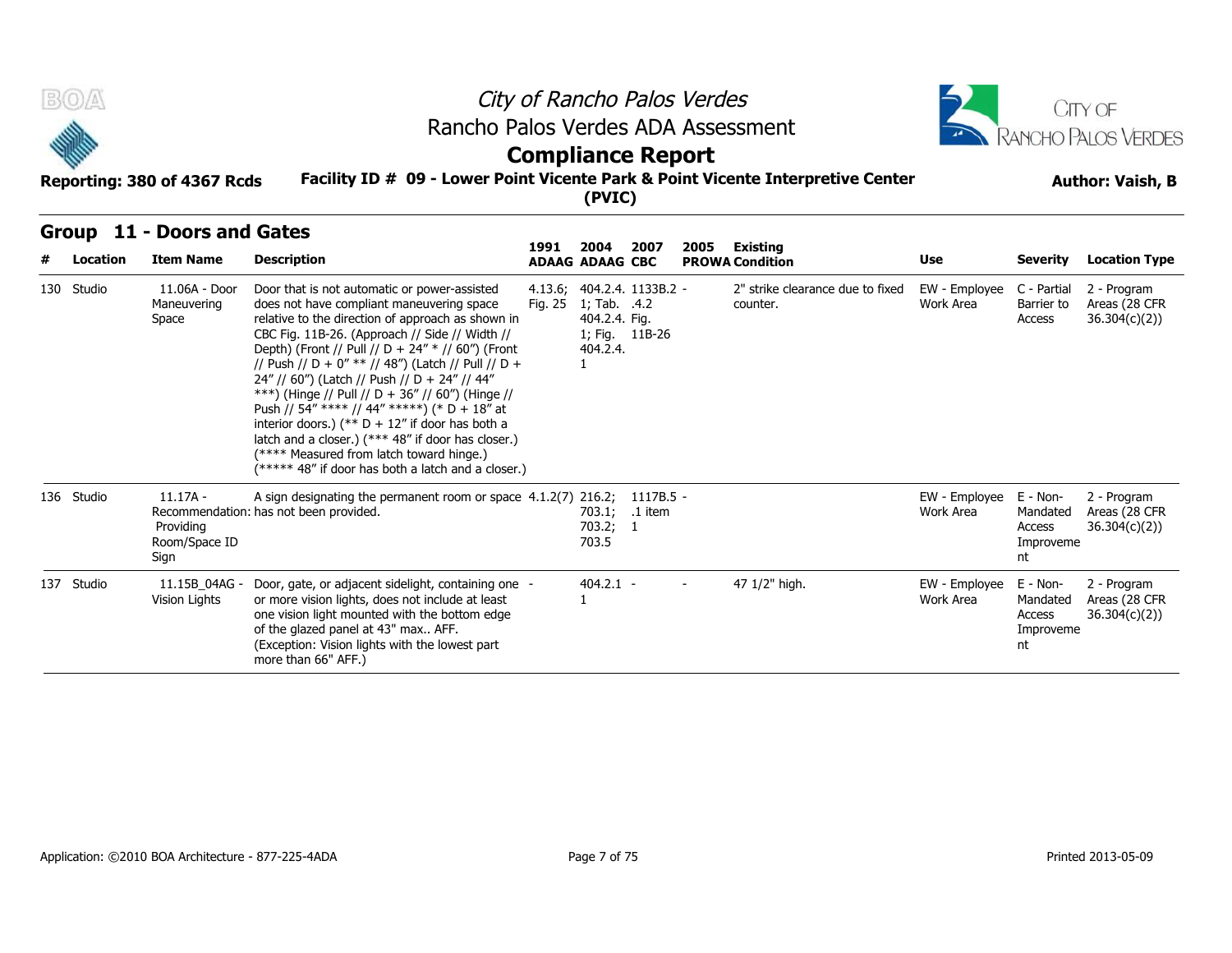# City of Rancho Palos Verdes
## Rancho Palos Verdes ADA Assessment
## Compliance Report

**Reporting: 380 of 4367 Rcds** | **Facility ID # 09 - Lower Point Vicente Park & Point Vicente Interpretive Center (PVIC)** | **Author: Vaish, B**

### Group 11 - Doors and Gates

| # | Location | Item Name | Description | 1991 ADAAG | 2004 ADAAG | 2007 CBC | 2005 PROWA | Existing Condition | Use | Severity | Location Type |
|---|---|---|---|---|---|---|---|---|---|---|---|
| 130 | Studio | 11.06A - Door Maneuvering Space | Door that is not automatic or power-assisted does not have compliant maneuvering space relative to the direction of approach as shown in CBC Fig. 11B-26. (Approach // Side // Width // Depth) (Front // Pull // D + 24" * // 60") (Front // Push // D + 0" ** // 48") (Latch // Pull // D + 24" // 60") (Latch // Push // D + 24" // 44" ***) (Hinge // Pull // D + 36" // 60") (Hinge // Push // 54" **** // 44" *****) (* D + 18" at interior doors.) (** D + 12" if door has both a latch and a closer.) (*** 48" if door has closer.) (**** Measured from latch toward hinge.) (***** 48" if door has both a latch and a closer.) | 4.13.6; Fig. 25 | 404.2.4.1; Tab. 404.2.4.1; Fig. 404.2.4.1 | 1133B.2.4.2 Fig. 11B-26 | - | 2" strike clearance due to fixed counter. | EW - Employee Work Area | C - Partial Barrier to Access | 2 - Program Areas (28 CFR 36.304(c)(2)) |
| 136 | Studio | 11.17A - Recommendation: Providing Room/Space ID Sign | A sign designating the permanent room or space has not been provided. | 4.1.2(7) | 216.2; 703.1; 703.2; 703.5 | 1117B.5.1 item 1 | - | | EW - Employee Work Area | E - Non-Mandated Access Improvement | 2 - Program Areas (28 CFR 36.304(c)(2)) |
| 137 | Studio | 11.15B_04AG - Vision Lights | Door, gate, or adjacent sidelight, containing one or more vision lights, does not include at least one vision light mounted with the bottom edge of the glazed panel at 43" max.. AFF. (Exception: Vision lights with the lowest part more than 66" AFF.) | - | 404.2.11 | - | - | 47 1/2" high. | EW - Employee Work Area | E - Non-Mandated Access Improvement | 2 - Program Areas (28 CFR 36.304(c)(2)) |

Application: ©2010 BOA Architecture - 877-225-4ADA | Printed 2013-05-09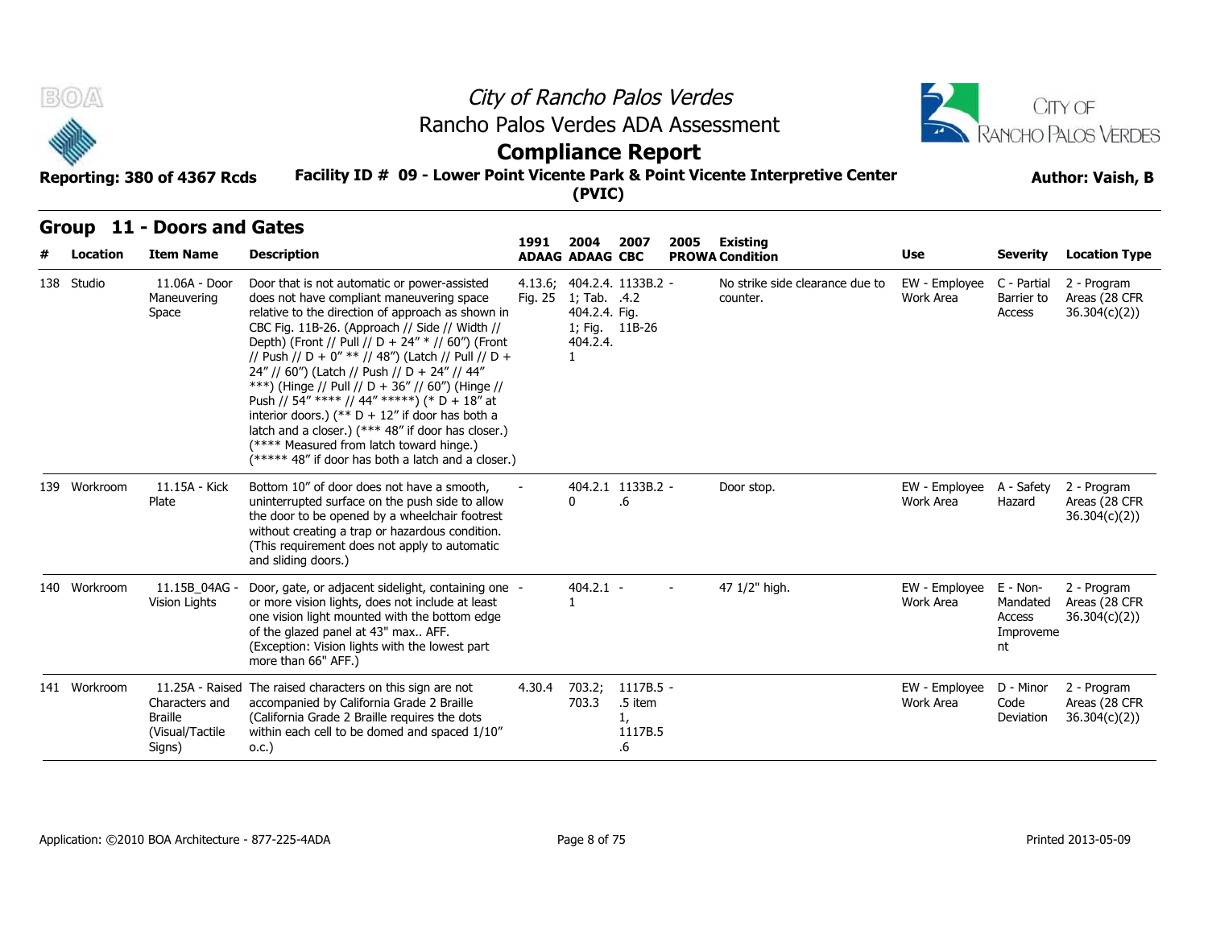# City of Rancho Palos Verdes

## Rancho Palos Verdes ADA Assessment

## Compliance Report

Reporting: 380 of 4367 Rcds

**Facility ID # 09 - Lower Point Vicente Park & Point Vicente Interpretive Center (PVIC)**

Author: Vaish, B

### Group 11 - Doors and Gates

| # | Location | Item Name | Description | 1991 ADAAG | 2004 ADAAG | 2007 CBC | 2005 PROWA | Existing Condition | Use | Severity | Location Type |
|---|---|---|---|---|---|---|---|---|---|---|---|
| 138 | Studio | 11.06A - Door Maneuvering Space | Door that is not automatic or power-assisted does not have compliant maneuvering space relative to the direction of approach as shown in CBC Fig. 11B-26. (Approach // Side // Width // Depth) (Front // Pull // D + 24" * // 60") (Front // Push // D + 0" ** // 48") (Latch // Pull // D + 24" // 60") (Latch // Push // D + 24" // 44" ***) (Hinge // Pull // D + 36" // 60") (Hinge // Push // 54" **** // 44" *****) (* D + 18" at interior doors.) (** D + 12" if door has both a latch and a closer.) (*** 48" if door has closer.) (**** Measured from latch toward hinge.) (***** 48" if door has both a latch and a closer.) | 4.13.6; Fig. 25 | 404.2.4.1; Tab. 404.2.4.1; Fig. 404.2.4.1 | 1133B.2.4.2 Fig. 11B-26 | - | No strike side clearance due to counter. | EW - Employee Work Area | C - Partial Barrier to Access | 2 - Program Areas (28 CFR 36.304(c)(2)) |
| 139 | Workroom | 11.15A - Kick Plate | Bottom 10" of door does not have a smooth, uninterrupted surface on the push side to allow the door to be opened by a wheelchair footrest without creating a trap or hazardous condition. (This requirement does not apply to automatic and sliding doors.) | - | 404.2.10 | 1133B.2.6 | - | Door stop. | EW - Employee Work Area | A - Safety Hazard | 2 - Program Areas (28 CFR 36.304(c)(2)) |
| 140 | Workroom | 11.15B_04AG - Vision Lights | Door, gate, or adjacent sidelight, containing one or more vision lights, does not include at least one vision light mounted with the bottom edge of the glazed panel at 43" max.. AFF. (Exception: Vision lights with the lowest part more than 66" AFF.) | - | 404.2.11 | - | - | 47 1/2" high. | EW - Employee Work Area | E - Non-Mandated Access Improvement | 2 - Program Areas (28 CFR 36.304(c)(2)) |
| 141 | Workroom | 11.25A - Raised Characters and Braille (Visual/Tactile Signs) | The raised characters on this sign are not accompanied by California Grade 2 Braille (California Grade 2 Braille requires the dots within each cell to be domed and spaced 1/10" o.c.) | 4.30.4 | 703.2; 703.3 | 1117B.5.5 item 1, 1117B.5.6 | - | | EW - Employee Work Area | D - Minor Code Deviation | 2 - Program Areas (28 CFR 36.304(c)(2)) |

Application: ©2010 BOA Architecture - 877-225-4ADA

Printed 2013-05-09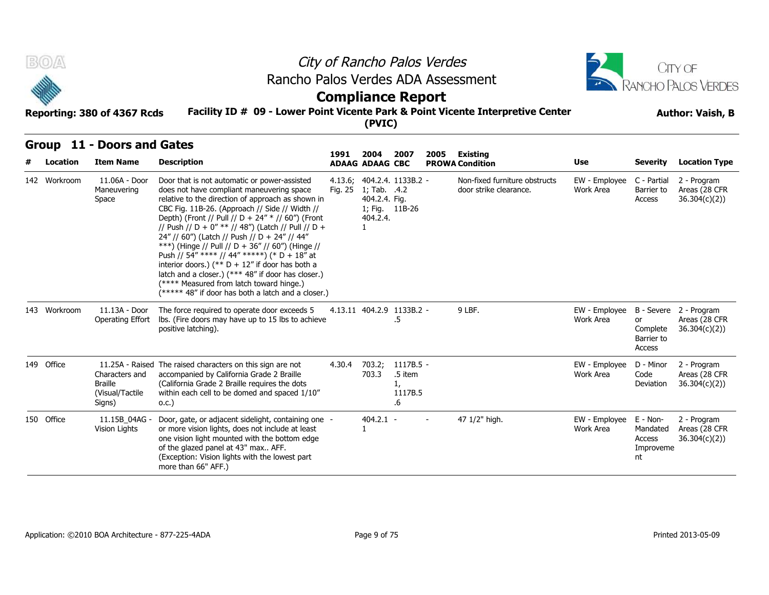# City of Rancho Palos Verdes
## Rancho Palos Verdes ADA Assessment
## Compliance Report

**Reporting: 380 of 4367 Rcds** **Facility ID # 09 - Lower Point Vicente Park & Point Vicente Interpretive Center (PVIC)** **Author: Vaish, B**

## Group 11 - Doors and Gates

| # | Location | Item Name | Description | 1991 ADAAG | 2004 ADAAG | 2007 CBC | 2005 PROWA | Existing Condition | Use | Severity | Location Type |
|---|---|---|---|---|---|---|---|---|---|---|---|
| 142 | Workroom | 11.06A - Door Maneuvering Space | Door that is not automatic or power-assisted does not have compliant maneuvering space relative to the direction of approach as shown in CBC Fig. 11B-26. (Approach // Side // Width // Depth) (Front // Pull // D + 24" * // 60") (Front // Push // D + 0" ** // 48") (Latch // Pull // D + 24" // 60") (Latch // Push // D + 24" // 44" ***) (Hinge // Pull // D + 36" // 60") (Hinge // Push // 54" **** // 44" *****) (* D + 18" at interior doors.) (** D + 12" if door has both a latch and a closer.) (*** 48" if door has closer.) (**** Measured from latch toward hinge.) (***** 48" if door has both a latch and a closer.) | 4.13.6; Fig. 25 | 404.2.4.1; Tab. 404.2.4. 1; Fig. 404.2.4. 1 | 1133B.2.4.2 Fig. 11B-26 | - | Non-fixed furniture obstructs door strike clearance. | EW - Employee Work Area | C - Partial Barrier to Access | 2 - Program Areas (28 CFR 36.304(c)(2)) |
| 143 | Workroom | 11.13A - Door Operating Effort | The force required to operate door exceeds 5 lbs. (Fire doors may have up to 15 lbs to achieve positive latching). | 4.13.11 | 404.2.9 | 1133B.2.5 | - | 9 LBF. | EW - Employee Work Area | B - Severe or Complete Barrier to Access | 2 - Program Areas (28 CFR 36.304(c)(2)) |
| 149 | Office | 11.25A - Raised Characters and Braille (Visual/Tactile Signs) | The raised characters on this sign are not accompanied by California Grade 2 Braille (California Grade 2 Braille requires the dots within each cell to be domed and spaced 1/10" o.c.) | 4.30.4 | 703.2; 703.3 | 1117B.5.5 item 1, 1117B.5.6 | - | | EW - Employee Work Area | D - Minor Code Deviation | 2 - Program Areas (28 CFR 36.304(c)(2)) |
| 150 | Office | 11.15B_04AG - Vision Lights | Door, gate, or adjacent sidelight, containing one or more vision lights, does not include at least one vision light mounted with the bottom edge of the glazed panel at 43" max.. AFF. (Exception: Vision lights with the lowest part more than 66" AFF.) | - | 404.2.1 1 | - | - | 47 1/2" high. | EW - Employee Work Area | E - Non-Mandated Access Improvement | 2 - Program Areas (28 CFR 36.304(c)(2)) |

Application: ©2010 BOA Architecture - 877-225-4ADA Printed 2013-05-09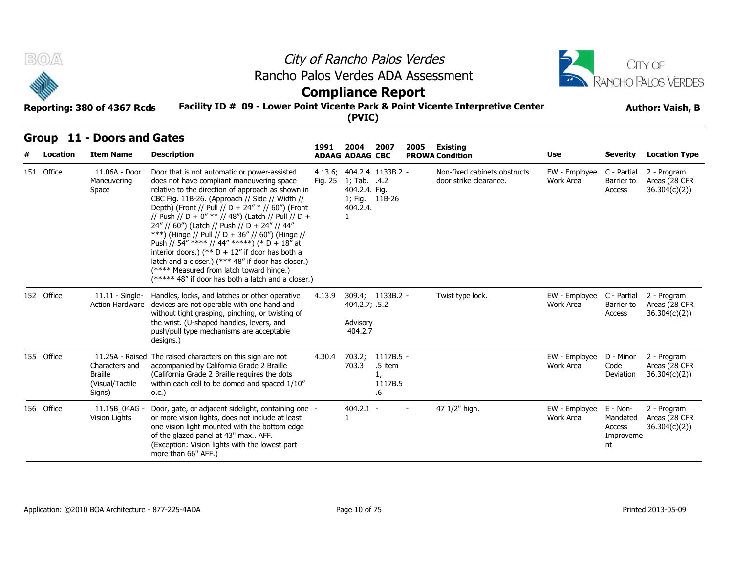# City of Rancho Palos Verdes

## Rancho Palos Verdes ADA Assessment

## Compliance Report

**Reporting: 380 of 4367 Rcds** **Facility ID # 09 - Lower Point Vicente Park & Point Vicente Interpretive Center (PVIC)** **Author: Vaish, B**

## Group 11 - Doors and Gates

| # | Location | Item Name | Description | 1991 ADAAG | 2004 ADAAG | 2007 CBC | 2005 PROWA | Existing Condition | Use | Severity | Location Type |
|---|---|---|---|---|---|---|---|---|---|---|---|
| 151 | Office | 11.06A - Door Maneuvering Space | Door that is not automatic or power-assisted does not have compliant maneuvering space relative to the direction of approach as shown in CBC Fig. 11B-26. (Approach // Side // Width // Depth) (Front // Pull // D + 24" * // 60") (Front // Push // D + 0" ** // 48") (Latch // Pull // D + 24" // 60") (Latch // Push // D + 24" // 44" ***) (Hinge // Pull // D + 36" // 60") (Hinge // Push // 54" **** // 44" *****) (* D + 18" at interior doors.) (** D + 12" if door has both a latch and a closer.) (*** 48" if door has closer.) (**** Measured from latch toward hinge.) (***** 48" if door has both a latch and a closer.) | 4.13.6; Fig. 25 | 404.2.4.1; Tab. 404.2.4.1; Fig. 404.2.4.1 | 1133B.2.4.2 Fig. 11B-26 | - | Non-fixed cabinets obstructs door strike clearance. | EW - Employee Work Area | C - Partial Barrier to Access | 2 - Program Areas (28 CFR 36.304(c)(2)) |
| 152 | Office | 11.11 - Single-Action Hardware | Handles, locks, and latches or other operative devices are not operable with one hand and without tight grasping, pinching, or twisting of the wrist. (U-shaped handles, levers, and push/pull type mechanisms are acceptable designs.) | 4.13.9 | 309.4; 404.2.7; Advisory 404.2.7 | 1133B.2.5.2 | - | Twist type lock. | EW - Employee Work Area | C - Partial Barrier to Access | 2 - Program Areas (28 CFR 36.304(c)(2)) |
| 155 | Office | 11.25A - Raised Characters and Braille (Visual/Tactile Signs) | The raised characters on this sign are not accompanied by California Grade 2 Braille (California Grade 2 Braille requires the dots within each cell to be domed and spaced 1/10" o.c.) | 4.30.4 | 703.2; 703.3 | 1117B.5.5 item 1, 1117B.5.6 | - | | EW - Employee Work Area | D - Minor Code Deviation | 2 - Program Areas (28 CFR 36.304(c)(2)) |
| 156 | Office | 11.15B_04AG - Vision Lights | Door, gate, or adjacent sidelight, containing one or more vision lights, does not include at least one vision light mounted with the bottom edge of the glazed panel at 43" max.. AFF. (Exception: Vision lights with the lowest part more than 66" AFF.) | - | 404.2.11 | - | - | 47 1/2" high. | EW - Employee Work Area | E - Non-Mandated Access Improvement | 2 - Program Areas (28 CFR 36.304(c)(2)) |

Application: ©2010 BOA Architecture - 877-225-4ADA Printed 2013-05-09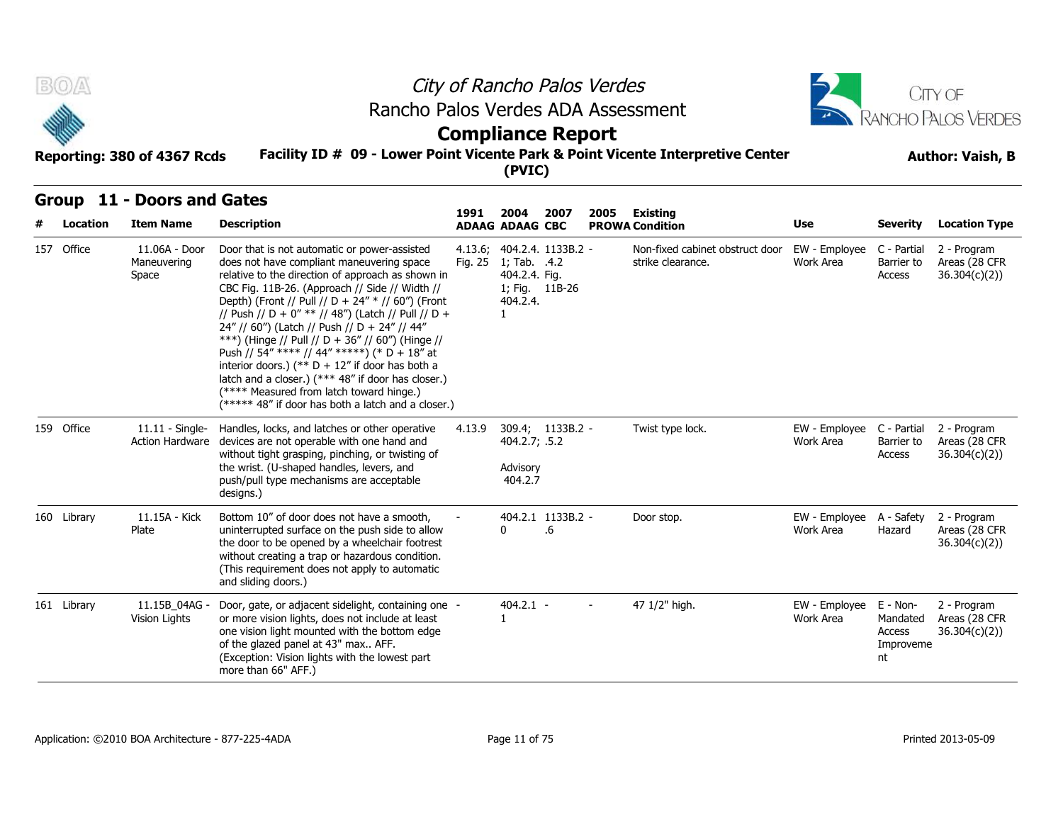# City of Rancho Palos Verdes
## Rancho Palos Verdes ADA Assessment
## Compliance Report

**Reporting: 380 of 4367 Rcds**

**Facility ID # 09 - Lower Point Vicente Park & Point Vicente Interpretive Center (PVIC)**

**Author: Vaish, B**

## Group 11 - Doors and Gates

| # | Location | Item Name | Description | 1991 ADAAG | 2004 ADAAG | 2007 CBC | 2005 PROWA | Existing Condition | Use | Severity | Location Type |
|---|---|---|---|---|---|---|---|---|---|---|---|
| 157 | Office | 11.06A - Door Maneuvering Space | Door that is not automatic or power-assisted does not have compliant maneuvering space relative to the direction of approach as shown in CBC Fig. 11B-26. (Approach // Side // Width // Depth) (Front // Pull // D + 24" * // 60") (Front // Push // D + 0" ** // 48") (Latch // Pull // D + 24" // 60") (Latch // Push // D + 24" // 44" ***) (Hinge // Pull // D + 36" // 60") (Hinge // Push // 54" **** // 44" *****) (* D + 18" at interior doors.) (** D + 12" if door has both a latch and a closer.) (*** 48" if door has closer.) (**** Measured from latch toward hinge.) (***** 48" if door has both a latch and a closer.) | 4.13.6; Fig. 25 | 404.2.4.1; Tab. 404.2.4. 1; Fig. 404.2.4.1 | 1133B.2.4.2 Fig. 11B-26 | - | Non-fixed cabinet obstruct door strike clearance. | EW - Employee Work Area | C - Partial Barrier to Access | 2 - Program Areas (28 CFR 36.304(c)(2)) |
| 159 | Office | 11.11 - Single-Action Hardware | Handles, locks, and latches or other operative devices are not operable with one hand and without tight grasping, pinching, or twisting of the wrist. (U-shaped handles, levers, and push/pull type mechanisms are acceptable designs.) | 4.13.9 | 309.4; 404.2.7; Advisory 404.2.7 | 1133B.2.5.2 | - | Twist type lock. | EW - Employee Work Area | C - Partial Barrier to Access | 2 - Program Areas (28 CFR 36.304(c)(2)) |
| 160 | Library | 11.15A - Kick Plate | Bottom 10" of door does not have a smooth, uninterrupted surface on the push side to allow the door to be opened by a wheelchair footrest without creating a trap or hazardous condition. (This requirement does not apply to automatic and sliding doors.) | - | 404.2.10 | 1133B.2.6 | - | Door stop. | EW - Employee Work Area | A - Safety Hazard | 2 - Program Areas (28 CFR 36.304(c)(2)) |
| 161 | Library | 11.15B_04AG - Vision Lights | Door, gate, or adjacent sidelight, containing one or more vision lights, does not include at least one vision light mounted with the bottom edge of the glazed panel at 43" max.. AFF. (Exception: Vision lights with the lowest part more than 66" AFF.) | - | 404.2.11 | - | - | 47 1/2" high. | EW - Employee Work Area | E - Non-Mandated Access Improvement | 2 - Program Areas (28 CFR 36.304(c)(2)) |

Application: ©2010 BOA Architecture - 877-225-4ADA

Printed 2013-05-09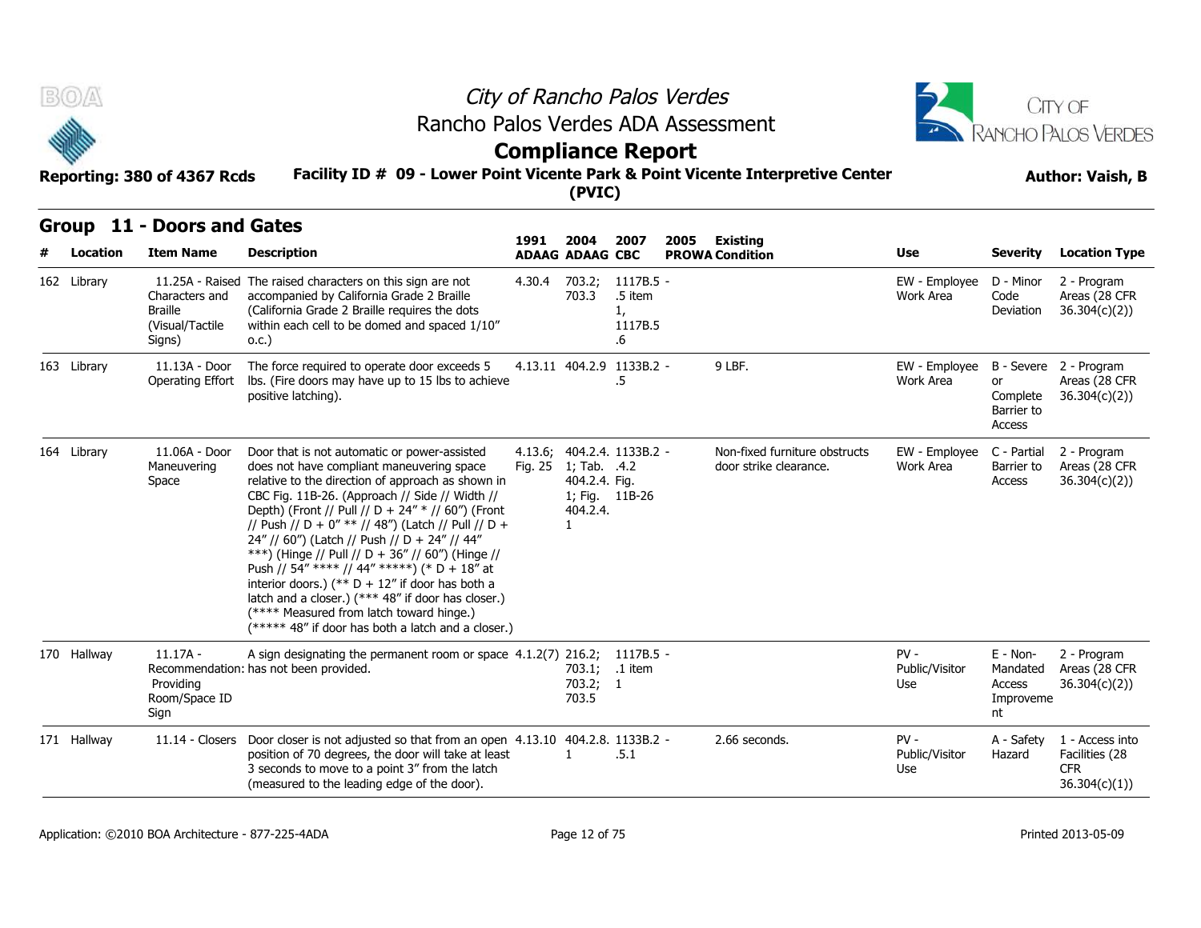# City of Rancho Palos Verdes

## Rancho Palos Verdes ADA Assessment

## Compliance Report

**Reporting: 380 of 4367 Rcds** **Facility ID # 09 - Lower Point Vicente Park & Point Vicente Interpretive Center (PVIC)** **Author: Vaish, B**

## Group 11 - Doors and Gates

| # | Location | Item Name | Description | 1991 ADAAG | 2004 ADAAG | 2007 CBC | 2005 PROWA | Existing Condition | Use | Severity | Location Type |
|---|---|---|---|---|---|---|---|---|---|---|---|
| 162 | Library | 11.25A - Raised Characters and Braille (Visual/Tactile Signs) | The raised characters on this sign are not accompanied by California Grade 2 Braille (California Grade 2 Braille requires the dots within each cell to be domed and spaced 1/10" o.c.) | 4.30.4 | 703.2; 703.3 | 1117B.5 .5 item 1, 1117B.5 .6 | - | | EW - Employee Work Area | D - Minor Code Deviation | 2 - Program Areas (28 CFR 36.304(c)(2)) |
| 163 | Library | 11.13A - Door Operating Effort | The force required to operate door exceeds 5 lbs. (Fire doors may have up to 15 lbs to achieve positive latching). | 4.13.11 | 404.2.9 | 1133B.2 .5 | - | 9 LBF. | EW - Employee Work Area | B - Severe or Complete Barrier to Access | 2 - Program Areas (28 CFR 36.304(c)(2)) |
| 164 | Library | 11.06A - Door Maneuvering Space | Door that is not automatic or power-assisted does not have compliant maneuvering space relative to the direction of approach as shown in CBC Fig. 11B-26. (Approach // Side // Width // Depth) (Front // Pull // D + 24" * // 60") (Front // Push // D + 0" ** // 48") (Latch // Pull // D + 24" // 60") (Latch // Push // D + 24" // 44" ***) (Hinge // Pull // D + 36" // 60") (Hinge // Push // 54" **** // 44" *****) (* D + 18" at interior doors.) (** D + 12" if door has both a latch and a closer.) (*** 48" if door has closer.) (**** Measured from latch toward hinge.) (***** 48" if door has both a latch and a closer.) | 4.13.6; Fig. 25 | 404.2.4. 1; Tab. 404.2.4. 1; Fig. 404.2.4. 1 | 1133B.2 .4.2 Fig. 11B-26 | - | Non-fixed furniture obstructs door strike clearance. | EW - Employee Work Area | C - Partial Barrier to Access | 2 - Program Areas (28 CFR 36.304(c)(2)) |
| 170 | Hallway | 11.17A - Recommendation: Providing Room/Space ID Sign | A sign designating the permanent room or space has not been provided. | 4.1.2(7) | 216.2; 703.1; 703.2; 703.5 | 1117B.5 .1 item 1 | - | | PV - Public/Visitor Use | E - Non-Mandated Access Improvement | 2 - Program Areas (28 CFR 36.304(c)(2)) |
| 171 | Hallway | 11.14 - Closers | Door closer is not adjusted so that from an open position of 70 degrees, the door will take at least 3 seconds to move to a point 3" from the latch (measured to the leading edge of the door). | 4.13.10 | 404.2.8. 1 | 1133B.2 .5.1 | - | 2.66 seconds. | PV - Public/Visitor Use | A - Safety Hazard | 1 - Access into Facilities (28 CFR 36.304(c)(1)) |

Application: ©2010 BOA Architecture - 877-225-4ADA Printed 2013-05-09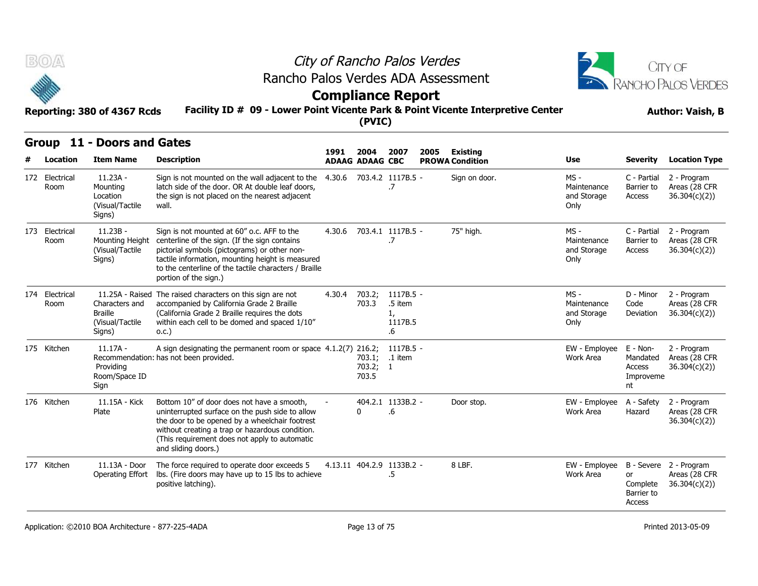# City of Rancho Palos Verdes

## Rancho Palos Verdes ADA Assessment

## Compliance Report

**Reporting: 380 of 4367 Rcds** | **Facility ID # 09 - Lower Point Vicente Park & Point Vicente Interpretive Center (PVIC)** | **Author: Vaish, B**

## Group 11 - Doors and Gates

| # | Location | Item Name | Description | 1991 ADAAG | 2004 ADAAG | 2007 CBC | 2005 PROWA | Existing Condition | Use | Severity | Location Type |
|---|---|---|---|---|---|---|---|---|---|---|---|
| 172 | Electrical Room | 11.23A - Mounting Location (Visual/Tactile Signs) | Sign is not mounted on the wall adjacent to the latch side of the door. OR At double leaf doors, the sign is not placed on the nearest adjacent wall. | 4.30.6 | 703.4.2 | 1117B.5 - .7 | | Sign on door. | MS - Maintenance and Storage Only | C - Partial Barrier to Access | 2 - Program Areas (28 CFR 36.304(c)(2)) |
| 173 | Electrical Room | 11.23B - Mounting Height (Visual/Tactile Signs) | Sign is not mounted at 60" o.c. AFF to the centerline of the sign. (If the sign contains pictorial symbols (pictograms) or other non-tactile information, mounting height is measured to the centerline of the tactile characters / Braille portion of the sign.) | 4.30.6 | 703.4.1 | 1117B.5 - .7 | | 75" high. | MS - Maintenance and Storage Only | C - Partial Barrier to Access | 2 - Program Areas (28 CFR 36.304(c)(2)) |
| 174 | Electrical Room | 11.25A - Raised Characters and Braille (Visual/Tactile Signs) | The raised characters on this sign are not accompanied by California Grade 2 Braille (California Grade 2 Braille requires the dots within each cell to be domed and spaced 1/10" o.c.) | 4.30.4 | 703.2; 703.3 | 1117B.5 - .5 item 1, 1117B.5 .6 | | | MS - Maintenance and Storage Only | D - Minor Code Deviation | 2 - Program Areas (28 CFR 36.304(c)(2)) |
| 175 | Kitchen | 11.17A - Recommendation: Providing Room/Space ID Sign | A sign designating the permanent room or space has not been provided. | 4.1.2(7) | 216.2; 703.1; 703.2; 703.5 | 1117B.5 - .1 item 1 | | | EW - Employee Work Area | E - Non-Mandated Access Improvement | 2 - Program Areas (28 CFR 36.304(c)(2)) |
| 176 | Kitchen | 11.15A - Kick Plate | Bottom 10" of door does not have a smooth, uninterrupted surface on the push side to allow the door to be opened by a wheelchair footrest without creating a trap or hazardous condition. (This requirement does not apply to automatic and sliding doors.) | - | 404.2.10 | 1133B.2 - .6 | | Door stop. | EW - Employee Work Area | A - Safety Hazard | 2 - Program Areas (28 CFR 36.304(c)(2)) |
| 177 | Kitchen | 11.13A - Door Operating Effort | The force required to operate door exceeds 5 lbs. (Fire doors may have up to 15 lbs to achieve positive latching). | 4.13.11 | 404.2.9 | 1133B.2 - .5 | | 8 LBF. | EW - Employee Work Area | B - Severe or Complete Barrier to Access | 2 - Program Areas (28 CFR 36.304(c)(2)) |

Application: ©2010 BOA Architecture - 877-225-4ADA | Printed 2013-05-09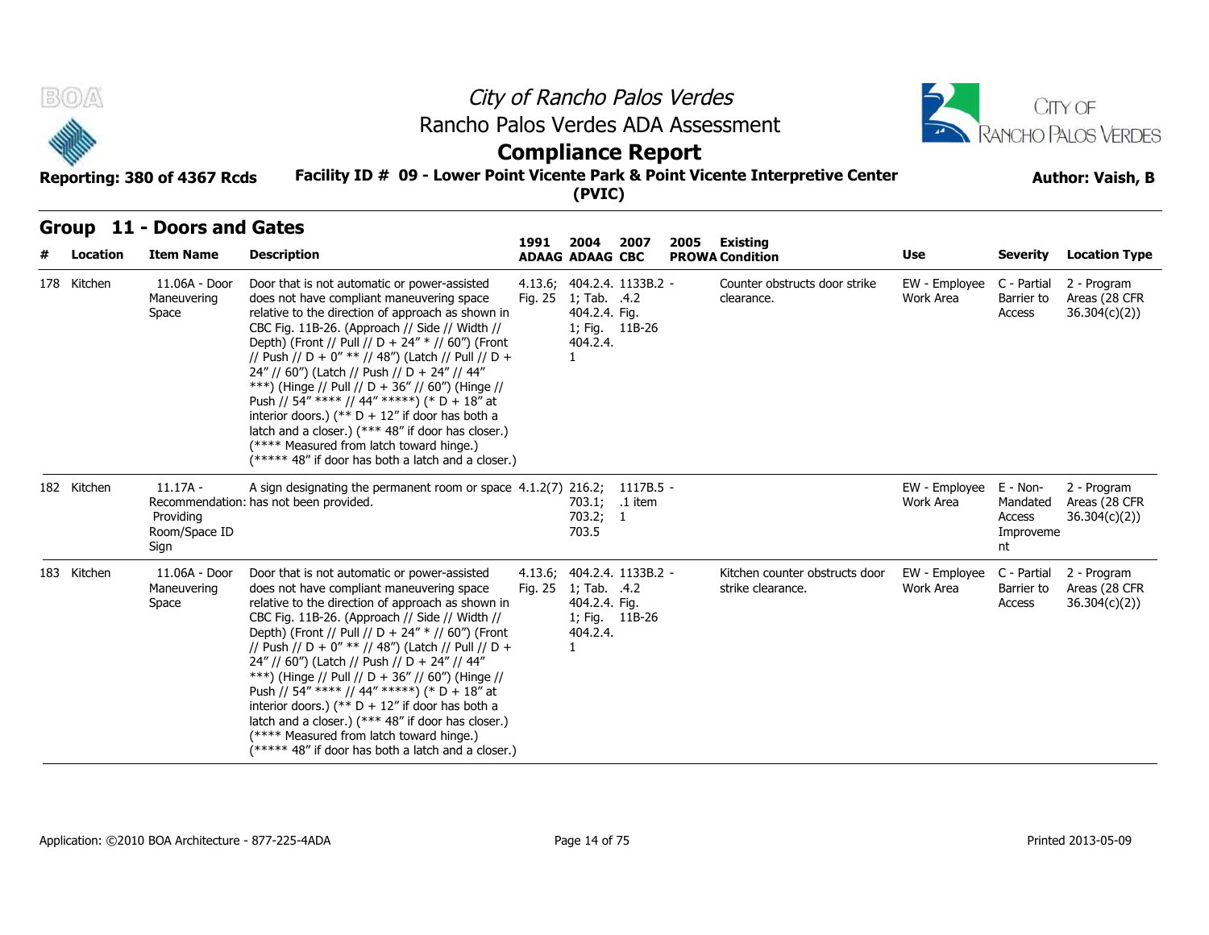City of Rancho Palos Verdes
Rancho Palos Verdes ADA Assessment

# Compliance Report

**Reporting: 380 of 4367 Rcds** **Facility ID # 09 - Lower Point Vicente Park & Point Vicente Interpretive Center (PVIC)** **Author: Vaish, B**

## Group 11 - Doors and Gates

| # | Location | Item Name | Description | 1991 ADAAG | 2004 ADAAG | 2007 CBC | 2005 PROWA | Existing Condition | Use | Severity | Location Type |
|---|---|---|---|---|---|---|---|---|---|---|---|
| 178 | Kitchen | 11.06A - Door Maneuvering Space | Door that is not automatic or power-assisted does not have compliant maneuvering space relative to the direction of approach as shown in CBC Fig. 11B-26. (Approach // Side // Width // Depth) (Front // Pull // D + 24" * // 60") (Front // Push // D + 0" ** // 48") (Latch // Pull // D + 24" // 60") (Latch // Push // D + 24" // 44" ***) (Hinge // Pull // D + 36" // 60") (Hinge // Push // 54" **** // 44" *****) (* D + 18" at interior doors.) (** D + 12" if door has both a latch and a closer.) (*** 48" if door has closer.) (**** Measured from latch toward hinge.) (***** 48" if door has both a latch and a closer.) | 4.13.6; Fig. 25 | 404.2.4.1; Tab. 404.2.4.1; Fig. 404.2.4.1 | 1133B.2.4.2 Fig. 11B-26 | - | Counter obstructs door strike clearance. | EW - Employee Work Area | C - Partial Barrier to Access | 2 - Program Areas (28 CFR 36.304(c)(2)) |
| 182 | Kitchen | 11.17A - Recommendation: Providing Room/Space ID Sign | A sign designating the permanent room or space has not been provided. | 4.1.2(7) | 216.2; 703.1; 703.2; 703.5 | 1117B.5.1 item 1 | - | | EW - Employee Work Area | E - Non-Mandated Access Improvement | 2 - Program Areas (28 CFR 36.304(c)(2)) |
| 183 | Kitchen | 11.06A - Door Maneuvering Space | Door that is not automatic or power-assisted does not have compliant maneuvering space relative to the direction of approach as shown in CBC Fig. 11B-26. (Approach // Side // Width // Depth) (Front // Pull // D + 24" * // 60") (Front // Push // D + 0" ** // 48") (Latch // Pull // D + 24" // 60") (Latch // Push // D + 24" // 44" ***) (Hinge // Pull // D + 36" // 60") (Hinge // Push // 54" **** // 44" *****) (* D + 18" at interior doors.) (** D + 12" if door has both a latch and a closer.) (*** 48" if door has closer.) (**** Measured from latch toward hinge.) (***** 48" if door has both a latch and a closer.) | 4.13.6; Fig. 25 | 404.2.4.1; Tab. 404.2.4.1; Fig. 404.2.4.1 | 1133B.2.4.2 Fig. 11B-26 | - | Kitchen counter obstructs door strike clearance. | EW - Employee Work Area | C - Partial Barrier to Access | 2 - Program Areas (28 CFR 36.304(c)(2)) |

Application: ©2010 BOA Architecture - 877-225-4ADA  Printed 2013-05-09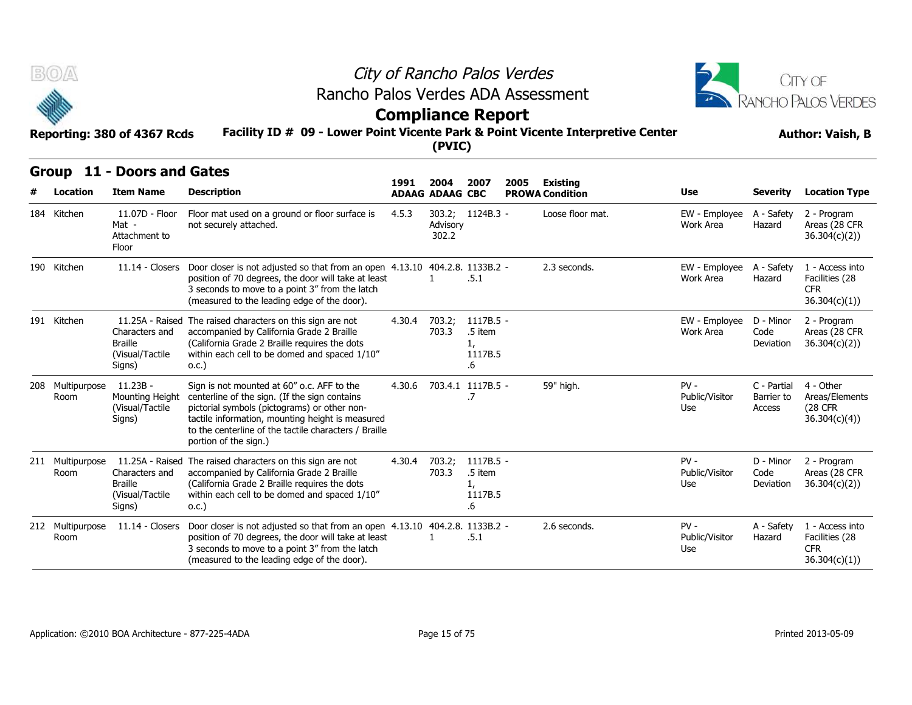# City of Rancho Palos Verdes

## Rancho Palos Verdes ADA Assessment

## Compliance Report

**Reporting: 380 of 4367 Rcds** **Facility ID # 09 - Lower Point Vicente Park & Point Vicente Interpretive Center (PVIC)** **Author: Vaish, B**

### Group 11 - Doors and Gates

| # | Location | Item Name | Description | 1991 ADAAG | 2004 ADAAG | 2007 CBC | 2005 PROWA | Existing Condition | Use | Severity | Location Type |
|---|---|---|---|---|---|---|---|---|---|---|---|
| 184 | Kitchen | 11.07D - Floor Mat - Attachment to Floor | Floor mat used on a ground or floor surface is not securely attached. | 4.5.3 | 303.2; Advisory 302.2 | 1124B.3 | - | Loose floor mat. | EW - Employee Work Area | A - Safety Hazard | 2 - Program Areas (28 CFR 36.304(c)(2)) |
| 190 | Kitchen | 11.14 - Closers | Door closer is not adjusted so that from an open position of 70 degrees, the door will take at least 3 seconds to move to a point 3" from the latch (measured to the leading edge of the door). | 4.13.10 | 404.2.8.1 | 1133B.2.5.1 | - | 2.3 seconds. | EW - Employee Work Area | A - Safety Hazard | 1 - Access into Facilities (28 CFR 36.304(c)(1)) |
| 191 | Kitchen | 11.25A - Raised Characters and Braille (Visual/Tactile Signs) | The raised characters on this sign are not accompanied by California Grade 2 Braille (California Grade 2 Braille requires the dots within each cell to be domed and spaced 1/10" o.c.) | 4.30.4 | 703.2; 703.3 | 1117B.5.5 item 1, 1117B.5.6 | - | | EW - Employee Work Area | D - Minor Code Deviation | 2 - Program Areas (28 CFR 36.304(c)(2)) |
| 208 | Multipurpose Room | 11.23B - Mounting Height (Visual/Tactile Signs) | Sign is not mounted at 60" o.c. AFF to the centerline of the sign. (If the sign contains pictorial symbols (pictograms) or other non-tactile information, mounting height is measured to the centerline of the tactile characters / Braille portion of the sign.) | 4.30.6 | 703.4.1 | 1117B.5.7 | - | 59" high. | PV - Public/Visitor Use | C - Partial Barrier to Access | 4 - Other Areas/Elements (28 CFR 36.304(c)(4)) |
| 211 | Multipurpose Room | 11.25A - Raised Characters and Braille (Visual/Tactile Signs) | The raised characters on this sign are not accompanied by California Grade 2 Braille (California Grade 2 Braille requires the dots within each cell to be domed and spaced 1/10" o.c.) | 4.30.4 | 703.2; 703.3 | 1117B.5.5 item 1, 1117B.5.6 | - | | PV - Public/Visitor Use | D - Minor Code Deviation | 2 - Program Areas (28 CFR 36.304(c)(2)) |
| 212 | Multipurpose Room | 11.14 - Closers | Door closer is not adjusted so that from an open position of 70 degrees, the door will take at least 3 seconds to move to a point 3" from the latch (measured to the leading edge of the door). | 4.13.10 | 404.2.8.1 | 1133B.2.5.1 | - | 2.6 seconds. | PV - Public/Visitor Use | A - Safety Hazard | 1 - Access into Facilities (28 CFR 36.304(c)(1)) |

Application: ©2010 BOA Architecture - 877-225-4ADA Printed 2013-05-09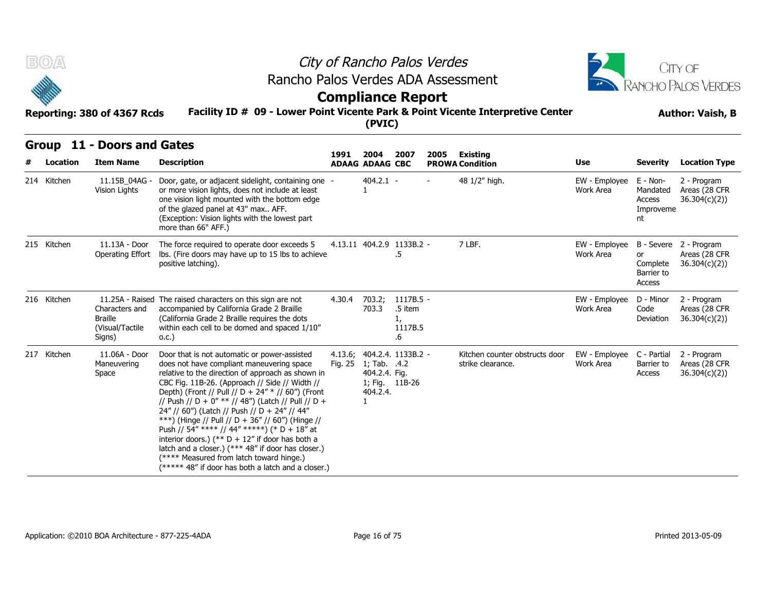# City of Rancho Palos Verdes

## Rancho Palos Verdes ADA Assessment

## Compliance Report

**Reporting: 380 of 4367 Rcds** | **Facility ID # 09 - Lower Point Vicente Park & Point Vicente Interpretive Center (PVIC)** | **Author: Vaish, B**

## Group 11 - Doors and Gates

| # | Location | Item Name | Description | 1991 ADAAG | 2004 ADAAG | 2007 CBC | 2005 PROWA | Existing Condition | Use | Severity | Location Type |
|---|---|---|---|---|---|---|---|---|---|---|---|
| 214 | Kitchen | 11.15B_04AG - Vision Lights | Door, gate, or adjacent sidelight, containing one or more vision lights, does not include at least one vision light mounted with the bottom edge of the glazed panel at 43" max.. AFF. (Exception: Vision lights with the lowest part more than 66" AFF.) | - | 404.2.1 - 1 | - | - | 48 1/2" high. | EW - Employee Work Area | E - Non-Mandated Access Improvement | 2 - Program Areas (28 CFR 36.304(c)(2)) |
| 215 | Kitchen | 11.13A - Door Operating Effort | The force required to operate door exceeds 5 lbs. (Fire doors may have up to 15 lbs to achieve positive latching). | 4.13.11 | 404.2.9 | 1133B.2 .5 | - | 7 LBF. | EW - Employee Work Area | B - Severe or Complete Barrier to Access | 2 - Program Areas (28 CFR 36.304(c)(2)) |
| 216 | Kitchen | 11.25A - Raised Characters and Braille (Visual/Tactile Signs) | The raised characters on this sign are not accompanied by California Grade 2 Braille (California Grade 2 Braille requires the dots within each cell to be domed and spaced 1/10" o.c.) | 4.30.4 | 703.2; 703.3 | 1117B.5 .5 item 1, 1117B.5 .6 | - | | EW - Employee Work Area | D - Minor Code Deviation | 2 - Program Areas (28 CFR 36.304(c)(2)) |
| 217 | Kitchen | 11.06A - Door Maneuvering Space | Door that is not automatic or power-assisted does not have compliant maneuvering space relative to the direction of approach as shown in CBC Fig. 11B-26. (Approach // Side // Width // Depth) (Front // Pull // D + 24" * // 60") (Front // Push // D + 0" ** // 48") (Latch // Pull // D + 24" // 60") (Latch // Push // D + 24" // 44" ***) (Hinge // Pull // D + 36" // 60") (Hinge // Push // 54" **** // 44" *****) (* D + 18" at interior doors.) (** D + 12" if door has both a latch and a closer.) (*** 48" if door has closer.) (**** Measured from latch toward hinge.) (***** 48" if door has both a latch and a closer.) | 4.13.6; Fig. 25 | 404.2.4. 1; Tab. 404.2.4. 1; Fig. 404.2.4. 1 | 1133B.2 .4.2 Fig. 11B-26 | - | Kitchen counter obstructs door strike clearance. | EW - Employee Work Area | C - Partial Barrier to Access | 2 - Program Areas (28 CFR 36.304(c)(2)) |

Application: ©2010 BOA Architecture - 877-225-4ADA | Printed 2013-05-09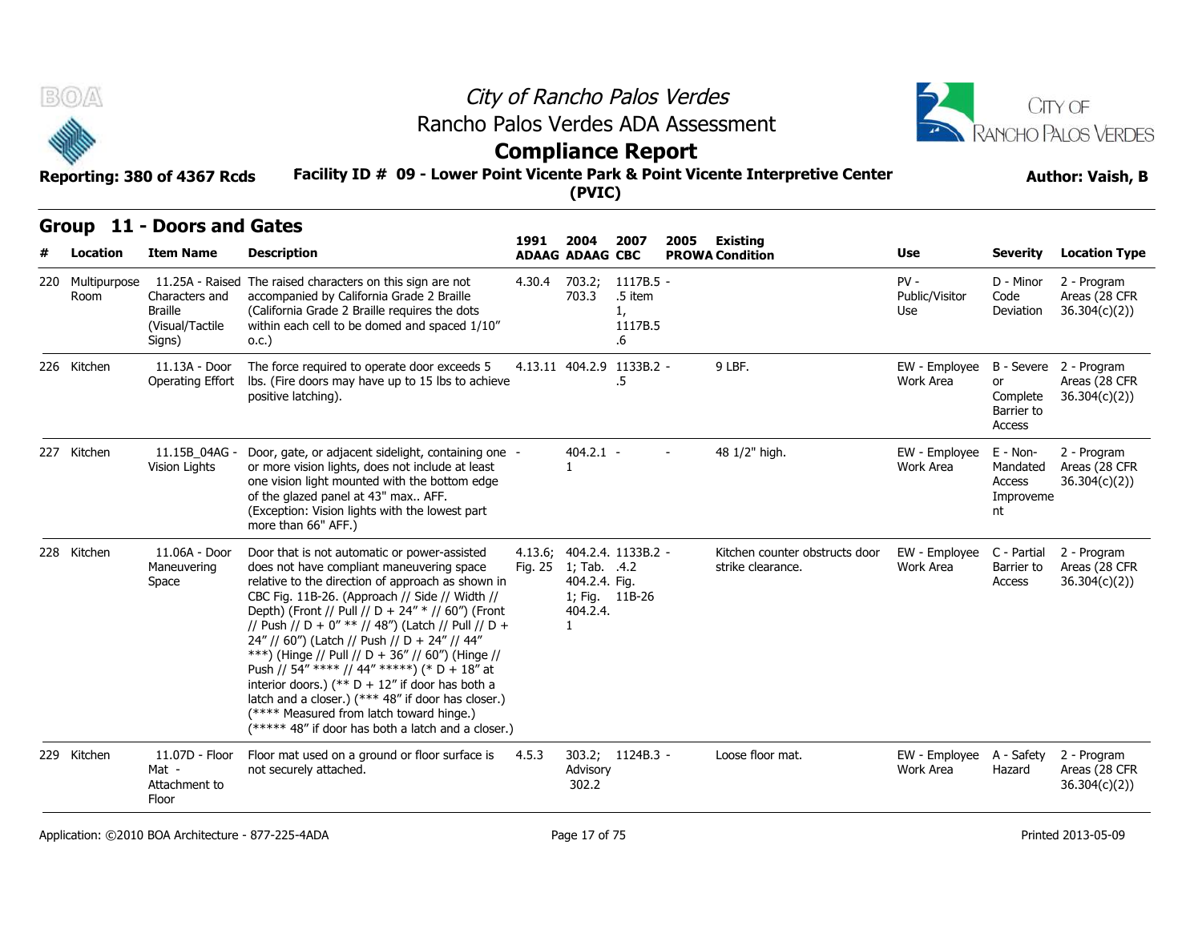# City of Rancho Palos Verdes

## Rancho Palos Verdes ADA Assessment

## Compliance Report

**Reporting: 380 of 4367 Rcds**

**Facility ID # 09 - Lower Point Vicente Park & Point Vicente Interpretive Center (PVIC)**

**Author: Vaish, B**

### Group 11 - Doors and Gates

| # | Location | Item Name | Description | 1991 ADAAG | 2004 ADAAG | 2007 CBC | 2005 PROWA | Existing Condition | Use | Severity | Location Type |
|---|---|---|---|---|---|---|---|---|---|---|---|
| 220 | Multipurpose Room | 11.25A - Raised Characters and Braille (Visual/Tactile Signs) | The raised characters on this sign are not accompanied by California Grade 2 Braille (California Grade 2 Braille requires the dots within each cell to be domed and spaced 1/10" o.c.) | 4.30.4 | 703.2; 703.3 | 1117B.5.5 item 1, 1117B.5.6 | - | | PV - Public/Visitor Use | D - Minor Code Deviation | 2 - Program Areas (28 CFR 36.304(c)(2)) |
| 226 | Kitchen | 11.13A - Door Operating Effort | The force required to operate door exceeds 5 lbs. (Fire doors may have up to 15 lbs to achieve positive latching). | 4.13.11 | 404.2.9 | 1133B.2.5 | - | 9 LBF. | EW - Employee Work Area | B - Severe or Complete Barrier to Access | 2 - Program Areas (28 CFR 36.304(c)(2)) |
| 227 | Kitchen | 11.15B_04AG - Vision Lights | Door, gate, or adjacent sidelight, containing one or more vision lights, does not include at least one vision light mounted with the bottom edge of the glazed panel at 43" max.. AFF. (Exception: Vision lights with the lowest part more than 66" AFF.) | - | 404.2.1 1 | - | - | 48 1/2" high. | EW - Employee Work Area | E - Non-Mandated Access Improvement | 2 - Program Areas (28 CFR 36.304(c)(2)) |
| 228 | Kitchen | 11.06A - Door Maneuvering Space | Door that is not automatic or power-assisted does not have compliant maneuvering space relative to the direction of approach as shown in CBC Fig. 11B-26. (Approach // Side // Width // Depth) (Front // Pull // D + 24" * // 60") (Front // Push // D + 0" ** // 48") (Latch // Pull // D + 24" // 60") (Latch // Push // D + 24" // 44" ***) (Hinge // Pull // D + 36" // 60") (Hinge // Push // 54" **** // 44" *****) (* D + 18" at interior doors.) (** D + 12" if door has both a latch and a closer.) (*** 48" if door has closer.) (**** Measured from latch toward hinge.) (***** 48" if door has both a latch and a closer.) | 4.13.6; Fig. 25 | 404.2.4.1; Tab. 404.2.4. 1; Fig. 404.2.4. 1 | 1133B.2.4.2 Fig. 11B-26 | - | Kitchen counter obstructs door strike clearance. | EW - Employee Work Area | C - Partial Barrier to Access | 2 - Program Areas (28 CFR 36.304(c)(2)) |
| 229 | Kitchen | 11.07D - Floor Mat - Attachment to Floor | Floor mat used on a ground or floor surface is not securely attached. | 4.5.3 | 303.2; Advisory 302.2 | 1124B.3 | - | Loose floor mat. | EW - Employee Work Area | A - Safety Hazard | 2 - Program Areas (28 CFR 36.304(c)(2)) |

Application: ©2010 BOA Architecture - 877-225-4ADA

Printed 2013-05-09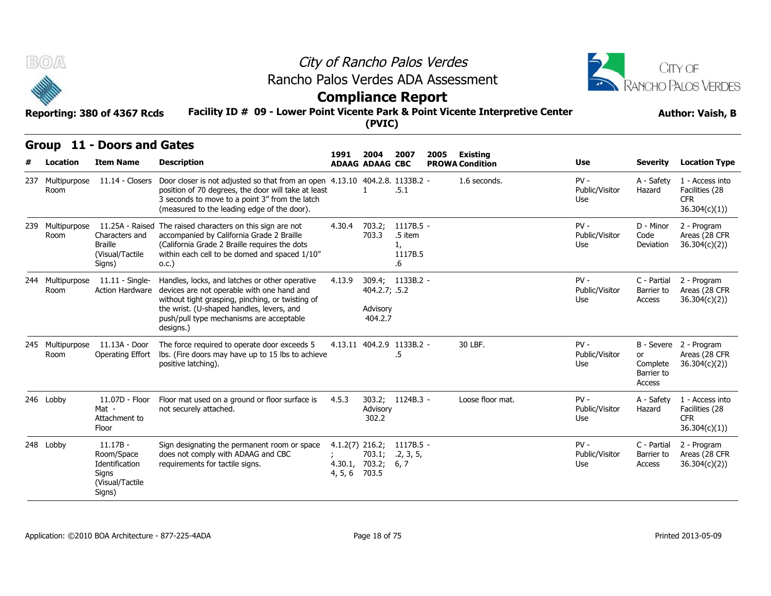# City of Rancho Palos Verdes

## Rancho Palos Verdes ADA Assessment

## Compliance Report

**Reporting: 380 of 4367 Rcds** **Facility ID # 09 - Lower Point Vicente Park & Point Vicente Interpretive Center (PVIC)** **Author: Vaish, B**

### Group 11 - Doors and Gates

| # | Location | Item Name | Description | 1991 ADAAG | 2004 ADAAG | 2007 CBC | 2005 PROWA | Existing Condition | Use | Severity | Location Type |
|---|---|---|---|---|---|---|---|---|---|---|---|
| 237 | Multipurpose Room | 11.14 - Closers | Door closer is not adjusted so that from an open position of 70 degrees, the door will take at least 3 seconds to move to a point 3" from the latch (measured to the leading edge of the door). | 4.13.10 | 404.2.8.1 | 1133B.2 - .5.1 | | 1.6 seconds. | PV - Public/Visitor Use | A - Safety Hazard | 1 - Access into Facilities (28 CFR 36.304(c)(1)) |
| 239 | Multipurpose Room | 11.25A - Raised Characters and Braille (Visual/Tactile Signs) | The raised characters on this sign are not accompanied by California Grade 2 Braille (California Grade 2 Braille requires the dots within each cell to be domed and spaced 1/10" o.c.) | 4.30.4 | 703.2; 703.3 | 1117B.5 - .5 item 1, 1117B.5 .6 | | | PV - Public/Visitor Use | D - Minor Code Deviation | 2 - Program Areas (28 CFR 36.304(c)(2)) |
| 244 | Multipurpose Room | 11.11 - Single-Action Hardware | Handles, locks, and latches or other operative devices are not operable with one hand and without tight grasping, pinching, or twisting of the wrist. (U-shaped handles, levers, and push/pull type mechanisms are acceptable designs.) | 4.13.9 | 309.4; 404.2.7; Advisory 404.2.7 | 1133B.2 - .5.2 | | | PV - Public/Visitor Use | C - Partial Barrier to Access | 2 - Program Areas (28 CFR 36.304(c)(2)) |
| 245 | Multipurpose Room | 11.13A - Door Operating Effort | The force required to operate door exceeds 5 lbs. (Fire doors may have up to 15 lbs to achieve positive latching). | 4.13.11 | 404.2.9 | 1133B.2 - .5 | | 30 LBF. | PV - Public/Visitor Use | B - Severe or Complete Barrier to Access | 2 - Program Areas (28 CFR 36.304(c)(2)) |
| 246 | Lobby | 11.07D - Floor Mat - Attachment to Floor | Floor mat used on a ground or floor surface is not securely attached. | 4.5.3 | 303.2; Advisory 302.2 | 1124B.3 - | | Loose floor mat. | PV - Public/Visitor Use | A - Safety Hazard | 1 - Access into Facilities (28 CFR 36.304(c)(1)) |
| 248 | Lobby | 11.17B - Room/Space Identification Signs (Visual/Tactile Signs) | Sign designating the permanent room or space does not comply with ADAAG and CBC requirements for tactile signs. | 4.1.2(7); 4.30.1, 4, 5, 6 | 216.2; 703.1; 703.2; 703.5 | 1117B.5 - .2, 3, 5, 6, 7 | | | PV - Public/Visitor Use | C - Partial Barrier to Access | 2 - Program Areas (28 CFR 36.304(c)(2)) |

Application: ©2010 BOA Architecture - 877-225-4ADA Printed 2013-05-09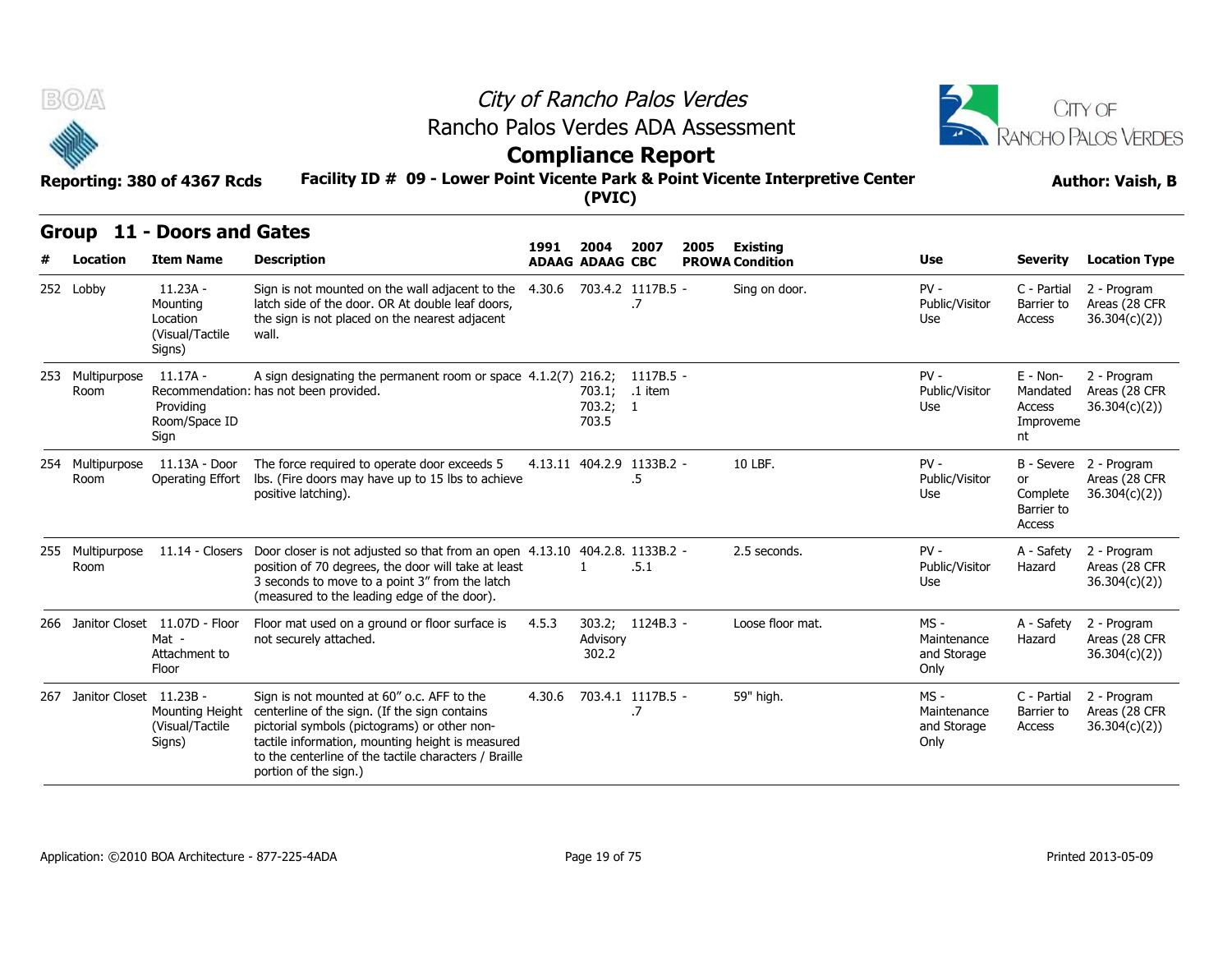# City of Rancho Palos Verdes

## Rancho Palos Verdes ADA Assessment

## Compliance Report

**Reporting: 380 of 4367 Rcds**

**Facility ID # 09 - Lower Point Vicente Park & Point Vicente Interpretive Center (PVIC)**

**Author: Vaish, B**

## Group 11 - Doors and Gates

| # | Location | Item Name | Description | 1991 ADAAG | 2004 ADAAG | 2007 CBC | 2005 PROWA | Existing Condition | Use | Severity | Location Type |
|---|---|---|---|---|---|---|---|---|---|---|---|
| 252 | Lobby | 11.23A - Mounting Location (Visual/Tactile Signs) | Sign is not mounted on the wall adjacent to the latch side of the door. OR At double leaf doors, the sign is not placed on the nearest adjacent wall. | 4.30.6 | 703.4.2 | 1117B.5 - .7 | | Sing on door. | PV - Public/Visitor Use | C - Partial Barrier to Access | 2 - Program Areas (28 CFR 36.304(c)(2)) |
| 253 | Multipurpose Room | 11.17A - Recommendation: Providing Room/Space ID Sign | A sign designating the permanent room or space has not been provided. | 4.1.2(7) | 216.2; 703.1; 703.2; 703.5 | 1117B.5 - .1 item 1 | | | PV - Public/Visitor Use | E - Non-Mandated Access Improvement | 2 - Program Areas (28 CFR 36.304(c)(2)) |
| 254 | Multipurpose Room | 11.13A - Door Operating Effort | The force required to operate door exceeds 5 lbs. (Fire doors may have up to 15 lbs to achieve positive latching). | 4.13.11 | 404.2.9 | 1133B.2 - .5 | | 10 LBF. | PV - Public/Visitor Use | B - Severe or Complete Barrier to Access | 2 - Program Areas (28 CFR 36.304(c)(2)) |
| 255 | Multipurpose Room | 11.14 - Closers | Door closer is not adjusted so that from an open position of 70 degrees, the door will take at least 3 seconds to move to a point 3" from the latch (measured to the leading edge of the door). | 4.13.10 | 404.2.8.1 | 1133B.2 - .5.1 | | 2.5 seconds. | PV - Public/Visitor Use | A - Safety Hazard | 2 - Program Areas (28 CFR 36.304(c)(2)) |
| 266 | Janitor Closet | 11.07D - Floor Mat - Attachment to Floor | Floor mat used on a ground or floor surface is not securely attached. | 4.5.3 | 303.2; Advisory 302.2 | 1124B.3 - | | Loose floor mat. | MS - Maintenance and Storage Only | A - Safety Hazard | 2 - Program Areas (28 CFR 36.304(c)(2)) |
| 267 | Janitor Closet | 11.23B - Mounting Height (Visual/Tactile Signs) | Sign is not mounted at 60" o.c. AFF to the centerline of the sign. (If the sign contains pictorial symbols (pictograms) or other non-tactile information, mounting height is measured to the centerline of the tactile characters / Braille portion of the sign.) | 4.30.6 | 703.4.1 | 1117B.5 - .7 | | 59" high. | MS - Maintenance and Storage Only | C - Partial Barrier to Access | 2 - Program Areas (28 CFR 36.304(c)(2)) |

Application: ©2010 BOA Architecture - 877-225-4ADA

Printed 2013-05-09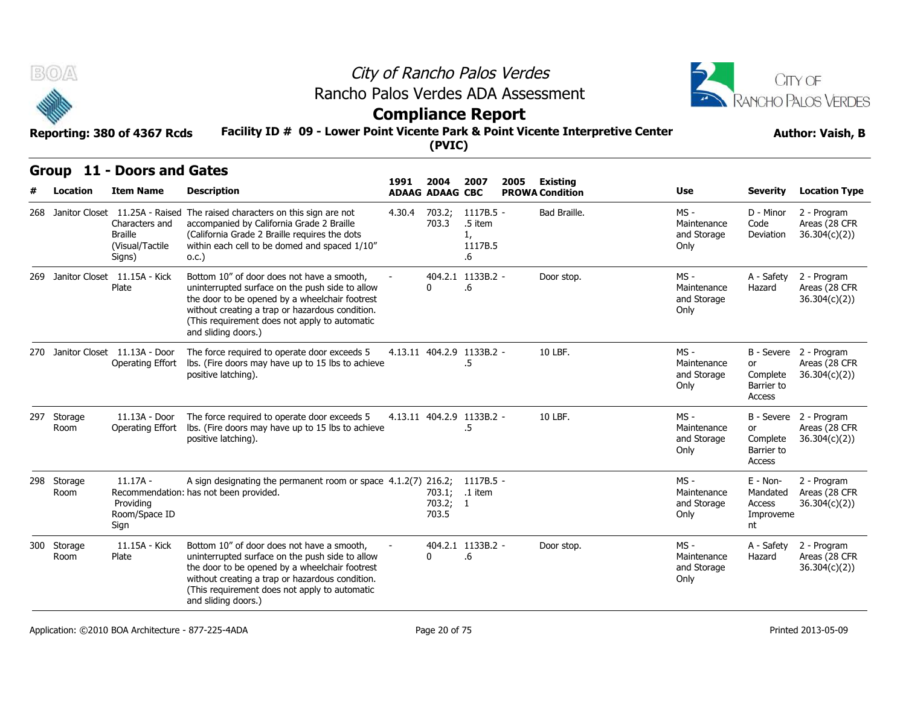# City of Rancho Palos Verdes
## Rancho Palos Verdes ADA Assessment
## Compliance Report

**Reporting: 380 of 4367 Rcds**

**Facility ID # 09 - Lower Point Vicente Park & Point Vicente Interpretive Center (PVIC)**

**Author: Vaish, B**

## Group 11 - Doors and Gates

| # | Location | Item Name | Description | 1991 ADAAG | 2004 ADAAG | 2007 CBC | 2005 PROWA | Existing Condition | Use | Severity | Location Type |
|---|---|---|---|---|---|---|---|---|---|---|---|
| 268 | Janitor Closet | 11.25A - Raised Characters and Braille (Visual/Tactile Signs) | The raised characters on this sign are not accompanied by California Grade 2 Braille (California Grade 2 Braille requires the dots within each cell to be domed and spaced 1/10" o.c.) | 4.30.4 | 703.2; 703.3 | 1117B.5 - .5 item 1, 1117B.5 .6 | | Bad Braille. | MS - Maintenance and Storage Only | D - Minor Code Deviation | 2 - Program Areas (28 CFR 36.304(c)(2)) |
| 269 | Janitor Closet | 11.15A - Kick Plate | Bottom 10" of door does not have a smooth, uninterrupted surface on the push side to allow the door to be opened by a wheelchair footrest without creating a trap or hazardous condition. (This requirement does not apply to automatic and sliding doors.) | - | 404.2.10 | 1133B.2 - .6 | | Door stop. | MS - Maintenance and Storage Only | A - Safety Hazard | 2 - Program Areas (28 CFR 36.304(c)(2)) |
| 270 | Janitor Closet | 11.13A - Door Operating Effort | The force required to operate door exceeds 5 lbs. (Fire doors may have up to 15 lbs to achieve positive latching). | 4.13.11 | 404.2.9 | 1133B.2 - .5 | | 10 LBF. | MS - Maintenance and Storage Only | B - Severe or Complete Barrier to Access | 2 - Program Areas (28 CFR 36.304(c)(2)) |
| 297 | Storage Room | 11.13A - Door Operating Effort | The force required to operate door exceeds 5 lbs. (Fire doors may have up to 15 lbs to achieve positive latching). | 4.13.11 | 404.2.9 | 1133B.2 - .5 | | 10 LBF. | MS - Maintenance and Storage Only | B - Severe or Complete Barrier to Access | 2 - Program Areas (28 CFR 36.304(c)(2)) |
| 298 | Storage Room | 11.17A - Recommendation: Providing Room/Space ID Sign | A sign designating the permanent room or space has not been provided. | 4.1.2(7) | 216.2; 703.1; 703.2; 703.5 | 1117B.5 - .1 item 1 | | | MS - Maintenance and Storage Only | E - Non-Mandated Access Improvement | 2 - Program Areas (28 CFR 36.304(c)(2)) |
| 300 | Storage Room | 11.15A - Kick Plate | Bottom 10" of door does not have a smooth, uninterrupted surface on the push side to allow the door to be opened by a wheelchair footrest without creating a trap or hazardous condition. (This requirement does not apply to automatic and sliding doors.) | - | 404.2.10 | 1133B.2 - .6 | | Door stop. | MS - Maintenance and Storage Only | A - Safety Hazard | 2 - Program Areas (28 CFR 36.304(c)(2)) |

Application: ©2010 BOA Architecture - 877-225-4ADA

Printed 2013-05-09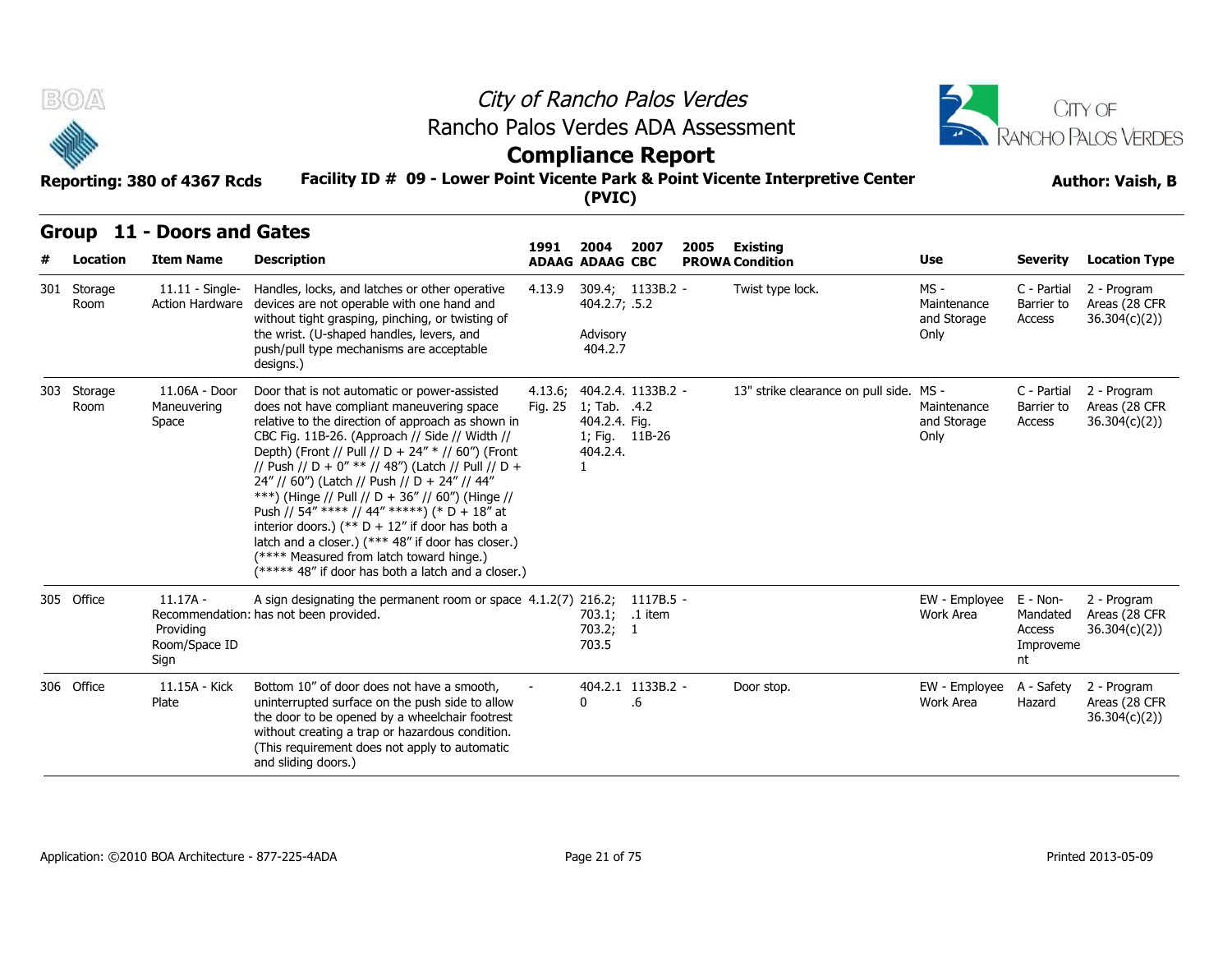# City of Rancho Palos Verdes

## Rancho Palos Verdes ADA Assessment

## Compliance Report

**Reporting: 380 of 4367 Rcds** | **Facility ID # 09 - Lower Point Vicente Park & Point Vicente Interpretive Center (PVIC)** | **Author: Vaish, B**

## Group 11 - Doors and Gates

| # | Location | Item Name | Description | 1991 ADAAG | 2004 ADAAG | 2007 CBC | 2005 PROWA | Existing Condition | Use | Severity | Location Type |
|---|---|---|---|---|---|---|---|---|---|---|---|
| 301 | Storage Room | 11.11 - Single-Action Hardware | Handles, locks, and latches or other operative devices are not operable with one hand and without tight grasping, pinching, or twisting of the wrist. (U-shaped handles, levers, and push/pull type mechanisms are acceptable designs.) | 4.13.9 | 309.4; 404.2.7; Advisory 404.2.7 | 1133B.2 - .5.2 | | Twist type lock. | MS - Maintenance and Storage Only | C - Partial Barrier to Access | 2 - Program Areas (28 CFR 36.304(c)(2)) |
| 303 | Storage Room | 11.06A - Door Maneuvering Space | Door that is not automatic or power-assisted does not have compliant maneuvering space relative to the direction of approach as shown in CBC Fig. 11B-26. (Approach // Side // Width // Depth) (Front // Pull // D + 24" * // 60") (Front // Push // D + 0" ** // 48") (Latch // Pull // D + 24" // 60") (Latch // Push // D + 24" // 44" ***) (Hinge // Pull // D + 36" // 60") (Hinge // Push // 54" **** // 44" *****) (* D + 18" at interior doors.) (** D + 12" if door has both a latch and a closer.) (*** 48" if door has closer.) (**** Measured from latch toward hinge.) (***** 48" if door has both a latch and a closer.) | 4.13.6; Fig. 25 | 404.2.4.1; Tab. 404.2.4.1; Fig. 404.2.4.1 | 1133B.2 - .4.2 Fig. 11B-26 | | 13" strike clearance on pull side. | MS - Maintenance and Storage Only | C - Partial Barrier to Access | 2 - Program Areas (28 CFR 36.304(c)(2)) |
| 305 | Office | 11.17A - Recommendation: Providing Room/Space ID Sign | A sign designating the permanent room or space has not been provided. | 4.1.2(7) | 216.2; 703.1; 703.2; 703.5 | 1117B.5 - .1 item 1 | | | EW - Employee Work Area | E - Non-Mandated Access Improvement | 2 - Program Areas (28 CFR 36.304(c)(2)) |
| 306 | Office | 11.15A - Kick Plate | Bottom 10" of door does not have a smooth, uninterrupted surface on the push side to allow the door to be opened by a wheelchair footrest without creating a trap or hazardous condition. (This requirement does not apply to automatic and sliding doors.) | - | 404.2.10 | 1133B.2 - .6 | | Door stop. | EW - Employee Work Area | A - Safety Hazard | 2 - Program Areas (28 CFR 36.304(c)(2)) |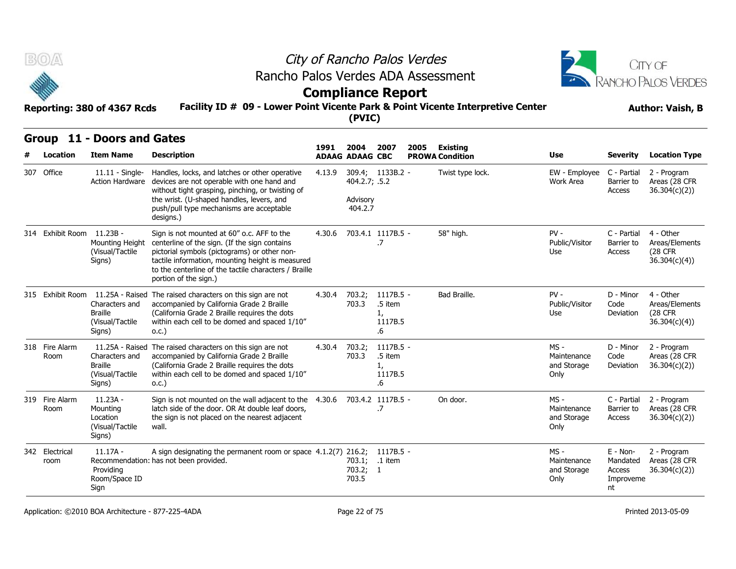# City of Rancho Palos Verdes

## Rancho Palos Verdes ADA Assessment

## Compliance Report

**Reporting: 380 of 4367 Rcds** | **Facility ID # 09 - Lower Point Vicente Park & Point Vicente Interpretive Center (PVIC)** | **Author: Vaish, B**

## Group 11 - Doors and Gates

| # | Location | Item Name | Description | 1991 ADAAG | 2004 ADAAG | 2007 CBC | 2005 PROWA | Existing Condition | Use | Severity | Location Type |
|---|---|---|---|---|---|---|---|---|---|---|---|
| 307 | Office | 11.11 - Single-Action Hardware | Handles, locks, and latches or other operative devices are not operable with one hand and without tight grasping, pinching, or twisting of the wrist. (U-shaped handles, levers, and push/pull type mechanisms are acceptable designs.) | 4.13.9 | 309.4; 404.2.7; Advisory 404.2.7 | 1133B.2 - .5.2 | | Twist type lock. | EW - Employee Work Area | C - Partial Barrier to Access | 2 - Program Areas (28 CFR 36.304(c)(2)) |
| 314 | Exhibit Room | 11.23B - Mounting Height (Visual/Tactile Signs) | Sign is not mounted at 60" o.c. AFF to the centerline of the sign. (If the sign contains pictorial symbols (pictograms) or other non-tactile information, mounting height is measured to the centerline of the tactile characters / Braille portion of the sign.) | 4.30.6 | 703.4.1 | 1117B.5 - .7 | | 58" high. | PV - Public/Visitor Use | C - Partial Barrier to Access | 4 - Other Areas/Elements (28 CFR 36.304(c)(4)) |
| 315 | Exhibit Room | 11.25A - Raised Characters and Braille (Visual/Tactile Signs) | The raised characters on this sign are not accompanied by California Grade 2 Braille (California Grade 2 Braille requires the dots within each cell to be domed and spaced 1/10" o.c.) | 4.30.4 | 703.2; 703.3 | 1117B.5 - .5 item 1, 1117B.5 .6 | | Bad Braille. | PV - Public/Visitor Use | D - Minor Code Deviation | 4 - Other Areas/Elements (28 CFR 36.304(c)(4)) |
| 318 | Fire Alarm Room | 11.25A - Raised Characters and Braille (Visual/Tactile Signs) | The raised characters on this sign are not accompanied by California Grade 2 Braille (California Grade 2 Braille requires the dots within each cell to be domed and spaced 1/10" o.c.) | 4.30.4 | 703.2; 703.3 | 1117B.5 - .5 item 1, 1117B.5 .6 | | | MS - Maintenance and Storage Only | D - Minor Code Deviation | 2 - Program Areas (28 CFR 36.304(c)(2)) |
| 319 | Fire Alarm Room | 11.23A - Mounting Location (Visual/Tactile Signs) | Sign is not mounted on the wall adjacent to the latch side of the door. OR At double leaf doors, the sign is not placed on the nearest adjacent wall. | 4.30.6 | 703.4.2 | 1117B.5 - .7 | | On door. | MS - Maintenance and Storage Only | C - Partial Barrier to Access | 2 - Program Areas (28 CFR 36.304(c)(2)) |
| 342 | Electrical room | 11.17A - Recommendation: Providing Room/Space ID Sign | A sign designating the permanent room or space has not been provided. | 4.1.2(7) | 216.2; 703.1; 703.2; 703.5 | 1117B.5 - .1 item 1 | | | MS - Maintenance and Storage Only | E - Non-Mandated Access Improvement | 2 - Program Areas (28 CFR 36.304(c)(2)) |

Application: ©2010 BOA Architecture - 877-225-4ADA | Printed 2013-05-09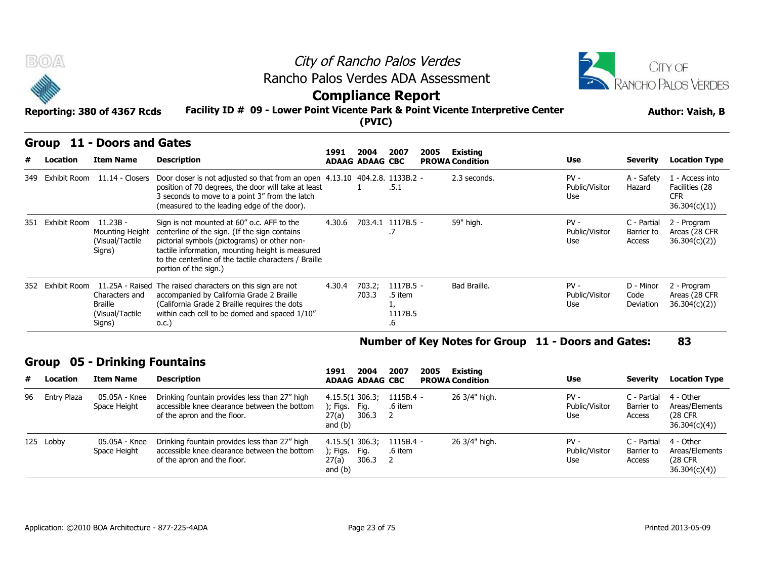# City of Rancho Palos Verdes

## Rancho Palos Verdes ADA Assessment

## Compliance Report

**Reporting: 380 of 4367 Rcds**

**Facility ID # 09 - Lower Point Vicente Park & Point Vicente Interpretive Center (PVIC)**

**Author: Vaish, B**

### Group 11 - Doors and Gates

| # | Location | Item Name | Description | 1991 ADAAG | 2004 ADAAG | 2007 CBC | 2005 PROWA | Existing Condition | Use | Severity | Location Type |
|---|---|---|---|---|---|---|---|---|---|---|---|
| 349 | Exhibit Room | 11.14 - Closers | Door closer is not adjusted so that from an open position of 70 degrees, the door will take at least 3 seconds to move to a point 3" from the latch (measured to the leading edge of the door). | 4.13.10 | 404.2.8.1 | 1133B.2.5.1 | - | 2.3 seconds. | PV - Public/Visitor Use | A - Safety Hazard | 1 - Access into Facilities (28 CFR 36.304(c)(1)) |
| 351 | Exhibit Room | 11.23B - Mounting Height (Visual/Tactile Signs) | Sign is not mounted at 60" o.c. AFF to the centerline of the sign. (If the sign contains pictorial symbols (pictograms) or other non-tactile information, mounting height is measured to the centerline of the tactile characters / Braille portion of the sign.) | 4.30.6 | 703.4.1 | 1117B.5.7 | - | 59" high. | PV - Public/Visitor Use | C - Partial Barrier to Access | 2 - Program Areas (28 CFR 36.304(c)(2)) |
| 352 | Exhibit Room | 11.25A - Raised Characters and Braille (Visual/Tactile Signs) | The raised characters on this sign are not accompanied by California Grade 2 Braille (California Grade 2 Braille requires the dots within each cell to be domed and spaced 1/10" o.c.) | 4.30.4 | 703.2; 703.3 | 1117B.5.5 item 1, 1117B.5.6 | - | Bad Braille. | PV - Public/Visitor Use | D - Minor Code Deviation | 2 - Program Areas (28 CFR 36.304(c)(2)) |

**Number of Key Notes for Group 11 - Doors and Gates: 83**

### Group 05 - Drinking Fountains

| # | Location | Item Name | Description | 1991 ADAAG | 2004 ADAAG | 2007 CBC | 2005 PROWA | Existing Condition | Use | Severity | Location Type |
|---|---|---|---|---|---|---|---|---|---|---|---|
| 96 | Entry Plaza | 05.05A - Knee Space Height | Drinking fountain provides less than 27" high accessible knee clearance between the bottom of the apron and the floor. | 4.15.5(1); Figs. 27(a) and (b) | 306.3; Fig. 306.3 | 1115B.4.6 item 2 | - | 26 3/4" high. | PV - Public/Visitor Use | C - Partial Barrier to Access | 4 - Other Areas/Elements (28 CFR 36.304(c)(4)) |
| 125 | Lobby | 05.05A - Knee Space Height | Drinking fountain provides less than 27" high accessible knee clearance between the bottom of the apron and the floor. | 4.15.5(1); Figs. 27(a) and (b) | 306.3; Fig. 306.3 | 1115B.4.6 item 2 | - | 26 3/4" high. | PV - Public/Visitor Use | C - Partial Barrier to Access | 4 - Other Areas/Elements (28 CFR 36.304(c)(4)) |

Application: ©2010 BOA Architecture - 877-225-4ADA

Printed 2013-05-09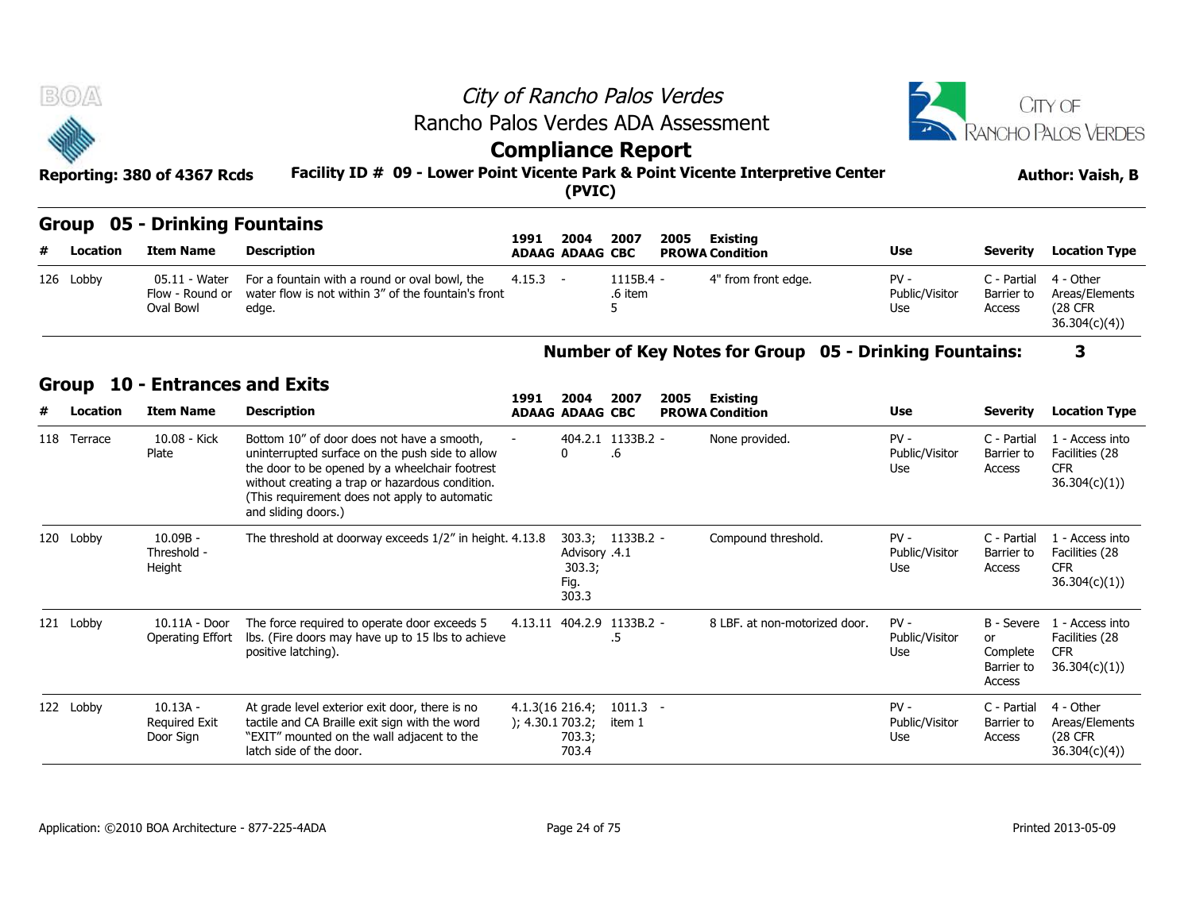# City of Rancho Palos Verdes
## Rancho Palos Verdes ADA Assessment
## Compliance Report

**Reporting: 380 of 4367 Rcds** — **Facility ID # 09 - Lower Point Vicente Park & Point Vicente Interpretive Center (PVIC)** — **Author: Vaish, B**

## Group 05 - Drinking Fountains

| # | Location | Item Name | Description | 1991 ADAAG | 2004 ADAAG | 2007 CBC | 2005 PROWA | Existing Condition | Use | Severity | Location Type |
|---|---|---|---|---|---|---|---|---|---|---|---|
| 126 | Lobby | 05.11 - Water Flow - Round or Oval Bowl | For a fountain with a round or oval bowl, the water flow is not within 3" of the fountain's front edge. | 4.15.3 | - | 1115B.4 - .6 item 5 | | 4" from front edge. | PV - Public/Visitor Use | C - Partial Barrier to Access | 4 - Other Areas/Elements (28 CFR 36.304(c)(4)) |

**Number of Key Notes for Group 05 - Drinking Fountains: 3**

## Group 10 - Entrances and Exits

| # | Location | Item Name | Description | 1991 ADAAG | 2004 ADAAG | 2007 CBC | 2005 PROWA | Existing Condition | Use | Severity | Location Type |
|---|---|---|---|---|---|---|---|---|---|---|---|
| 118 | Terrace | 10.08 - Kick Plate | Bottom 10" of door does not have a smooth, uninterrupted surface on the push side to allow the door to be opened by a wheelchair footrest without creating a trap or hazardous condition. (This requirement does not apply to automatic and sliding doors.) | - | 404.2.10 | 1133B.2 - .6 | | None provided. | PV - Public/Visitor Use | C - Partial Barrier to Access | 1 - Access into Facilities (28 CFR 36.304(c)(1)) |
| 120 | Lobby | 10.09B - Threshold - Height | The threshold at doorway exceeds 1/2" in height. | 4.13.8 | 303.3; Advisory 303.3; Fig. 303.3 | 1133B.2 - .4.1 | | Compound threshold. | PV - Public/Visitor Use | C - Partial Barrier to Access | 1 - Access into Facilities (28 CFR 36.304(c)(1)) |
| 121 | Lobby | 10.11A - Door Operating Effort | The force required to operate door exceeds 5 lbs. (Fire doors may have up to 15 lbs to achieve positive latching). | 4.13.11 | 404.2.9 | 1133B.2 - .5 | | 8 LBF. at non-motorized door. | PV - Public/Visitor Use | B - Severe or Complete Barrier to Access | 1 - Access into Facilities (28 CFR 36.304(c)(1)) |
| 122 | Lobby | 10.13A - Required Exit Door Sign | At grade level exterior exit door, there is no tactile and CA Braille exit sign with the word "EXIT" mounted on the wall adjacent to the latch side of the door. | 4.1.3(16); 4.30.1 | 216.4; 703.2; 703.3; 703.4 | 1011.3 item 1 | - | | PV - Public/Visitor Use | C - Partial Barrier to Access | 4 - Other Areas/Elements (28 CFR 36.304(c)(4)) |

Application: ©2010 BOA Architecture - 877-225-4ADA — Printed 2013-05-09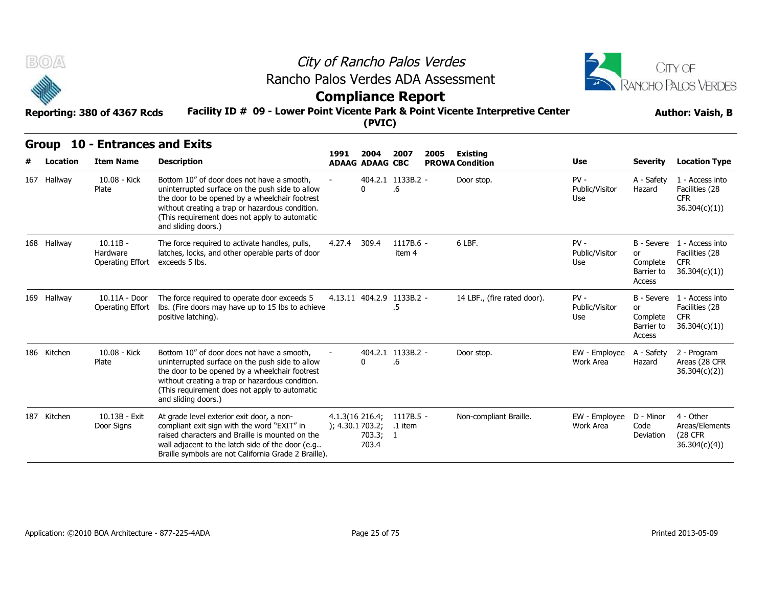# City of Rancho Palos Verdes

## Rancho Palos Verdes ADA Assessment

## Compliance Report

**Reporting: 380 of 4367 Rcds** **Facility ID # 09 - Lower Point Vicente Park & Point Vicente Interpretive Center (PVIC)** **Author: Vaish, B**

### Group 10 - Entrances and Exits

| # | Location | Item Name | Description | 1991 ADAAG | 2004 ADAAG | 2007 CBC | 2005 PROWA | Existing Condition | Use | Severity | Location Type |
|---|---|---|---|---|---|---|---|---|---|---|---|
| 167 | Hallway | 10.08 - Kick Plate | Bottom 10" of door does not have a smooth, uninterrupted surface on the push side to allow the door to be opened by a wheelchair footrest without creating a trap or hazardous condition. (This requirement does not apply to automatic and sliding doors.) | - | 404.2.10 | 1133B.2 - .6 | | Door stop. | PV - Public/Visitor Use | A - Safety Hazard | 1 - Access into Facilities (28 CFR 36.304(c)(1)) |
| 168 | Hallway | 10.11B - Hardware Operating Effort | The force required to activate handles, pulls, latches, locks, and other operable parts of door exceeds 5 lbs. | 4.27.4 | 309.4 | 1117B.6 - item 4 | | 6 LBF. | PV - Public/Visitor Use | B - Severe or Complete Barrier to Access | 1 - Access into Facilities (28 CFR 36.304(c)(1)) |
| 169 | Hallway | 10.11A - Door Operating Effort | The force required to operate door exceeds 5 lbs. (Fire doors may have up to 15 lbs to achieve positive latching). | 4.13.11 | 404.2.9 | 1133B.2 - .5 | | 14 LBF., (fire rated door). | PV - Public/Visitor Use | B - Severe or Complete Barrier to Access | 1 - Access into Facilities (28 CFR 36.304(c)(1)) |
| 186 | Kitchen | 10.08 - Kick Plate | Bottom 10" of door does not have a smooth, uninterrupted surface on the push side to allow the door to be opened by a wheelchair footrest without creating a trap or hazardous condition. (This requirement does not apply to automatic and sliding doors.) | - | 404.2.10 | 1133B.2 - .6 | | Door stop. | EW - Employee Work Area | A - Safety Hazard | 2 - Program Areas (28 CFR 36.304(c)(2)) |
| 187 | Kitchen | 10.13B - Exit Door Signs | At grade level exterior exit door, a non-compliant exit sign with the word "EXIT" in raised characters and Braille is mounted on the wall adjacent to the latch side of the door (e.g.. Braille symbols are not California Grade 2 Braille). | 4.1.3(16); 4.30.1 | 216.4; 703.2; 703.3; 703.4 | 1117B.5 - .1 item 1 | | Non-compliant Braille. | EW - Employee Work Area | D - Minor Code Deviation | 4 - Other Areas/Elements (28 CFR 36.304(c)(4)) |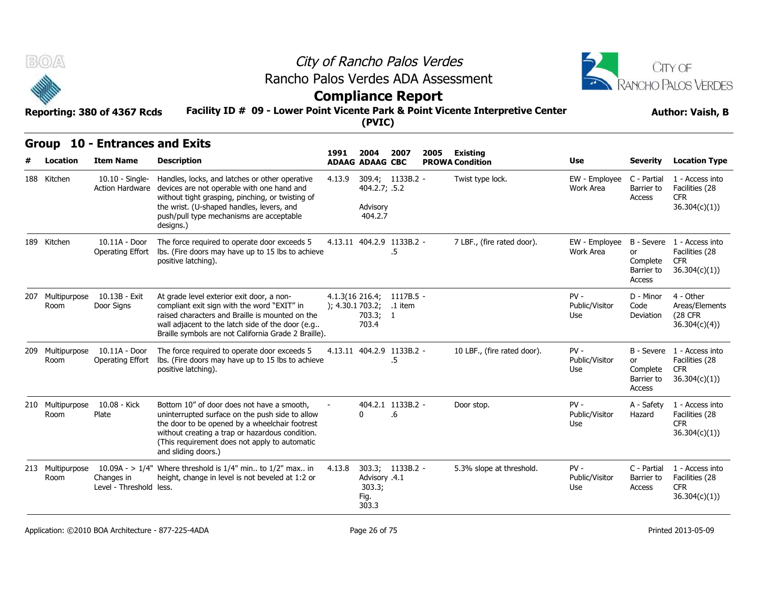# City of Rancho Palos Verdes

## Rancho Palos Verdes ADA Assessment

## Compliance Report

**Reporting: 380 of 4367 Rcds** **Facility ID # 09 - Lower Point Vicente Park & Point Vicente Interpretive Center (PVIC)** **Author: Vaish, B**

### Group 10 - Entrances and Exits

| # | Location | Item Name | Description | 1991 ADAAG | 2004 ADAAG | 2007 CBC | 2005 PROWA | Existing Condition | Use | Severity | Location Type |
|---|---|---|---|---|---|---|---|---|---|---|---|
| 188 | Kitchen | 10.10 - Single-Action Hardware | Handles, locks, and latches or other operative devices are not operable with one hand and without tight grasping, pinching, or twisting of the wrist. (U-shaped handles, levers, and push/pull type mechanisms are acceptable designs.) | 4.13.9 | 309.4; 404.2.7; Advisory 404.2.7 | 1133B.2 - .5.2 | | Twist type lock. | EW - Employee Work Area | C - Partial Barrier to Access | 1 - Access into Facilities (28 CFR 36.304(c)(1)) |
| 189 | Kitchen | 10.11A - Door Operating Effort | The force required to operate door exceeds 5 lbs. (Fire doors may have up to 15 lbs to achieve positive latching). | 4.13.11 | 404.2.9 | 1133B.2 - .5 | | 7 LBF., (fire rated door). | EW - Employee Work Area | B - Severe or Complete Barrier to Access | 1 - Access into Facilities (28 CFR 36.304(c)(1)) |
| 207 | Multipurpose Room | 10.13B - Exit Door Signs | At grade level exterior exit door, a non-compliant exit sign with the word "EXIT" in raised characters and Braille is mounted on the wall adjacent to the latch side of the door (e.g.. Braille symbols are not California Grade 2 Braille). | 4.1.3(16); 4.30.1 | 216.4; 703.2; 703.3; 703.4 | 1117B.5 - .1 item 1 | | | PV - Public/Visitor Use | D - Minor Code Deviation | 4 - Other Areas/Elements (28 CFR 36.304(c)(4)) |
| 209 | Multipurpose Room | 10.11A - Door Operating Effort | The force required to operate door exceeds 5 lbs. (Fire doors may have up to 15 lbs to achieve positive latching). | 4.13.11 | 404.2.9 | 1133B.2 - .5 | | 10 LBF., (fire rated door). | PV - Public/Visitor Use | B - Severe or Complete Barrier to Access | 1 - Access into Facilities (28 CFR 36.304(c)(1)) |
| 210 | Multipurpose Room | 10.08 - Kick Plate | Bottom 10" of door does not have a smooth, uninterrupted surface on the push side to allow the door to be opened by a wheelchair footrest without creating a trap or hazardous condition. (This requirement does not apply to automatic and sliding doors.) | - | 404.2.10 | 1133B.2 - .6 | | Door stop. | PV - Public/Visitor Use | A - Safety Hazard | 1 - Access into Facilities (28 CFR 36.304(c)(1)) |
| 213 | Multipurpose Room | 10.09A - > 1/4" Changes in Level - Threshold | Where threshold is 1/4" min.. to 1/2" max.. in height, change in level is not beveled at 1:2 or less. | 4.13.8 | 303.3; Advisory 303.3; Fig. 303.3 | 1133B.2 - .4.1 | | 5.3% slope at threshold. | PV - Public/Visitor Use | C - Partial Barrier to Access | 1 - Access into Facilities (28 CFR 36.304(c)(1)) |

Application: ©2010 BOA Architecture - 877-225-4ADA Printed 2013-05-09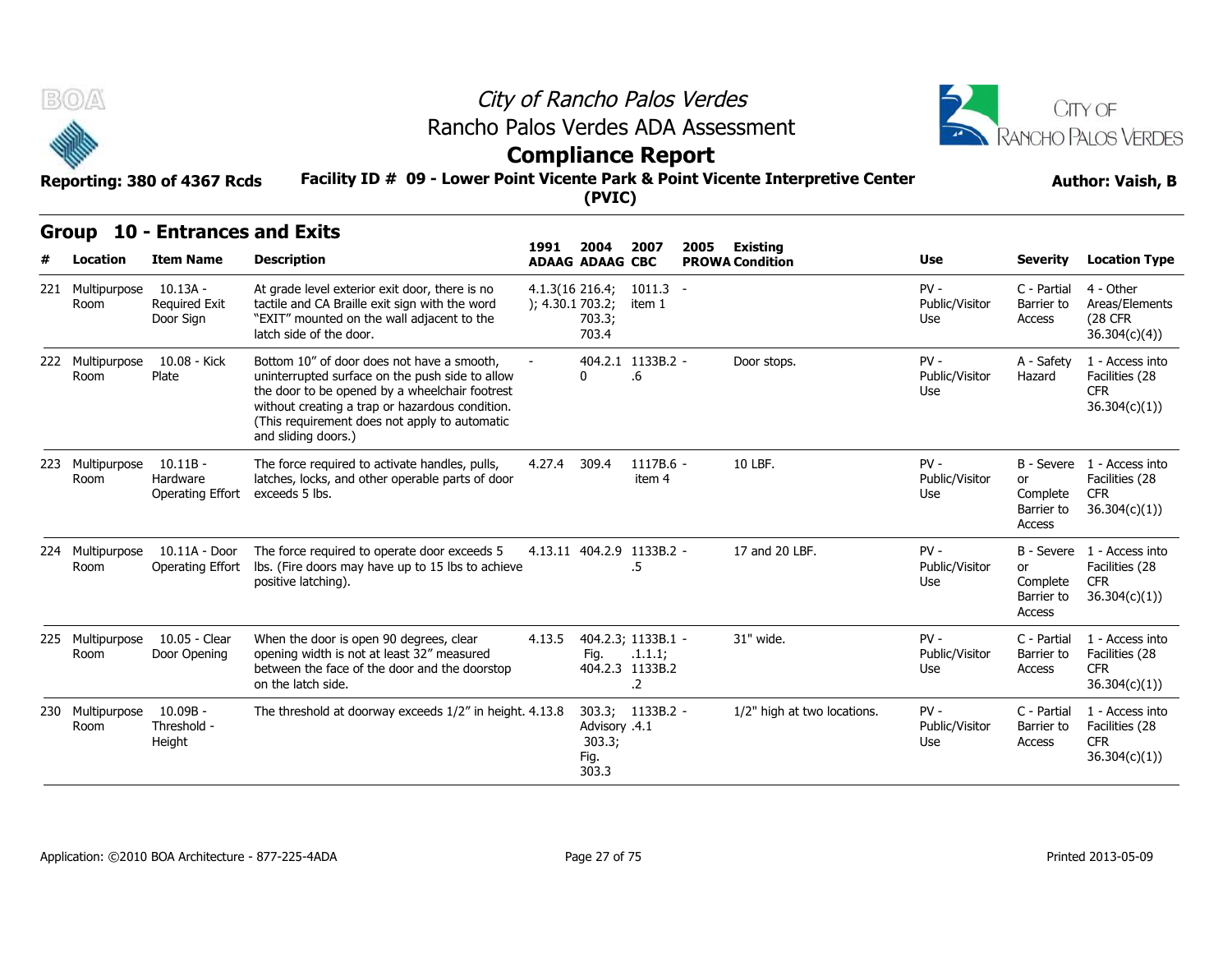# City of Rancho Palos Verdes

## Rancho Palos Verdes ADA Assessment

## Compliance Report

**Reporting: 380 of 4367 Rcds** **Facility ID # 09 - Lower Point Vicente Park & Point Vicente Interpretive Center (PVIC)** **Author: Vaish, B**

## Group 10 - Entrances and Exits

| # | Location | Item Name | Description | 1991 ADAAG | 2004 ADAAG | 2007 CBC | 2005 PROWA | Existing Condition | Use | Severity | Location Type |
|---|---|---|---|---|---|---|---|---|---|---|---|
| 221 | Multipurpose Room | 10.13A - Required Exit Door Sign | At grade level exterior exit door, there is no tactile and CA Braille exit sign with the word "EXIT" mounted on the wall adjacent to the latch side of the door. | 4.1.3(16); 4.30.1 | 216.4; 703.2; 703.3; 703.4 | 1011.3 item 1 | - | | PV - Public/Visitor Use | C - Partial Barrier to Access | 4 - Other Areas/Elements (28 CFR 36.304(c)(4)) |
| 222 | Multipurpose Room | 10.08 - Kick Plate | Bottom 10" of door does not have a smooth, uninterrupted surface on the push side to allow the door to be opened by a wheelchair footrest without creating a trap or hazardous condition. (This requirement does not apply to automatic and sliding doors.) | - | 404.2.10 | 1133B.2.6 | - | Door stops. | PV - Public/Visitor Use | A - Safety Hazard | 1 - Access into Facilities (28 CFR 36.304(c)(1)) |
| 223 | Multipurpose Room | 10.11B - Hardware Operating Effort | The force required to activate handles, pulls, latches, locks, and other operable parts of door exceeds 5 lbs. | 4.27.4 | 309.4 | 1117B.6 item 4 | - | 10 LBF. | PV - Public/Visitor Use | B - Severe or Complete Barrier to Access | 1 - Access into Facilities (28 CFR 36.304(c)(1)) |
| 224 | Multipurpose Room | 10.11A - Door Operating Effort | The force required to operate door exceeds 5 lbs. (Fire doors may have up to 15 lbs to achieve positive latching). | 4.13.11 | 404.2.9 | 1133B.2.5 | - | 17 and 20 LBF. | PV - Public/Visitor Use | B - Severe or Complete Barrier to Access | 1 - Access into Facilities (28 CFR 36.304(c)(1)) |
| 225 | Multipurpose Room | 10.05 - Clear Door Opening | When the door is open 90 degrees, clear opening width is not at least 32" measured between the face of the door and the doorstop on the latch side. | 4.13.5 | 404.2.3; Fig. 404.2.3 | 1133B.1.1.1; 1133B.2.2 | - | 31" wide. | PV - Public/Visitor Use | C - Partial Barrier to Access | 1 - Access into Facilities (28 CFR 36.304(c)(1)) |
| 230 | Multipurpose Room | 10.09B - Threshold - Height | The threshold at doorway exceeds 1/2" in height. | 4.13.8 | 303.3; Advisory 303.3; Fig. 303.3 | 1133B.2.4.1 | - | 1/2" high at two locations. | PV - Public/Visitor Use | C - Partial Barrier to Access | 1 - Access into Facilities (28 CFR 36.304(c)(1)) |

Application: ©2010 BOA Architecture - 877-225-4ADA

Printed 2013-05-09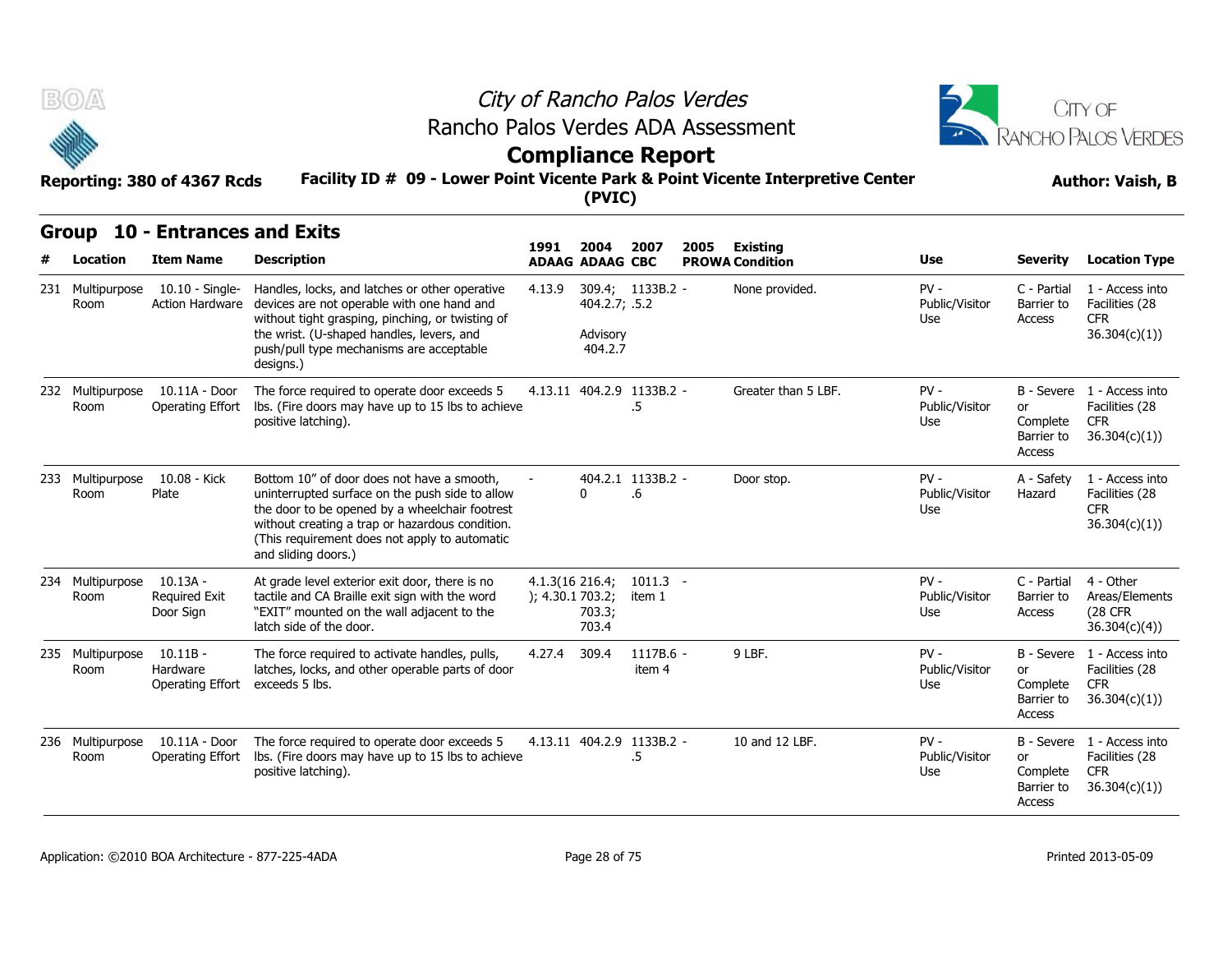# City of Rancho Palos Verdes

## Rancho Palos Verdes ADA Assessment

## Compliance Report

**Reporting: 380 of 4367 Rcds**

**Facility ID # 09 - Lower Point Vicente Park & Point Vicente Interpretive Center (PVIC)**

**Author: Vaish, B**

## Group 10 - Entrances and Exits

| # | Location | Item Name | Description | 1991 ADAAG | 2004 ADAAG | 2007 CBC | 2005 PROWA | Existing Condition | Use | Severity | Location Type |
|---|---|---|---|---|---|---|---|---|---|---|---|
| 231 | Multipurpose Room | 10.10 - Single-Action Hardware | Handles, locks, and latches or other operative devices are not operable with one hand and without tight grasping, pinching, or twisting of the wrist. (U-shaped handles, levers, and push/pull type mechanisms are acceptable designs.) | 4.13.9 | 309.4; 404.2.7; Advisory 404.2.7 | 1133B.2 .5.2 | - | None provided. | PV - Public/Visitor Use | C - Partial Barrier to Access | 1 - Access into Facilities (28 CFR 36.304(c)(1)) |
| 232 | Multipurpose Room | 10.11A - Door Operating Effort | The force required to operate door exceeds 5 lbs. (Fire doors may have up to 15 lbs to achieve positive latching). | 4.13.11 | 404.2.9 | 1133B.2 .5 | - | Greater than 5 LBF. | PV - Public/Visitor Use | B - Severe or Complete Barrier to Access | 1 - Access into Facilities (28 CFR 36.304(c)(1)) |
| 233 | Multipurpose Room | 10.08 - Kick Plate | Bottom 10" of door does not have a smooth, uninterrupted surface on the push side to allow the door to be opened by a wheelchair footrest without creating a trap or hazardous condition. (This requirement does not apply to automatic and sliding doors.) | - | 404.2.10 | 1133B.2 .6 | - | Door stop. | PV - Public/Visitor Use | A - Safety Hazard | 1 - Access into Facilities (28 CFR 36.304(c)(1)) |
| 234 | Multipurpose Room | 10.13A - Required Exit Door Sign | At grade level exterior exit door, there is no tactile and CA Braille exit sign with the word "EXIT" mounted on the wall adjacent to the latch side of the door. | 4.1.3(16); 4.30.1 | 216.4; 703.2; 703.3; 703.4 | 1011.3 item 1 | - | | PV - Public/Visitor Use | C - Partial Barrier to Access | 4 - Other Areas/Elements (28 CFR 36.304(c)(4)) |
| 235 | Multipurpose Room | 10.11B - Hardware Operating Effort | The force required to activate handles, pulls, latches, locks, and other operable parts of door exceeds 5 lbs. | 4.27.4 | 309.4 | 1117B.6 item 4 | - | 9 LBF. | PV - Public/Visitor Use | B - Severe or Complete Barrier to Access | 1 - Access into Facilities (28 CFR 36.304(c)(1)) |
| 236 | Multipurpose Room | 10.11A - Door Operating Effort | The force required to operate door exceeds 5 lbs. (Fire doors may have up to 15 lbs to achieve positive latching). | 4.13.11 | 404.2.9 | 1133B.2 .5 | - | 10 and 12 LBF. | PV - Public/Visitor Use | B - Severe or Complete Barrier to Access | 1 - Access into Facilities (28 CFR 36.304(c)(1)) |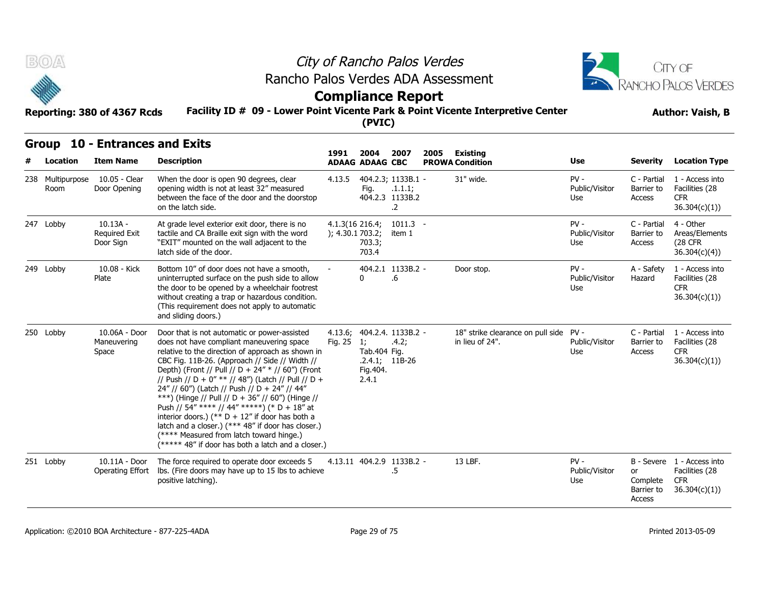# City of Rancho Palos Verdes

## Rancho Palos Verdes ADA Assessment

## Compliance Report

**Reporting: 380 of 4367 Rcds**

**Facility ID # 09 - Lower Point Vicente Park & Point Vicente Interpretive Center (PVIC)**

**Author: Vaish, B**

## Group 10 - Entrances and Exits

| # | Location | Item Name | Description | 1991 ADAAG | 2004 ADAAG | 2007 CBC | 2005 PROWA | Existing Condition | Use | Severity | Location Type |
|---|---|---|---|---|---|---|---|---|---|---|---|
| 238 | Multipurpose Room | 10.05 - Clear Door Opening | When the door is open 90 degrees, clear opening width is not at least 32" measured between the face of the door and the doorstop on the latch side. | 4.13.5 | 404.2.3; Fig. 404.2.3 | 1133B.1.1.1; 1133B.2.2 | - | 31" wide. | PV - Public/Visitor Use | C - Partial Barrier to Access | 1 - Access into Facilities (28 CFR 36.304(c)(1)) |
| 247 | Lobby | 10.13A - Required Exit Door Sign | At grade level exterior exit door, there is no tactile and CA Braille exit sign with the word "EXIT" mounted on the wall adjacent to the latch side of the door. | 4.1.3(16); 4.30.1 | 216.4; 703.2; 703.3; 703.4 | 1011.3 item 1 | - | | PV - Public/Visitor Use | C - Partial Barrier to Access | 4 - Other Areas/Elements (28 CFR 36.304(c)(4)) |
| 249 | Lobby | 10.08 - Kick Plate | Bottom 10" of door does not have a smooth, uninterrupted surface on the push side to allow the door to be opened by a wheelchair footrest without creating a trap or hazardous condition. (This requirement does not apply to automatic and sliding doors.) | - | 404.2.10 | 1133B.2.6 | - | Door stop. | PV - Public/Visitor Use | A - Safety Hazard | 1 - Access into Facilities (28 CFR 36.304(c)(1)) |
| 250 | Lobby | 10.06A - Door Maneuvering Space | Door that is not automatic or power-assisted does not have compliant maneuvering space relative to the direction of approach as shown in CBC Fig. 11B-26. (Approach // Side // Width // Depth) (Front // Pull // D + 24" * // 60") (Front // Push // D + 0" ** // 48") (Latch // Pull // D + 24" // 60") (Latch // Push // D + 24" // 44" ***) (Hinge // Pull // D + 36" // 60") (Hinge // Push // 54" **** // 44" *****) (* D + 18" at interior doors.) (** D + 12" if door has both a latch and a closer.) (*** 48" if door has closer.) (**** Measured from latch toward hinge.) (***** 48" if door has both a latch and a closer.) | 4.13.6; Fig. 25 | 404.2.4.1; Tab.404.2.4.1; Fig.404.2.4.1 | 1133B.2.4.2; Fig. 11B-26 | - | 18" strike clearance on pull side in lieu of 24". | PV - Public/Visitor Use | C - Partial Barrier to Access | 1 - Access into Facilities (28 CFR 36.304(c)(1)) |
| 251 | Lobby | 10.11A - Door Operating Effort | The force required to operate door exceeds 5 lbs. (Fire doors may have up to 15 lbs to achieve positive latching). | 4.13.11 | 404.2.9 | 1133B.2.5 | - | 13 LBF. | PV - Public/Visitor Use | B - Severe or Complete Barrier to Access | 1 - Access into Facilities (28 CFR 36.304(c)(1)) |

Application: ©2010 BOA Architecture - 877-225-4ADA

Printed 2013-05-09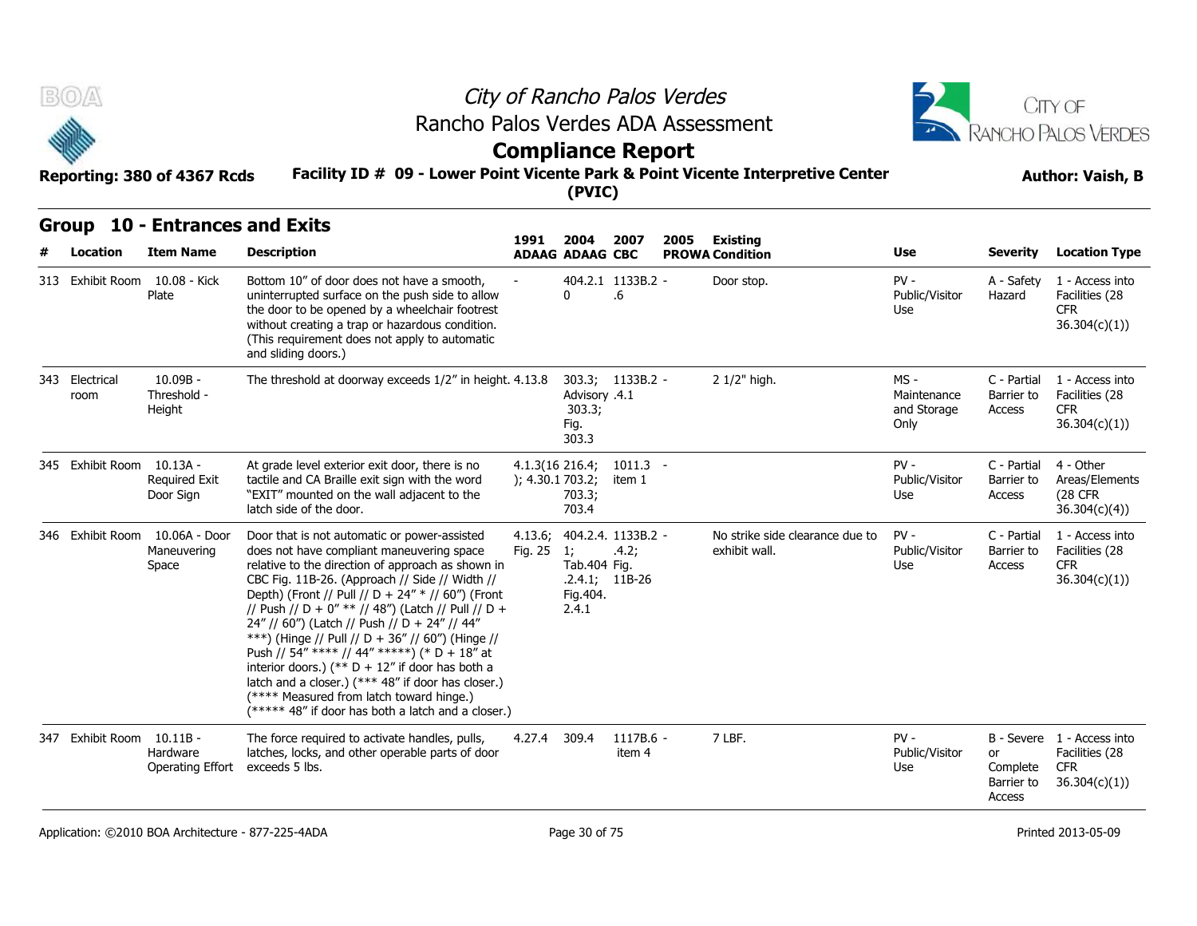# City of Rancho Palos Verdes

## Rancho Palos Verdes ADA Assessment

## Compliance Report

**Reporting: 380 of 4367 Rcds** **Facility ID # 09 - Lower Point Vicente Park & Point Vicente Interpretive Center (PVIC)** **Author: Vaish, B**

## Group 10 - Entrances and Exits

| # | Location | Item Name | Description | 1991 ADAAG | 2004 ADAAG | 2007 CBC | 2005 PROWA | Existing Condition | Use | Severity | Location Type |
|---|---|---|---|---|---|---|---|---|---|---|---|
| 313 | Exhibit Room | 10.08 - Kick Plate | Bottom 10" of door does not have a smooth, uninterrupted surface on the push side to allow the door to be opened by a wheelchair footrest without creating a trap or hazardous condition. (This requirement does not apply to automatic and sliding doors.) | - | 404.2.10 | 1133B.2.6 | - | Door stop. | PV - Public/Visitor Use | A - Safety Hazard | 1 - Access into Facilities (28 CFR 36.304(c)(1)) |
| 343 | Electrical room | 10.09B - Threshold - Height | The threshold at doorway exceeds 1/2" in height. | 4.13.8 | 303.3; Advisory 303.3; Fig. 303.3 | 1133B.2.4.1 | - | 2 1/2" high. | MS - Maintenance and Storage Only | C - Partial Barrier to Access | 1 - Access into Facilities (28 CFR 36.304(c)(1)) |
| 345 | Exhibit Room | 10.13A - Required Exit Door Sign | At grade level exterior exit door, there is no tactile and CA Braille exit sign with the word "EXIT" mounted on the wall adjacent to the latch side of the door. | 4.1.3(16); 4.30.1 | 216.4; 703.2; 703.3; 703.4 | 1011.3 item 1 | - | | PV - Public/Visitor Use | C - Partial Barrier to Access | 4 - Other Areas/Elements (28 CFR 36.304(c)(4)) |
| 346 | Exhibit Room | 10.06A - Door Maneuvering Space | Door that is not automatic or power-assisted does not have compliant maneuvering space relative to the direction of approach as shown in CBC Fig. 11B-26. (Approach // Side // Width // Depth) (Front // Pull // D + 24" * // 60") (Front // Push // D + 0" ** // 48") (Latch // Pull // D + 24" // 60") (Latch // Push // D + 24" // 44" ***) (Hinge // Pull // D + 36" // 60") (Hinge // Push // 54" **** // 44" *****) (* D + 18" at interior doors.) (** D + 12" if door has both a latch and a closer.) (*** 48" if door has closer.) (**** Measured from latch toward hinge.) (***** 48" if door has both a latch and a closer.) | 4.13.6; Fig. 25 | 404.2.4.1; Tab.404.2.4.1; Fig.404.2.4.1 | 1133B.2.4.2; Fig. 11B-26 | - | No strike side clearance due to exhibit wall. | PV - Public/Visitor Use | C - Partial Barrier to Access | 1 - Access into Facilities (28 CFR 36.304(c)(1)) |
| 347 | Exhibit Room | 10.11B - Hardware Operating Effort | The force required to activate handles, pulls, latches, locks, and other operable parts of door exceeds 5 lbs. | 4.27.4 | 309.4 | 1117B.6 item 4 | - | 7 LBF. | PV - Public/Visitor Use | B - Severe or Complete Barrier to Access | 1 - Access into Facilities (28 CFR 36.304(c)(1)) |

Application: ©2010 BOA Architecture - 877-225-4ADA Printed 2013-05-09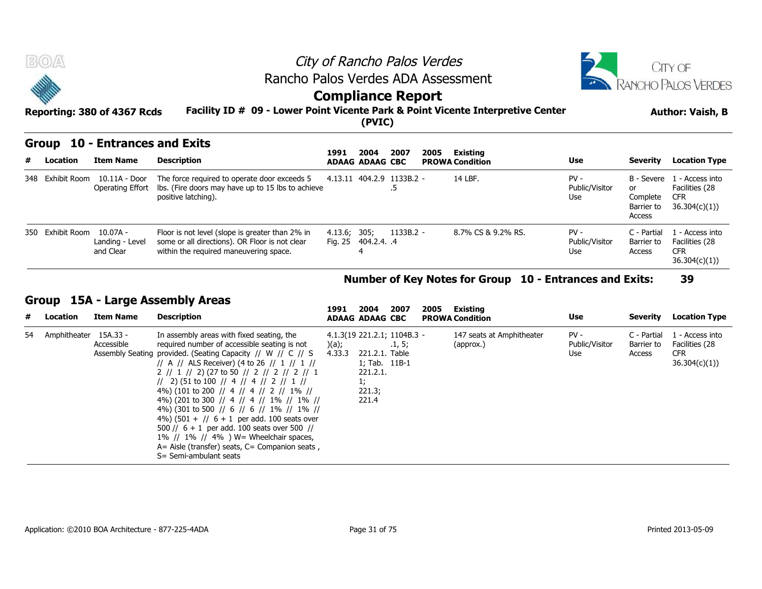# City of Rancho Palos Verdes

## Rancho Palos Verdes ADA Assessment

## Compliance Report

**Reporting: 380 of 4367 Rcds**

**Facility ID # 09 - Lower Point Vicente Park & Point Vicente Interpretive Center (PVIC)**

**Author: Vaish, B**

## Group 10 - Entrances and Exits

| # | Location | Item Name | Description | 1991 ADAAG | 2004 ADAAG | 2007 CBC | 2005 PROWA | Existing Condition | Use | Severity | Location Type |
|---|---|---|---|---|---|---|---|---|---|---|---|
| 348 | Exhibit Room | 10.11A - Door Operating Effort | The force required to operate door exceeds 5 lbs. (Fire doors may have up to 15 lbs to achieve positive latching). | 4.13.11 | 404.2.9 | 1133B.2 - .5 | | 14 LBF. | PV - Public/Visitor Use | B - Severe or Complete Barrier to Access | 1 - Access into Facilities (28 CFR 36.304(c)(1)) |
| 350 | Exhibit Room | 10.07A - Landing - Level and Clear | Floor is not level (slope is greater than 2% in some or all directions). OR Floor is not clear within the required maneuvering space. | 4.13.6; Fig. 25 | 305; 404.2.4.4 | 1133B.2 - .4 | | 8.7% CS & 9.2% RS. | PV - Public/Visitor Use | C - Partial Barrier to Access | 1 - Access into Facilities (28 CFR 36.304(c)(1)) |

**Number of Key Notes for Group 10 - Entrances and Exits: 39**

## Group 15A - Large Assembly Areas

| # | Location | Item Name | Description | 1991 ADAAG | 2004 ADAAG | 2007 CBC | 2005 PROWA | Existing Condition | Use | Severity | Location Type |
|---|---|---|---|---|---|---|---|---|---|---|---|
| 54 | Amphitheater | 15A.33 - Accessible Assembly Seating | In assembly areas with fixed seating, the required number of accessible seating is not provided. (Seating Capacity // W // C // S // A // ALS Receiver) (4 to 26 // 1 // 1 // 2 // 1 // 2) (27 to 50 // 2 // 2 // 2 // 1 // 2) (51 to 100 // 4 // 4 // 2 // 1 // 4%) (101 to 200 // 4 // 4 // 2 // 1% // 4%) (201 to 300 // 4 // 4 // 1% // 1% // 4%) (301 to 500 // 6 // 6 // 1% // 1% // 4%) (501 + // 6 + 1 per add. 100 seats over 500 // 6 + 1 per add. 100 seats over 500 // 1% // 1% // 4% ) W= Wheelchair spaces, A= Aisle (transfer) seats, C= Companion seats , S= Semi-ambulant seats | 4.1.3(19)(a); 4.33.3 | 221.2.1; 221.2.1.1; Tab. 221.2.1.1; 221.3; 221.4 | 1104B.3 - .1, 5; Table 11B-1 | | 147 seats at Amphitheater (approx.) | PV - Public/Visitor Use | C - Partial Barrier to Access | 1 - Access into Facilities (28 CFR 36.304(c)(1)) |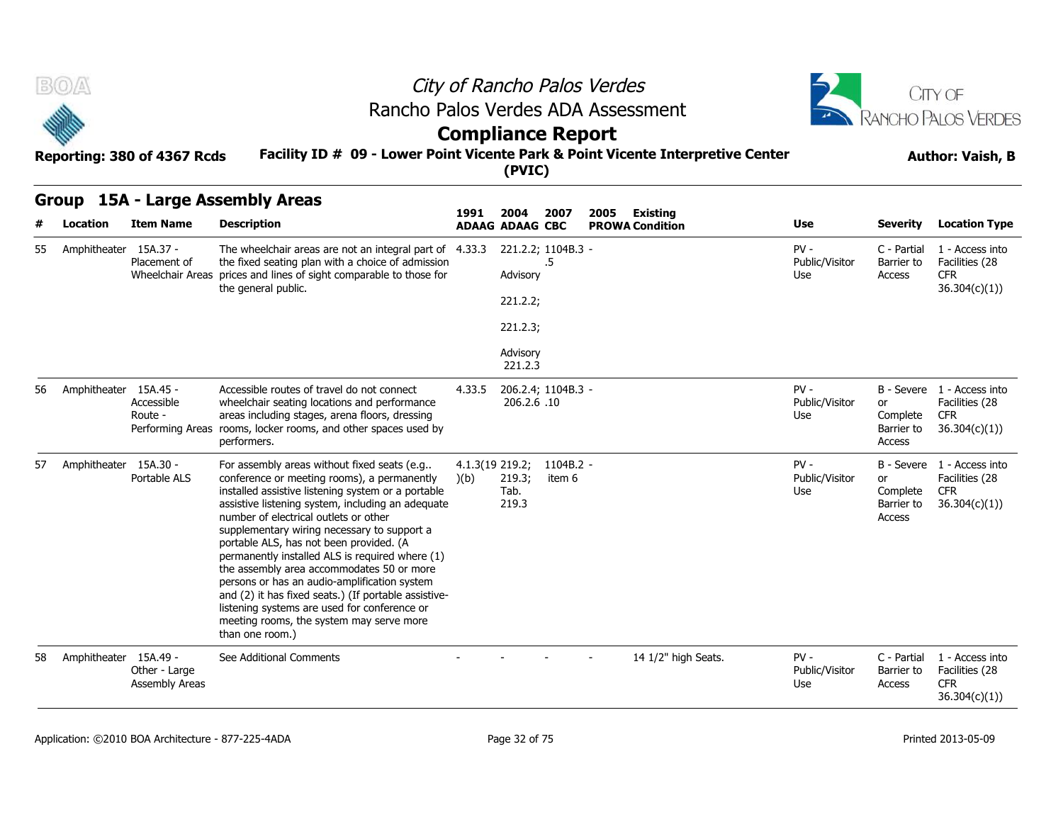# City of Rancho Palos Verdes
## Rancho Palos Verdes ADA Assessment
## Compliance Report

**Reporting: 380 of 4367 Rcds** | **Facility ID # 09 - Lower Point Vicente Park & Point Vicente Interpretive Center (PVIC)** | **Author: Vaish, B**

### Group 15A - Large Assembly Areas

| # | Location | Item Name | Description | 1991 ADAAG | 2004 ADAAG | 2007 CBC | 2005 PROWA | Existing Condition | Use | Severity | Location Type |
|---|---|---|---|---|---|---|---|---|---|---|---|
| 55 | Amphitheater | 15A.37 - Placement of Wheelchair Areas | The wheelchair areas are not an integral part of the fixed seating plan with a choice of admission prices and lines of sight comparable to those for the general public. | 4.33.3 | 221.2.2; Advisory 221.2.2; 221.2.3; Advisory 221.2.3 | 1104B.3 .5 | - | | PV - Public/Visitor Use | C - Partial Barrier to Access | 1 - Access into Facilities (28 CFR 36.304(c)(1)) |
| 56 | Amphitheater | 15A.45 - Accessible Route - Performing Areas | Accessible routes of travel do not connect wheelchair seating locations and performance areas including stages, arena floors, dressing rooms, locker rooms, and other spaces used by performers. | 4.33.5 | 206.2.4; 206.2.6 | 1104B.3 .10 | - | | PV - Public/Visitor Use | B - Severe or Complete Barrier to Access | 1 - Access into Facilities (28 CFR 36.304(c)(1)) |
| 57 | Amphitheater | 15A.30 - Portable ALS | For assembly areas without fixed seats (e.g.. conference or meeting rooms), a permanently installed assistive listening system or a portable assistive listening system, including an adequate number of electrical outlets or other supplementary wiring necessary to support a portable ALS, has not been provided. (A permanently installed ALS is required where (1) the assembly area accommodates 50 or more persons or has an audio-amplification system and (2) it has fixed seats.) (If portable assistive-listening systems are used for conference or meeting rooms, the system may serve more than one room.) | 4.1.3(19)(b) | 219.2; 219.3; Tab. 219.3 | 1104B.2 item 6 | - | | PV - Public/Visitor Use | B - Severe or Complete Barrier to Access | 1 - Access into Facilities (28 CFR 36.304(c)(1)) |
| 58 | Amphitheater | 15A.49 - Other - Large Assembly Areas | See Additional Comments | - | - | - | - | 14 1/2" high Seats. | PV - Public/Visitor Use | C - Partial Barrier to Access | 1 - Access into Facilities (28 CFR 36.304(c)(1)) |

Application: ©2010 BOA Architecture - 877-225-4ADA | Printed 2013-05-09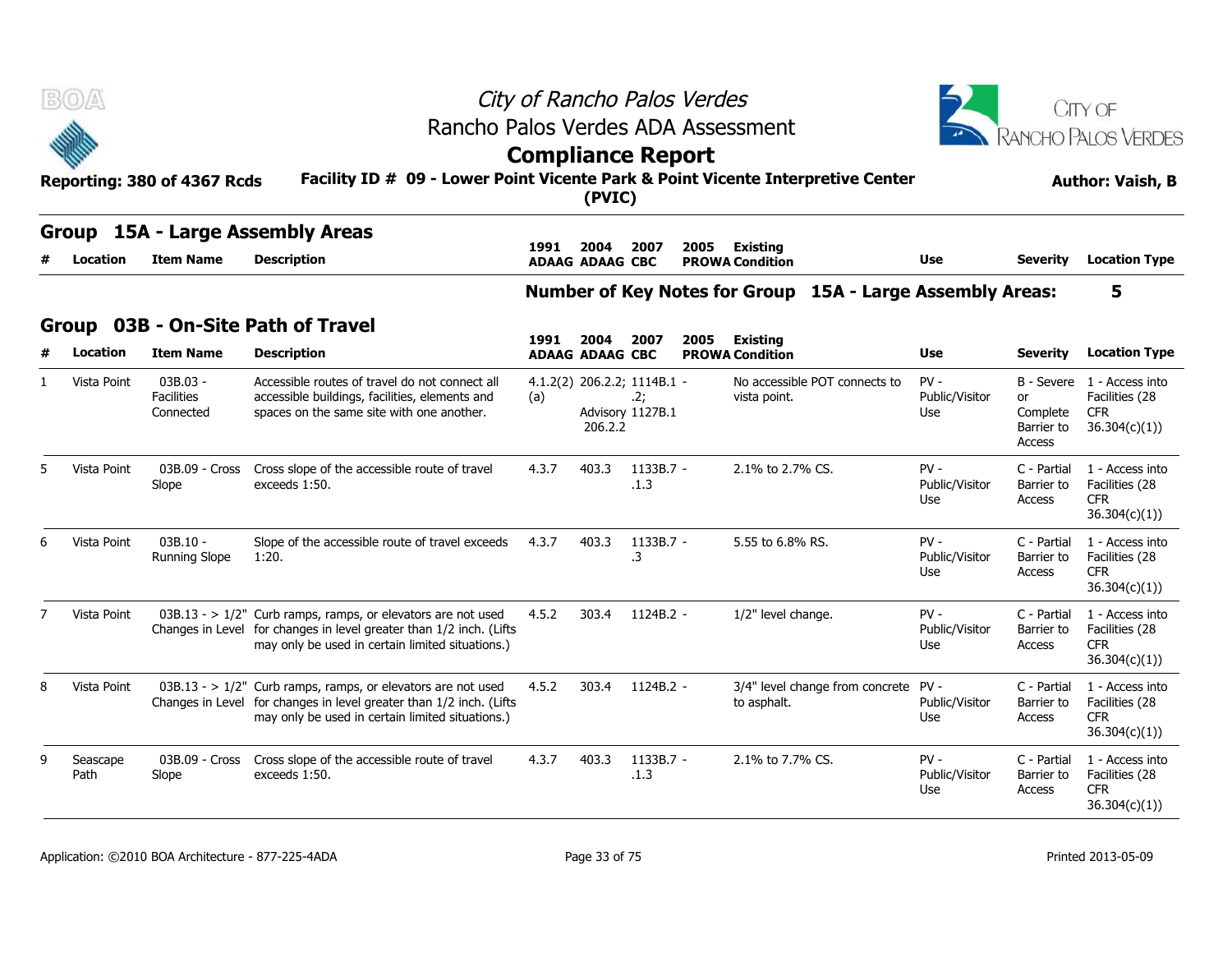# City of Rancho Palos Verdes

## Rancho Palos Verdes ADA Assessment

## Compliance Report

**Reporting: 380 of 4367 Rcds**

**Facility ID # 09 - Lower Point Vicente Park & Point Vicente Interpretive Center (PVIC)**

**Author: Vaish, B**

## Group 15A - Large Assembly Areas

| # | Location | Item Name | Description | 1991 ADAAG | 2004 ADAAG | 2007 CBC | 2005 PROWA | Existing Condition | Use | Severity | Location Type |
|---|---|---|---|---|---|---|---|---|---|---|---|

**Number of Key Notes for Group 15A - Large Assembly Areas: 5**

## Group 03B - On-Site Path of Travel

| # | Location | Item Name | Description | 1991 ADAAG | 2004 ADAAG | 2007 CBC | 2005 PROWA | Existing Condition | Use | Severity | Location Type |
|---|---|---|---|---|---|---|---|---|---|---|---|
| 1 | Vista Point | 03B.03 - Facilities Connected | Accessible routes of travel do not connect all accessible buildings, facilities, elements and spaces on the same site with one another. | 4.1.2(2)(a) | 206.2.2; Advisory 206.2.2 | 1114B.1.2; 1127B.1 | - | No accessible POT connects to vista point. | PV - Public/Visitor Use | B - Severe or Complete Barrier to Access | 1 - Access into Facilities (28 CFR 36.304(c)(1)) |
| 5 | Vista Point | 03B.09 - Cross Slope | Cross slope of the accessible route of travel exceeds 1:50. | 4.3.7 | 403.3 | 1133B.7.1.3 | - | 2.1% to 2.7% CS. | PV - Public/Visitor Use | C - Partial Barrier to Access | 1 - Access into Facilities (28 CFR 36.304(c)(1)) |
| 6 | Vista Point | 03B.10 - Running Slope | Slope of the accessible route of travel exceeds 1:20. | 4.3.7 | 403.3 | 1133B.7.3 | - | 5.55 to 6.8% RS. | PV - Public/Visitor Use | C - Partial Barrier to Access | 1 - Access into Facilities (28 CFR 36.304(c)(1)) |
| 7 | Vista Point | 03B.13 - > 1/2" Changes in Level | Curb ramps, ramps, or elevators are not used for changes in level greater than 1/2 inch. (Lifts may only be used in certain limited situations.) | 4.5.2 | 303.4 | 1124B.2 | - | 1/2" level change. | PV - Public/Visitor Use | C - Partial Barrier to Access | 1 - Access into Facilities (28 CFR 36.304(c)(1)) |
| 8 | Vista Point | 03B.13 - > 1/2" Changes in Level | Curb ramps, ramps, or elevators are not used for changes in level greater than 1/2 inch. (Lifts may only be used in certain limited situations.) | 4.5.2 | 303.4 | 1124B.2 | - | 3/4" level change from concrete to asphalt. | PV - Public/Visitor Use | C - Partial Barrier to Access | 1 - Access into Facilities (28 CFR 36.304(c)(1)) |
| 9 | Seascape Path | 03B.09 - Cross Slope | Cross slope of the accessible route of travel exceeds 1:50. | 4.3.7 | 403.3 | 1133B.7.1.3 | - | 2.1% to 7.7% CS. | PV - Public/Visitor Use | C - Partial Barrier to Access | 1 - Access into Facilities (28 CFR 36.304(c)(1)) |

Application: ©2010 BOA Architecture - 877-225-4ADA

Printed 2013-05-09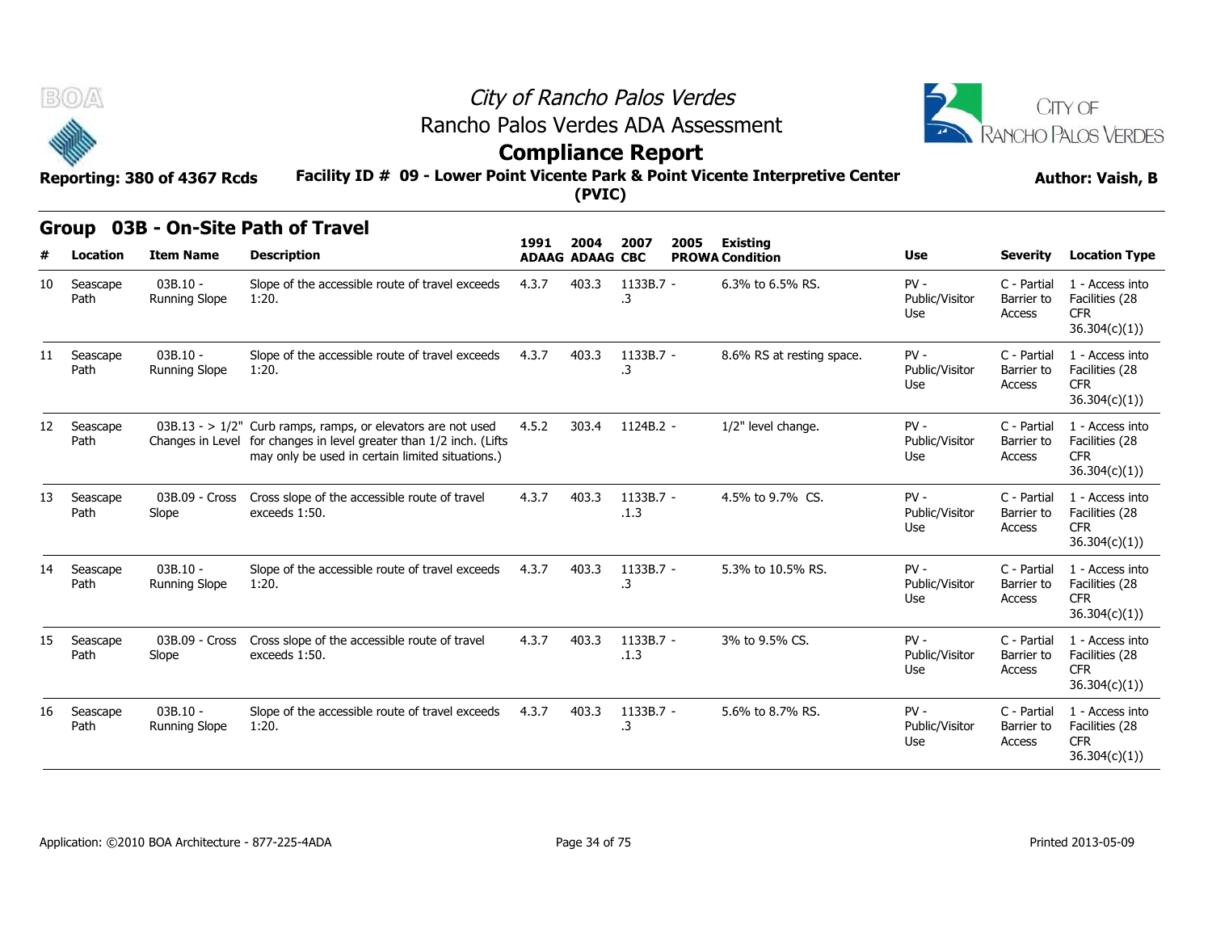# City of Rancho Palos Verdes
## Rancho Palos Verdes ADA Assessment
## Compliance Report

**Reporting: 380 of 4367 Rcds** **Facility ID # 09 - Lower Point Vicente Park & Point Vicente Interpretive Center (PVIC)** **Author: Vaish, B**

### Group 03B - On-Site Path of Travel

| # | Location | Item Name | Description | 1991 ADAAG | 2004 ADAAG | 2007 CBC | 2005 PROWA | Existing Condition | Use | Severity | Location Type |
|---|---|---|---|---|---|---|---|---|---|---|---|
| 10 | Seascape Path | 03B.10 - Running Slope | Slope of the accessible route of travel exceeds 1:20. | 4.3.7 | 403.3 | 1133B.7 - .3 | | 6.3% to 6.5% RS. | PV - Public/Visitor Use | C - Partial Barrier to Access | 1 - Access into Facilities (28 CFR 36.304(c)(1)) |
| 11 | Seascape Path | 03B.10 - Running Slope | Slope of the accessible route of travel exceeds 1:20. | 4.3.7 | 403.3 | 1133B.7 - .3 | | 8.6% RS at resting space. | PV - Public/Visitor Use | C - Partial Barrier to Access | 1 - Access into Facilities (28 CFR 36.304(c)(1)) |
| 12 | Seascape Path | 03B.13 - > 1/2" Changes in Level | Curb ramps, ramps, or elevators are not used for changes in level greater than 1/2 inch. (Lifts may only be used in certain limited situations.) | 4.5.2 | 303.4 | 1124B.2 - | | 1/2" level change. | PV - Public/Visitor Use | C - Partial Barrier to Access | 1 - Access into Facilities (28 CFR 36.304(c)(1)) |
| 13 | Seascape Path | 03B.09 - Cross Slope | Cross slope of the accessible route of travel exceeds 1:50. | 4.3.7 | 403.3 | 1133B.7 - .1.3 | | 4.5% to 9.7% CS. | PV - Public/Visitor Use | C - Partial Barrier to Access | 1 - Access into Facilities (28 CFR 36.304(c)(1)) |
| 14 | Seascape Path | 03B.10 - Running Slope | Slope of the accessible route of travel exceeds 1:20. | 4.3.7 | 403.3 | 1133B.7 - .3 | | 5.3% to 10.5% RS. | PV - Public/Visitor Use | C - Partial Barrier to Access | 1 - Access into Facilities (28 CFR 36.304(c)(1)) |
| 15 | Seascape Path | 03B.09 - Cross Slope | Cross slope of the accessible route of travel exceeds 1:50. | 4.3.7 | 403.3 | 1133B.7 - .1.3 | | 3% to 9.5% CS. | PV - Public/Visitor Use | C - Partial Barrier to Access | 1 - Access into Facilities (28 CFR 36.304(c)(1)) |
| 16 | Seascape Path | 03B.10 - Running Slope | Slope of the accessible route of travel exceeds 1:20. | 4.3.7 | 403.3 | 1133B.7 - .3 | | 5.6% to 8.7% RS. | PV - Public/Visitor Use | C - Partial Barrier to Access | 1 - Access into Facilities (28 CFR 36.304(c)(1)) |

Application: ©2010 BOA Architecture - 877-225-4ADA Printed 2013-05-09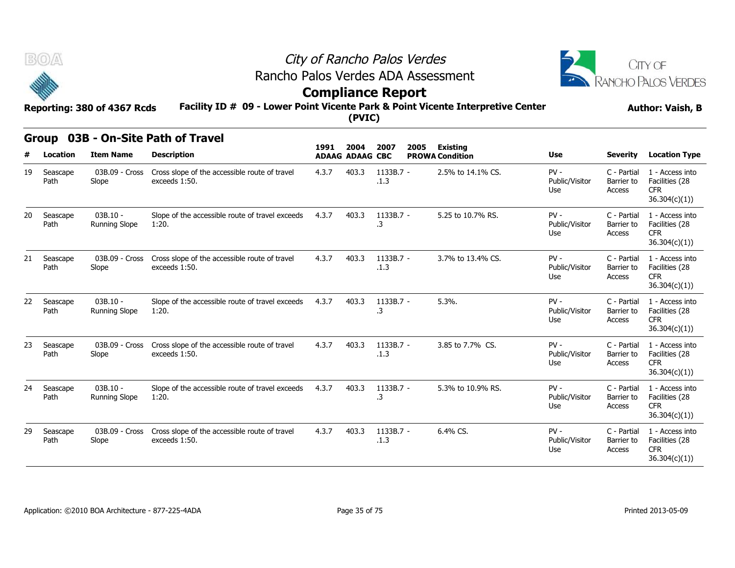# City of Rancho Palos Verdes

## Rancho Palos Verdes ADA Assessment

## Compliance Report

**Reporting: 380 of 4367 Rcds** **Facility ID # 09 - Lower Point Vicente Park & Point Vicente Interpretive Center (PVIC)** **Author: Vaish, B**

### Group 03B - On-Site Path of Travel

| # | Location | Item Name | Description | 1991 ADAAG | 2004 ADAAG | 2007 CBC | 2005 PROWA | Existing Condition | Use | Severity | Location Type |
|---|---|---|---|---|---|---|---|---|---|---|---|
| 19 | Seascape Path | 03B.09 - Cross Slope | Cross slope of the accessible route of travel exceeds 1:50. | 4.3.7 | 403.3 | 1133B.7 - .1.3 | | 2.5% to 14.1% CS. | PV - Public/Visitor Use | C - Partial Barrier to Access | 1 - Access into Facilities (28 CFR 36.304(c)(1)) |
| 20 | Seascape Path | 03B.10 - Running Slope | Slope of the accessible route of travel exceeds 1:20. | 4.3.7 | 403.3 | 1133B.7 - .3 | | 5.25 to 10.7% RS. | PV - Public/Visitor Use | C - Partial Barrier to Access | 1 - Access into Facilities (28 CFR 36.304(c)(1)) |
| 21 | Seascape Path | 03B.09 - Cross Slope | Cross slope of the accessible route of travel exceeds 1:50. | 4.3.7 | 403.3 | 1133B.7 - .1.3 | | 3.7% to 13.4% CS. | PV - Public/Visitor Use | C - Partial Barrier to Access | 1 - Access into Facilities (28 CFR 36.304(c)(1)) |
| 22 | Seascape Path | 03B.10 - Running Slope | Slope of the accessible route of travel exceeds 1:20. | 4.3.7 | 403.3 | 1133B.7 - .3 | | 5.3%. | PV - Public/Visitor Use | C - Partial Barrier to Access | 1 - Access into Facilities (28 CFR 36.304(c)(1)) |
| 23 | Seascape Path | 03B.09 - Cross Slope | Cross slope of the accessible route of travel exceeds 1:50. | 4.3.7 | 403.3 | 1133B.7 - .1.3 | | 3.85 to 7.7% CS. | PV - Public/Visitor Use | C - Partial Barrier to Access | 1 - Access into Facilities (28 CFR 36.304(c)(1)) |
| 24 | Seascape Path | 03B.10 - Running Slope | Slope of the accessible route of travel exceeds 1:20. | 4.3.7 | 403.3 | 1133B.7 - .3 | | 5.3% to 10.9% RS. | PV - Public/Visitor Use | C - Partial Barrier to Access | 1 - Access into Facilities (28 CFR 36.304(c)(1)) |
| 29 | Seascape Path | 03B.09 - Cross Slope | Cross slope of the accessible route of travel exceeds 1:50. | 4.3.7 | 403.3 | 1133B.7 - .1.3 | | 6.4% CS. | PV - Public/Visitor Use | C - Partial Barrier to Access | 1 - Access into Facilities (28 CFR 36.304(c)(1)) |

Application: ©2010 BOA Architecture - 877-225-4ADA Printed 2013-05-09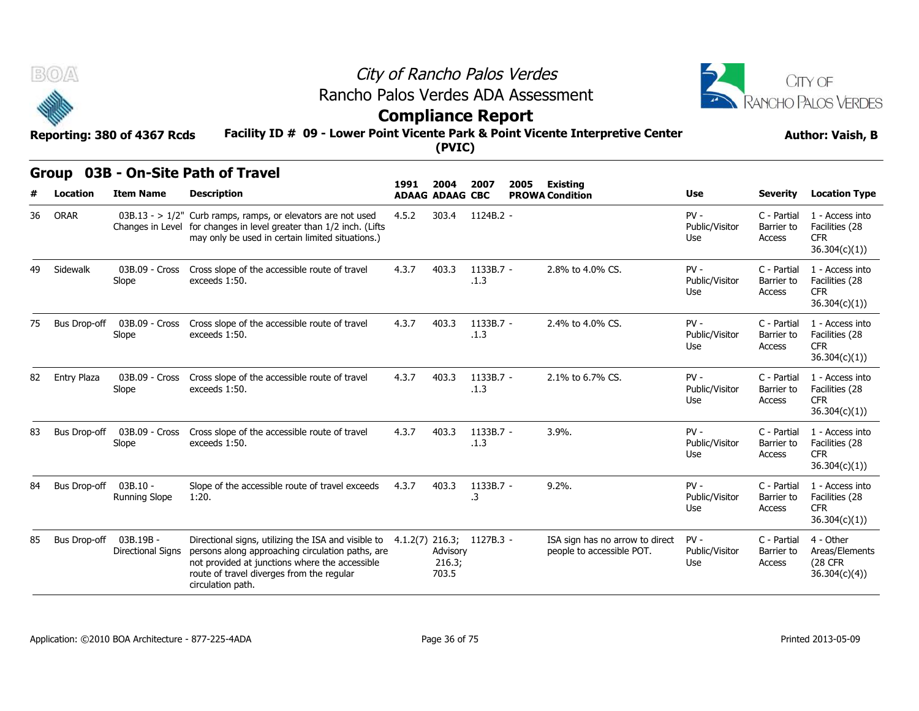# City of Rancho Palos Verdes
## Rancho Palos Verdes ADA Assessment
## Compliance Report

**Reporting: 380 of 4367 Rcds** **Facility ID # 09 - Lower Point Vicente Park & Point Vicente Interpretive Center (PVIC)** **Author: Vaish, B**

### Group 03B - On-Site Path of Travel

| # | Location | Item Name | Description | 1991 ADAAG | 2004 ADAAG | 2007 CBC | 2005 PROWA | Existing Condition | Use | Severity | Location Type |
|---|---|---|---|---|---|---|---|---|---|---|---|
| 36 | ORAR | 03B.13 - > 1/2" Changes in Level | Curb ramps, ramps, or elevators are not used for changes in level greater than 1/2 inch. (Lifts may only be used in certain limited situations.) | 4.5.2 | 303.4 | 1124B.2 | - | | PV - Public/Visitor Use | C - Partial Barrier to Access | 1 - Access into Facilities (28 CFR 36.304(c)(1)) |
| 49 | Sidewalk | 03B.09 - Cross Slope | Cross slope of the accessible route of travel exceeds 1:50. | 4.3.7 | 403.3 | 1133B.7 .1.3 | - | 2.8% to 4.0% CS. | PV - Public/Visitor Use | C - Partial Barrier to Access | 1 - Access into Facilities (28 CFR 36.304(c)(1)) |
| 75 | Bus Drop-off | 03B.09 - Cross Slope | Cross slope of the accessible route of travel exceeds 1:50. | 4.3.7 | 403.3 | 1133B.7 .1.3 | - | 2.4% to 4.0% CS. | PV - Public/Visitor Use | C - Partial Barrier to Access | 1 - Access into Facilities (28 CFR 36.304(c)(1)) |
| 82 | Entry Plaza | 03B.09 - Cross Slope | Cross slope of the accessible route of travel exceeds 1:50. | 4.3.7 | 403.3 | 1133B.7 .1.3 | - | 2.1% to 6.7% CS. | PV - Public/Visitor Use | C - Partial Barrier to Access | 1 - Access into Facilities (28 CFR 36.304(c)(1)) |
| 83 | Bus Drop-off | 03B.09 - Cross Slope | Cross slope of the accessible route of travel exceeds 1:50. | 4.3.7 | 403.3 | 1133B.7 .1.3 | - | 3.9%. | PV - Public/Visitor Use | C - Partial Barrier to Access | 1 - Access into Facilities (28 CFR 36.304(c)(1)) |
| 84 | Bus Drop-off | 03B.10 - Running Slope | Slope of the accessible route of travel exceeds 1:20. | 4.3.7 | 403.3 | 1133B.7 .3 | - | 9.2%. | PV - Public/Visitor Use | C - Partial Barrier to Access | 1 - Access into Facilities (28 CFR 36.304(c)(1)) |
| 85 | Bus Drop-off | 03B.19B - Directional Signs | Directional signs, utilizing the ISA and visible to persons along approaching circulation paths, are not provided at junctions where the accessible route of travel diverges from the regular circulation path. | 4.1.2(7) | 216.3; Advisory 216.3; 703.5 | 1127B.3 | - | ISA sign has no arrow to direct people to accessible POT. | PV - Public/Visitor Use | C - Partial Barrier to Access | 4 - Other Areas/Elements (28 CFR 36.304(c)(4)) |

Application: ©2010 BOA Architecture - 877-225-4ADA    Printed 2013-05-09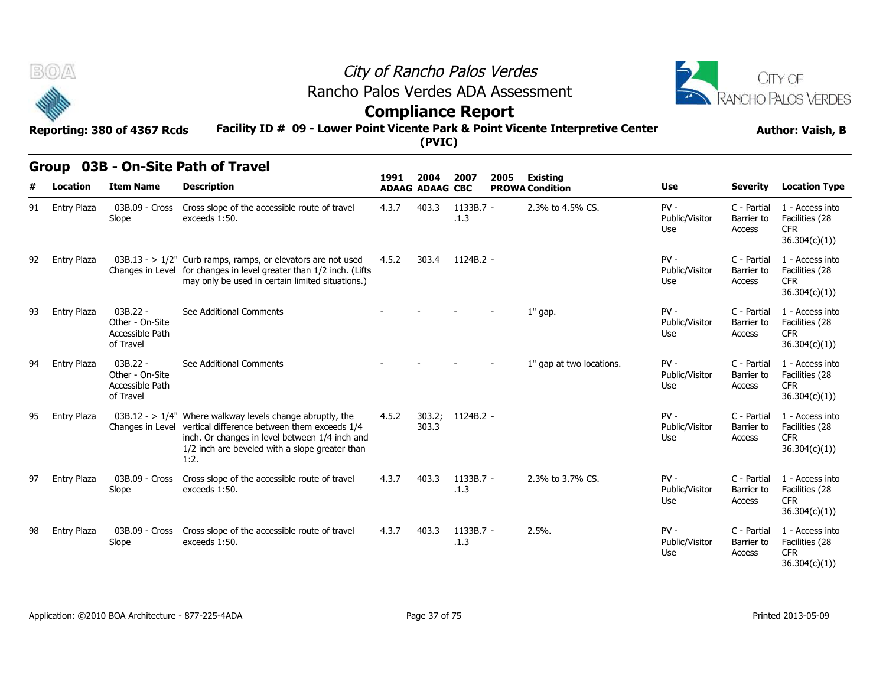# City of Rancho Palos Verdes

## Rancho Palos Verdes ADA Assessment

## Compliance Report

**Reporting: 380 of 4367 Rcds** **Facility ID # 09 - Lower Point Vicente Park & Point Vicente Interpretive Center (PVIC)** **Author: Vaish, B**

### Group 03B - On-Site Path of Travel

| # | Location | Item Name | Description | 1991 ADAAG | 2004 ADAAG | 2007 CBC | 2005 PROWA | Existing Condition | Use | Severity | Location Type |
|---|---|---|---|---|---|---|---|---|---|---|---|
| 91 | Entry Plaza | 03B.09 - Cross Slope | Cross slope of the accessible route of travel exceeds 1:50. | 4.3.7 | 403.3 | 1133B.7 - .1.3 | | 2.3% to 4.5% CS. | PV - Public/Visitor Use | C - Partial Barrier to Access | 1 - Access into Facilities (28 CFR 36.304(c)(1)) |
| 92 | Entry Plaza | 03B.13 - > 1/2" Changes in Level | Curb ramps, ramps, or elevators are not used for changes in level greater than 1/2 inch. (Lifts may only be used in certain limited situations.) | 4.5.2 | 303.4 | 1124B.2 - | | | PV - Public/Visitor Use | C - Partial Barrier to Access | 1 - Access into Facilities (28 CFR 36.304(c)(1)) |
| 93 | Entry Plaza | 03B.22 - Other - On-Site Accessible Path of Travel | See Additional Comments | - | - | - | - | 1" gap. | PV - Public/Visitor Use | C - Partial Barrier to Access | 1 - Access into Facilities (28 CFR 36.304(c)(1)) |
| 94 | Entry Plaza | 03B.22 - Other - On-Site Accessible Path of Travel | See Additional Comments | - | - | - | - | 1" gap at two locations. | PV - Public/Visitor Use | C - Partial Barrier to Access | 1 - Access into Facilities (28 CFR 36.304(c)(1)) |
| 95 | Entry Plaza | 03B.12 - > 1/4" Changes in Level | Where walkway levels change abruptly, the vertical difference between them exceeds 1/4 inch. Or changes in level between 1/4 inch and 1/2 inch are beveled with a slope greater than 1:2. | 4.5.2 | 303.2; 303.3 | 1124B.2 - | | | PV - Public/Visitor Use | C - Partial Barrier to Access | 1 - Access into Facilities (28 CFR 36.304(c)(1)) |
| 97 | Entry Plaza | 03B.09 - Cross Slope | Cross slope of the accessible route of travel exceeds 1:50. | 4.3.7 | 403.3 | 1133B.7 - .1.3 | | 2.3% to 3.7% CS. | PV - Public/Visitor Use | C - Partial Barrier to Access | 1 - Access into Facilities (28 CFR 36.304(c)(1)) |
| 98 | Entry Plaza | 03B.09 - Cross Slope | Cross slope of the accessible route of travel exceeds 1:50. | 4.3.7 | 403.3 | 1133B.7 - .1.3 | | 2.5%. | PV - Public/Visitor Use | C - Partial Barrier to Access | 1 - Access into Facilities (28 CFR 36.304(c)(1)) |

Application: ©2010 BOA Architecture - 877-225-4ADA Printed 2013-05-09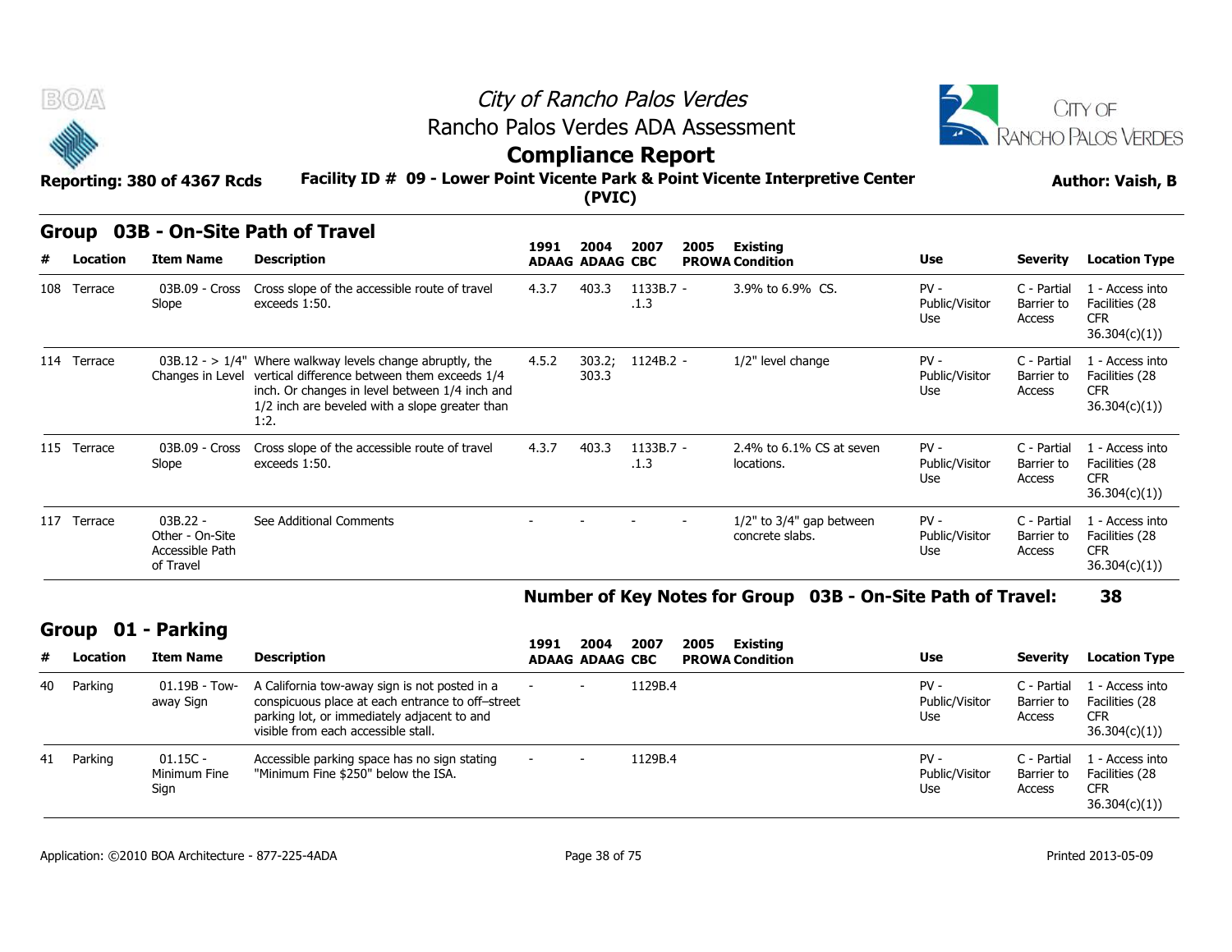# City of Rancho Palos Verdes
## Rancho Palos Verdes ADA Assessment
## Compliance Report

**Reporting: 380 of 4367 Rcds** **Facility ID # 09 - Lower Point Vicente Park & Point Vicente Interpretive Center (PVIC)** **Author: Vaish, B**

## Group 03B - On-Site Path of Travel

| # | Location | Item Name | Description | 1991 ADAAG | 2004 ADAAG | 2007 CBC | 2005 PROWA | Existing Condition | Use | Severity | Location Type |
|---|---|---|---|---|---|---|---|---|---|---|---|
| 108 | Terrace | 03B.09 - Cross Slope | Cross slope of the accessible route of travel exceeds 1:50. | 4.3.7 | 403.3 | 1133B.7 - .1.3 | | 3.9% to 6.9% CS. | PV - Public/Visitor Use | C - Partial Barrier to Access | 1 - Access into Facilities (28 CFR 36.304(c)(1)) |
| 114 | Terrace | 03B.12 - > 1/4" Changes in Level | Where walkway levels change abruptly, the vertical difference between them exceeds 1/4 inch. Or changes in level between 1/4 inch and 1/2 inch are beveled with a slope greater than 1:2. | 4.5.2 | 303.2; 303.3 | 1124B.2 - | | 1/2" level change | PV - Public/Visitor Use | C - Partial Barrier to Access | 1 - Access into Facilities (28 CFR 36.304(c)(1)) |
| 115 | Terrace | 03B.09 - Cross Slope | Cross slope of the accessible route of travel exceeds 1:50. | 4.3.7 | 403.3 | 1133B.7 - .1.3 | | 2.4% to 6.1% CS at seven locations. | PV - Public/Visitor Use | C - Partial Barrier to Access | 1 - Access into Facilities (28 CFR 36.304(c)(1)) |
| 117 | Terrace | 03B.22 - Other - On-Site Accessible Path of Travel | See Additional Comments | - | - | - | - | 1/2" to 3/4" gap between concrete slabs. | PV - Public/Visitor Use | C - Partial Barrier to Access | 1 - Access into Facilities (28 CFR 36.304(c)(1)) |

**Number of Key Notes for Group 03B - On-Site Path of Travel: 38**

## Group 01 - Parking

| # | Location | Item Name | Description | 1991 ADAAG | 2004 ADAAG | 2007 CBC | 2005 PROWA | Existing Condition | Use | Severity | Location Type |
|---|---|---|---|---|---|---|---|---|---|---|---|
| 40 | Parking | 01.19B - Tow-away Sign | A California tow-away sign is not posted in a conspicuous place at each entrance to off–street parking lot, or immediately adjacent to and visible from each accessible stall. | - | - | 1129B.4 | | | PV - Public/Visitor Use | C - Partial Barrier to Access | 1 - Access into Facilities (28 CFR 36.304(c)(1)) |
| 41 | Parking | 01.15C - Minimum Fine Sign | Accessible parking space has no sign stating "Minimum Fine $250" below the ISA. | - | - | 1129B.4 | | | PV - Public/Visitor Use | C - Partial Barrier to Access | 1 - Access into Facilities (28 CFR 36.304(c)(1)) |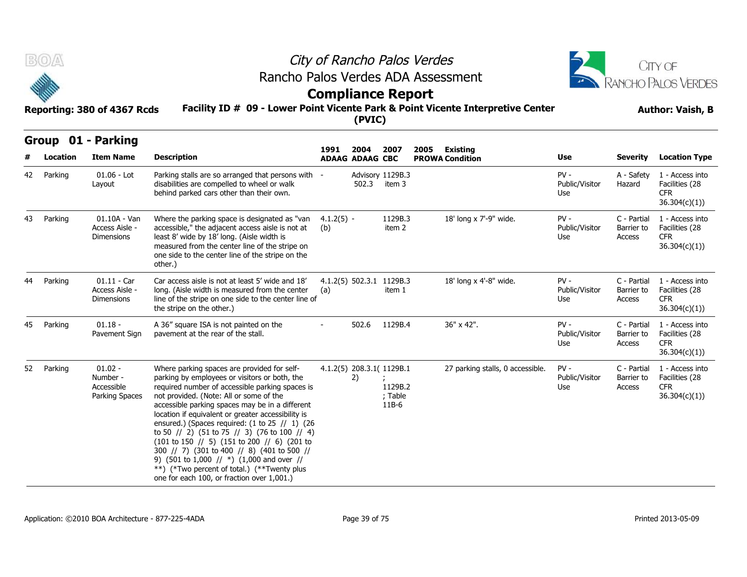# City of Rancho Palos Verdes

## Rancho Palos Verdes ADA Assessment

## Compliance Report

**Reporting: 380 of 4367 Rcds**

**Facility ID # 09 - Lower Point Vicente Park & Point Vicente Interpretive Center (PVIC)**

**Author: Vaish, B**

## Group 01 - Parking

| # | Location | Item Name | Description | 1991 ADAAG | 2004 ADAAG | 2007 CBC | 2005 PROWA | Existing Condition | Use | Severity | Location Type |
|---|---|---|---|---|---|---|---|---|---|---|---|
| 42 | Parking | 01.06 - Lot Layout | Parking stalls are so arranged that persons with disabilities are compelled to wheel or walk behind parked cars other than their own. | - | Advisory 502.3 | 1129B.3 item 3 | | | PV - Public/Visitor Use | A - Safety Hazard | 1 - Access into Facilities (28 CFR 36.304(c)(1)) |
| 43 | Parking | 01.10A - Van Access Aisle - Dimensions | Where the parking space is designated as "van accessible," the adjacent access aisle is not at least 8' wide by 18' long. (Aisle width is measured from the center line of the stripe on one side to the center line of the stripe on the other.) | 4.1.2(5)(b) | - | 1129B.3 item 2 | | 18' long x 7'-9" wide. | PV - Public/Visitor Use | C - Partial Barrier to Access | 1 - Access into Facilities (28 CFR 36.304(c)(1)) |
| 44 | Parking | 01.11 - Car Access Aisle - Dimensions | Car access aisle is not at least 5' wide and 18' long. (Aisle width is measured from the center line of the stripe on one side to the center line of the stripe on the other.) | 4.1.2(5)(a) | 502.3.1 | 1129B.3 item 1 | | 18' long x 4'-8" wide. | PV - Public/Visitor Use | C - Partial Barrier to Access | 1 - Access into Facilities (28 CFR 36.304(c)(1)) |
| 45 | Parking | 01.18 - Pavement Sign | A 36" square ISA is not painted on the pavement at the rear of the stall. | - | 502.6 | 1129B.4 | | 36" x 42". | PV - Public/Visitor Use | C - Partial Barrier to Access | 1 - Access into Facilities (28 CFR 36.304(c)(1)) |
| 52 | Parking | 01.02 - Number - Accessible Parking Spaces | Where parking spaces are provided for self-parking by employees or visitors or both, the required number of accessible parking spaces is not provided. (Note: All or some of the accessible parking spaces may be in a different location if equivalent or greater accessibility is ensured.) (Spaces required: (1 to 25 // 1) (26 to 50 // 2) (51 to 75 // 3) (76 to 100 // 4) (101 to 150 // 5) (151 to 200 // 6) (201 to 300 // 7) (301 to 400 // 8) (401 to 500 // 9) (501 to 1,000 // *) (1,000 and over // **) (*Two percent of total.) (**Twenty plus one for each 100, or fraction over 1,001.) | 4.1.2(5) | 208.3.1(2) | 1129B.1; 1129B.2; Table 11B-6 | | 27 parking stalls, 0 accessible. | PV - Public/Visitor Use | C - Partial Barrier to Access | 1 - Access into Facilities (28 CFR 36.304(c)(1)) |

Application: ©2010 BOA Architecture - 877-225-4ADA

Printed 2013-05-09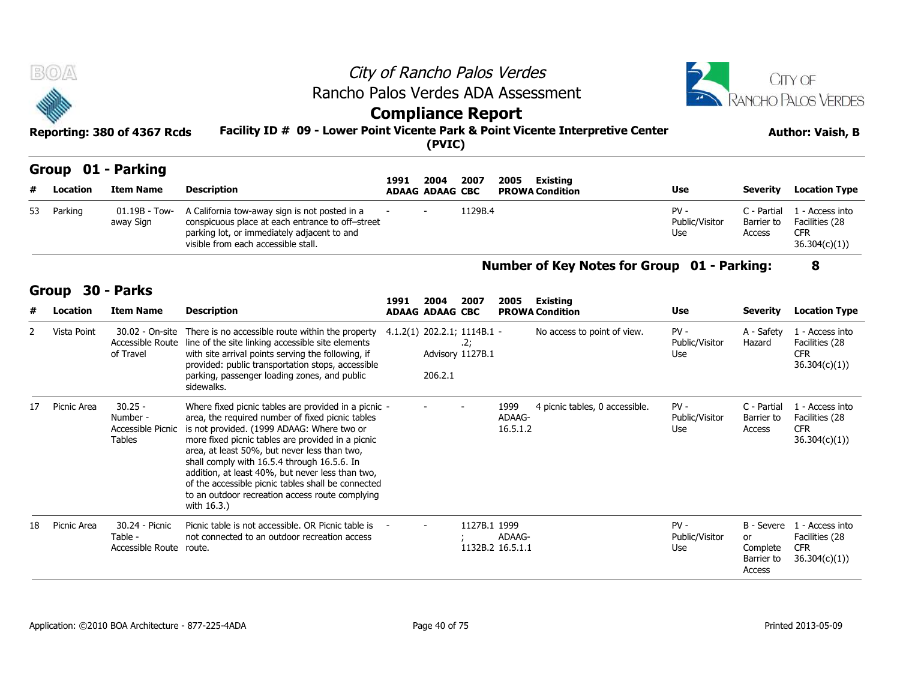# City of Rancho Palos Verdes
## Rancho Palos Verdes ADA Assessment
## Compliance Report

**Reporting: 380 of 4367 Rcds**

**Facility ID # 09 - Lower Point Vicente Park & Point Vicente Interpretive Center (PVIC)**

**Author: Vaish, B**

## Group 01 - Parking

| # | Location | Item Name | Description | 1991 ADAAG | 2004 ADAAG | 2007 CBC | 2005 PROWA | Existing Condition | Use | Severity | Location Type |
|---|---|---|---|---|---|---|---|---|---|---|---|
| 53 | Parking | 01.19B - Tow-away Sign | A California tow-away sign is not posted in a conspicuous place at each entrance to off–street parking lot, or immediately adjacent to and visible from each accessible stall. | - | - | 1129B.4 | | | PV - Public/Visitor Use | C - Partial Barrier to Access | 1 - Access into Facilities (28 CFR 36.304(c)(1)) |

**Number of Key Notes for Group 01 - Parking: 8**

## Group 30 - Parks

| # | Location | Item Name | Description | 1991 ADAAG | 2004 ADAAG | 2007 CBC | 2005 PROWA | Existing Condition | Use | Severity | Location Type |
|---|---|---|---|---|---|---|---|---|---|---|---|
| 2 | Vista Point | 30.02 - On-site Accessible Route of Travel | There is no accessible route within the property line of the site linking accessible site elements with site arrival points serving the following, if provided: public transportation stops, accessible parking, passenger loading zones, and public sidewalks. | 4.1.2(1) | 202.2.1; Advisory 206.2.1 | 1114B.1.2; 1127B.1 | - | No access to point of view. | PV - Public/Visitor Use | A - Safety Hazard | 1 - Access into Facilities (28 CFR 36.304(c)(1)) |
| 17 | Picnic Area | 30.25 - Number - Accessible Picnic Tables | Where fixed picnic tables are provided in a picnic area, the required number of fixed picnic tables is not provided. (1999 ADAAG: Where two or more fixed picnic tables are provided in a picnic area, at least 50%, but never less than two, shall comply with 16.5.4 through 16.5.6. In addition, at least 40%, but never less than two, of the accessible picnic tables shall be connected to an outdoor recreation access route complying with 16.3.) | - | - | - | 1999 ADAAG-16.5.1.2 | 4 picnic tables, 0 accessible. | PV - Public/Visitor Use | C - Partial Barrier to Access | 1 - Access into Facilities (28 CFR 36.304(c)(1)) |
| 18 | Picnic Area | 30.24 - Picnic Table - Accessible Route | Picnic table is not accessible. OR Picnic table is not connected to an outdoor recreation access route. | - | - | 1127B.1; 1132B.2 | 1999 ADAAG-16.5.1.1 | | PV - Public/Visitor Use | B - Severe or Complete Barrier to Access | 1 - Access into Facilities (28 CFR 36.304(c)(1)) |

Application: ©2010 BOA Architecture - 877-225-4ADA

Printed 2013-05-09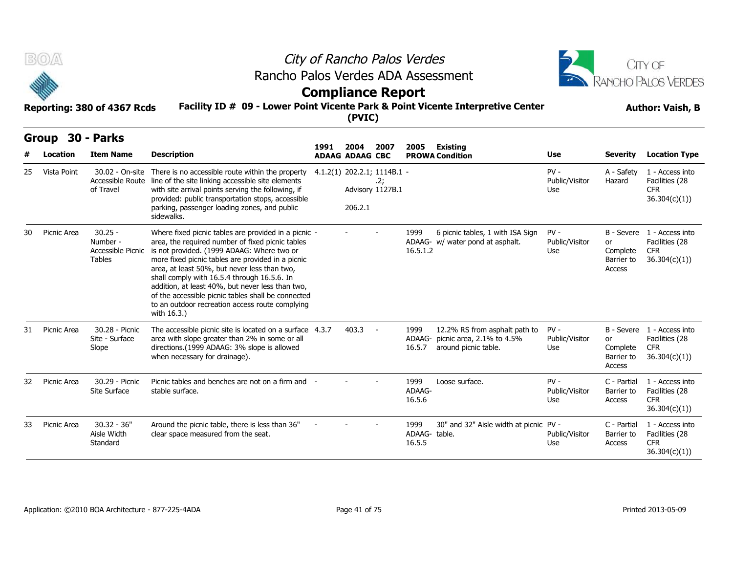# City of Rancho Palos Verdes

## Rancho Palos Verdes ADA Assessment

## Compliance Report

**Reporting: 380 of 4367 Rcds**

**Facility ID # 09 - Lower Point Vicente Park & Point Vicente Interpretive Center (PVIC)**

**Author: Vaish, B**

### Group 30 - Parks

| # | Location | Item Name | Description | 1991 ADAAG | 2004 ADAAG | 2007 CBC | 2005 PROWA | Existing Condition | Use | Severity | Location Type |
|---|---|---|---|---|---|---|---|---|---|---|---|
| 25 | Vista Point | 30.02 - On-site Accessible Route of Travel | There is no accessible route within the property line of the site linking accessible site elements with site arrival points serving the following, if provided: public transportation stops, accessible parking, passenger loading zones, and public sidewalks. | 4.1.2(1) | 202.2.1; Advisory 206.2.1 | 1114B.1.2; 1127B.1 | - | | PV - Public/Visitor Use | A - Safety Hazard | 1 - Access into Facilities (28 CFR 36.304(c)(1)) |
| 30 | Picnic Area | 30.25 - Number - Accessible Picnic Tables | Where fixed picnic tables are provided in a picnic area, the required number of fixed picnic tables is not provided. (1999 ADAAG: Where two or more fixed picnic tables are provided in a picnic area, at least 50%, but never less than two, shall comply with 16.5.4 through 16.5.6. In addition, at least 40%, but never less than two, of the accessible picnic tables shall be connected to an outdoor recreation access route complying with 16.3.) | - | - | - | 1999 ADAAG-16.5.1.2 | 6 picnic tables, 1 with ISA Sign w/ water pond at asphalt. | PV - Public/Visitor Use | B - Severe or Complete Barrier to Access | 1 - Access into Facilities (28 CFR 36.304(c)(1)) |
| 31 | Picnic Area | 30.28 - Picnic Site - Surface Slope | The accessible picnic site is located on a surface area with slope greater than 2% in some or all directions.(1999 ADAAG: 3% slope is allowed when necessary for drainage). | 4.3.7 | 403.3 | - | 1999 ADAAG-16.5.7 | 12.2% RS from asphalt path to picnic area, 2.1% to 4.5% around picnic table. | PV - Public/Visitor Use | B - Severe or Complete Barrier to Access | 1 - Access into Facilities (28 CFR 36.304(c)(1)) |
| 32 | Picnic Area | 30.29 - Picnic Site Surface | Picnic tables and benches are not on a firm and stable surface. | - | - | - | 1999 ADAAG-16.5.6 | Loose surface. | PV - Public/Visitor Use | C - Partial Barrier to Access | 1 - Access into Facilities (28 CFR 36.304(c)(1)) |
| 33 | Picnic Area | 30.32 - 36" Aisle Width Standard | Around the picnic table, there is less than 36" clear space measured from the seat. | - | - | - | 1999 ADAAG-16.5.5 | 30" and 32" Aisle width at picnic table. | PV - Public/Visitor Use | C - Partial Barrier to Access | 1 - Access into Facilities (28 CFR 36.304(c)(1)) |

Application: ©2010 BOA Architecture - 877-225-4ADA

Printed 2013-05-09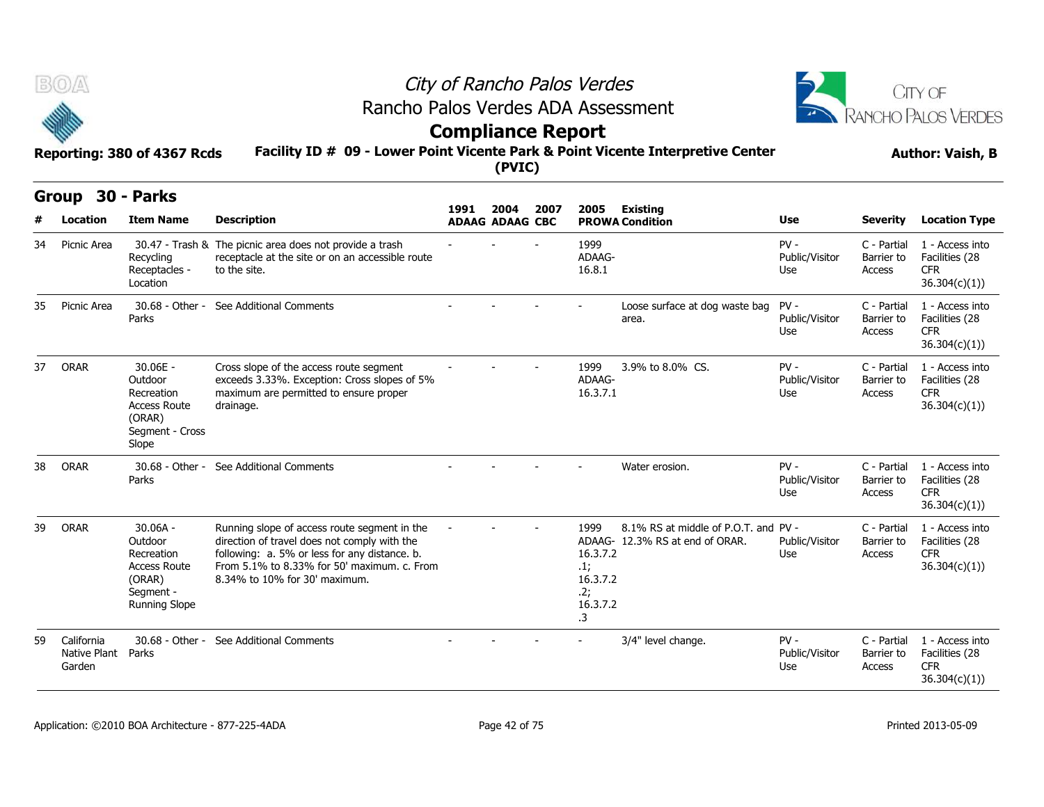# City of Rancho Palos Verdes

## Rancho Palos Verdes ADA Assessment

## Compliance Report

**Reporting: 380 of 4367 Rcds**

**Facility ID # 09 - Lower Point Vicente Park & Point Vicente Interpretive Center (PVIC)**

**Author: Vaish, B**

### Group 30 - Parks

| # | Location | Item Name | Description | 1991 ADAAG | 2004 ADAAG | 2007 CBC | 2005 PROWA | Existing Condition | Use | Severity | Location Type |
|---|---|---|---|---|---|---|---|---|---|---|---|
| 34 | Picnic Area | 30.47 - Trash & Recycling Receptacles - Location | The picnic area does not provide a trash receptacle at the site or on an accessible route to the site. | - | - | - | 1999 ADAAG- 16.8.1 | | PV - Public/Visitor Use | C - Partial Barrier to Access | 1 - Access into Facilities (28 CFR 36.304(c)(1)) |
| 35 | Picnic Area | 30.68 - Other - Parks | See Additional Comments | - | - | - | - | Loose surface at dog waste bag area. | PV - Public/Visitor Use | C - Partial Barrier to Access | 1 - Access into Facilities (28 CFR 36.304(c)(1)) |
| 37 | ORAR | 30.06E - Outdoor Recreation Access Route (ORAR) Segment - Cross Slope | Cross slope of the access route segment exceeds 3.33%. Exception: Cross slopes of 5% maximum are permitted to ensure proper drainage. | - | - | - | 1999 ADAAG- 16.3.7.1 | 3.9% to 8.0% CS. | PV - Public/Visitor Use | C - Partial Barrier to Access | 1 - Access into Facilities (28 CFR 36.304(c)(1)) |
| 38 | ORAR | 30.68 - Other - Parks | See Additional Comments | - | - | - | - | Water erosion. | PV - Public/Visitor Use | C - Partial Barrier to Access | 1 - Access into Facilities (28 CFR 36.304(c)(1)) |
| 39 | ORAR | 30.06A - Outdoor Recreation Access Route (ORAR) Segment - Running Slope | Running slope of access route segment in the direction of travel does not comply with the following: a. 5% or less for any distance. b. From 5.1% to 8.33% for 50' maximum. c. From 8.34% to 10% for 30' maximum. | - | - | - | 1999 ADAAG- 16.3.7.2 .1; 16.3.7.2 .2; 16.3.7.2 .3 | 8.1% RS at middle of P.O.T. and 12.3% RS at end of ORAR. | PV - Public/Visitor Use | C - Partial Barrier to Access | 1 - Access into Facilities (28 CFR 36.304(c)(1)) |
| 59 | California Native Plant Garden | 30.68 - Other - Parks | See Additional Comments | - | - | - | - | 3/4" level change. | PV - Public/Visitor Use | C - Partial Barrier to Access | 1 - Access into Facilities (28 CFR 36.304(c)(1)) |

Application: ©2010 BOA Architecture - 877-225-4ADA

Printed 2013-05-09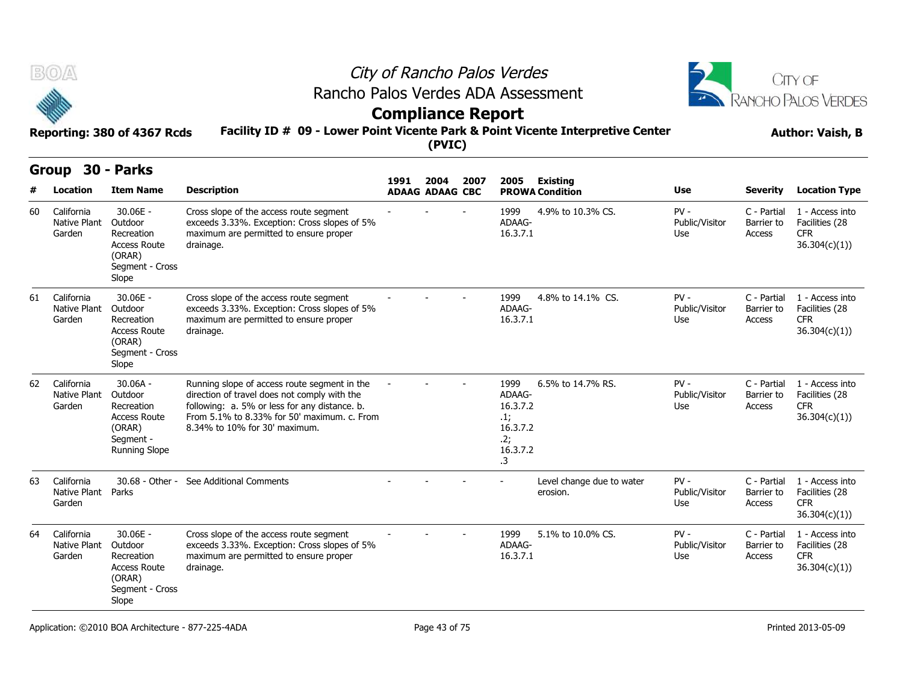# City of Rancho Palos Verdes

## Rancho Palos Verdes ADA Assessment

## Compliance Report

**Reporting: 380 of 4367 Rcds**

**Facility ID # 09 - Lower Point Vicente Park & Point Vicente Interpretive Center (PVIC)**

**Author: Vaish, B**

### Group 30 - Parks

| # | Location | Item Name | Description | 1991 ADAAG | 2004 ADAAG | 2007 CBC | 2005 PROWA | Existing Condition | Use | Severity | Location Type |
|---|---|---|---|---|---|---|---|---|---|---|---|
| 60 | California Native Plant Garden | 30.06E - Outdoor Recreation Access Route (ORAR) Segment - Cross Slope | Cross slope of the access route segment exceeds 3.33%. Exception: Cross slopes of 5% maximum are permitted to ensure proper drainage. | - | - | - | 1999 ADAAG-16.3.7.1 | 4.9% to 10.3% CS. | PV - Public/Visitor Use | C - Partial Barrier to Access | 1 - Access into Facilities (28 CFR 36.304(c)(1)) |
| 61 | California Native Plant Garden | 30.06E - Outdoor Recreation Access Route (ORAR) Segment - Cross Slope | Cross slope of the access route segment exceeds 3.33%. Exception: Cross slopes of 5% maximum are permitted to ensure proper drainage. | - | - | - | 1999 ADAAG-16.3.7.1 | 4.8% to 14.1% CS. | PV - Public/Visitor Use | C - Partial Barrier to Access | 1 - Access into Facilities (28 CFR 36.304(c)(1)) |
| 62 | California Native Plant Garden | 30.06A - Outdoor Recreation Access Route (ORAR) Segment - Running Slope | Running slope of access route segment in the direction of travel does not comply with the following: a. 5% or less for any distance. b. From 5.1% to 8.33% for 50' maximum. c. From 8.34% to 10% for 30' maximum. | - | - | - | 1999 ADAAG-16.3.7.2.1; 16.3.7.2.2; 16.3.7.2.3 | 6.5% to 14.7% RS. | PV - Public/Visitor Use | C - Partial Barrier to Access | 1 - Access into Facilities (28 CFR 36.304(c)(1)) |
| 63 | California Native Plant Garden | 30.68 - Other - Parks | See Additional Comments | - | - | - | - | Level change due to water erosion. | PV - Public/Visitor Use | C - Partial Barrier to Access | 1 - Access into Facilities (28 CFR 36.304(c)(1)) |
| 64 | California Native Plant Garden | 30.06E - Outdoor Recreation Access Route (ORAR) Segment - Cross Slope | Cross slope of the access route segment exceeds 3.33%. Exception: Cross slopes of 5% maximum are permitted to ensure proper drainage. | - | - | - | 1999 ADAAG-16.3.7.1 | 5.1% to 10.0% CS. | PV - Public/Visitor Use | C - Partial Barrier to Access | 1 - Access into Facilities (28 CFR 36.304(c)(1)) |

Application: ©2010 BOA Architecture - 877-225-4ADA

Printed 2013-05-09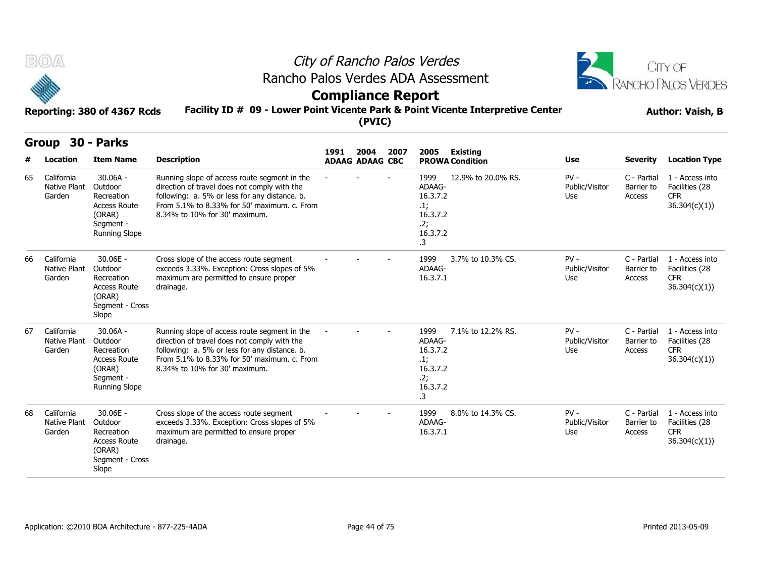# City of Rancho Palos Verdes

## Rancho Palos Verdes ADA Assessment

## Compliance Report

Reporting: 380 of 4367 Rcds

**Facility ID # 09 - Lower Point Vicente Park & Point Vicente Interpretive Center (PVIC)**

Author: Vaish, B

## Group 30 - Parks

| # | Location | Item Name | Description | 1991 ADAAG | 2004 ADAAG | 2007 CBC | 2005 PROWA | Existing Condition | Use | Severity | Location Type |
|---|---|---|---|---|---|---|---|---|---|---|---|
| 65 | California Native Plant Garden | 30.06A - Outdoor Recreation Access Route (ORAR) Segment - Running Slope | Running slope of access route segment in the direction of travel does not comply with the following: a. 5% or less for any distance. b. From 5.1% to 8.33% for 50' maximum. c. From 8.34% to 10% for 30' maximum. | - | - | - | 1999 ADAAG-16.3.7.2.1; 16.3.7.2.2; 16.3.7.2.3 | 12.9% to 20.0% RS. | PV - Public/Visitor Use | C - Partial Barrier to Access | 1 - Access into Facilities (28 CFR 36.304(c)(1)) |
| 66 | California Native Plant Garden | 30.06E - Outdoor Recreation Access Route (ORAR) Segment - Cross Slope | Cross slope of the access route segment exceeds 3.33%. Exception: Cross slopes of 5% maximum are permitted to ensure proper drainage. | - | - | - | 1999 ADAAG-16.3.7.1 | 3.7% to 10.3% CS. | PV - Public/Visitor Use | C - Partial Barrier to Access | 1 - Access into Facilities (28 CFR 36.304(c)(1)) |
| 67 | California Native Plant Garden | 30.06A - Outdoor Recreation Access Route (ORAR) Segment - Running Slope | Running slope of access route segment in the direction of travel does not comply with the following: a. 5% or less for any distance. b. From 5.1% to 8.33% for 50' maximum. c. From 8.34% to 10% for 30' maximum. | - | - | - | 1999 ADAAG-16.3.7.2.1; 16.3.7.2.2; 16.3.7.2.3 | 7.1% to 12.2% RS. | PV - Public/Visitor Use | C - Partial Barrier to Access | 1 - Access into Facilities (28 CFR 36.304(c)(1)) |
| 68 | California Native Plant Garden | 30.06E - Outdoor Recreation Access Route (ORAR) Segment - Cross Slope | Cross slope of the access route segment exceeds 3.33%. Exception: Cross slopes of 5% maximum are permitted to ensure proper drainage. | - | - | - | 1999 ADAAG-16.3.7.1 | 8.0% to 14.3% CS. | PV - Public/Visitor Use | C - Partial Barrier to Access | 1 - Access into Facilities (28 CFR 36.304(c)(1)) |

Application: ©2010 BOA Architecture - 877-225-4ADA

Printed 2013-05-09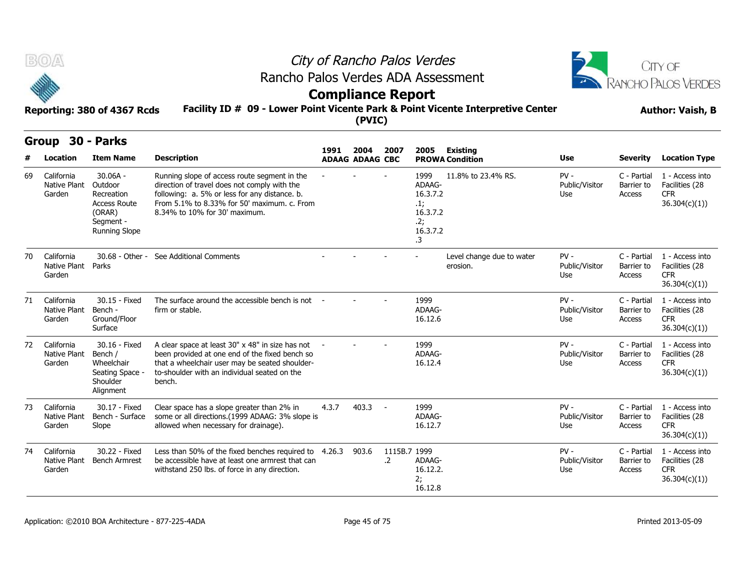# City of Rancho Palos Verdes
## Rancho Palos Verdes ADA Assessment
## Compliance Report

**Reporting: 380 of 4367 Rcds** **Facility ID # 09 - Lower Point Vicente Park & Point Vicente Interpretive Center (PVIC)** **Author: Vaish, B**

## Group 30 - Parks

| # | Location | Item Name | Description | 1991 ADAAG | 2004 ADAAG | 2007 CBC | 2005 PROWA | Existing Condition | Use | Severity | Location Type |
|---|---|---|---|---|---|---|---|---|---|---|---|
| 69 | California Native Plant Garden | 30.06A - Outdoor Recreation Access Route (ORAR) Segment - Running Slope | Running slope of access route segment in the direction of travel does not comply with the following: a. 5% or less for any distance. b. From 5.1% to 8.33% for 50' maximum. c. From 8.34% to 10% for 30' maximum. | - | - | - | 1999 ADAAG-16.3.7.2.1; 16.3.7.2.2; 16.3.7.2.3 | 11.8% to 23.4% RS. | PV - Public/Visitor Use | C - Partial Barrier to Access | 1 - Access into Facilities (28 CFR 36.304(c)(1)) |
| 70 | California Native Plant Garden | 30.68 - Other - Parks | See Additional Comments | - | - | - | - | Level change due to water erosion. | PV - Public/Visitor Use | C - Partial Barrier to Access | 1 - Access into Facilities (28 CFR 36.304(c)(1)) |
| 71 | California Native Plant Garden | 30.15 - Fixed Bench - Ground/Floor Surface | The surface around the accessible bench is not firm or stable. | - | - | - | 1999 ADAAG-16.12.6 | | PV - Public/Visitor Use | C - Partial Barrier to Access | 1 - Access into Facilities (28 CFR 36.304(c)(1)) |
| 72 | California Native Plant Garden | 30.16 - Fixed Bench / Wheelchair Seating Space - Shoulder Alignment | A clear space at least 30" x 48" in size has not been provided at one end of the fixed bench so that a wheelchair user may be seated shoulder-to-shoulder with an individual seated on the bench. | - | - | - | 1999 ADAAG-16.12.4 | | PV - Public/Visitor Use | C - Partial Barrier to Access | 1 - Access into Facilities (28 CFR 36.304(c)(1)) |
| 73 | California Native Plant Garden | 30.17 - Fixed Bench - Surface Slope | Clear space has a slope greater than 2% in some or all directions.(1999 ADAAG: 3% slope is allowed when necessary for drainage). | 4.3.7 | 403.3 | - | 1999 ADAAG-16.12.7 | | PV - Public/Visitor Use | C - Partial Barrier to Access | 1 - Access into Facilities (28 CFR 36.304(c)(1)) |
| 74 | California Native Plant Garden | 30.22 - Fixed Bench Armrest | Less than 50% of the fixed benches required to be accessible have at least one armrest that can withstand 250 lbs. of force in any direction. | 4.26.3 | 903.6 | 1115B.7.2 | 1999 ADAAG-16.12.2.2; 16.12.8 | | PV - Public/Visitor Use | C - Partial Barrier to Access | 1 - Access into Facilities (28 CFR 36.304(c)(1)) |

Application: ©2010 BOA Architecture - 877-225-4ADA Printed 2013-05-09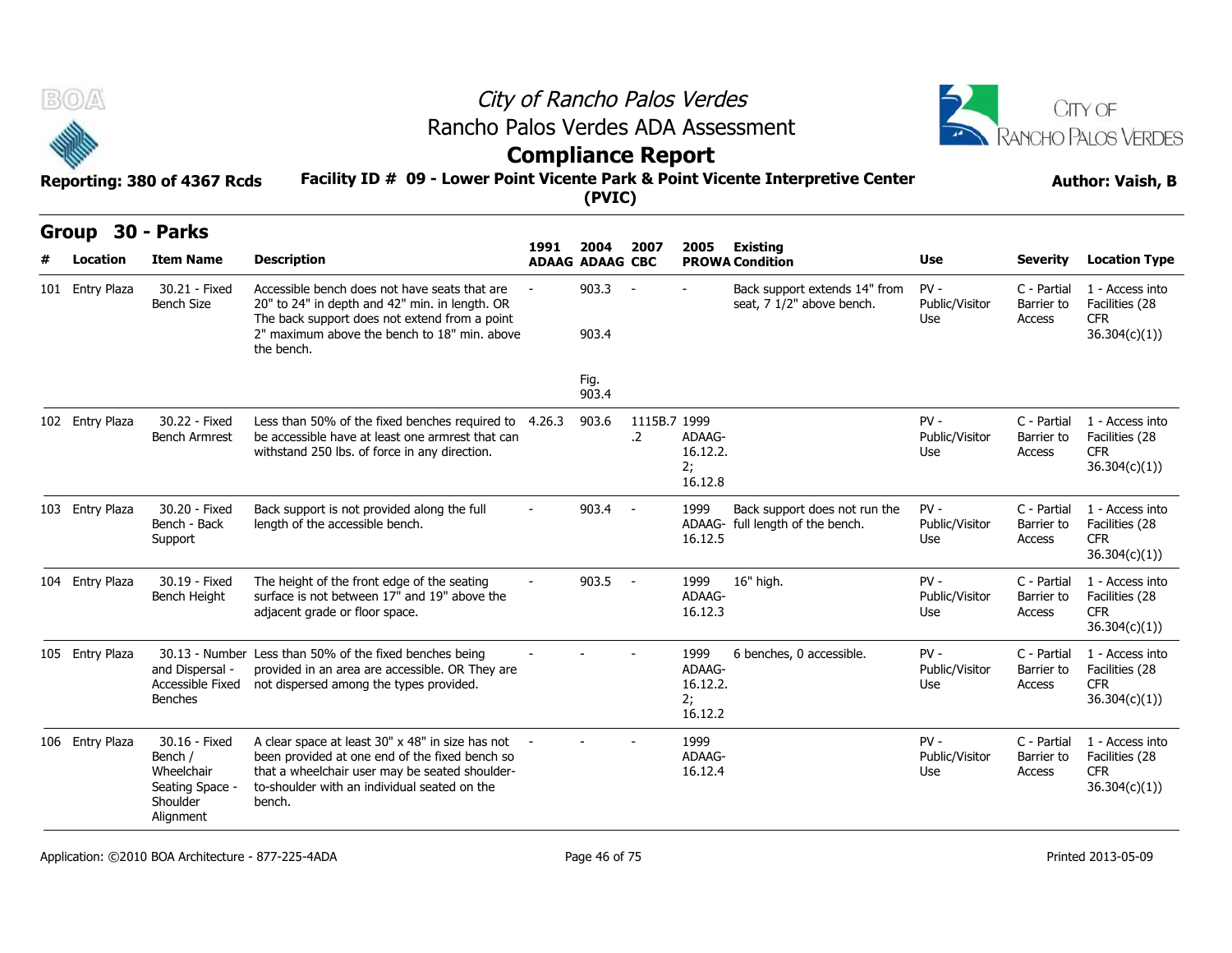# City of Rancho Palos Verdes

## Rancho Palos Verdes ADA Assessment

## Compliance Report

**Reporting: 380 of 4367 Rcds**

**Facility ID # 09 - Lower Point Vicente Park & Point Vicente Interpretive Center (PVIC)**

**Author: Vaish, B**

## Group 30 - Parks

| # | Location | Item Name | Description | 1991 ADAAG | 2004 ADAAG | 2007 CBC | 2005 PROWA | Existing Condition | Use | Severity | Location Type |
|---|---|---|---|---|---|---|---|---|---|---|---|
| 101 | Entry Plaza | 30.21 - Fixed Bench Size | Accessible bench does not have seats that are 20" to 24" in depth and 42" min. in length. OR The back support does not extend from a point 2" maximum above the bench to 18" min. above the bench. | - | 903.3<br>903.4<br>Fig. 903.4 | - | - | Back support extends 14" from seat, 7 1/2" above bench. | PV - Public/Visitor Use | C - Partial Barrier to Access | 1 - Access into Facilities (28 CFR 36.304(c)(1)) |
| 102 | Entry Plaza | 30.22 - Fixed Bench Armrest | Less than 50% of the fixed benches required to be accessible have at least one armrest that can withstand 250 lbs. of force in any direction. | 4.26.3 | 903.6 | 1115B.7.2 | 1999 ADAAG-16.12.2.2; 16.12.8 | | PV - Public/Visitor Use | C - Partial Barrier to Access | 1 - Access into Facilities (28 CFR 36.304(c)(1)) |
| 103 | Entry Plaza | 30.20 - Fixed Bench - Back Support | Back support is not provided along the full length of the accessible bench. | - | 903.4 | - | 1999 ADAAG-16.12.5 | Back support does not run the full length of the bench. | PV - Public/Visitor Use | C - Partial Barrier to Access | 1 - Access into Facilities (28 CFR 36.304(c)(1)) |
| 104 | Entry Plaza | 30.19 - Fixed Bench Height | The height of the front edge of the seating surface is not between 17" and 19" above the adjacent grade or floor space. | - | 903.5 | - | 1999 ADAAG-16.12.3 | 16" high. | PV - Public/Visitor Use | C - Partial Barrier to Access | 1 - Access into Facilities (28 CFR 36.304(c)(1)) |
| 105 | Entry Plaza | 30.13 - Number and Dispersal - Accessible Fixed Benches | Less than 50% of the fixed benches being provided in an area are accessible. OR They are not dispersed among the types provided. | - | - | - | 1999 ADAAG-16.12.2.2; 16.12.2 | 6 benches, 0 accessible. | PV - Public/Visitor Use | C - Partial Barrier to Access | 1 - Access into Facilities (28 CFR 36.304(c)(1)) |
| 106 | Entry Plaza | 30.16 - Fixed Bench / Wheelchair Seating Space - Shoulder Alignment | A clear space at least 30" x 48" in size has not been provided at one end of the fixed bench so that a wheelchair user may be seated shoulder-to-shoulder with an individual seated on the bench. | - | - | - | 1999 ADAAG-16.12.4 | | PV - Public/Visitor Use | C - Partial Barrier to Access | 1 - Access into Facilities (28 CFR 36.304(c)(1)) |

Application: ©2010 BOA Architecture - 877-225-4ADA

Printed 2013-05-09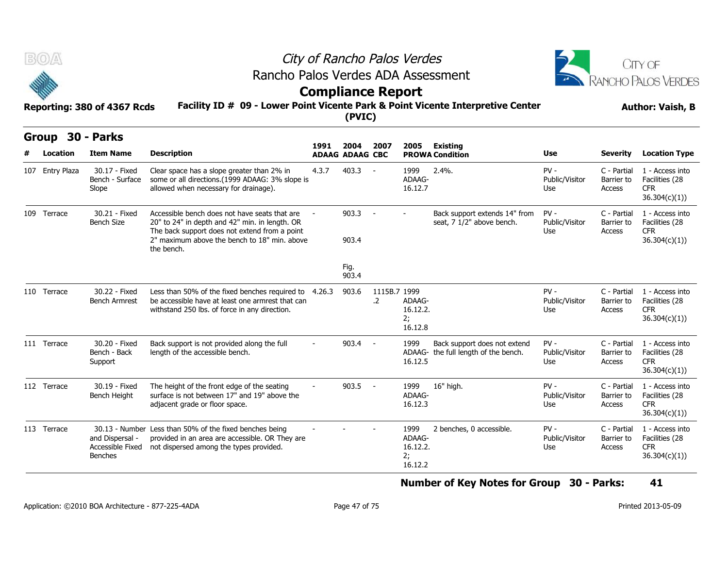# City of Rancho Palos Verdes

## Rancho Palos Verdes ADA Assessment

## Compliance Report

**Reporting: 380 of 4367 Rcds** **Facility ID # 09 - Lower Point Vicente Park & Point Vicente Interpretive Center (PVIC)** **Author: Vaish, B**

## Group 30 - Parks

| # | Location | Item Name | Description | 1991 ADAAG | 2004 ADAAG | 2007 CBC | 2005 PROWA | Existing Condition | Use | Severity | Location Type |
|---|---|---|---|---|---|---|---|---|---|---|---|
| 107 | Entry Plaza | 30.17 - Fixed Bench - Surface Slope | Clear space has a slope greater than 2% in some or all directions.(1999 ADAAG: 3% slope is allowed when necessary for drainage). | 4.3.7 | 403.3 | - | 1999 ADAAG-16.12.7 | 2.4%. | PV - Public/Visitor Use | C - Partial Barrier to Access | 1 - Access into Facilities (28 CFR 36.304(c)(1)) |
| 109 | Terrace | 30.21 - Fixed Bench Size | Accessible bench does not have seats that are 20" to 24" in depth and 42" min. in length. OR The back support does not extend from a point 2" maximum above the bench to 18" min. above the bench. | - | 903.3<br>903.4<br>Fig. 903.4 | - | - | Back support extends 14" from seat, 7 1/2" above bench. | PV - Public/Visitor Use | C - Partial Barrier to Access | 1 - Access into Facilities (28 CFR 36.304(c)(1)) |
| 110 | Terrace | 30.22 - Fixed Bench Armrest | Less than 50% of the fixed benches required to be accessible have at least one armrest that can withstand 250 lbs. of force in any direction. | 4.26.3 | 903.6 | 1115B.7.2 | 1999 ADAAG-16.12.2.2; 16.12.8 | | PV - Public/Visitor Use | C - Partial Barrier to Access | 1 - Access into Facilities (28 CFR 36.304(c)(1)) |
| 111 | Terrace | 30.20 - Fixed Bench - Back Support | Back support is not provided along the full length of the accessible bench. | - | 903.4 | - | 1999 ADAAG-16.12.5 | Back support does not extend the full length of the bench. | PV - Public/Visitor Use | C - Partial Barrier to Access | 1 - Access into Facilities (28 CFR 36.304(c)(1)) |
| 112 | Terrace | 30.19 - Fixed Bench Height | The height of the front edge of the seating surface is not between 17" and 19" above the adjacent grade or floor space. | - | 903.5 | - | 1999 ADAAG-16.12.3 | 16" high. | PV - Public/Visitor Use | C - Partial Barrier to Access | 1 - Access into Facilities (28 CFR 36.304(c)(1)) |
| 113 | Terrace | 30.13 - Number and Dispersal - Accessible Fixed Benches | Less than 50% of the fixed benches being provided in an area are accessible. OR They are not dispersed among the types provided. | - | - | - | 1999 ADAAG-16.12.2.2; 16.12.2 | 2 benches, 0 accessible. | PV - Public/Visitor Use | C - Partial Barrier to Access | 1 - Access into Facilities (28 CFR 36.304(c)(1)) |

**Number of Key Notes for Group 30 - Parks: 41**

Application: ©2010 BOA Architecture - 877-225-4ADA Printed 2013-05-09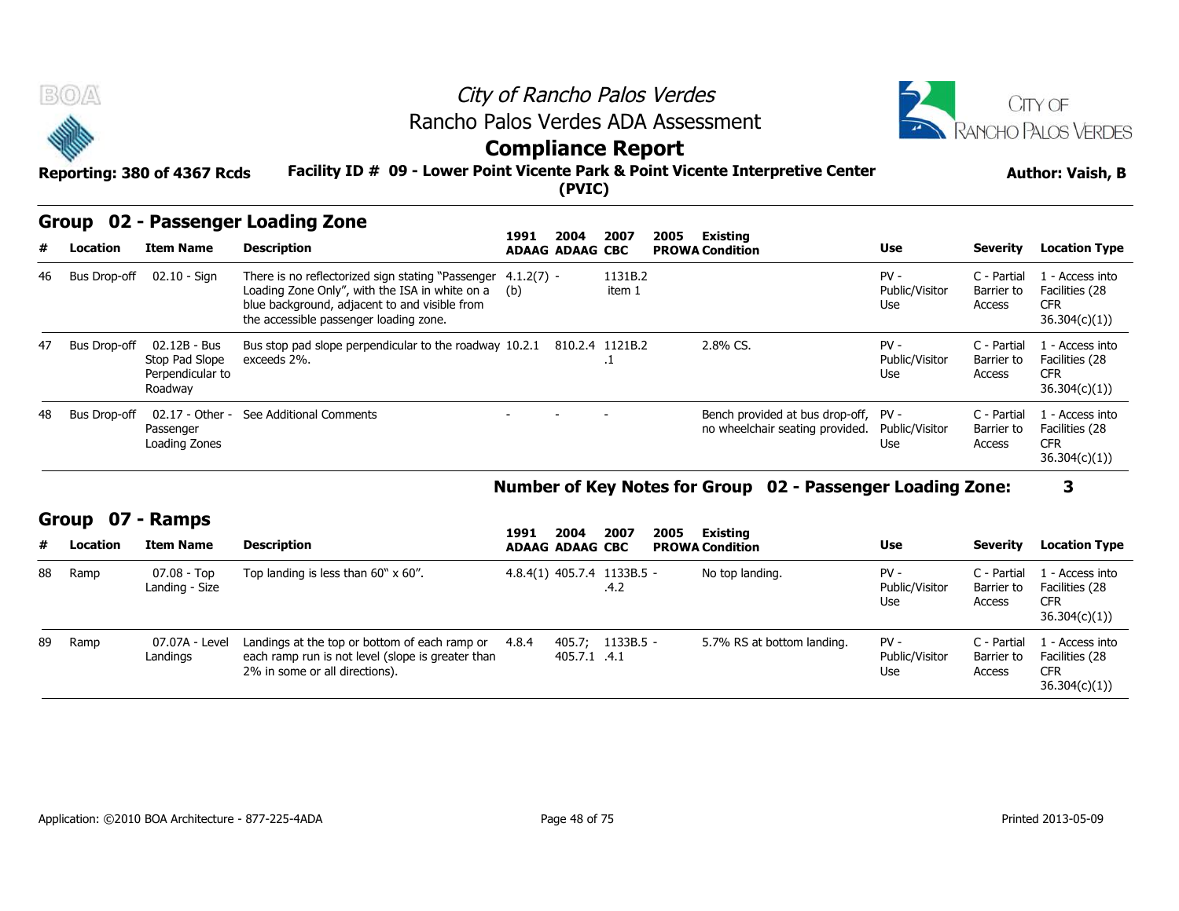# City of Rancho Palos Verdes
## Rancho Palos Verdes ADA Assessment
## Compliance Report

**Reporting: 380 of 4367 Rcds** | **Facility ID # 09 - Lower Point Vicente Park & Point Vicente Interpretive Center (PVIC)** | **Author: Vaish, B**

### Group 02 - Passenger Loading Zone

| # | Location | Item Name | Description | 1991 ADAAG | 2004 ADAAG | 2007 CBC | 2005 PROWA | Existing Condition | Use | Severity | Location Type |
|---|---|---|---|---|---|---|---|---|---|---|---|
| 46 | Bus Drop-off | 02.10 - Sign | There is no reflectorized sign stating "Passenger Loading Zone Only", with the ISA in white on a blue background, adjacent to and visible from the accessible passenger loading zone. | 4.1.2(7)(b) | - | 1131B.2 item 1 | | | PV - Public/Visitor Use | C - Partial Barrier to Access | 1 - Access into Facilities (28 CFR 36.304(c)(1)) |
| 47 | Bus Drop-off | 02.12B - Bus Stop Pad Slope Perpendicular to Roadway | Bus stop pad slope perpendicular to the roadway exceeds 2%. | 10.2.1 | 810.2.4 | 1121B.2.1 | | 2.8% CS. | PV - Public/Visitor Use | C - Partial Barrier to Access | 1 - Access into Facilities (28 CFR 36.304(c)(1)) |
| 48 | Bus Drop-off | 02.17 - Other - Passenger Loading Zones | See Additional Comments | - | - | - | | Bench provided at bus drop-off, no wheelchair seating provided. | PV - Public/Visitor Use | C - Partial Barrier to Access | 1 - Access into Facilities (28 CFR 36.304(c)(1)) |

**Number of Key Notes for Group 02 - Passenger Loading Zone: 3**

### Group 07 - Ramps

| # | Location | Item Name | Description | 1991 ADAAG | 2004 ADAAG | 2007 CBC | 2005 PROWA | Existing Condition | Use | Severity | Location Type |
|---|---|---|---|---|---|---|---|---|---|---|---|
| 88 | Ramp | 07.08 - Top Landing - Size | Top landing is less than 60" x 60". | 4.8.4(1) | 405.7.4 | 1133B.5.4.2 | - | No top landing. | PV - Public/Visitor Use | C - Partial Barrier to Access | 1 - Access into Facilities (28 CFR 36.304(c)(1)) |
| 89 | Ramp | 07.07A - Level Landings | Landings at the top or bottom of each ramp or each ramp run is not level (slope is greater than 2% in some or all directions). | 4.8.4 | 405.7; 405.7.1 | 1133B.5.4.1 | - | 5.7% RS at bottom landing. | PV - Public/Visitor Use | C - Partial Barrier to Access | 1 - Access into Facilities (28 CFR 36.304(c)(1)) |

Application: ©2010 BOA Architecture - 877-225-4ADA | Printed 2013-05-09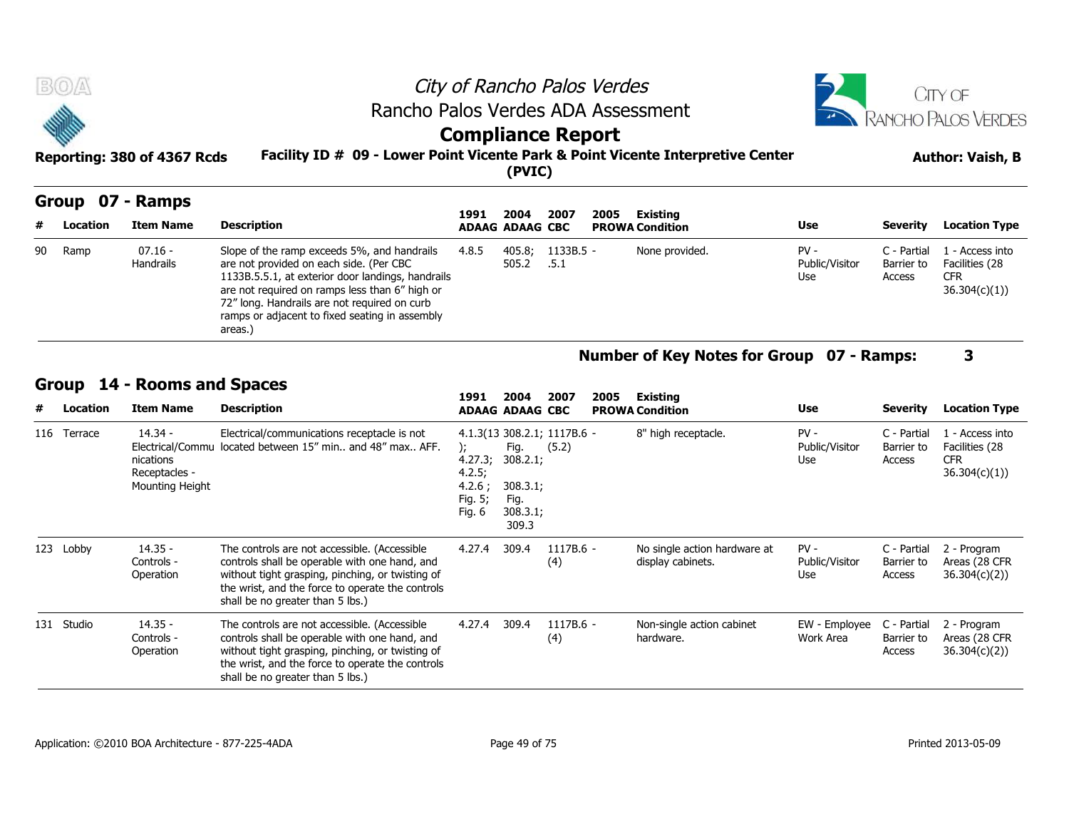# City of Rancho Palos Verdes

## Rancho Palos Verdes ADA Assessment

## Compliance Report

**Reporting: 380 of 4367 Rcds** — **Facility ID # 09 - Lower Point Vicente Park & Point Vicente Interpretive Center (PVIC)** — **Author: Vaish, B**

### Group 07 - Ramps

| # | Location | Item Name | Description | 1991 ADAAG | 2004 ADAAG | 2007 CBC | 2005 PROWA | Existing Condition | Use | Severity | Location Type |
|---|---|---|---|---|---|---|---|---|---|---|---|
| 90 | Ramp | 07.16 - Handrails | Slope of the ramp exceeds 5%, and handrails are not provided on each side. (Per CBC 1133B.5.5.1, at exterior door landings, handrails are not required on ramps less than 6" high or 72" long. Handrails are not required on curb ramps or adjacent to fixed seating in assembly areas.) | 4.8.5 | 405.8; 505.2 | 1133B.5 - .5.1 | | None provided. | PV - Public/Visitor Use | C - Partial Barrier to Access | 1 - Access into Facilities (28 CFR 36.304(c)(1)) |

**Number of Key Notes for Group 07 - Ramps: 3**

### Group 14 - Rooms and Spaces

| # | Location | Item Name | Description | 1991 ADAAG | 2004 ADAAG | 2007 CBC | 2005 PROWA | Existing Condition | Use | Severity | Location Type |
|---|---|---|---|---|---|---|---|---|---|---|---|
| 116 | Terrace | 14.34 - Electrical/Communications Receptacles - Mounting Height | Electrical/communications receptacle is not located between 15" min.. and 48" max.. AFF. | 4.1.3(13); 4.27.3; 4.2.5; 4.2.6 ; Fig. 5; Fig. 6 | 308.2.1; Fig. 308.2.1; 308.3.1; Fig. 308.3.1; 309.3 | 1117B.6 - (5.2) | | 8" high receptacle. | PV - Public/Visitor Use | C - Partial Barrier to Access | 1 - Access into Facilities (28 CFR 36.304(c)(1)) |
| 123 | Lobby | 14.35 - Controls - Operation | The controls are not accessible. (Accessible controls shall be operable with one hand, and without tight grasping, pinching, or twisting of the wrist, and the force to operate the controls shall be no greater than 5 lbs.) | 4.27.4 | 309.4 | 1117B.6 - (4) | | No single action hardware at display cabinets. | PV - Public/Visitor Use | C - Partial Barrier to Access | 2 - Program Areas (28 CFR 36.304(c)(2)) |
| 131 | Studio | 14.35 - Controls - Operation | The controls are not accessible. (Accessible controls shall be operable with one hand, and without tight grasping, pinching, or twisting of the wrist, and the force to operate the controls shall be no greater than 5 lbs.) | 4.27.4 | 309.4 | 1117B.6 - (4) | | Non-single action cabinet hardware. | EW - Employee Work Area | C - Partial Barrier to Access | 2 - Program Areas (28 CFR 36.304(c)(2)) |

Application: ©2010 BOA Architecture - 877-225-4ADA — Printed 2013-05-09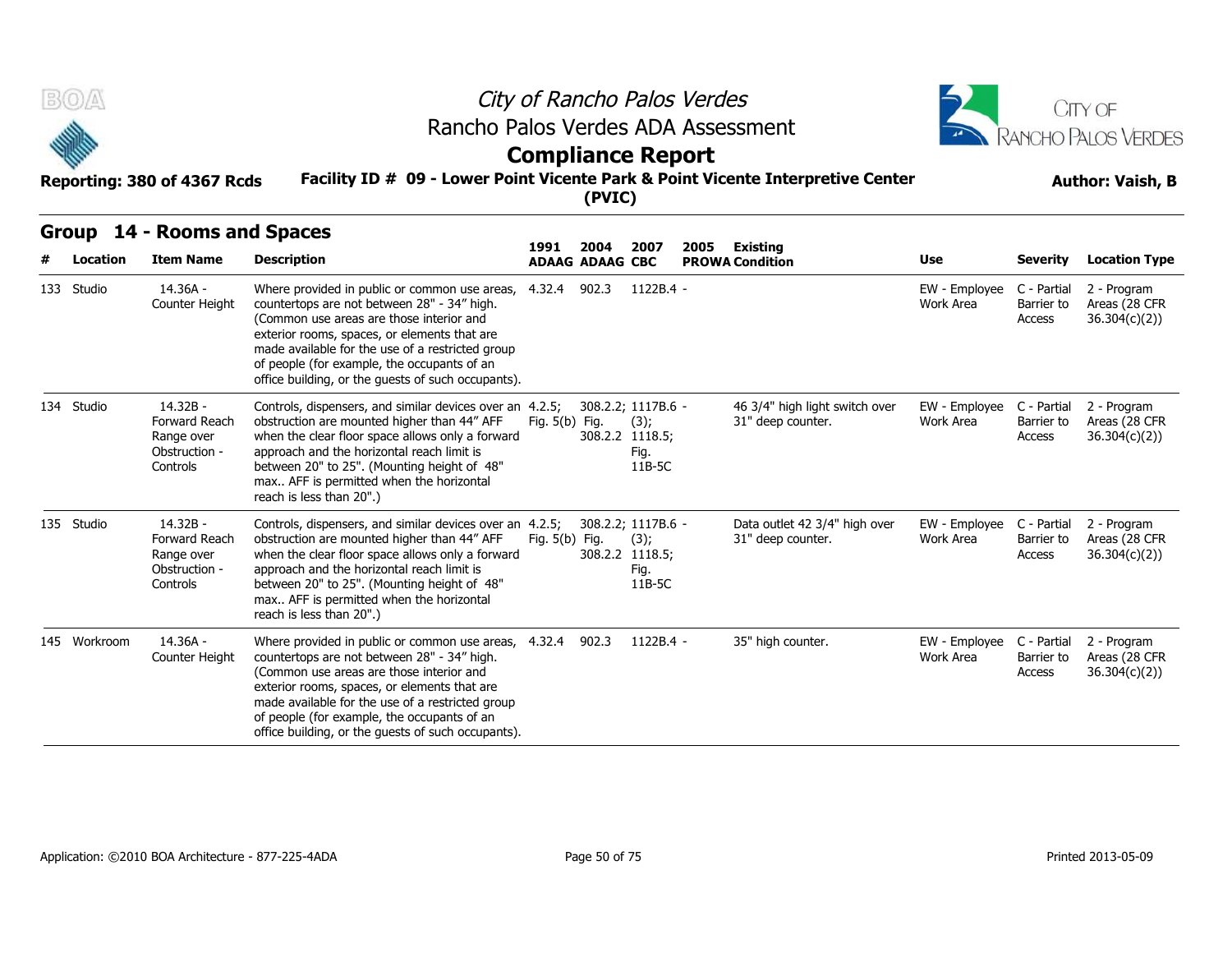# City of Rancho Palos Verdes

## Rancho Palos Verdes ADA Assessment

## Compliance Report

Reporting: 380 of 4367 Rcds

**Facility ID # 09 - Lower Point Vicente Park & Point Vicente Interpretive Center (PVIC)**

Author: Vaish, B

## Group 14 - Rooms and Spaces

| # | Location | Item Name | Description | 1991 ADAAG | 2004 ADAAG | 2007 CBC | 2005 PROWA | Existing Condition | Use | Severity | Location Type |
|---|---|---|---|---|---|---|---|---|---|---|---|
| 133 | Studio | 14.36A - Counter Height | Where provided in public or common use areas, countertops are not between 28" - 34" high. (Common use areas are those interior and exterior rooms, spaces, or elements that are made available for the use of a restricted group of people (for example, the occupants of an office building, or the guests of such occupants). | 4.32.4 | 902.3 | 1122B.4 | - | | EW - Employee Work Area | C - Partial Barrier to Access | 2 - Program Areas (28 CFR 36.304(c)(2)) |
| 134 | Studio | 14.32B - Forward Reach Range over Obstruction - Controls | Controls, dispensers, and similar devices over an obstruction are mounted higher than 44" AFF when the clear floor space allows only a forward approach and the horizontal reach limit is between 20" to 25". (Mounting height of 48" max.. AFF is permitted when the horizontal reach is less than 20".) | 4.2.5; Fig. 5(b) | 308.2.2; Fig. 308.2.2 | 1117B.6 (3); 1118.5; Fig. 11B-5C | - | 46 3/4" high light switch over 31" deep counter. | EW - Employee Work Area | C - Partial Barrier to Access | 2 - Program Areas (28 CFR 36.304(c)(2)) |
| 135 | Studio | 14.32B - Forward Reach Range over Obstruction - Controls | Controls, dispensers, and similar devices over an obstruction are mounted higher than 44" AFF when the clear floor space allows only a forward approach and the horizontal reach limit is between 20" to 25". (Mounting height of 48" max.. AFF is permitted when the horizontal reach is less than 20".) | 4.2.5; Fig. 5(b) | 308.2.2; Fig. 308.2.2 | 1117B.6 (3); 1118.5; Fig. 11B-5C | - | Data outlet 42 3/4" high over 31" deep counter. | EW - Employee Work Area | C - Partial Barrier to Access | 2 - Program Areas (28 CFR 36.304(c)(2)) |
| 145 | Workroom | 14.36A - Counter Height | Where provided in public or common use areas, countertops are not between 28" - 34" high. (Common use areas are those interior and exterior rooms, spaces, or elements that are made available for the use of a restricted group of people (for example, the occupants of an office building, or the guests of such occupants). | 4.32.4 | 902.3 | 1122B.4 | - | 35" high counter. | EW - Employee Work Area | C - Partial Barrier to Access | 2 - Program Areas (28 CFR 36.304(c)(2)) |

Application: ©2010 BOA Architecture - 877-225-4ADA

Printed 2013-05-09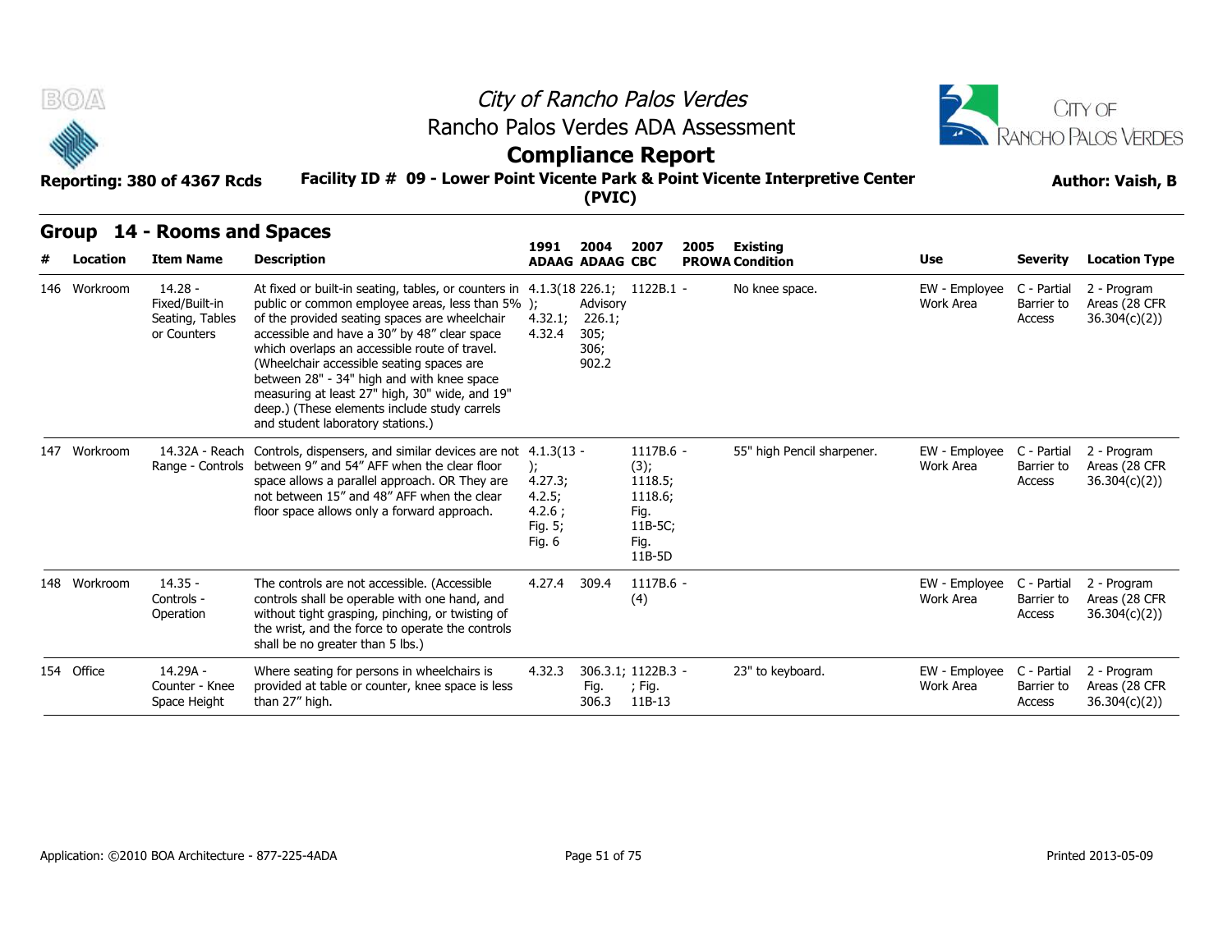# City of Rancho Palos Verdes

## Rancho Palos Verdes ADA Assessment

## Compliance Report

**Reporting: 380 of 4367 Rcds**

**Facility ID # 09 - Lower Point Vicente Park & Point Vicente Interpretive Center (PVIC)**

**Author: Vaish, B**

## Group 14 - Rooms and Spaces

| # | Location | Item Name | Description | 1991 ADAAG | 2004 ADAAG | 2007 CBC | 2005 PROWA | Existing Condition | Use | Severity | Location Type |
|---|---|---|---|---|---|---|---|---|---|---|---|
| 146 | Workroom | 14.28 - Fixed/Built-in Seating, Tables or Counters | At fixed or built-in seating, tables, or counters in public or common employee areas, less than 5% of the provided seating spaces are wheelchair accessible and have a 30" by 48" clear space which overlaps an accessible route of travel. (Wheelchair accessible seating spaces are between 28" - 34" high and with knee space measuring at least 27" high, 30" wide, and 19" deep.) (These elements include study carrels and student laboratory stations.) | 4.1.3(18); 4.32.1; 4.32.4 | 226.1; Advisory 226.1; 305; 306; 902.2 | 1122B.1 | - | No knee space. | EW - Employee Work Area | C - Partial Barrier to Access | 2 - Program Areas (28 CFR 36.304(c)(2)) |
| 147 | Workroom | 14.32A - Reach Range - Controls | Controls, dispensers, and similar devices are not between 9" and 54" AFF when the clear floor space allows a parallel approach. OR They are not between 15" and 48" AFF when the clear floor space allows only a forward approach. | 4.1.3(13); 4.27.3; 4.2.5; 4.2.6 ; Fig. 5; Fig. 6 | - | 1117B.6 (3); 1118.5; 1118.6; Fig. 11B-5C; Fig. 11B-5D | - | 55" high Pencil sharpener. | EW - Employee Work Area | C - Partial Barrier to Access | 2 - Program Areas (28 CFR 36.304(c)(2)) |
| 148 | Workroom | 14.35 - Controls - Operation | The controls are not accessible. (Accessible controls shall be operable with one hand, and without tight grasping, pinching, or twisting of the wrist, and the force to operate the controls shall be no greater than 5 lbs.) | 4.27.4 | 309.4 | 1117B.6 (4) | - | | EW - Employee Work Area | C - Partial Barrier to Access | 2 - Program Areas (28 CFR 36.304(c)(2)) |
| 154 | Office | 14.29A - Counter - Knee Space Height | Where seating for persons in wheelchairs is provided at table or counter, knee space is less than 27" high. | 4.32.3 | 306.3.1; Fig. 306.3 | 1122B.3 ; Fig. 11B-13 | - | 23" to keyboard. | EW - Employee Work Area | C - Partial Barrier to Access | 2 - Program Areas (28 CFR 36.304(c)(2)) |

Application: ©2010 BOA Architecture - 877-225-4ADA

Printed 2013-05-09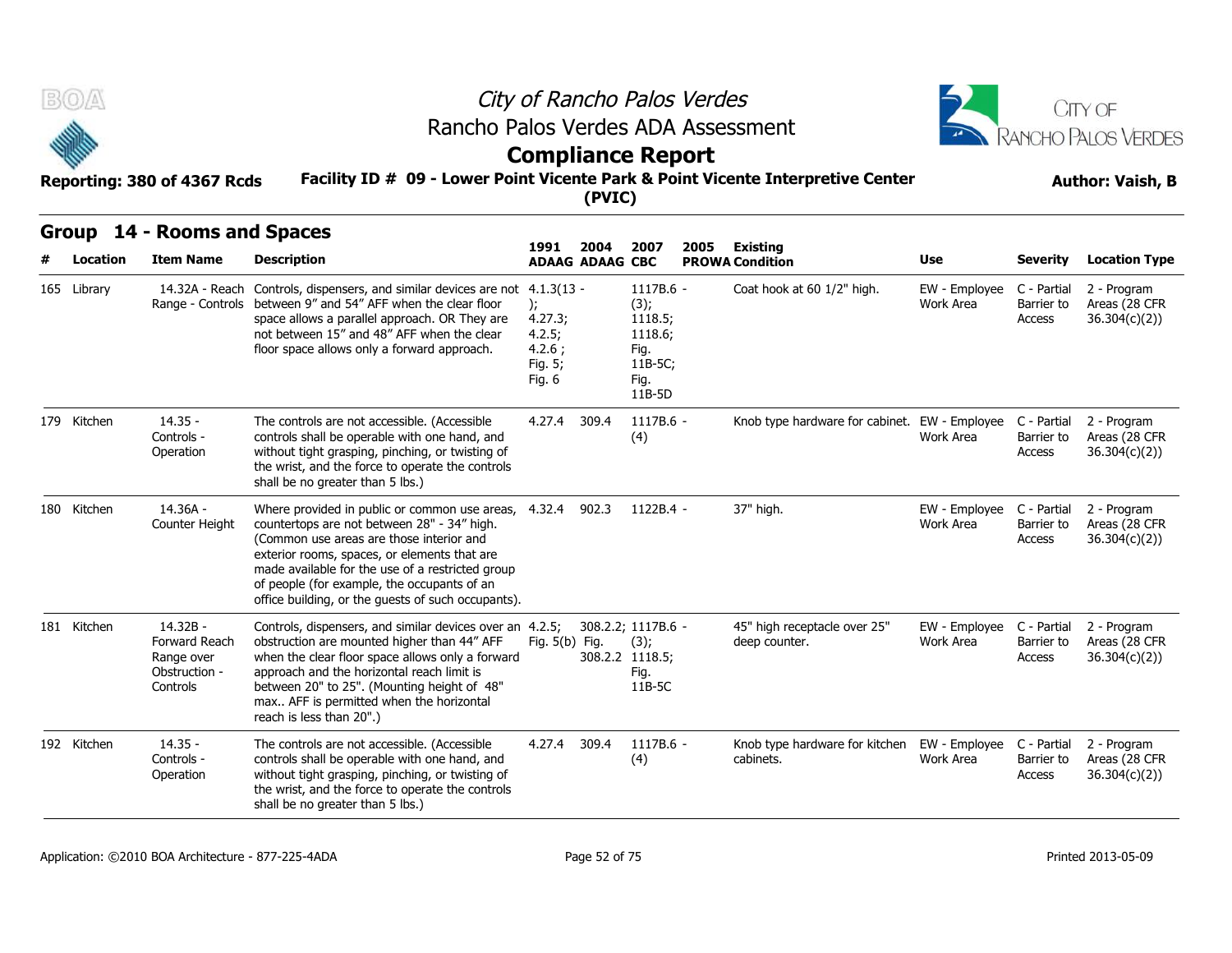City of Rancho Palos Verdes

Rancho Palos Verdes ADA Assessment

# Compliance Report

Reporting: 380 of 4367 Rcds

Facility ID # 09 - Lower Point Vicente Park & Point Vicente Interpretive Center (PVIC)

Author: Vaish, B

## Group 14 - Rooms and Spaces

| # | Location | Item Name | Description | 1991 ADAAG | 2004 ADAAG | 2007 CBC | 2005 PROWA | Existing Condition | Use | Severity | Location Type |
|---|---|---|---|---|---|---|---|---|---|---|---|
| 165 | Library | 14.32A - Reach Range - Controls | Controls, dispensers, and similar devices are not between 9" and 54" AFF when the clear floor space allows a parallel approach. OR They are not between 15" and 48" AFF when the clear floor space allows only a forward approach. | 4.1.3(13 - ); 4.27.3; 4.2.5; 4.2.6 ; Fig. 5; Fig. 6 | | 1117B.6 - (3); 1118.5; 1118.6; Fig. 11B-5C; Fig. 11B-5D | | Coat hook at 60 1/2" high. | EW - Employee Work Area | C - Partial Barrier to Access | 2 - Program Areas (28 CFR 36.304(c)(2)) |
| 179 | Kitchen | 14.35 - Controls - Operation | The controls are not accessible. (Accessible controls shall be operable with one hand, and without tight grasping, pinching, or twisting of the wrist, and the force to operate the controls shall be no greater than 5 lbs.) | 4.27.4 | 309.4 | 1117B.6 - (4) | | Knob type hardware for cabinet. | EW - Employee Work Area | C - Partial Barrier to Access | 2 - Program Areas (28 CFR 36.304(c)(2)) |
| 180 | Kitchen | 14.36A - Counter Height | Where provided in public or common use areas, countertops are not between 28" - 34" high. (Common use areas are those interior and exterior rooms, spaces, or elements that are made available for the use of a restricted group of people (for example, the occupants of an office building, or the guests of such occupants). | 4.32.4 | 902.3 | 1122B.4 - | | 37" high. | EW - Employee Work Area | C - Partial Barrier to Access | 2 - Program Areas (28 CFR 36.304(c)(2)) |
| 181 | Kitchen | 14.32B - Forward Reach Range over Obstruction - Controls | Controls, dispensers, and similar devices over an obstruction are mounted higher than 44" AFF when the clear floor space allows only a forward approach and the horizontal reach limit is between 20" to 25". (Mounting height of 48" max.. AFF is permitted when the horizontal reach is less than 20".) | 4.2.5; Fig. 5(b) | 308.2.2; Fig. 308.2.2 | 1117B.6 - (3); 1118.5; Fig. 11B-5C | | 45" high receptacle over 25" deep counter. | EW - Employee Work Area | C - Partial Barrier to Access | 2 - Program Areas (28 CFR 36.304(c)(2)) |
| 192 | Kitchen | 14.35 - Controls - Operation | The controls are not accessible. (Accessible controls shall be operable with one hand, and without tight grasping, pinching, or twisting of the wrist, and the force to operate the controls shall be no greater than 5 lbs.) | 4.27.4 | 309.4 | 1117B.6 - (4) | | Knob type hardware for kitchen cabinets. | EW - Employee Work Area | C - Partial Barrier to Access | 2 - Program Areas (28 CFR 36.304(c)(2)) |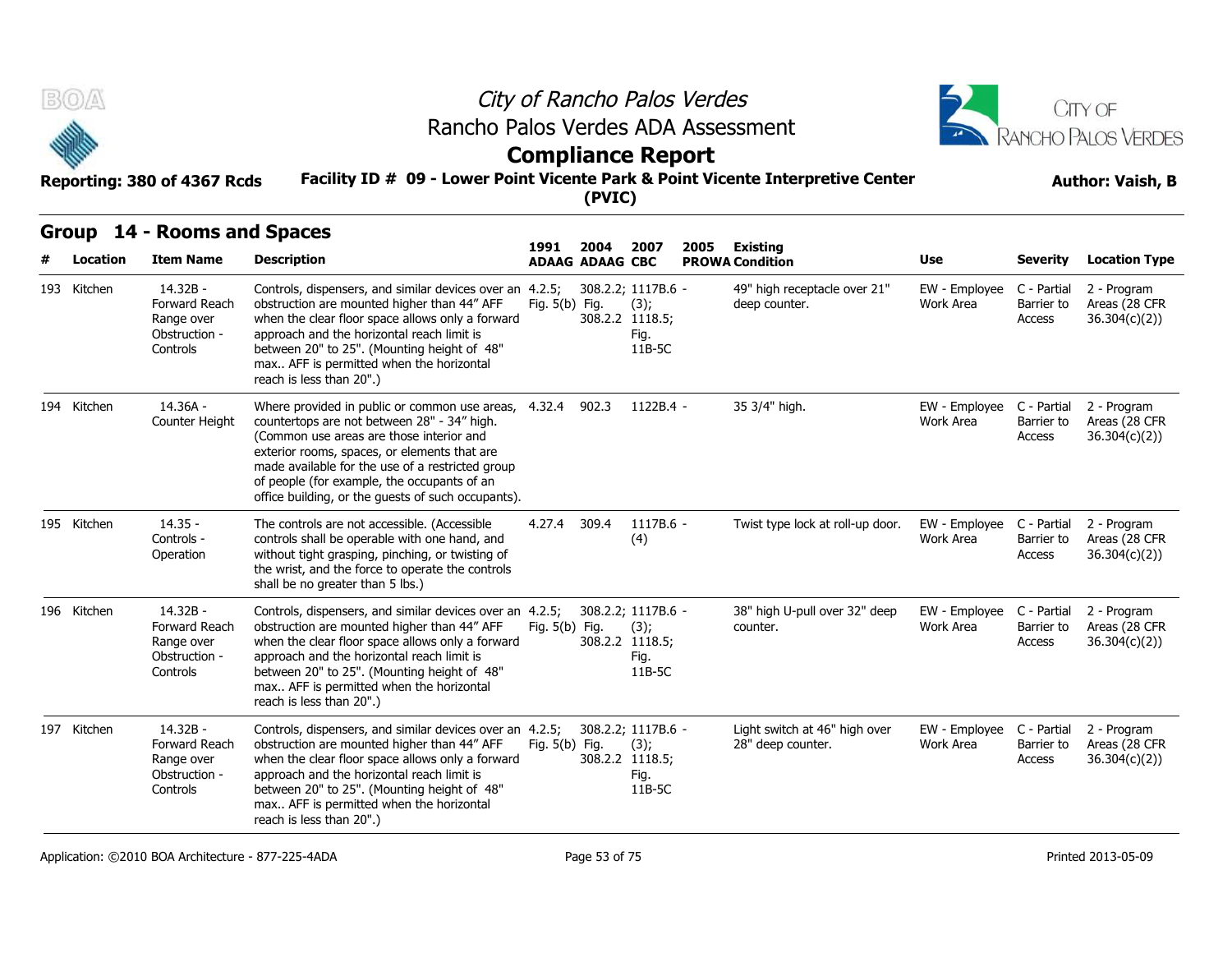# City of Rancho Palos Verdes

## Rancho Palos Verdes ADA Assessment

## Compliance Report

**Reporting: 380 of 4367 Rcds** | **Facility ID # 09 - Lower Point Vicente Park & Point Vicente Interpretive Center (PVIC)** | **Author: Vaish, B**

## Group 14 - Rooms and Spaces

| # | Location | Item Name | Description | 1991 ADAAG | 2004 ADAAG | 2007 CBC | 2005 PROWA | Existing Condition | Use | Severity | Location Type |
|---|---|---|---|---|---|---|---|---|---|---|---|
| 193 | Kitchen | 14.32B - Forward Reach Range over Obstruction - Controls | Controls, dispensers, and similar devices over an obstruction are mounted higher than 44" AFF when the clear floor space allows only a forward approach and the horizontal reach limit is between 20" to 25". (Mounting height of 48" max.. AFF is permitted when the horizontal reach is less than 20".) | 4.2.5; Fig. 5(b) | 308.2.2; Fig. 308.2.2 | 1117B.6 (3); 1118.5; Fig. 11B-5C | - | 49" high receptacle over 21" deep counter. | EW - Employee Work Area | C - Partial Barrier to Access | 2 - Program Areas (28 CFR 36.304(c)(2)) |
| 194 | Kitchen | 14.36A - Counter Height | Where provided in public or common use areas, countertops are not between 28" - 34" high. (Common use areas are those interior and exterior rooms, spaces, or elements that are made available for the use of a restricted group of people (for example, the occupants of an office building, or the guests of such occupants). | 4.32.4 | 902.3 | 1122B.4 | - | 35 3/4" high. | EW - Employee Work Area | C - Partial Barrier to Access | 2 - Program Areas (28 CFR 36.304(c)(2)) |
| 195 | Kitchen | 14.35 - Controls - Operation | The controls are not accessible. (Accessible controls shall be operable with one hand, and without tight grasping, pinching, or twisting of the wrist, and the force to operate the controls shall be no greater than 5 lbs.) | 4.27.4 | 309.4 | 1117B.6 (4) | - | Twist type lock at roll-up door. | EW - Employee Work Area | C - Partial Barrier to Access | 2 - Program Areas (28 CFR 36.304(c)(2)) |
| 196 | Kitchen | 14.32B - Forward Reach Range over Obstruction - Controls | Controls, dispensers, and similar devices over an obstruction are mounted higher than 44" AFF when the clear floor space allows only a forward approach and the horizontal reach limit is between 20" to 25". (Mounting height of 48" max.. AFF is permitted when the horizontal reach is less than 20".) | 4.2.5; Fig. 5(b) | 308.2.2; Fig. 308.2.2 | 1117B.6 (3); 1118.5; Fig. 11B-5C | - | 38" high U-pull over 32" deep counter. | EW - Employee Work Area | C - Partial Barrier to Access | 2 - Program Areas (28 CFR 36.304(c)(2)) |
| 197 | Kitchen | 14.32B - Forward Reach Range over Obstruction - Controls | Controls, dispensers, and similar devices over an obstruction are mounted higher than 44" AFF when the clear floor space allows only a forward approach and the horizontal reach limit is between 20" to 25". (Mounting height of 48" max.. AFF is permitted when the horizontal reach is less than 20".) | 4.2.5; Fig. 5(b) | 308.2.2; Fig. 308.2.2 | 1117B.6 (3); 1118.5; Fig. 11B-5C | - | Light switch at 46" high over 28" deep counter. | EW - Employee Work Area | C - Partial Barrier to Access | 2 - Program Areas (28 CFR 36.304(c)(2)) |

Application: ©2010 BOA Architecture - 877-225-4ADA | Printed 2013-05-09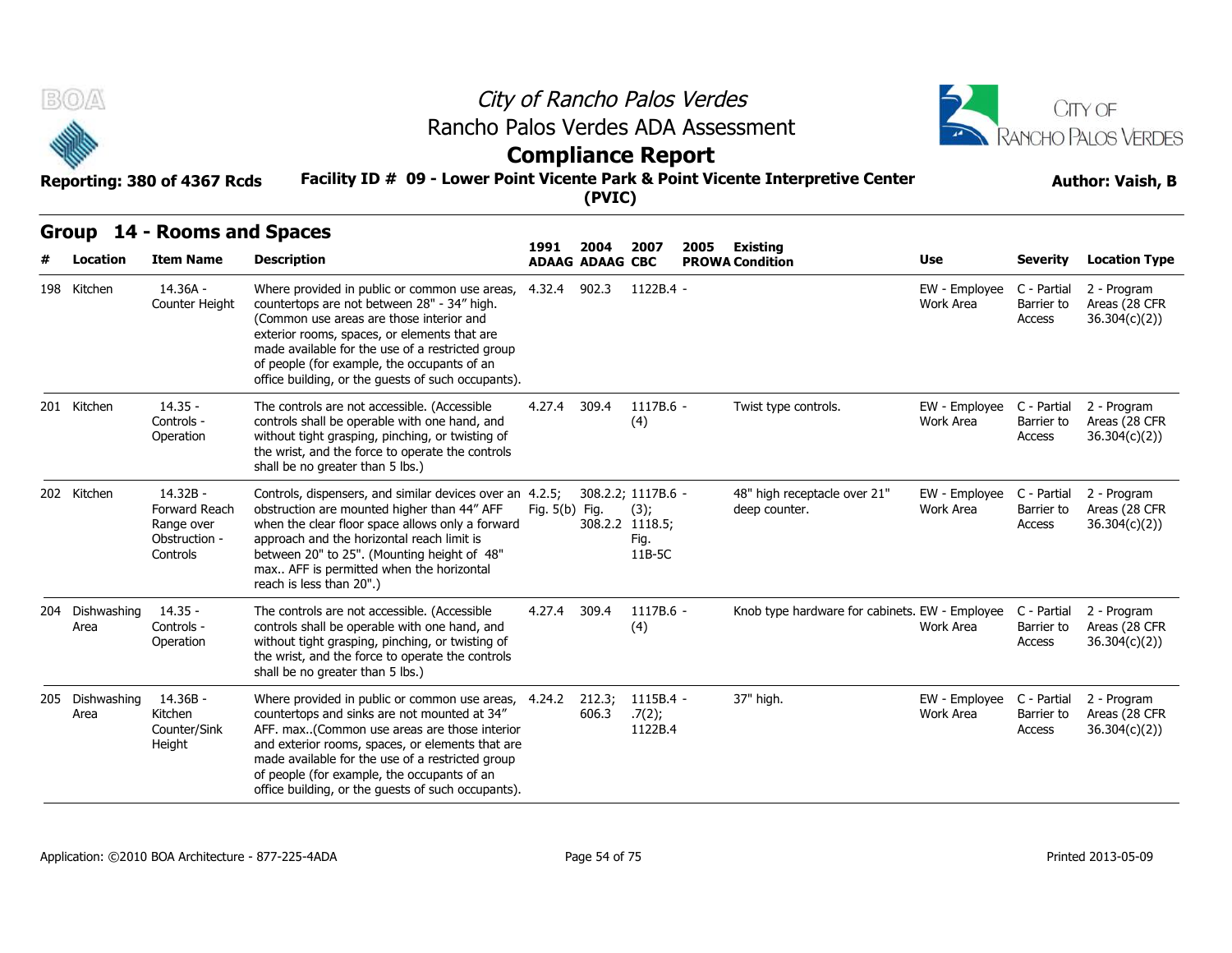# City of Rancho Palos Verdes

## Rancho Palos Verdes ADA Assessment

## Compliance Report

**Reporting: 380 of 4367 Rcds** — **Facility ID # 09 - Lower Point Vicente Park & Point Vicente Interpretive Center (PVIC)** — **Author: Vaish, B**

## Group 14 - Rooms and Spaces

| # | Location | Item Name | Description | 1991 ADAAG | 2004 ADAAG | 2007 CBC | 2005 PROWA | Existing Condition | Use | Severity | Location Type |
|---|---|---|---|---|---|---|---|---|---|---|---|
| 198 | Kitchen | 14.36A - Counter Height | Where provided in public or common use areas, countertops are not between 28" - 34" high. (Common use areas are those interior and exterior rooms, spaces, or elements that are made available for the use of a restricted group of people (for example, the occupants of an office building, or the guests of such occupants). | 4.32.4 | 902.3 | 1122B.4 | - | | EW - Employee Work Area | C - Partial Barrier to Access | 2 - Program Areas (28 CFR 36.304(c)(2)) |
| 201 | Kitchen | 14.35 - Controls - Operation | The controls are not accessible. (Accessible controls shall be operable with one hand, and without tight grasping, pinching, or twisting of the wrist, and the force to operate the controls shall be no greater than 5 lbs.) | 4.27.4 | 309.4 | 1117B.6 (4) | - | Twist type controls. | EW - Employee Work Area | C - Partial Barrier to Access | 2 - Program Areas (28 CFR 36.304(c)(2)) |
| 202 | Kitchen | 14.32B - Forward Reach Range over Obstruction - Controls | Controls, dispensers, and similar devices over an obstruction are mounted higher than 44" AFF when the clear floor space allows only a forward approach and the horizontal reach limit is between 20" to 25". (Mounting height of 48" max.. AFF is permitted when the horizontal reach is less than 20".) | 4.2.5; Fig. 5(b) | 308.2.2; Fig. 308.2.2 | 1117B.6 (3); 1118.5; Fig. 11B-5C | - | 48" high receptacle over 21" deep counter. | EW - Employee Work Area | C - Partial Barrier to Access | 2 - Program Areas (28 CFR 36.304(c)(2)) |
| 204 | Dishwashing Area | 14.35 - Controls - Operation | The controls are not accessible. (Accessible controls shall be operable with one hand, and without tight grasping, pinching, or twisting of the wrist, and the force to operate the controls shall be no greater than 5 lbs.) | 4.27.4 | 309.4 | 1117B.6 (4) | - | Knob type hardware for cabinets. | EW - Employee Work Area | C - Partial Barrier to Access | 2 - Program Areas (28 CFR 36.304(c)(2)) |
| 205 | Dishwashing Area | 14.36B - Kitchen Counter/Sink Height | Where provided in public or common use areas, countertops and sinks are not mounted at 34" AFF. max..(Common use areas are those interior and exterior rooms, spaces, or elements that are made available for the use of a restricted group of people (for example, the occupants of an office building, or the guests of such occupants). | 4.24.2 | 212.3; 606.3 | 1115B.4 .7(2); 1122B.4 | - | 37" high. | EW - Employee Work Area | C - Partial Barrier to Access | 2 - Program Areas (28 CFR 36.304(c)(2)) |

Application: ©2010 BOA Architecture - 877-225-4ADA — Printed 2013-05-09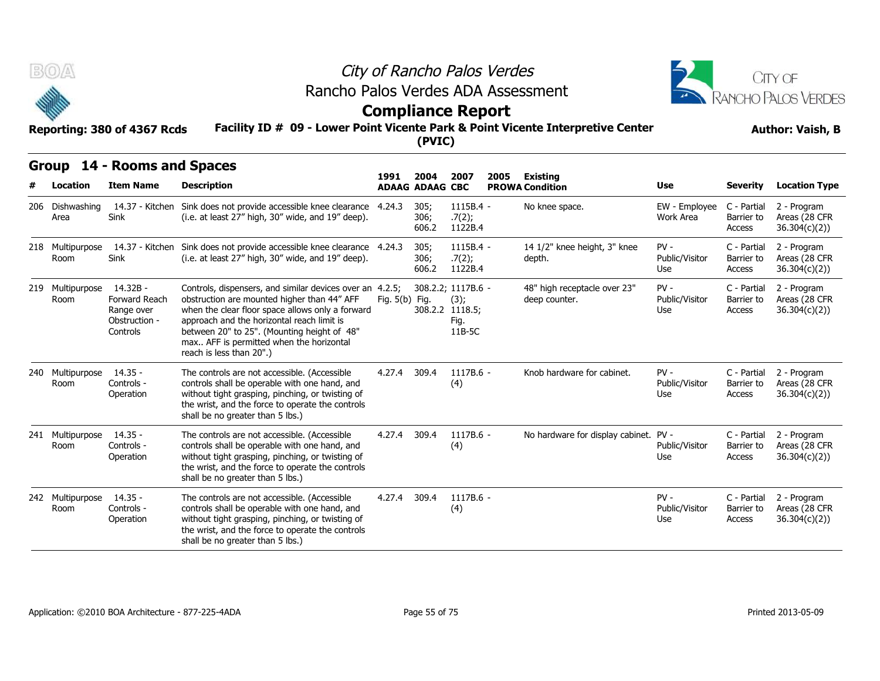# City of Rancho Palos Verdes

## Rancho Palos Verdes ADA Assessment

## Compliance Report

**Reporting: 380 of 4367 Rcds** | **Facility ID # 09 - Lower Point Vicente Park & Point Vicente Interpretive Center (PVIC)** | **Author: Vaish, B**

## Group 14 - Rooms and Spaces

| # | Location | Item Name | Description | 1991 ADAAG | 2004 ADAAG | 2007 CBC | 2005 PROWA | Existing Condition | Use | Severity | Location Type |
|---|---|---|---|---|---|---|---|---|---|---|---|
| 206 | Dishwashing Area | 14.37 - Kitchen Sink | Sink does not provide accessible knee clearance (i.e. at least 27" high, 30" wide, and 19" deep). | 4.24.3 | 305; 306; 606.2 | 1115B.4 - .7(2); 1122B.4 | | No knee space. | EW - Employee Work Area | C - Partial Barrier to Access | 2 - Program Areas (28 CFR 36.304(c)(2)) |
| 218 | Multipurpose Room | 14.37 - Kitchen Sink | Sink does not provide accessible knee clearance (i.e. at least 27" high, 30" wide, and 19" deep). | 4.24.3 | 305; 306; 606.2 | 1115B.4 - .7(2); 1122B.4 | | 14 1/2" knee height, 3" knee depth. | PV - Public/Visitor Use | C - Partial Barrier to Access | 2 - Program Areas (28 CFR 36.304(c)(2)) |
| 219 | Multipurpose Room | 14.32B - Forward Reach Range over Obstruction - Controls | Controls, dispensers, and similar devices over an obstruction are mounted higher than 44" AFF when the clear floor space allows only a forward approach and the horizontal reach limit is between 20" to 25". (Mounting height of 48" max.. AFF is permitted when the horizontal reach is less than 20".) | 4.2.5; Fig. 5(b) | 308.2.2; Fig. 308.2.2 | 1117B.6 - (3); 1118.5; Fig. 11B-5C | | 48" high receptacle over 23" deep counter. | PV - Public/Visitor Use | C - Partial Barrier to Access | 2 - Program Areas (28 CFR 36.304(c)(2)) |
| 240 | Multipurpose Room | 14.35 - Controls - Operation | The controls are not accessible. (Accessible controls shall be operable with one hand, and without tight grasping, pinching, or twisting of the wrist, and the force to operate the controls shall be no greater than 5 lbs.) | 4.27.4 | 309.4 | 1117B.6 - (4) | | Knob hardware for cabinet. | PV - Public/Visitor Use | C - Partial Barrier to Access | 2 - Program Areas (28 CFR 36.304(c)(2)) |
| 241 | Multipurpose Room | 14.35 - Controls - Operation | The controls are not accessible. (Accessible controls shall be operable with one hand, and without tight grasping, pinching, or twisting of the wrist, and the force to operate the controls shall be no greater than 5 lbs.) | 4.27.4 | 309.4 | 1117B.6 - (4) | | No hardware for display cabinet. | PV - Public/Visitor Use | C - Partial Barrier to Access | 2 - Program Areas (28 CFR 36.304(c)(2)) |
| 242 | Multipurpose Room | 14.35 - Controls - Operation | The controls are not accessible. (Accessible controls shall be operable with one hand, and without tight grasping, pinching, or twisting of the wrist, and the force to operate the controls shall be no greater than 5 lbs.) | 4.27.4 | 309.4 | 1117B.6 - (4) | | | PV - Public/Visitor Use | C - Partial Barrier to Access | 2 - Program Areas (28 CFR 36.304(c)(2)) |

Application: ©2010 BOA Architecture - 877-225-4ADA | Printed 2013-05-09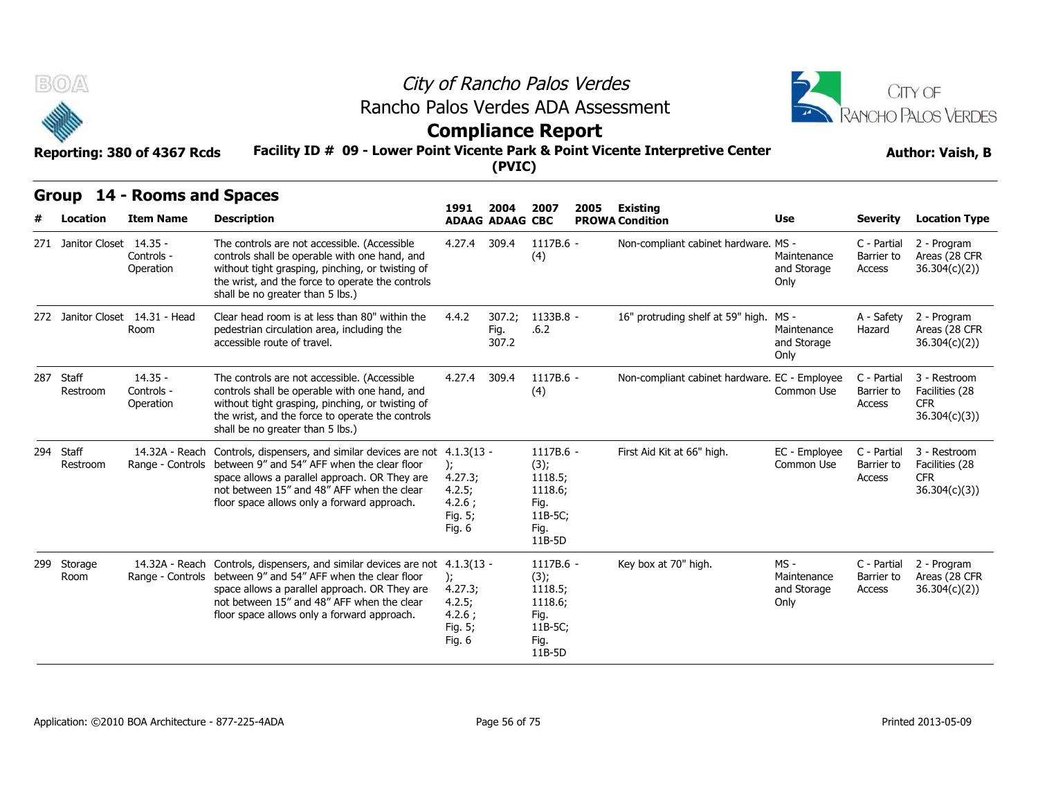# City of Rancho Palos Verdes
## Rancho Palos Verdes ADA Assessment
## Compliance Report

**Reporting: 380 of 4367 Rcds** | **Facility ID # 09 - Lower Point Vicente Park & Point Vicente Interpretive Center (PVIC)** | **Author: Vaish, B**

## Group 14 - Rooms and Spaces

| # | Location | Item Name | Description | 1991 ADAAG | 2004 ADAAG | 2007 CBC | 2005 PROWA | Existing Condition | Use | Severity | Location Type |
|---|---|---|---|---|---|---|---|---|---|---|---|
| 271 | Janitor Closet | 14.35 - Controls - Operation | The controls are not accessible. (Accessible controls shall be operable with one hand, and without tight grasping, pinching, or twisting of the wrist, and the force to operate the controls shall be no greater than 5 lbs.) | 4.27.4 | 309.4 | 1117B.6 - (4) | | Non-compliant cabinet hardware. | MS - Maintenance and Storage Only | C - Partial Barrier to Access | 2 - Program Areas (28 CFR 36.304(c)(2)) |
| 272 | Janitor Closet | 14.31 - Head Room | Clear head room is at less than 80" within the pedestrian circulation area, including the accessible route of travel. | 4.4.2 | 307.2; Fig. 307.2 | 1133B.8 - .6.2 | | 16" protruding shelf at 59" high. | MS - Maintenance and Storage Only | A - Safety Hazard | 2 - Program Areas (28 CFR 36.304(c)(2)) |
| 287 | Staff Restroom | 14.35 - Controls - Operation | The controls are not accessible. (Accessible controls shall be operable with one hand, and without tight grasping, pinching, or twisting of the wrist, and the force to operate the controls shall be no greater than 5 lbs.) | 4.27.4 | 309.4 | 1117B.6 - (4) | | Non-compliant cabinet hardware. | EC - Employee Common Use | C - Partial Barrier to Access | 3 - Restroom Facilities (28 CFR 36.304(c)(3)) |
| 294 | Staff Restroom | 14.32A - Reach Range - Controls | Controls, dispensers, and similar devices are not between 9" and 54" AFF when the clear floor space allows a parallel approach. OR They are not between 15" and 48" AFF when the clear floor space allows only a forward approach. | 4.1.3(13 - ); 4.27.3; 4.2.5; 4.2.6 ; Fig. 5; Fig. 6 | | 1117B.6 - (3); 1118.5; 1118.6; Fig. 11B-5C; Fig. 11B-5D | | First Aid Kit at 66" high. | EC - Employee Common Use | C - Partial Barrier to Access | 3 - Restroom Facilities (28 CFR 36.304(c)(3)) |
| 299 | Storage Room | 14.32A - Reach Range - Controls | Controls, dispensers, and similar devices are not between 9" and 54" AFF when the clear floor space allows a parallel approach. OR They are not between 15" and 48" AFF when the clear floor space allows only a forward approach. | 4.1.3(13 - ); 4.27.3; 4.2.5; 4.2.6 ; Fig. 5; Fig. 6 | | 1117B.6 - (3); 1118.5; 1118.6; Fig. 11B-5C; Fig. 11B-5D | | Key box at 70" high. | MS - Maintenance and Storage Only | C - Partial Barrier to Access | 2 - Program Areas (28 CFR 36.304(c)(2)) |

Application: ©2010 BOA Architecture - 877-225-4ADA | Printed 2013-05-09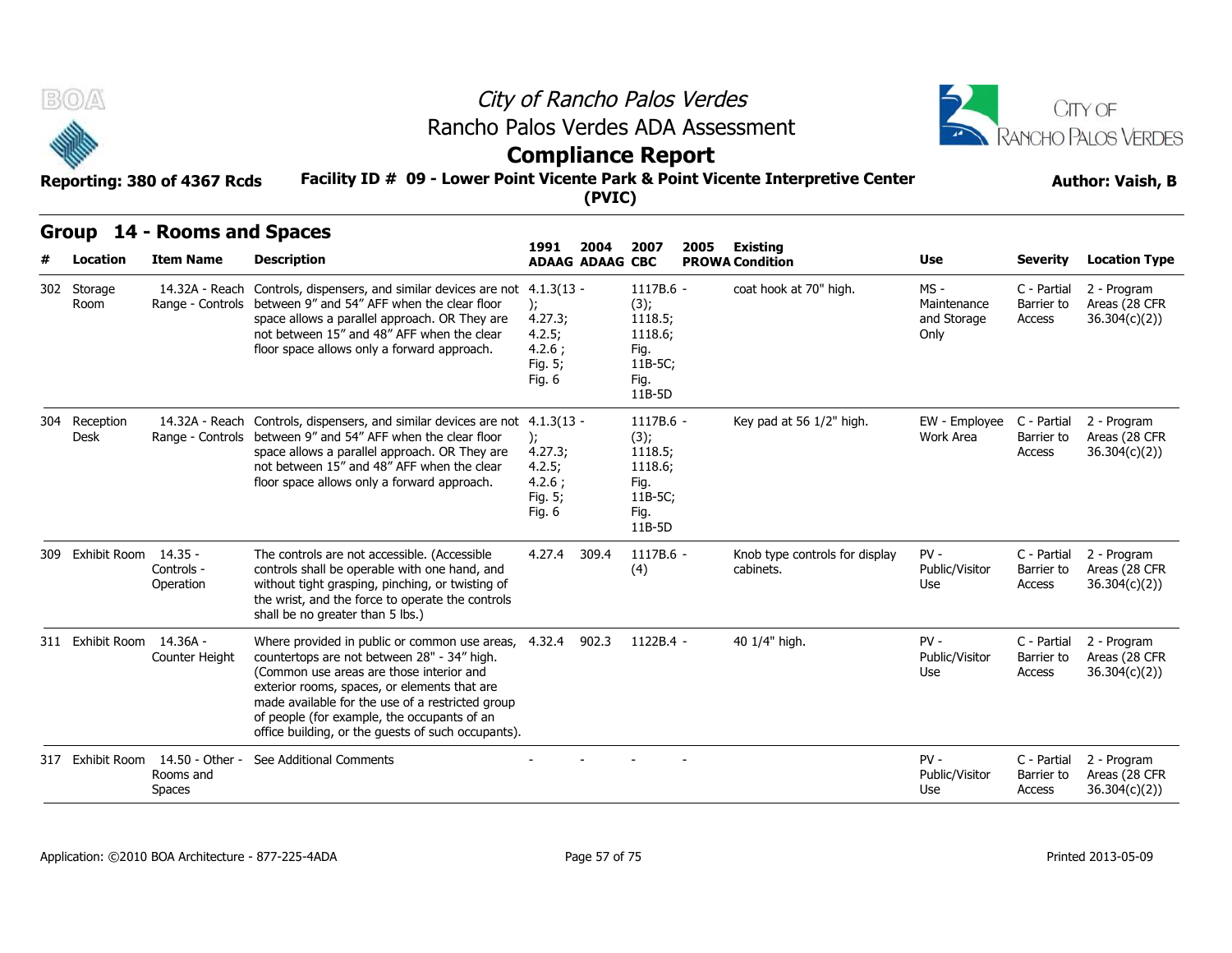# City of Rancho Palos Verdes

## Rancho Palos Verdes ADA Assessment

## Compliance Report

**Reporting: 380 of 4367 Rcds**

**Facility ID # 09 - Lower Point Vicente Park & Point Vicente Interpretive Center (PVIC)**

**Author: Vaish, B**

## Group 14 - Rooms and Spaces

| # | Location | Item Name | Description | 1991 ADAAG | 2004 ADAAG | 2007 CBC | 2005 PROWA | Existing Condition | Use | Severity | Location Type |
|---|---|---|---|---|---|---|---|---|---|---|---|
| 302 | Storage Room | 14.32A - Reach Range - Controls | Controls, dispensers, and similar devices are not between 9" and 54" AFF when the clear floor space allows a parallel approach. OR They are not between 15" and 48" AFF when the clear floor space allows only a forward approach. | 4.1.3(13 - ); 4.27.3; 4.2.5; 4.2.6 ; Fig. 5; Fig. 6 | | 1117B.6 - (3); 1118.5; 1118.6; Fig. 11B-5C; Fig. 11B-5D | | coat hook at 70" high. | MS - Maintenance and Storage Only | C - Partial Barrier to Access | 2 - Program Areas (28 CFR 36.304(c)(2)) |
| 304 | Reception Desk | 14.32A - Reach Range - Controls | Controls, dispensers, and similar devices are not between 9" and 54" AFF when the clear floor space allows a parallel approach. OR They are not between 15" and 48" AFF when the clear floor space allows only a forward approach. | 4.1.3(13 - ); 4.27.3; 4.2.5; 4.2.6 ; Fig. 5; Fig. 6 | | 1117B.6 - (3); 1118.5; 1118.6; Fig. 11B-5C; Fig. 11B-5D | | Key pad at 56 1/2" high. | EW - Employee Work Area | C - Partial Barrier to Access | 2 - Program Areas (28 CFR 36.304(c)(2)) |
| 309 | Exhibit Room | 14.35 - Controls - Operation | The controls are not accessible. (Accessible controls shall be operable with one hand, and without tight grasping, pinching, or twisting of the wrist, and the force to operate the controls shall be no greater than 5 lbs.) | 4.27.4 | 309.4 | 1117B.6 - (4) | | Knob type controls for display cabinets. | PV - Public/Visitor Use | C - Partial Barrier to Access | 2 - Program Areas (28 CFR 36.304(c)(2)) |
| 311 | Exhibit Room | 14.36A - Counter Height | Where provided in public or common use areas, countertops are not between 28" - 34" high. (Common use areas are those interior and exterior rooms, spaces, or elements that are made available for the use of a restricted group of people (for example, the occupants of an office building, or the guests of such occupants). | 4.32.4 | 902.3 | 1122B.4 - | | 40 1/4" high. | PV - Public/Visitor Use | C - Partial Barrier to Access | 2 - Program Areas (28 CFR 36.304(c)(2)) |
| 317 | Exhibit Room | 14.50 - Other - Rooms and Spaces | See Additional Comments | - | - | - | - | | PV - Public/Visitor Use | C - Partial Barrier to Access | 2 - Program Areas (28 CFR 36.304(c)(2)) |

Application: ©2010 BOA Architecture - 877-225-4ADA

Printed 2013-05-09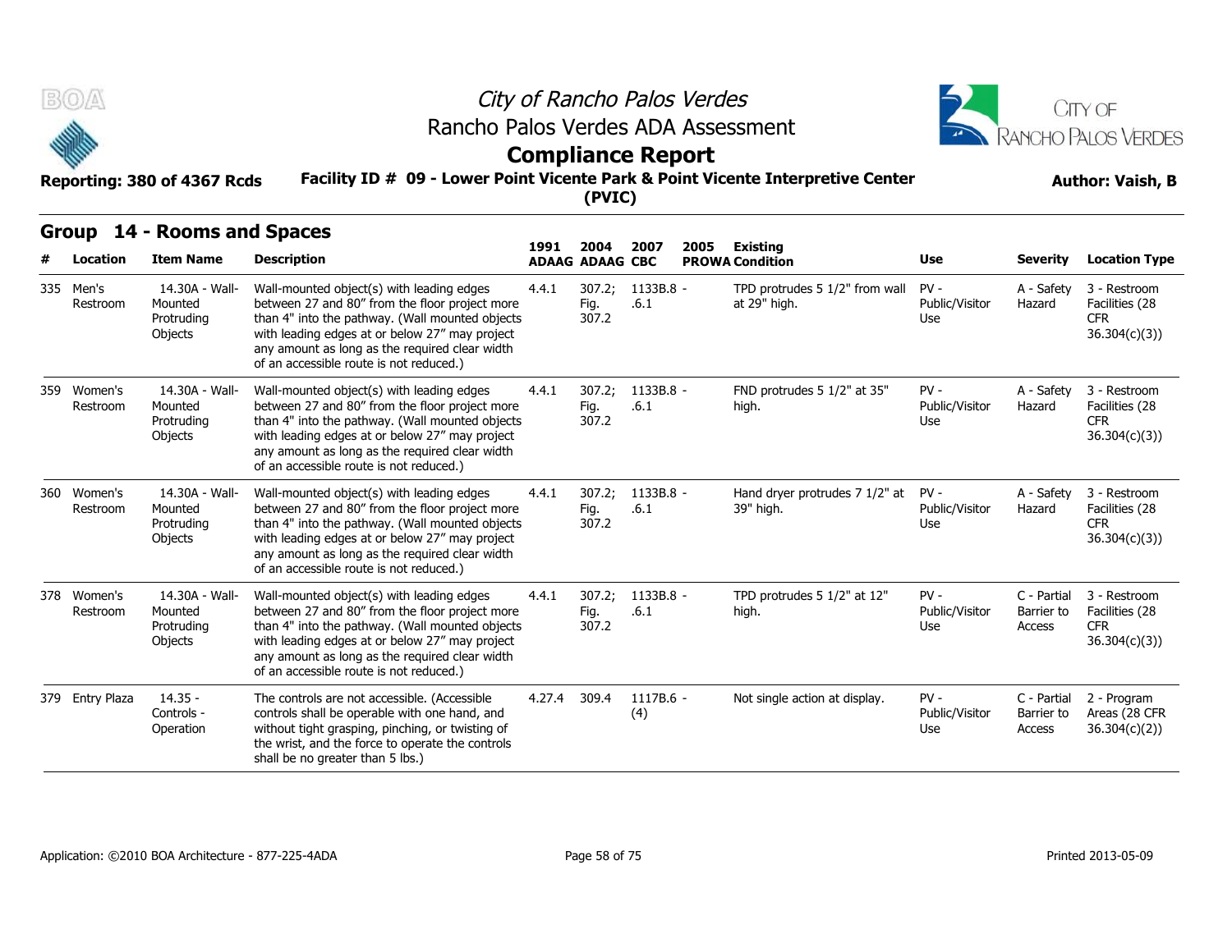# City of Rancho Palos Verdes
## Rancho Palos Verdes ADA Assessment
## Compliance Report

**Reporting: 380 of 4367 Rcds** | **Facility ID # 09 - Lower Point Vicente Park & Point Vicente Interpretive Center (PVIC)** | **Author: Vaish, B**

## Group 14 - Rooms and Spaces

| # | Location | Item Name | Description | 1991 ADAAG | 2004 ADAAG | 2007 CBC | 2005 PROWA | Existing Condition | Use | Severity | Location Type |
|---|---|---|---|---|---|---|---|---|---|---|---|
| 335 | Men's Restroom | 14.30A - Wall-Mounted Protruding Objects | Wall-mounted object(s) with leading edges between 27 and 80" from the floor project more than 4" into the pathway. (Wall mounted objects with leading edges at or below 27" may project any amount as long as the required clear width of an accessible route is not reduced.) | 4.4.1 | 307.2; Fig. 307.2 | 1133B.8 - .6.1 | | TPD protrudes 5 1/2" from wall at 29" high. | PV - Public/Visitor Use | A - Safety Hazard | 3 - Restroom Facilities (28 CFR 36.304(c)(3)) |
| 359 | Women's Restroom | 14.30A - Wall-Mounted Protruding Objects | Wall-mounted object(s) with leading edges between 27 and 80" from the floor project more than 4" into the pathway. (Wall mounted objects with leading edges at or below 27" may project any amount as long as the required clear width of an accessible route is not reduced.) | 4.4.1 | 307.2; Fig. 307.2 | 1133B.8 - .6.1 | | FND protrudes 5 1/2" at 35" high. | PV - Public/Visitor Use | A - Safety Hazard | 3 - Restroom Facilities (28 CFR 36.304(c)(3)) |
| 360 | Women's Restroom | 14.30A - Wall-Mounted Protruding Objects | Wall-mounted object(s) with leading edges between 27 and 80" from the floor project more than 4" into the pathway. (Wall mounted objects with leading edges at or below 27" may project any amount as long as the required clear width of an accessible route is not reduced.) | 4.4.1 | 307.2; Fig. 307.2 | 1133B.8 - .6.1 | | Hand dryer protrudes 7 1/2" at 39" high. | PV - Public/Visitor Use | A - Safety Hazard | 3 - Restroom Facilities (28 CFR 36.304(c)(3)) |
| 378 | Women's Restroom | 14.30A - Wall-Mounted Protruding Objects | Wall-mounted object(s) with leading edges between 27 and 80" from the floor project more than 4" into the pathway. (Wall mounted objects with leading edges at or below 27" may project any amount as long as the required clear width of an accessible route is not reduced.) | 4.4.1 | 307.2; Fig. 307.2 | 1133B.8 - .6.1 | | TPD protrudes 5 1/2" at 12" high. | PV - Public/Visitor Use | C - Partial Barrier to Access | 3 - Restroom Facilities (28 CFR 36.304(c)(3)) |
| 379 | Entry Plaza | 14.35 - Controls - Operation | The controls are not accessible. (Accessible controls shall be operable with one hand, and without tight grasping, pinching, or twisting of the wrist, and the force to operate the controls shall be no greater than 5 lbs.) | 4.27.4 | 309.4 | 1117B.6 - (4) | | Not single action at display. | PV - Public/Visitor Use | C - Partial Barrier to Access | 2 - Program Areas (28 CFR 36.304(c)(2)) |

Application: ©2010 BOA Architecture - 877-225-4ADA | Printed 2013-05-09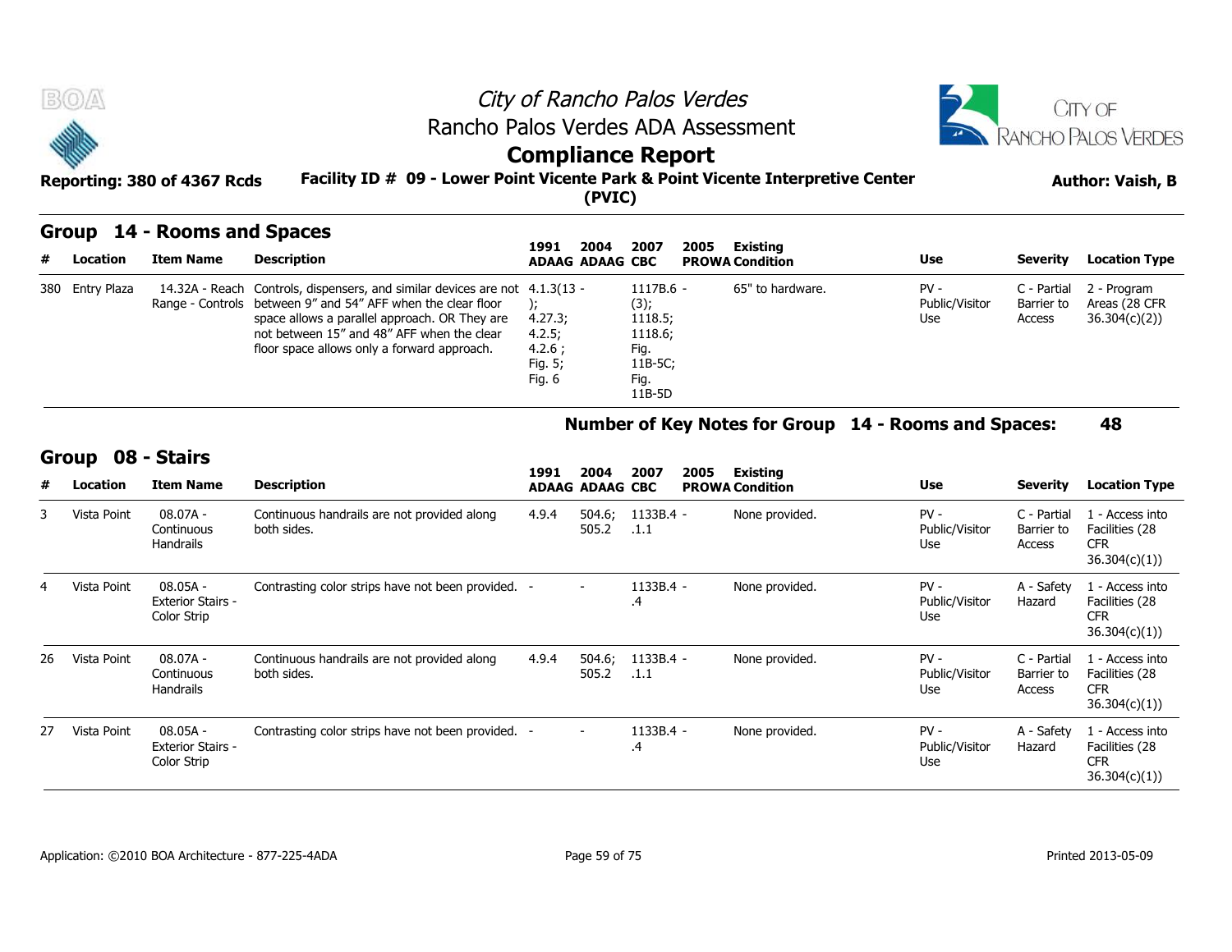# City of Rancho Palos Verdes

## Rancho Palos Verdes ADA Assessment

## Compliance Report

**Reporting: 380 of 4367 Rcds**

**Facility ID # 09 - Lower Point Vicente Park & Point Vicente Interpretive Center (PVIC)**

**Author: Vaish, B**

### Group 14 - Rooms and Spaces

| # | Location | Item Name | Description | 1991 ADAAG | 2004 ADAAG | 2007 CBC | 2005 PROWA | Existing Condition | Use | Severity | Location Type |
|---|---|---|---|---|---|---|---|---|---|---|---|
| 380 | Entry Plaza | 14.32A - Reach Range - Controls | Controls, dispensers, and similar devices are not between 9" and 54" AFF when the clear floor space allows a parallel approach. OR They are not between 15" and 48" AFF when the clear floor space allows only a forward approach. | 4.1.3(13 - ); 4.27.3; 4.2.5; 4.2.6 ; Fig. 5; Fig. 6 | | 1117B.6 - (3); 1118.5; 1118.6; Fig. 11B-5C; Fig. 11B-5D | | 65" to hardware. | PV - Public/Visitor Use | C - Partial Barrier to Access | 2 - Program Areas (28 CFR 36.304(c)(2)) |

**Number of Key Notes for Group 14 - Rooms and Spaces: 48**

### Group 08 - Stairs

| # | Location | Item Name | Description | 1991 ADAAG | 2004 ADAAG | 2007 CBC | 2005 PROWA | Existing Condition | Use | Severity | Location Type |
|---|---|---|---|---|---|---|---|---|---|---|---|
| 3 | Vista Point | 08.07A - Continuous Handrails | Continuous handrails are not provided along both sides. | 4.9.4 | 504.6; 505.2 | 1133B.4 - .1.1 | | None provided. | PV - Public/Visitor Use | C - Partial Barrier to Access | 1 - Access into Facilities (28 CFR 36.304(c)(1)) |
| 4 | Vista Point | 08.05A - Exterior Stairs - Color Strip | Contrasting color strips have not been provided. | - | - | 1133B.4 - .4 | | None provided. | PV - Public/Visitor Use | A - Safety Hazard | 1 - Access into Facilities (28 CFR 36.304(c)(1)) |
| 26 | Vista Point | 08.07A - Continuous Handrails | Continuous handrails are not provided along both sides. | 4.9.4 | 504.6; 505.2 | 1133B.4 - .1.1 | | None provided. | PV - Public/Visitor Use | C - Partial Barrier to Access | 1 - Access into Facilities (28 CFR 36.304(c)(1)) |
| 27 | Vista Point | 08.05A - Exterior Stairs - Color Strip | Contrasting color strips have not been provided. | - | - | 1133B.4 - .4 | | None provided. | PV - Public/Visitor Use | A - Safety Hazard | 1 - Access into Facilities (28 CFR 36.304(c)(1)) |

Application: ©2010 BOA Architecture - 877-225-4ADA

Printed 2013-05-09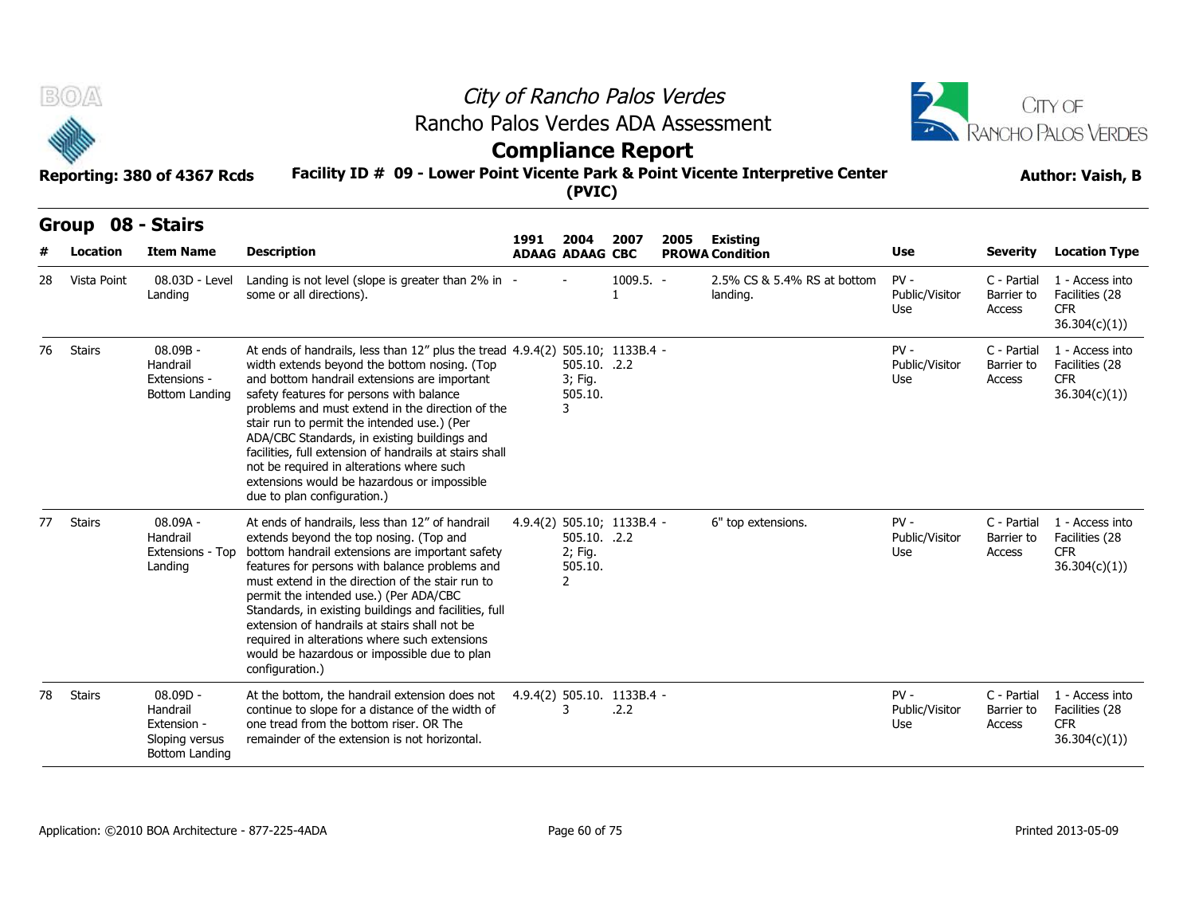# City of Rancho Palos Verdes

## Rancho Palos Verdes ADA Assessment

## Compliance Report

**Reporting: 380 of 4367 Rcds**

**Facility ID # 09 - Lower Point Vicente Park & Point Vicente Interpretive Center (PVIC)**

**Author: Vaish, B**

### Group 08 - Stairs

| # | Location | Item Name | Description | 1991 ADAAG | 2004 ADAAG | 2007 CBC | 2005 PROWA | Existing Condition | Use | Severity | Location Type |
|---|---|---|---|---|---|---|---|---|---|---|---|
| 28 | Vista Point | 08.03D - Level Landing | Landing is not level (slope is greater than 2% in some or all directions). | - | - | 1009.5.1 | - | 2.5% CS & 5.4% RS at bottom landing. | PV - Public/Visitor Use | C - Partial Barrier to Access | 1 - Access into Facilities (28 CFR 36.304(c)(1)) |
| 76 | Stairs | 08.09B - Handrail Extensions - Bottom Landing | At ends of handrails, less than 12" plus the tread width extends beyond the bottom nosing. (Top and bottom handrail extensions are important safety features for persons with balance problems and must extend in the direction of the stair run to permit the intended use.) (Per ADA/CBC Standards, in existing buildings and facilities, full extension of handrails at stairs shall not be required in alterations where such extensions would be hazardous or impossible due to plan configuration.) | 4.9.4(2) | 505.10; 505.10.3; Fig. 505.10.3 | 1133B.4.2.2 | - | | PV - Public/Visitor Use | C - Partial Barrier to Access | 1 - Access into Facilities (28 CFR 36.304(c)(1)) |
| 77 | Stairs | 08.09A - Handrail Extensions - Top Landing | At ends of handrails, less than 12" of handrail extends beyond the top nosing. (Top and bottom handrail extensions are important safety features for persons with balance problems and must extend in the direction of the stair run to permit the intended use.) (Per ADA/CBC Standards, in existing buildings and facilities, full extension of handrails at stairs shall not be required in alterations where such extensions would be hazardous or impossible due to plan configuration.) | 4.9.4(2) | 505.10; 505.10.2; Fig. 505.10.2 | 1133B.4.2.2 | - | 6" top extensions. | PV - Public/Visitor Use | C - Partial Barrier to Access | 1 - Access into Facilities (28 CFR 36.304(c)(1)) |
| 78 | Stairs | 08.09D - Handrail Extension - Sloping versus Bottom Landing | At the bottom, the handrail extension does not continue to slope for a distance of the width of one tread from the bottom riser. OR The remainder of the extension is not horizontal. | 4.9.4(2) | 505.10.3 | 1133B.4.2.2 | - | | PV - Public/Visitor Use | C - Partial Barrier to Access | 1 - Access into Facilities (28 CFR 36.304(c)(1)) |

Application: ©2010 BOA Architecture - 877-225-4ADA

Printed 2013-05-09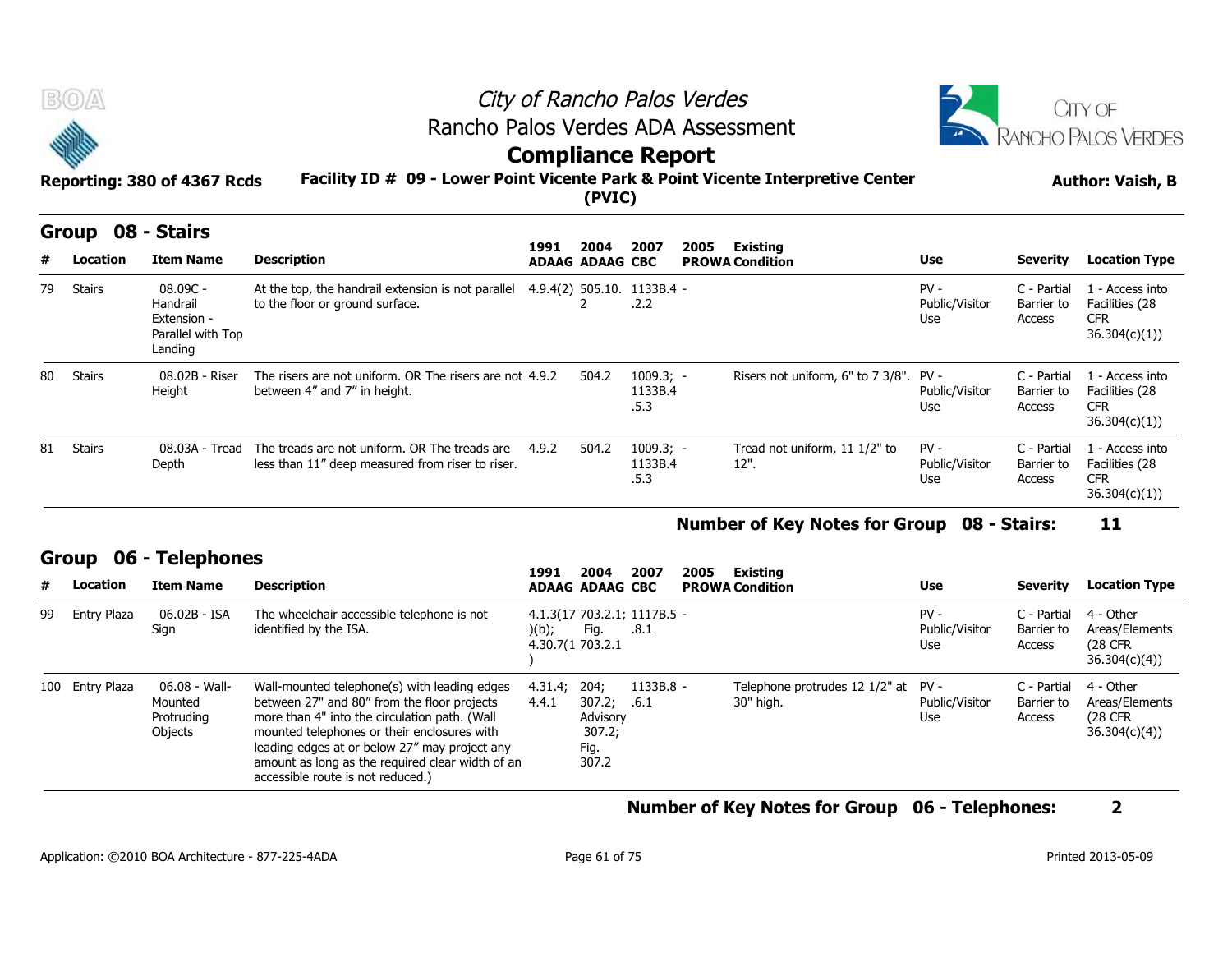City of Rancho Palos Verdes
Rancho Palos Verdes ADA Assessment

# Compliance Report

**Reporting: 380 of 4367 Rcds** **Facility ID # 09 - Lower Point Vicente Park & Point Vicente Interpretive Center (PVIC)** **Author: Vaish, B**

## Group 08 - Stairs

| # | Location | Item Name | Description | 1991 ADAAG | 2004 ADAAG | 2007 CBC | 2005 PROWA | Existing Condition | Use | Severity | Location Type |
|---|---|---|---|---|---|---|---|---|---|---|---|
| 79 | Stairs | 08.09C - Handrail Extension - Parallel with Top Landing | At the top, the handrail extension is not parallel to the floor or ground surface. | 4.9.4(2) | 505.10.2 | 1133B.4.2.2 | - | | PV - Public/Visitor Use | C - Partial Barrier to Access | 1 - Access into Facilities (28 CFR 36.304(c)(1)) |
| 80 | Stairs | 08.02B - Riser Height | The risers are not uniform. OR The risers are not between 4" and 7" in height. | 4.9.2 | 504.2 | 1009.3; 1133B.4.5.3 | - | Risers not uniform, 6" to 7 3/8". | PV - Public/Visitor Use | C - Partial Barrier to Access | 1 - Access into Facilities (28 CFR 36.304(c)(1)) |
| 81 | Stairs | 08.03A - Tread Depth | The treads are not uniform. OR The treads are less than 11" deep measured from riser to riser. | 4.9.2 | 504.2 | 1009.3; 1133B.4.5.3 | - | Tread not uniform, 11 1/2" to 12". | PV - Public/Visitor Use | C - Partial Barrier to Access | 1 - Access into Facilities (28 CFR 36.304(c)(1)) |

**Number of Key Notes for Group 08 - Stairs: 11**

## Group 06 - Telephones

| # | Location | Item Name | Description | 1991 ADAAG | 2004 ADAAG | 2007 CBC | 2005 PROWA | Existing Condition | Use | Severity | Location Type |
|---|---|---|---|---|---|---|---|---|---|---|---|
| 99 | Entry Plaza | 06.02B - ISA Sign | The wheelchair accessible telephone is not identified by the ISA. | 4.1.3(17)(b); 4.30.7(1) | 703.2.1; Fig. 703.2.1 | 1117B.5.8.1 | - | | PV - Public/Visitor Use | C - Partial Barrier to Access | 4 - Other Areas/Elements (28 CFR 36.304(c)(4)) |
| 100 | Entry Plaza | 06.08 - Wall-Mounted Protruding Objects | Wall-mounted telephone(s) with leading edges between 27" and 80" from the floor projects more than 4" into the circulation path. (Wall mounted telephones or their enclosures with leading edges at or below 27" may project any amount as long as the required clear width of an accessible route is not reduced.) | 4.31.4; 4.4.1 | 204; 307.2; Advisory 307.2; Fig. 307.2 | 1133B.8.6.1 | - | Telephone protrudes 12 1/2" at 30" high. | PV - Public/Visitor Use | C - Partial Barrier to Access | 4 - Other Areas/Elements (28 CFR 36.304(c)(4)) |

**Number of Key Notes for Group 06 - Telephones: 2**

Application: ©2010 BOA Architecture - 877-225-4ADA Printed 2013-05-09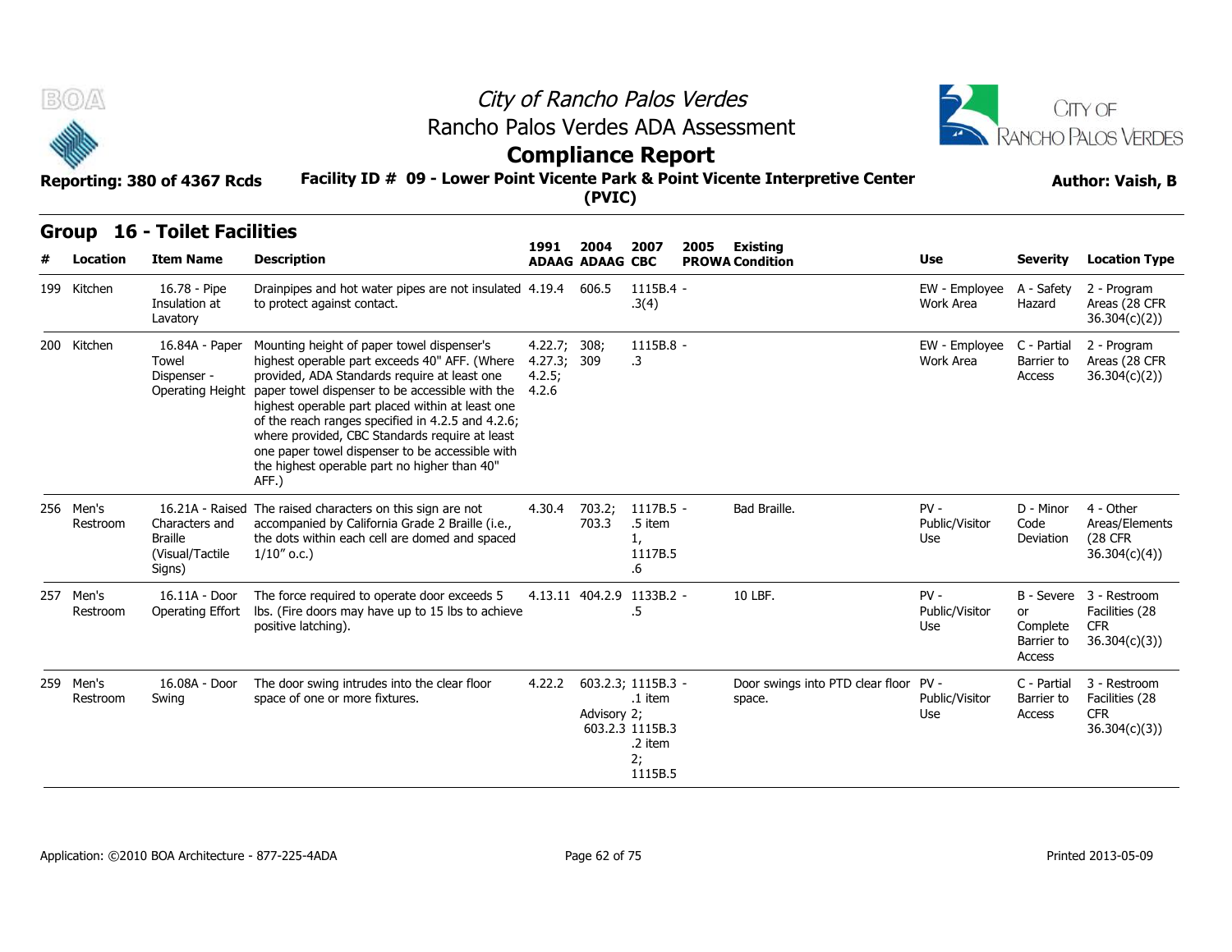# City of Rancho Palos Verdes

## Rancho Palos Verdes ADA Assessment

## Compliance Report

**Reporting: 380 of 4367 Rcds** **Facility ID # 09 - Lower Point Vicente Park & Point Vicente Interpretive Center (PVIC)** **Author: Vaish, B**

### Group 16 - Toilet Facilities

| # | Location | Item Name | Description | 1991 ADAAG | 2004 ADAAG | 2007 CBC | 2005 PROWA | Existing Condition | Use | Severity | Location Type |
|---|---|---|---|---|---|---|---|---|---|---|---|
| 199 | Kitchen | 16.78 - Pipe Insulation at Lavatory | Drainpipes and hot water pipes are not insulated to protect against contact. | 4.19.4 | 606.5 | 1115B.4 - .3(4) | | | EW - Employee Work Area | A - Safety Hazard | 2 - Program Areas (28 CFR 36.304(c)(2)) |
| 200 | Kitchen | 16.84A - Paper Towel Dispenser - Operating Height | Mounting height of paper towel dispenser's highest operable part exceeds 40" AFF. (Where provided, ADA Standards require at least one paper towel dispenser to be accessible with the highest operable part placed within at least one of the reach ranges specified in 4.2.5 and 4.2.6; where provided, CBC Standards require at least one paper towel dispenser to be accessible with the highest operable part no higher than 40" AFF.) | 4.22.7; 4.27.3; 4.2.5; 4.2.6 | 308; 309 | 1115B.8 - .3 | | | EW - Employee Work Area | C - Partial Barrier to Access | 2 - Program Areas (28 CFR 36.304(c)(2)) |
| 256 | Men's Restroom | 16.21A - Raised Characters and Braille (Visual/Tactile Signs) | The raised characters on this sign are not accompanied by California Grade 2 Braille (i.e., the dots within each cell are domed and spaced 1/10" o.c.) | 4.30.4 | 703.2; 703.3 | 1117B.5 - .5 item 1, 1117B.5 .6 | | Bad Braille. | PV - Public/Visitor Use | D - Minor Code Deviation | 4 - Other Areas/Elements (28 CFR 36.304(c)(4)) |
| 257 | Men's Restroom | 16.11A - Door Operating Effort | The force required to operate door exceeds 5 lbs. (Fire doors may have up to 15 lbs to achieve positive latching). | 4.13.11 | 404.2.9 | 1133B.2 - .5 | | 10 LBF. | PV - Public/Visitor Use | B - Severe or Complete Barrier to Access | 3 - Restroom Facilities (28 CFR 36.304(c)(3)) |
| 259 | Men's Restroom | 16.08A - Door Swing | The door swing intrudes into the clear floor space of one or more fixtures. | 4.22.2 | 603.2.3; Advisory 603.2.3 | 1115B.3 - .1 item 2; 1115B.3 .2 item 2; 1115B.5 | | Door swings into PTD clear floor space. | PV - Public/Visitor Use | C - Partial Barrier to Access | 3 - Restroom Facilities (28 CFR 36.304(c)(3)) |

Application: ©2010 BOA Architecture - 877-225-4ADA Printed 2013-05-09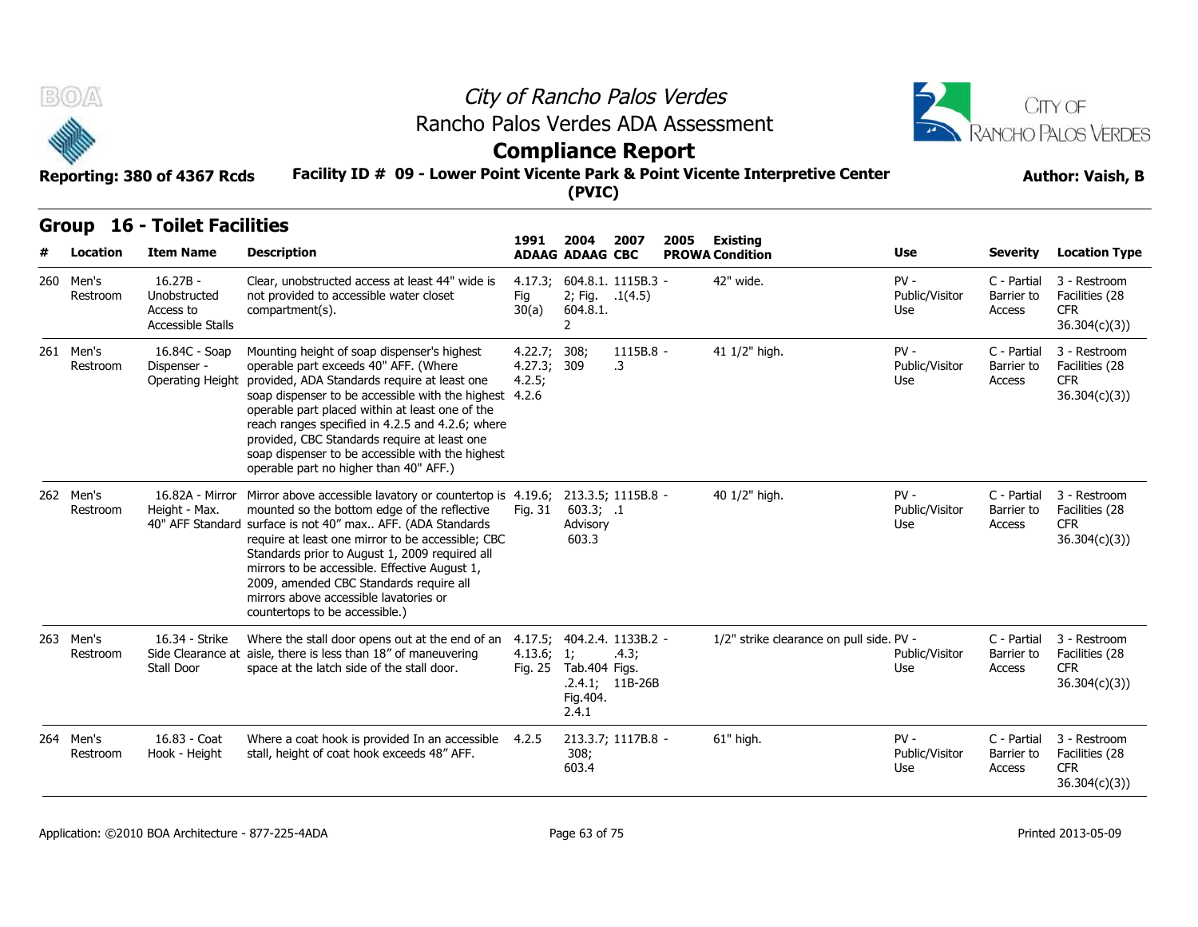# City of Rancho Palos Verdes

## Rancho Palos Verdes ADA Assessment

## Compliance Report

**Reporting: 380 of 4367 Rcds** **Facility ID # 09 - Lower Point Vicente Park & Point Vicente Interpretive Center (PVIC)** **Author: Vaish, B**

### Group 16 - Toilet Facilities

| # | Location | Item Name | Description | 1991 ADAAG | 2004 ADAAG | 2007 CBC | 2005 PROWA | Existing Condition | Use | Severity | Location Type |
|---|---|---|---|---|---|---|---|---|---|---|---|
| 260 | Men's Restroom | 16.27B - Unobstructed Access to Accessible Stalls | Clear, unobstructed access at least 44" wide is not provided to accessible water closet compartment(s). | 4.17.3; Fig 30(a) | 604.8.1. 2; Fig. 604.8.1. 2 | 1115B.3 - .1(4.5) | | 42" wide. | PV - Public/Visitor Use | C - Partial Barrier to Access | 3 - Restroom Facilities (28 CFR 36.304(c)(3)) |
| 261 | Men's Restroom | 16.84C - Soap Dispenser - Operating Height | Mounting height of soap dispenser's highest operable part exceeds 40" AFF. (Where provided, ADA Standards require at least one soap dispenser to be accessible with the highest operable part placed within at least one of the reach ranges specified in 4.2.5 and 4.2.6; where provided, CBC Standards require at least one soap dispenser to be accessible with the highest operable part no higher than 40" AFF.) | 4.22.7; 4.27.3; 4.2.5; 4.2.6 | 308; 309 | 1115B.8 - .3 | | 41 1/2" high. | PV - Public/Visitor Use | C - Partial Barrier to Access | 3 - Restroom Facilities (28 CFR 36.304(c)(3)) |
| 262 | Men's Restroom | 16.82A - Mirror Height - Max. 40" AFF Standard | Mirror above accessible lavatory or countertop is mounted so the bottom edge of the reflective surface is not 40" max.. AFF. (ADA Standards require at least one mirror to be accessible; CBC Standards prior to August 1, 2009 required all mirrors to be accessible. Effective August 1, 2009, amended CBC Standards require all mirrors above accessible lavatories or countertops to be accessible.) | 4.19.6; Fig. 31 | 213.3.5; 603.3; Advisory 603.3 | 1115B.8 - .1 | | 40 1/2" high. | PV - Public/Visitor Use | C - Partial Barrier to Access | 3 - Restroom Facilities (28 CFR 36.304(c)(3)) |
| 263 | Men's Restroom | 16.34 - Strike Side Clearance at Stall Door | Where the stall door opens out at the end of an aisle, there is less than 18" of maneuvering space at the latch side of the stall door. | 4.17.5; 4.13.6; Fig. 25 | 404.2.4. 1; Tab.404 .2.4.1; Fig.404. 2.4.1 | 1133B.2 - .4.3; Figs. 11B-26B | | 1/2" strike clearance on pull side. | PV - Public/Visitor Use | C - Partial Barrier to Access | 3 - Restroom Facilities (28 CFR 36.304(c)(3)) |
| 264 | Men's Restroom | 16.83 - Coat Hook - Height | Where a coat hook is provided In an accessible stall, height of coat hook exceeds 48" AFF. | 4.2.5 | 213.3.7; 308; 603.4 | 1117B.8 - | | 61" high. | PV - Public/Visitor Use | C - Partial Barrier to Access | 3 - Restroom Facilities (28 CFR 36.304(c)(3)) |

Application: ©2010 BOA Architecture - 877-225-4ADA Printed 2013-05-09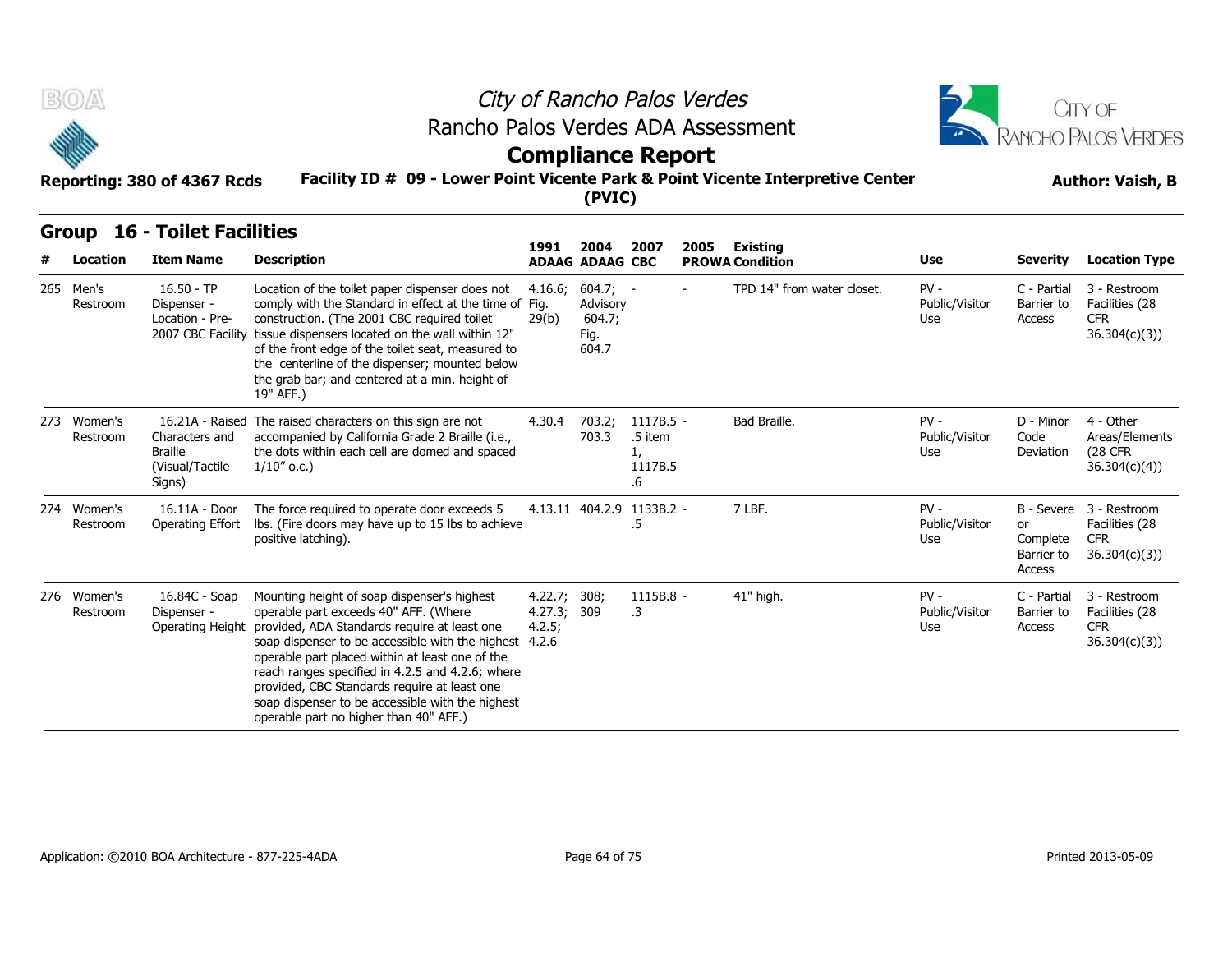# City of Rancho Palos Verdes
## Rancho Palos Verdes ADA Assessment
## Compliance Report

**Reporting: 380 of 4367 Rcds** | **Facility ID # 09 - Lower Point Vicente Park & Point Vicente Interpretive Center (PVIC)** | **Author: Vaish, B**

## Group 16 - Toilet Facilities

| # | Location | Item Name | Description | 1991 ADAAG | 2004 ADAAG | 2007 CBC | 2005 PROWA | Existing Condition | Use | Severity | Location Type |
|---|---|---|---|---|---|---|---|---|---|---|---|
| 265 | Men's Restroom | 16.50 - TP Dispenser - Location - Pre-2007 CBC Facility | Location of the toilet paper dispenser does not comply with the Standard in effect at the time of construction. (The 2001 CBC required toilet tissue dispensers located on the wall within 12" of the front edge of the toilet seat, measured to the centerline of the dispenser; mounted below the grab bar; and centered at a min. height of 19" AFF.) | 4.16.6; Fig. 29(b) | 604.7; Advisory 604.7; Fig. 604.7 | - | - | TPD 14" from water closet. | PV - Public/Visitor Use | C - Partial Barrier to Access | 3 - Restroom Facilities (28 CFR 36.304(c)(3)) |
| 273 | Women's Restroom | 16.21A - Raised Characters and Braille (Visual/Tactile Signs) | The raised characters on this sign are not accompanied by California Grade 2 Braille (i.e., the dots within each cell are domed and spaced 1/10" o.c.) | 4.30.4 | 703.2; 703.3 | 1117B.5.5 item 1, 1117B.5.6 | - | Bad Braille. | PV - Public/Visitor Use | D - Minor Code Deviation | 4 - Other Areas/Elements (28 CFR 36.304(c)(4)) |
| 274 | Women's Restroom | 16.11A - Door Operating Effort | The force required to operate door exceeds 5 lbs. (Fire doors may have up to 15 lbs to achieve positive latching). | 4.13.11 | 404.2.9 | 1133B.2.5 | - | 7 LBF. | PV - Public/Visitor Use | B - Severe or Complete Barrier to Access | 3 - Restroom Facilities (28 CFR 36.304(c)(3)) |
| 276 | Women's Restroom | 16.84C - Soap Dispenser - Operating Height | Mounting height of soap dispenser's highest operable part exceeds 40" AFF. (Where provided, ADA Standards require at least one soap dispenser to be accessible with the highest operable part placed within at least one of the reach ranges specified in 4.2.5 and 4.2.6; where provided, CBC Standards require at least one soap dispenser to be accessible with the highest operable part no higher than 40" AFF.) | 4.22.7; 4.27.3; 4.2.5; 4.2.6 | 308; 309 | 1115B.8.3 | - | 41" high. | PV - Public/Visitor Use | C - Partial Barrier to Access | 3 - Restroom Facilities (28 CFR 36.304(c)(3)) |

Application: ©2010 BOA Architecture - 877-225-4ADA | Printed 2013-05-09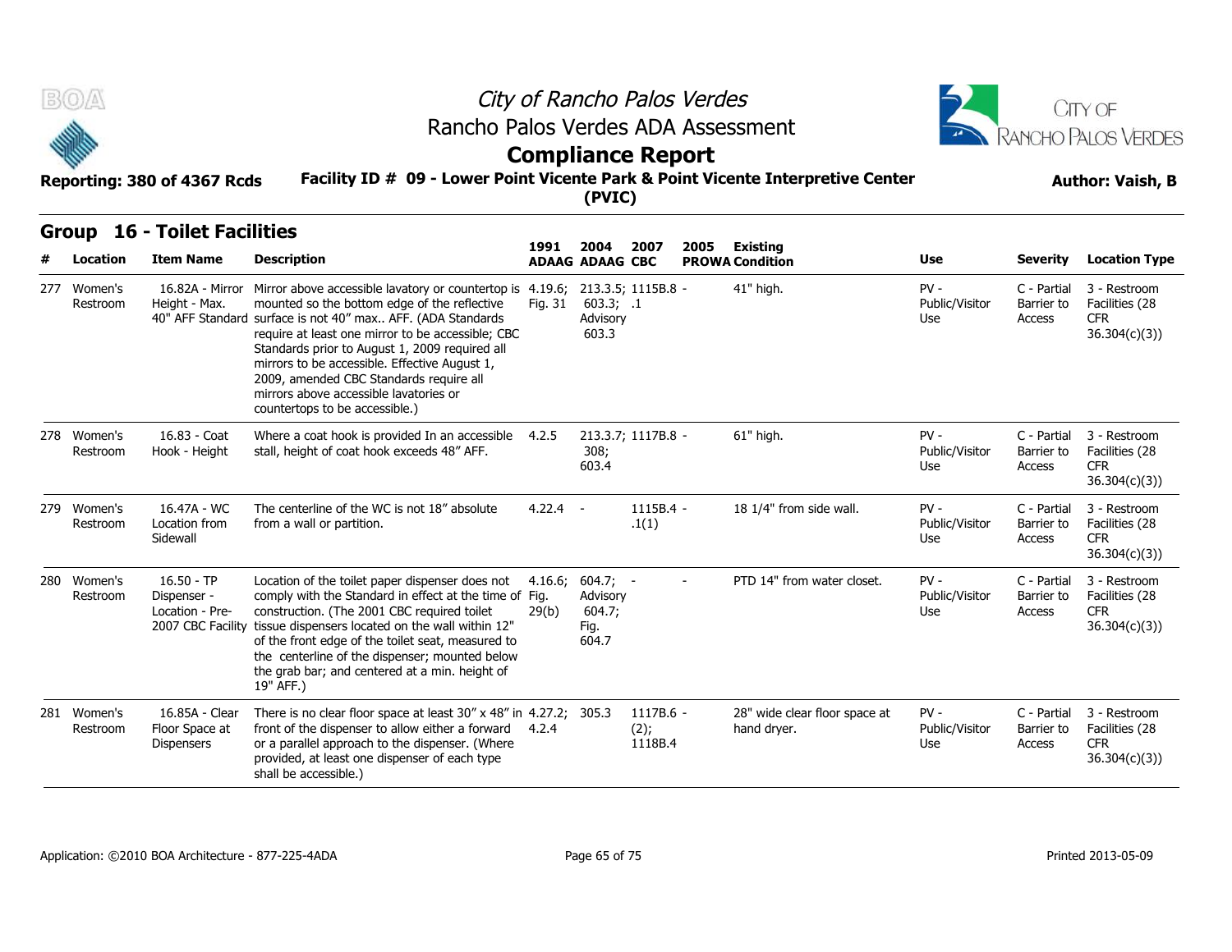# City of Rancho Palos Verdes

## Rancho Palos Verdes ADA Assessment

## Compliance Report

**Reporting: 380 of 4367 Rcds** **Facility ID # 09 - Lower Point Vicente Park & Point Vicente Interpretive Center (PVIC)** **Author: Vaish, B**

### Group 16 - Toilet Facilities

| # | Location | Item Name | Description | 1991 ADAAG | 2004 ADAAG | 2007 CBC | 2005 PROWA | Existing Condition | Use | Severity | Location Type |
|---|---|---|---|---|---|---|---|---|---|---|---|
| 277 | Women's Restroom | 16.82A - Mirror Height - Max. 40" AFF Standard | Mirror above accessible lavatory or countertop is mounted so the bottom edge of the reflective surface is not 40" max.. AFF. (ADA Standards require at least one mirror to be accessible; CBC Standards prior to August 1, 2009 required all mirrors to be accessible. Effective August 1, 2009, amended CBC Standards require all mirrors above accessible lavatories or countertops to be accessible.) | 4.19.6; Fig. 31 | 213.3.5; 603.3; Advisory 603.3 | 1115B.8 .1 | - | 41" high. | PV - Public/Visitor Use | C - Partial Barrier to Access | 3 - Restroom Facilities (28 CFR 36.304(c)(3)) |
| 278 | Women's Restroom | 16.83 - Coat Hook - Height | Where a coat hook is provided In an accessible stall, height of coat hook exceeds 48" AFF. | 4.2.5 | 213.3.7; 308; 603.4 | 1117B.8 | - | 61" high. | PV - Public/Visitor Use | C - Partial Barrier to Access | 3 - Restroom Facilities (28 CFR 36.304(c)(3)) |
| 279 | Women's Restroom | 16.47A - WC Location from Sidewall | The centerline of the WC is not 18" absolute from a wall or partition. | 4.22.4 | - | 1115B.4 .1(1) | - | 18 1/4" from side wall. | PV - Public/Visitor Use | C - Partial Barrier to Access | 3 - Restroom Facilities (28 CFR 36.304(c)(3)) |
| 280 | Women's Restroom | 16.50 - TP Dispenser - Location - Pre-2007 CBC Facility | Location of the toilet paper dispenser does not comply with the Standard in effect at the time of construction. (The 2001 CBC required toilet tissue dispensers located on the wall within 12" of the front edge of the toilet seat, measured to the centerline of the dispenser; mounted below the grab bar; and centered at a min. height of 19" AFF.) | 4.16.6; Fig. 29(b) | 604.7; Advisory 604.7; Fig. 604.7 | - | - | PTD 14" from water closet. | PV - Public/Visitor Use | C - Partial Barrier to Access | 3 - Restroom Facilities (28 CFR 36.304(c)(3)) |
| 281 | Women's Restroom | 16.85A - Clear Floor Space at Dispensers | There is no clear floor space at least 30" x 48" in front of the dispenser to allow either a forward or a parallel approach to the dispenser. (Where provided, at least one dispenser of each type shall be accessible.) | 4.27.2; 4.2.4 | 305.3 | 1117B.6 (2); 1118B.4 | - | 28" wide clear floor space at hand dryer. | PV - Public/Visitor Use | C - Partial Barrier to Access | 3 - Restroom Facilities (28 CFR 36.304(c)(3)) |

Application: ©2010 BOA Architecture - 877-225-4ADA Printed 2013-05-09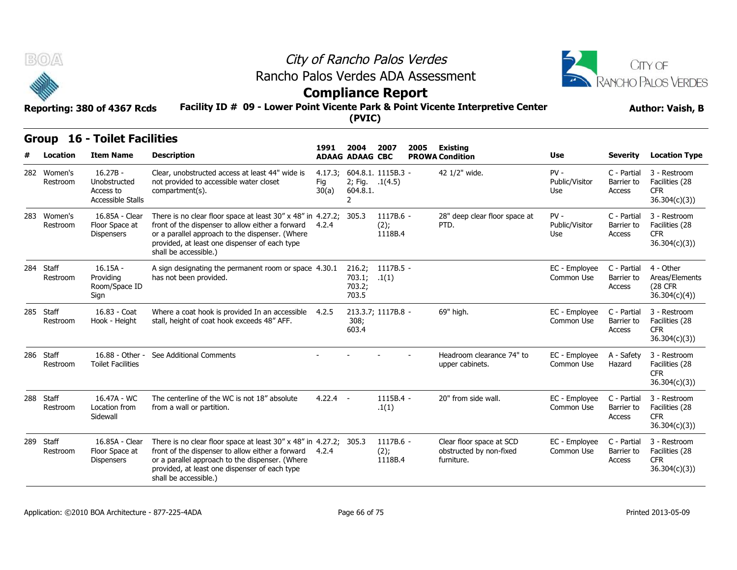# City of Rancho Palos Verdes

## Rancho Palos Verdes ADA Assessment

## Compliance Report

**Reporting: 380 of 4367 Rcds** | **Facility ID # 09 - Lower Point Vicente Park & Point Vicente Interpretive Center (PVIC)** | **Author: Vaish, B**

## Group 16 - Toilet Facilities

| # | Location | Item Name | Description | 1991 ADAAG | 2004 ADAAG | 2007 CBC | 2005 PROWA | Existing Condition | Use | Severity | Location Type |
|---|---|---|---|---|---|---|---|---|---|---|---|
| 282 | Women's Restroom | 16.27B - Unobstructed Access to Accessible Stalls | Clear, unobstructed access at least 44" wide is not provided to accessible water closet compartment(s). | 4.17.3; Fig 30(a) | 604.8.1. 2; Fig. 604.8.1. 2 | 1115B.3 - .1(4.5) | | 42 1/2" wide. | PV - Public/Visitor Use | C - Partial Barrier to Access | 3 - Restroom Facilities (28 CFR 36.304(c)(3)) |
| 283 | Women's Restroom | 16.85A - Clear Floor Space at Dispensers | There is no clear floor space at least 30" x 48" in front of the dispenser to allow either a forward or a parallel approach to the dispenser. (Where provided, at least one dispenser of each type shall be accessible.) | 4.27.2; 4.2.4 | 305.3 | 1117B.6 - (2); 1118B.4 | | 28" deep clear floor space at PTD. | PV - Public/Visitor Use | C - Partial Barrier to Access | 3 - Restroom Facilities (28 CFR 36.304(c)(3)) |
| 284 | Staff Restroom | 16.15A - Providing Room/Space ID Sign | A sign designating the permanent room or space has not been provided. | 4.30.1 | 216.2; 703.1; 703.2; 703.5 | 1117B.5 - .1(1) | | | EC - Employee Common Use | C - Partial Barrier to Access | 4 - Other Areas/Elements (28 CFR 36.304(c)(4)) |
| 285 | Staff Restroom | 16.83 - Coat Hook - Height | Where a coat hook is provided In an accessible stall, height of coat hook exceeds 48" AFF. | 4.2.5 | 213.3.7; 308; 603.4 | 1117B.8 - | | 69" high. | EC - Employee Common Use | C - Partial Barrier to Access | 3 - Restroom Facilities (28 CFR 36.304(c)(3)) |
| 286 | Staff Restroom | 16.88 - Other - Toilet Facilities | See Additional Comments | - | - | - | - | Headroom clearance 74" to upper cabinets. | EC - Employee Common Use | A - Safety Hazard | 3 - Restroom Facilities (28 CFR 36.304(c)(3)) |
| 288 | Staff Restroom | 16.47A - WC Location from Sidewall | The centerline of the WC is not 18" absolute from a wall or partition. | 4.22.4 | - | 1115B.4 - .1(1) | | 20" from side wall. | EC - Employee Common Use | C - Partial Barrier to Access | 3 - Restroom Facilities (28 CFR 36.304(c)(3)) |
| 289 | Staff Restroom | 16.85A - Clear Floor Space at Dispensers | There is no clear floor space at least 30" x 48" in front of the dispenser to allow either a forward or a parallel approach to the dispenser. (Where provided, at least one dispenser of each type shall be accessible.) | 4.27.2; 4.2.4 | 305.3 | 1117B.6 - (2); 1118B.4 | | Clear floor space at SCD obstructed by non-fixed furniture. | EC - Employee Common Use | C - Partial Barrier to Access | 3 - Restroom Facilities (28 CFR 36.304(c)(3)) |

Application: ©2010 BOA Architecture - 877-225-4ADA | Printed 2013-05-09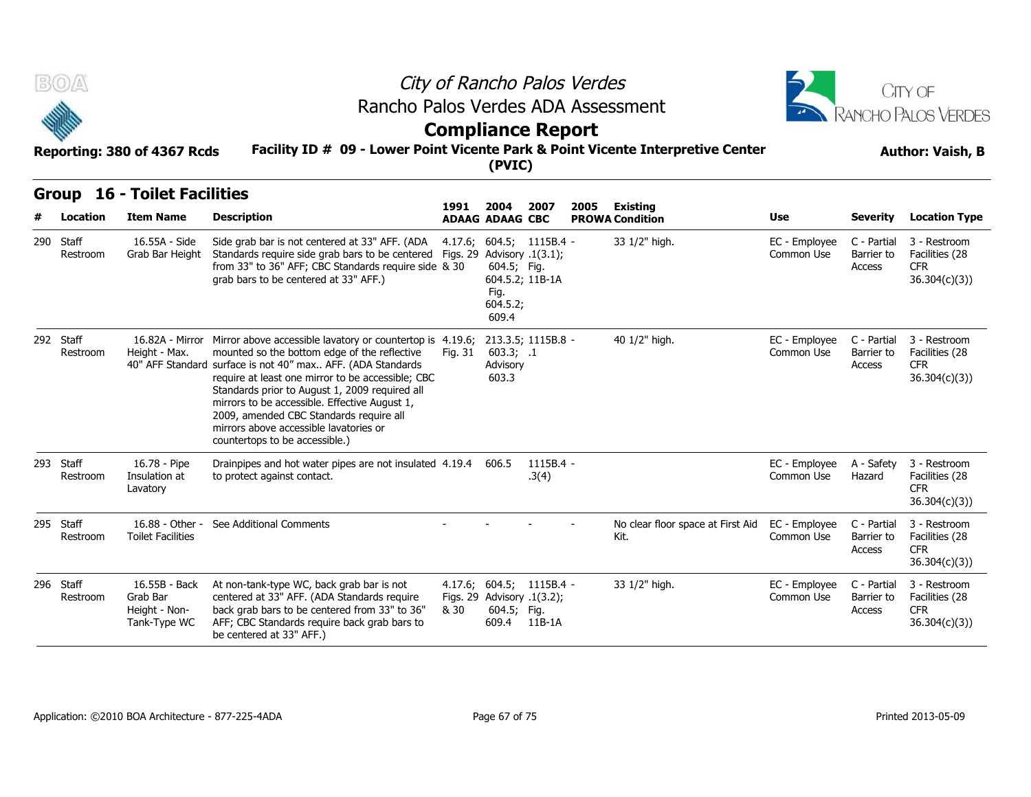# City of Rancho Palos Verdes

## Rancho Palos Verdes ADA Assessment

## Compliance Report

**Reporting: 380 of 4367 Rcds**

**Facility ID # 09 - Lower Point Vicente Park & Point Vicente Interpretive Center (PVIC)**

**Author: Vaish, B**

### Group 16 - Toilet Facilities

| # | Location | Item Name | Description | 1991 ADAAG | 2004 ADAAG | 2007 CBC | 2005 PROWA | Existing Condition | Use | Severity | Location Type |
|---|---|---|---|---|---|---|---|---|---|---|---|
| 290 | Staff Restroom | 16.55A - Side Grab Bar Height | Side grab bar is not centered at 33" AFF. (ADA Standards require side grab bars to be centered from 33" to 36" AFF; CBC Standards require side grab bars to be centered at 33" AFF.) | 4.17.6; Figs. 29 & 30 | 604.5; Advisory 604.5; Fig. 604.5.2; Fig. 604.5.2; 609.4 | 1115B.4 .1(3.1); Fig. 11B-1A | - | 33 1/2" high. | EC - Employee Common Use | C - Partial Barrier to Access | 3 - Restroom Facilities (28 CFR 36.304(c)(3)) |
| 292 | Staff Restroom | 16.82A - Mirror Height - Max. 40" AFF Standard | Mirror above accessible lavatory or countertop is mounted so the bottom edge of the reflective surface is not 40" max.. AFF. (ADA Standards require at least one mirror to be accessible; CBC Standards prior to August 1, 2009 required all mirrors to be accessible. Effective August 1, 2009, amended CBC Standards require all mirrors above accessible lavatories or countertops to be accessible.) | 4.19.6; Fig. 31 | 213.3.5; 603.3; Advisory 603.3 | 1115B.8 .1 | - | 40 1/2" high. | EC - Employee Common Use | C - Partial Barrier to Access | 3 - Restroom Facilities (28 CFR 36.304(c)(3)) |
| 293 | Staff Restroom | 16.78 - Pipe Insulation at Lavatory | Drainpipes and hot water pipes are not insulated to protect against contact. | 4.19.4 | 606.5 | 1115B.4 .3(4) | - | | EC - Employee Common Use | A - Safety Hazard | 3 - Restroom Facilities (28 CFR 36.304(c)(3)) |
| 295 | Staff Restroom | 16.88 - Other - Toilet Facilities | See Additional Comments | - | - | - | - | No clear floor space at First Aid Kit. | EC - Employee Common Use | C - Partial Barrier to Access | 3 - Restroom Facilities (28 CFR 36.304(c)(3)) |
| 296 | Staff Restroom | 16.55B - Back Grab Bar Height - Non-Tank-Type WC | At non-tank-type WC, back grab bar is not centered at 33" AFF. (ADA Standards require back grab bars to be centered from 33" to 36" AFF; CBC Standards require back grab bars to be centered at 33" AFF.) | 4.17.6; Figs. 29 & 30 | 604.5; Advisory 604.5; 609.4 | 1115B.4 .1(3.2); Fig. 11B-1A | - | 33 1/2" high. | EC - Employee Common Use | C - Partial Barrier to Access | 3 - Restroom Facilities (28 CFR 36.304(c)(3)) |

Application: ©2010 BOA Architecture - 877-225-4ADA

Printed 2013-05-09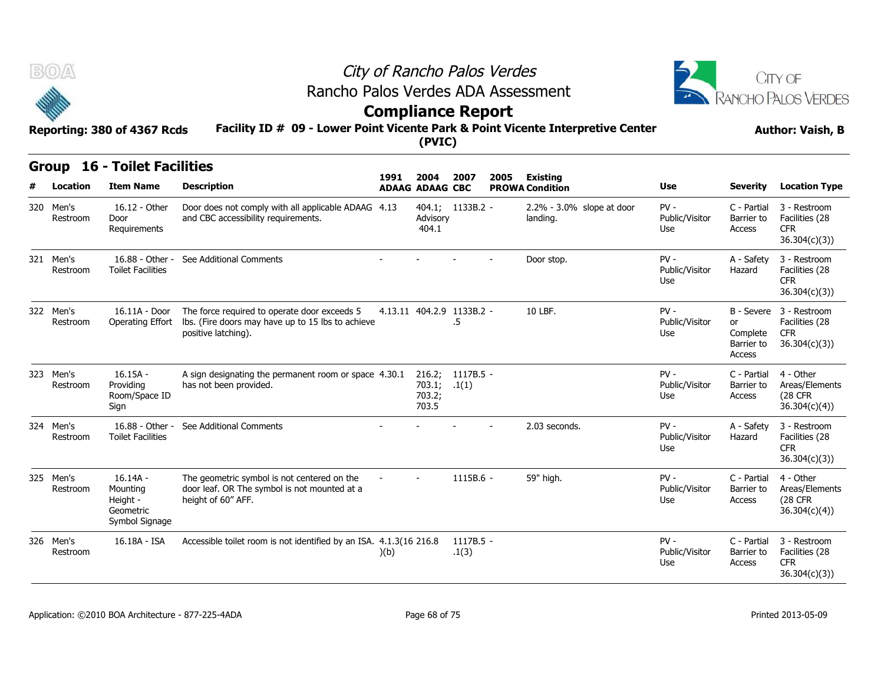# City of Rancho Palos Verdes
## Rancho Palos Verdes ADA Assessment
## Compliance Report

**Reporting: 380 of 4367 Rcds** | **Facility ID # 09 - Lower Point Vicente Park & Point Vicente Interpretive Center (PVIC)** | **Author: Vaish, B**

## Group 16 - Toilet Facilities

| # | Location | Item Name | Description | 1991 ADAAG | 2004 ADAAG | 2007 CBC | 2005 PROWA | Existing Condition | Use | Severity | Location Type |
|---|---|---|---|---|---|---|---|---|---|---|---|
| 320 | Men's Restroom | 16.12 - Other Door Requirements | Door does not comply with all applicable ADAAG and CBC accessibility requirements. | 4.13 | 404.1; Advisory 404.1 | 1133B.2 | - | 2.2% - 3.0% slope at door landing. | PV - Public/Visitor Use | C - Partial Barrier to Access | 3 - Restroom Facilities (28 CFR 36.304(c)(3)) |
| 321 | Men's Restroom | 16.88 - Other - Toilet Facilities | See Additional Comments | - | - | - | - | Door stop. | PV - Public/Visitor Use | A - Safety Hazard | 3 - Restroom Facilities (28 CFR 36.304(c)(3)) |
| 322 | Men's Restroom | 16.11A - Door Operating Effort | The force required to operate door exceeds 5 lbs. (Fire doors may have up to 15 lbs to achieve positive latching). | 4.13.11 | 404.2.9 | 1133B.2 .5 | - | 10 LBF. | PV - Public/Visitor Use | B - Severe or Complete Barrier to Access | 3 - Restroom Facilities (28 CFR 36.304(c)(3)) |
| 323 | Men's Restroom | 16.15A - Providing Room/Space ID Sign | A sign designating the permanent room or space has not been provided. | 4.30.1 | 216.2; 703.1; 703.2; 703.5 | 1117B.5 .1(1) | - | | PV - Public/Visitor Use | C - Partial Barrier to Access | 4 - Other Areas/Elements (28 CFR 36.304(c)(4)) |
| 324 | Men's Restroom | 16.88 - Other - Toilet Facilities | See Additional Comments | - | - | - | - | 2.03 seconds. | PV - Public/Visitor Use | A - Safety Hazard | 3 - Restroom Facilities (28 CFR 36.304(c)(3)) |
| 325 | Men's Restroom | 16.14A - Mounting Height - Geometric Symbol Signage | The geometric symbol is not centered on the door leaf. OR The symbol is not mounted at a height of 60" AFF. | - | - | 1115B.6 | - | 59" high. | PV - Public/Visitor Use | C - Partial Barrier to Access | 4 - Other Areas/Elements (28 CFR 36.304(c)(4)) |
| 326 | Men's Restroom | 16.18A - ISA | Accessible toilet room is not identified by an ISA. | 4.1.3(16)(b) | 216.8 | 1117B.5 .1(3) | - | | PV - Public/Visitor Use | C - Partial Barrier to Access | 3 - Restroom Facilities (28 CFR 36.304(c)(3)) |

Application: ©2010 BOA Architecture - 877-225-4ADA | Printed 2013-05-09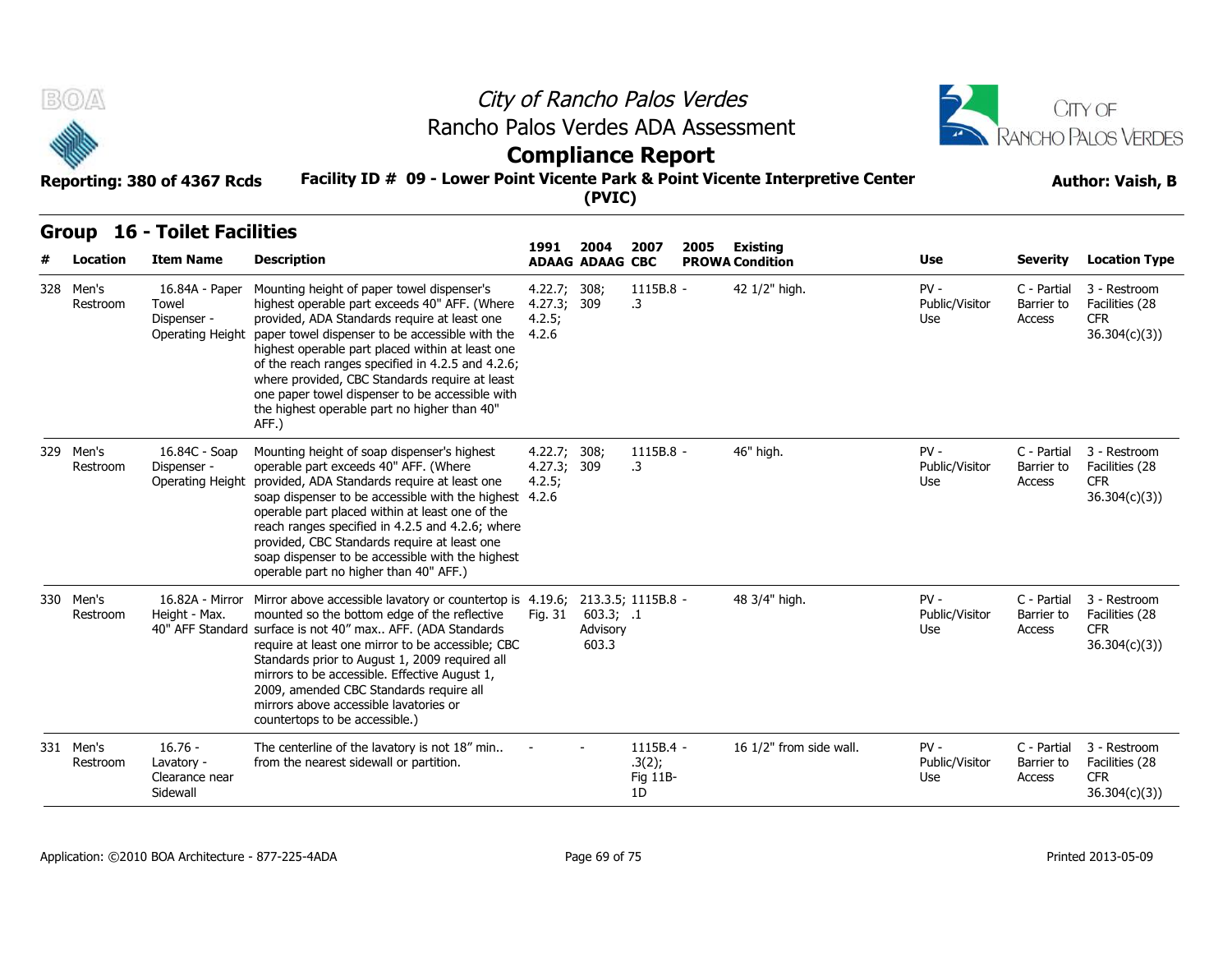# City of Rancho Palos Verdes

## Rancho Palos Verdes ADA Assessment

## Compliance Report

**Reporting: 380 of 4367 Rcds** | **Facility ID # 09 - Lower Point Vicente Park & Point Vicente Interpretive Center (PVIC)** | **Author: Vaish, B**

### Group 16 - Toilet Facilities

| # | Location | Item Name | Description | 1991 ADAAG | 2004 ADAAG | 2007 CBC | 2005 PROWA | Existing Condition | Use | Severity | Location Type |
|---|---|---|---|---|---|---|---|---|---|---|---|
| 328 | Men's Restroom | 16.84A - Paper Towel Dispenser - Operating Height | Mounting height of paper towel dispenser's highest operable part exceeds 40" AFF. (Where provided, ADA Standards require at least one paper towel dispenser to be accessible with the highest operable part placed within at least one of the reach ranges specified in 4.2.5 and 4.2.6; where provided, CBC Standards require at least one paper towel dispenser to be accessible with the highest operable part no higher than 40" AFF.) | 4.22.7; 4.27.3; 4.2.5; 4.2.6 | 308; 309 | 1115B.8 - .3 | | 42 1/2" high. | PV - Public/Visitor Use | C - Partial Barrier to Access | 3 - Restroom Facilities (28 CFR 36.304(c)(3)) |
| 329 | Men's Restroom | 16.84C - Soap Dispenser - Operating Height | Mounting height of soap dispenser's highest operable part exceeds 40" AFF. (Where provided, ADA Standards require at least one soap dispenser to be accessible with the highest operable part placed within at least one of the reach ranges specified in 4.2.5 and 4.2.6; where provided, CBC Standards require at least one soap dispenser to be accessible with the highest operable part no higher than 40" AFF.) | 4.22.7; 4.27.3; 4.2.5; 4.2.6 | 308; 309 | 1115B.8 - .3 | | 46" high. | PV - Public/Visitor Use | C - Partial Barrier to Access | 3 - Restroom Facilities (28 CFR 36.304(c)(3)) |
| 330 | Men's Restroom | 16.82A - Mirror Height - Max. 40" AFF Standard | Mirror above accessible lavatory or countertop is mounted so the bottom edge of the reflective surface is not 40" max.. AFF. (ADA Standards require at least one mirror to be accessible; CBC Standards prior to August 1, 2009 required all mirrors to be accessible. Effective August 1, 2009, amended CBC Standards require all mirrors above accessible lavatories or countertops to be accessible.) | 4.19.6; Fig. 31 | 213.3.5; 603.3; Advisory 603.3 | 1115B.8 - .1 | | 48 3/4" high. | PV - Public/Visitor Use | C - Partial Barrier to Access | 3 - Restroom Facilities (28 CFR 36.304(c)(3)) |
| 331 | Men's Restroom | 16.76 - Lavatory - Clearance near Sidewall | The centerline of the lavatory is not 18" min.. from the nearest sidewall or partition. | - | - | 1115B.4 - .3(2); Fig 11B-1D | | 16 1/2" from side wall. | PV - Public/Visitor Use | C - Partial Barrier to Access | 3 - Restroom Facilities (28 CFR 36.304(c)(3)) |

Application: ©2010 BOA Architecture - 877-225-4ADA | Printed 2013-05-09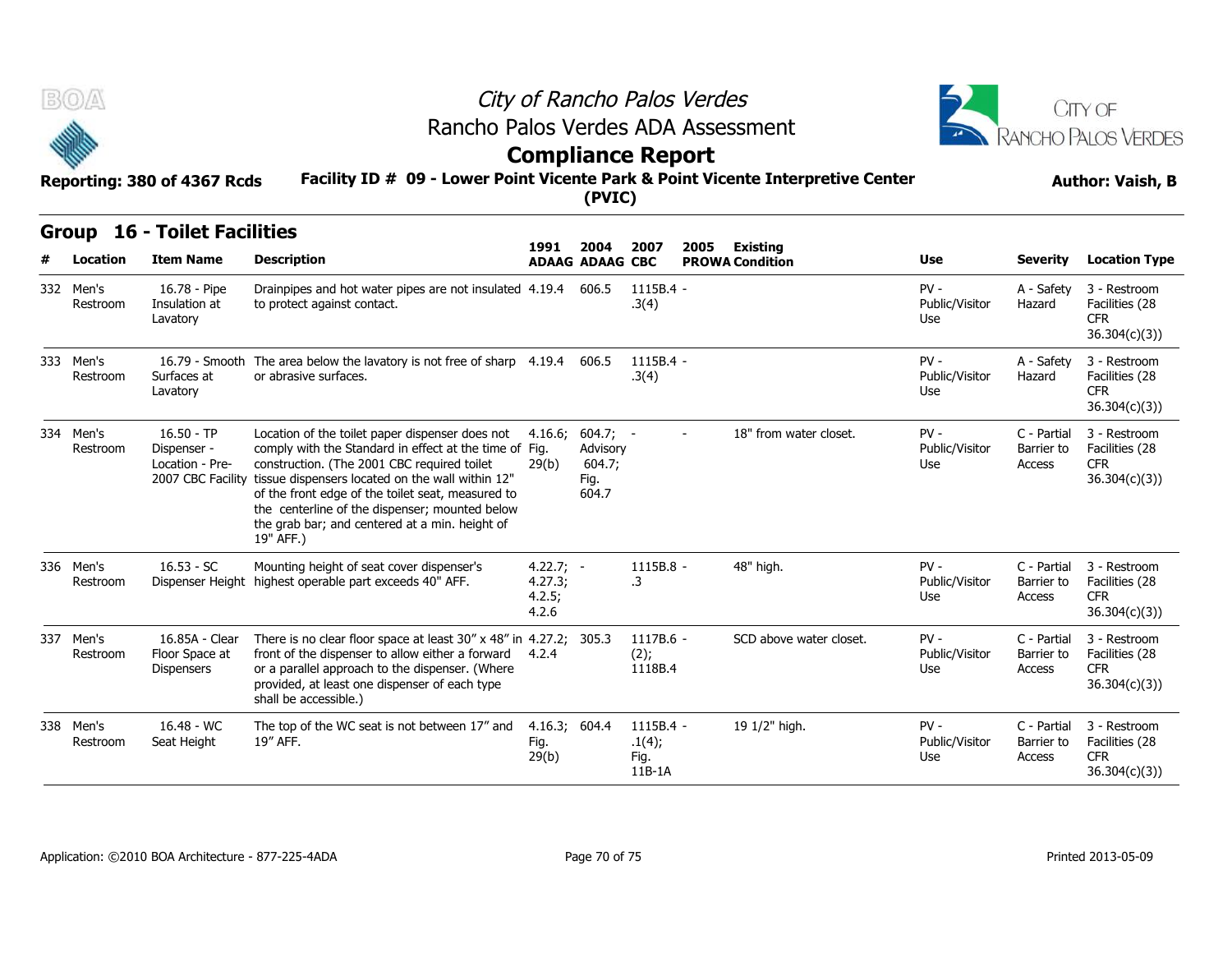# City of Rancho Palos Verdes

## Rancho Palos Verdes ADA Assessment

## Compliance Report

**Reporting: 380 of 4367 Rcds**

**Facility ID # 09 - Lower Point Vicente Park & Point Vicente Interpretive Center (PVIC)**

**Author: Vaish, B**

### Group 16 - Toilet Facilities

| # | Location | Item Name | Description | 1991 ADAAG | 2004 ADAAG | 2007 CBC | 2005 PROWA | Existing Condition | Use | Severity | Location Type |
|---|---|---|---|---|---|---|---|---|---|---|---|
| 332 | Men's Restroom | 16.78 - Pipe Insulation at Lavatory | Drainpipes and hot water pipes are not insulated to protect against contact. | 4.19.4 | 606.5 | 1115B.4 - .3(4) | | | PV - Public/Visitor Use | A - Safety Hazard | 3 - Restroom Facilities (28 CFR 36.304(c)(3)) |
| 333 | Men's Restroom | 16.79 - Smooth Surfaces at Lavatory | The area below the lavatory is not free of sharp or abrasive surfaces. | 4.19.4 | 606.5 | 1115B.4 - .3(4) | | | PV - Public/Visitor Use | A - Safety Hazard | 3 - Restroom Facilities (28 CFR 36.304(c)(3)) |
| 334 | Men's Restroom | 16.50 - TP Dispenser - Location - Pre-2007 CBC Facility | Location of the toilet paper dispenser does not comply with the Standard in effect at the time of construction. (The 2001 CBC required toilet tissue dispensers located on the wall within 12" of the front edge of the toilet seat, measured to the centerline of the dispenser; mounted below the grab bar; and centered at a min. height of 19" AFF.) | 4.16.6; Fig. 29(b) | 604.7; Advisory 604.7; Fig. 604.7 | - | - | 18" from water closet. | PV - Public/Visitor Use | C - Partial Barrier to Access | 3 - Restroom Facilities (28 CFR 36.304(c)(3)) |
| 336 | Men's Restroom | 16.53 - SC Dispenser Height | Mounting height of seat cover dispenser's highest operable part exceeds 40" AFF. | 4.22.7; 4.27.3; 4.2.5; 4.2.6 | - | 1115B.8 - .3 | | 48" high. | PV - Public/Visitor Use | C - Partial Barrier to Access | 3 - Restroom Facilities (28 CFR 36.304(c)(3)) |
| 337 | Men's Restroom | 16.85A - Clear Floor Space at Dispensers | There is no clear floor space at least 30" x 48" in front of the dispenser to allow either a forward or a parallel approach to the dispenser. (Where provided, at least one dispenser of each type shall be accessible.) | 4.27.2; 4.2.4 | 305.3 | 1117B.6 - (2); 1118B.4 | | SCD above water closet. | PV - Public/Visitor Use | C - Partial Barrier to Access | 3 - Restroom Facilities (28 CFR 36.304(c)(3)) |
| 338 | Men's Restroom | 16.48 - WC Seat Height | The top of the WC seat is not between 17" and 19" AFF. | 4.16.3; Fig. 29(b) | 604.4 | 1115B.4 - .1(4); Fig. 11B-1A | | 19 1/2" high. | PV - Public/Visitor Use | C - Partial Barrier to Access | 3 - Restroom Facilities (28 CFR 36.304(c)(3)) |

Application: ©2010 BOA Architecture - 877-225-4ADA

Printed 2013-05-09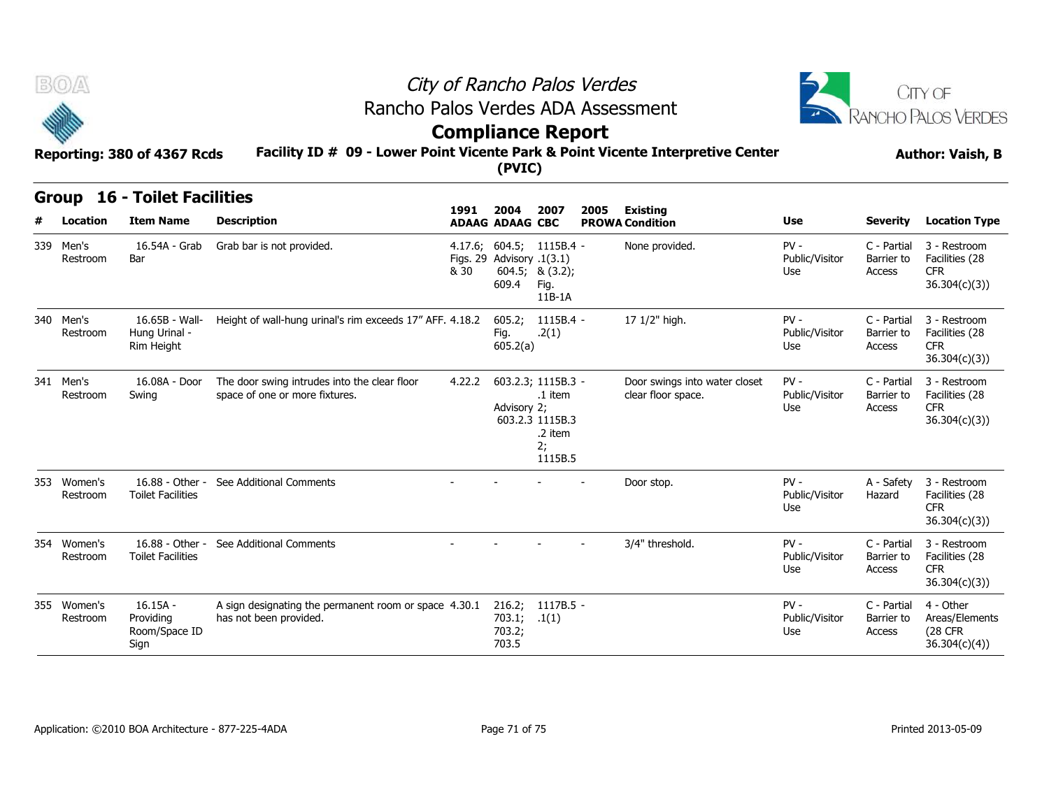# City of Rancho Palos Verdes

## Rancho Palos Verdes ADA Assessment

## Compliance Report

**Reporting: 380 of 4367 Rcds**

**Facility ID # 09 - Lower Point Vicente Park & Point Vicente Interpretive Center (PVIC)**

**Author: Vaish, B**

## Group 16 - Toilet Facilities

| # | Location | Item Name | Description | 1991 ADAAG | 2004 ADAAG | 2007 CBC | 2005 PROWA | Existing Condition | Use | Severity | Location Type |
|---|---|---|---|---|---|---|---|---|---|---|---|
| 339 | Men's Restroom | 16.54A - Grab Bar | Grab bar is not provided. | 4.17.6; Figs. 29 & 30 | 604.5; Advisory 604.5; 609.4 | 1115B.4 .1(3.1) & (3.2); Fig. 11B-1A | - | None provided. | PV - Public/Visitor Use | C - Partial Barrier to Access | 3 - Restroom Facilities (28 CFR 36.304(c)(3)) |
| 340 | Men's Restroom | 16.65B - Wall-Hung Urinal - Rim Height | Height of wall-hung urinal's rim exceeds 17" AFF. | 4.18.2 | 605.2; Fig. 605.2(a) | 1115B.4 .2(1) | - | 17 1/2" high. | PV - Public/Visitor Use | C - Partial Barrier to Access | 3 - Restroom Facilities (28 CFR 36.304(c)(3)) |
| 341 | Men's Restroom | 16.08A - Door Swing | The door swing intrudes into the clear floor space of one or more fixtures. | 4.22.2 | 603.2.3; Advisory 603.2.3 | 1115B.3 .1 item 2; 1115B.3 .2 item 2; 1115B.5 | - | Door swings into water closet clear floor space. | PV - Public/Visitor Use | C - Partial Barrier to Access | 3 - Restroom Facilities (28 CFR 36.304(c)(3)) |
| 353 | Women's Restroom | 16.88 - Other - Toilet Facilities | See Additional Comments | - | - | - | - | Door stop. | PV - Public/Visitor Use | A - Safety Hazard | 3 - Restroom Facilities (28 CFR 36.304(c)(3)) |
| 354 | Women's Restroom | 16.88 - Other - Toilet Facilities | See Additional Comments | - | - | - | - | 3/4" threshold. | PV - Public/Visitor Use | C - Partial Barrier to Access | 3 - Restroom Facilities (28 CFR 36.304(c)(3)) |
| 355 | Women's Restroom | 16.15A - Providing Room/Space ID Sign | A sign designating the permanent room or space has not been provided. | 4.30.1 | 216.2; 703.1; 703.2; 703.5 | 1117B.5 .1(1) | - | | PV - Public/Visitor Use | C - Partial Barrier to Access | 4 - Other Areas/Elements (28 CFR 36.304(c)(4)) |

Application: ©2010 BOA Architecture - 877-225-4ADA

Printed 2013-05-09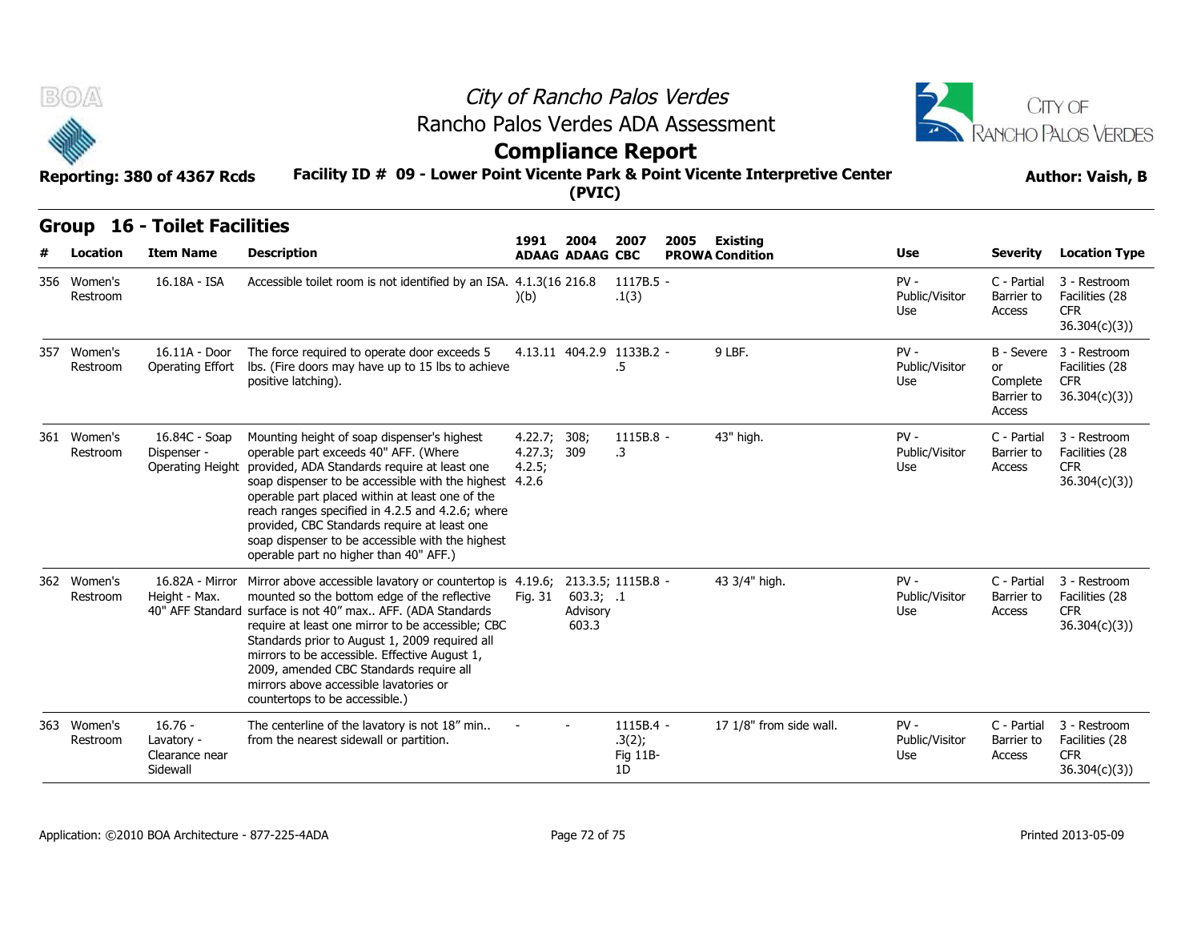# City of Rancho Palos Verdes
## Rancho Palos Verdes ADA Assessment
## Compliance Report

**Reporting: 380 of 4367 Rcds** | **Facility ID # 09 - Lower Point Vicente Park & Point Vicente Interpretive Center (PVIC)** | **Author: Vaish, B**

## Group 16 - Toilet Facilities

| # | Location | Item Name | Description | 1991 ADAAG | 2004 ADAAG | 2007 CBC | 2005 PROWA | Existing Condition | Use | Severity | Location Type |
|---|---|---|---|---|---|---|---|---|---|---|---|
| 356 | Women's Restroom | 16.18A - ISA | Accessible toilet room is not identified by an ISA. | 4.1.3(16)(b) | 216.8 | 1117B.5 - .1(3) | | | PV - Public/Visitor Use | C - Partial Barrier to Access | 3 - Restroom Facilities (28 CFR 36.304(c)(3)) |
| 357 | Women's Restroom | 16.11A - Door Operating Effort | The force required to operate door exceeds 5 lbs. (Fire doors may have up to 15 lbs to achieve positive latching). | 4.13.11 | 404.2.9 | 1133B.2 - .5 | | 9 LBF. | PV - Public/Visitor Use | B - Severe or Complete Barrier to Access | 3 - Restroom Facilities (28 CFR 36.304(c)(3)) |
| 361 | Women's Restroom | 16.84C - Soap Dispenser - Operating Height | Mounting height of soap dispenser's highest operable part exceeds 40" AFF. (Where provided, ADA Standards require at least one soap dispenser to be accessible with the highest operable part placed within at least one of the reach ranges specified in 4.2.5 and 4.2.6; where provided, CBC Standards require at least one soap dispenser to be accessible with the highest operable part no higher than 40" AFF.) | 4.22.7; 4.27.3; 4.2.5; 4.2.6 | 308; 309 | 1115B.8 - .3 | | 43" high. | PV - Public/Visitor Use | C - Partial Barrier to Access | 3 - Restroom Facilities (28 CFR 36.304(c)(3)) |
| 362 | Women's Restroom | 16.82A - Mirror Height - Max. 40" AFF Standard | Mirror above accessible lavatory or countertop is mounted so the bottom edge of the reflective surface is not 40" max.. AFF. (ADA Standards require at least one mirror to be accessible; CBC Standards prior to August 1, 2009 required all mirrors to be accessible. Effective August 1, 2009, amended CBC Standards require all mirrors above accessible lavatories or countertops to be accessible.) | 4.19.6; Fig. 31 | 213.3.5; 603.3; Advisory 603.3 | 1115B.8 - .1 | | 43 3/4" high. | PV - Public/Visitor Use | C - Partial Barrier to Access | 3 - Restroom Facilities (28 CFR 36.304(c)(3)) |
| 363 | Women's Restroom | 16.76 - Lavatory - Clearance near Sidewall | The centerline of the lavatory is not 18" min.. from the nearest sidewall or partition. | - | - | 1115B.4 - .3(2); Fig 11B-1D | | 17 1/8" from side wall. | PV - Public/Visitor Use | C - Partial Barrier to Access | 3 - Restroom Facilities (28 CFR 36.304(c)(3)) |

Application: ©2010 BOA Architecture - 877-225-4ADA | Printed 2013-05-09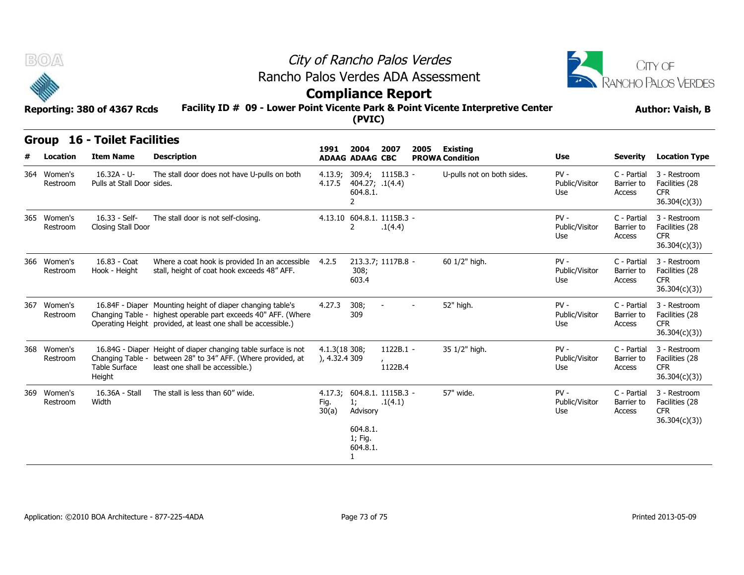# City of Rancho Palos Verdes

## Rancho Palos Verdes ADA Assessment

## Compliance Report

**Reporting: 380 of 4367 Rcds** **Facility ID # 09 - Lower Point Vicente Park & Point Vicente Interpretive Center (PVIC)** **Author: Vaish, B**

### Group 16 - Toilet Facilities

| # | Location | Item Name | Description | 1991 ADAAG | 2004 ADAAG | 2007 CBC | 2005 PROWA | Existing Condition | Use | Severity | Location Type |
|---|---|---|---|---|---|---|---|---|---|---|---|
| 364 | Women's Restroom | 16.32A - U-Pulls at Stall Door | The stall door does not have U-pulls on both sides. | 4.13.9; 4.17.5 | 309.4; 404.27; 604.8.1.2 | 1115B.3 .1(4.4) | - | U-pulls not on both sides. | PV - Public/Visitor Use | C - Partial Barrier to Access | 3 - Restroom Facilities (28 CFR 36.304(c)(3)) |
| 365 | Women's Restroom | 16.33 - Self-Closing Stall Door | The stall door is not self-closing. | 4.13.10 | 604.8.1.2 | 1115B.3 .1(4.4) | - | | PV - Public/Visitor Use | C - Partial Barrier to Access | 3 - Restroom Facilities (28 CFR 36.304(c)(3)) |
| 366 | Women's Restroom | 16.83 - Coat Hook - Height | Where a coat hook is provided In an accessible stall, height of coat hook exceeds 48" AFF. | 4.2.5 | 213.3.7; 308; 603.4 | 1117B.8 | - | 60 1/2" high. | PV - Public/Visitor Use | C - Partial Barrier to Access | 3 - Restroom Facilities (28 CFR 36.304(c)(3)) |
| 367 | Women's Restroom | 16.84F - Diaper Changing Table - Operating Height | Mounting height of diaper changing table's highest operable part exceeds 40" AFF. (Where provided, at least one shall be accessible.) | 4.27.3 | 308; 309 | - | - | 52" high. | PV - Public/Visitor Use | C - Partial Barrier to Access | 3 - Restroom Facilities (28 CFR 36.304(c)(3)) |
| 368 | Women's Restroom | 16.84G - Diaper Changing Table - Table Surface Height | Height of diaper changing table surface is not between 28" to 34" AFF. (Where provided, at least one shall be accessible.) | 4.1.3(18), 4.32.4 | 308; 309 | 1122B.1, 1122B.4 | - | 35 1/2" high. | PV - Public/Visitor Use | C - Partial Barrier to Access | 3 - Restroom Facilities (28 CFR 36.304(c)(3)) |
| 369 | Women's Restroom | 16.36A - Stall Width | The stall is less than 60" wide. | 4.17.3; Fig. 30(a) | 604.8.1.1; Advisory 604.8.1.1; Fig. 604.8.1.1 | 1115B.3 .1(4.1) | - | 57" wide. | PV - Public/Visitor Use | C - Partial Barrier to Access | 3 - Restroom Facilities (28 CFR 36.304(c)(3)) |

Application: ©2010 BOA Architecture - 877-225-4ADA

Printed 2013-05-09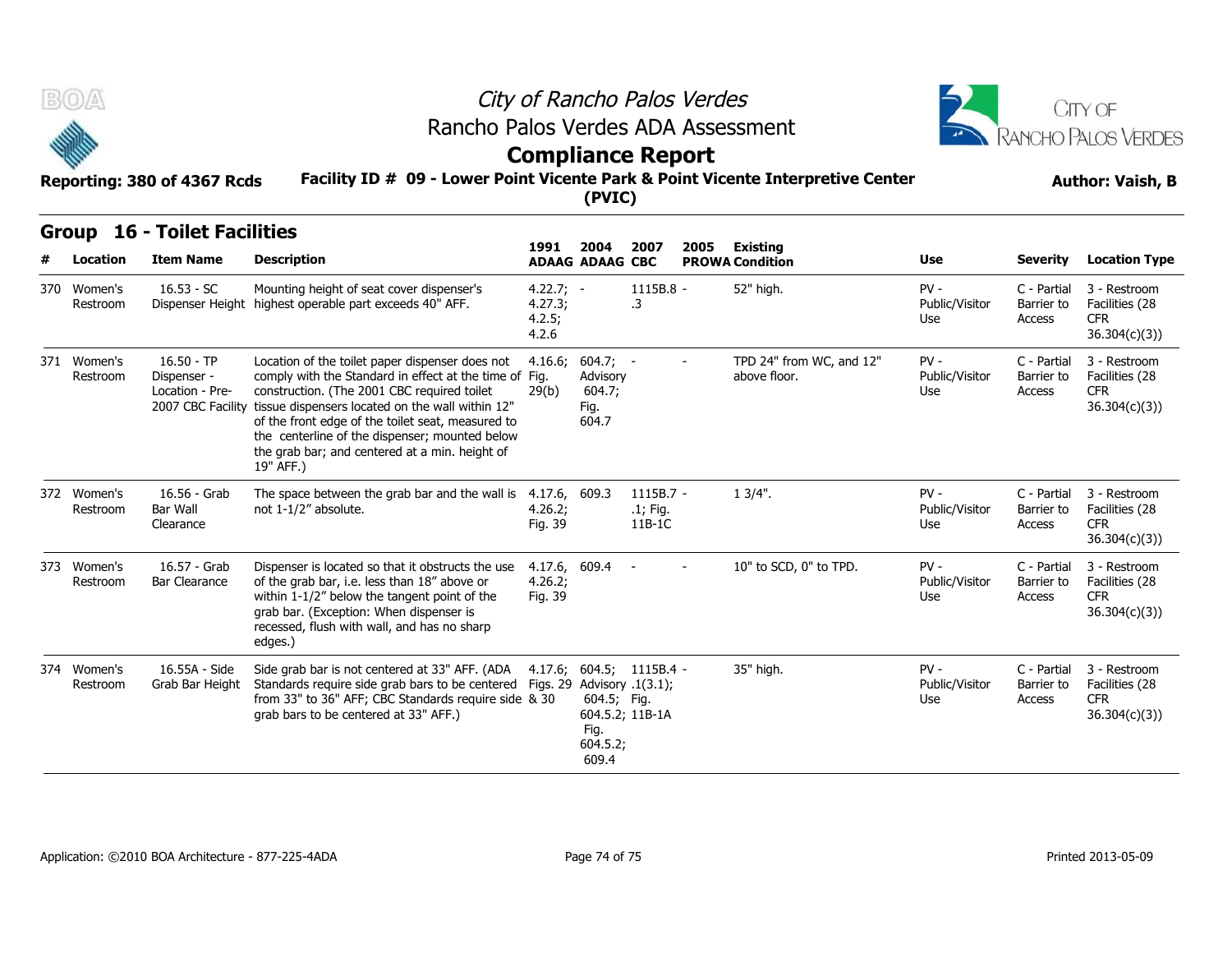# City of Rancho Palos Verdes
## Rancho Palos Verdes ADA Assessment
## Compliance Report

**Reporting: 380 of 4367 Rcds** **Facility ID # 09 - Lower Point Vicente Park & Point Vicente Interpretive Center (PVIC)** **Author: Vaish, B**

### Group 16 - Toilet Facilities

| # | Location | Item Name | Description | 1991 ADAAG | 2004 ADAAG | 2007 CBC | 2005 PROWA | Existing Condition | Use | Severity | Location Type |
|---|---|---|---|---|---|---|---|---|---|---|---|
| 370 | Women's Restroom | 16.53 - SC Dispenser Height | Mounting height of seat cover dispenser's highest operable part exceeds 40" AFF. | 4.22.7; 4.27.3; 4.2.5; 4.2.6 | - | 1115B.8 .3 | - | 52" high. | PV - Public/Visitor Use | C - Partial Barrier to Access | 3 - Restroom Facilities (28 CFR 36.304(c)(3)) |
| 371 | Women's Restroom | 16.50 - TP Dispenser - Location - Pre-2007 CBC Facility | Location of the toilet paper dispenser does not comply with the Standard in effect at the time of construction. (The 2001 CBC required toilet tissue dispensers located on the wall within 12" of the front edge of the toilet seat, measured to the centerline of the dispenser; mounted below the grab bar; and centered at a min. height of 19" AFF.) | 4.16.6; Fig. 29(b) | 604.7; Advisory 604.7; Fig. 604.7 | - | - | TPD 24" from WC, and 12" above floor. | PV - Public/Visitor Use | C - Partial Barrier to Access | 3 - Restroom Facilities (28 CFR 36.304(c)(3)) |
| 372 | Women's Restroom | 16.56 - Grab Bar Wall Clearance | The space between the grab bar and the wall is not 1-1/2" absolute. | 4.17.6, 4.26.2; Fig. 39 | 609.3 | 1115B.7 .1; Fig. 11B-1C | - | 1 3/4". | PV - Public/Visitor Use | C - Partial Barrier to Access | 3 - Restroom Facilities (28 CFR 36.304(c)(3)) |
| 373 | Women's Restroom | 16.57 - Grab Bar Clearance | Dispenser is located so that it obstructs the use of the grab bar, i.e. less than 18" above or within 1-1/2" below the tangent point of the grab bar. (Exception: When dispenser is recessed, flush with wall, and has no sharp edges.) | 4.17.6, 4.26.2; Fig. 39 | 609.4 | - | - | 10" to SCD, 0" to TPD. | PV - Public/Visitor Use | C - Partial Barrier to Access | 3 - Restroom Facilities (28 CFR 36.304(c)(3)) |
| 374 | Women's Restroom | 16.55A - Side Grab Bar Height | Side grab bar is not centered at 33" AFF. (ADA Standards require side grab bars to be centered from 33" to 36" AFF; CBC Standards require side grab bars to be centered at 33" AFF.) | 4.17.6; Figs. 29 & 30 | 604.5; Advisory 604.5; Fig. 604.5.2; Fig. 604.5.2; 609.4 | 1115B.4 .1(3.1); Fig. 11B-1A | - | 35" high. | PV - Public/Visitor Use | C - Partial Barrier to Access | 3 - Restroom Facilities (28 CFR 36.304(c)(3)) |

Application: ©2010 BOA Architecture - 877-225-4ADA

Printed 2013-05-09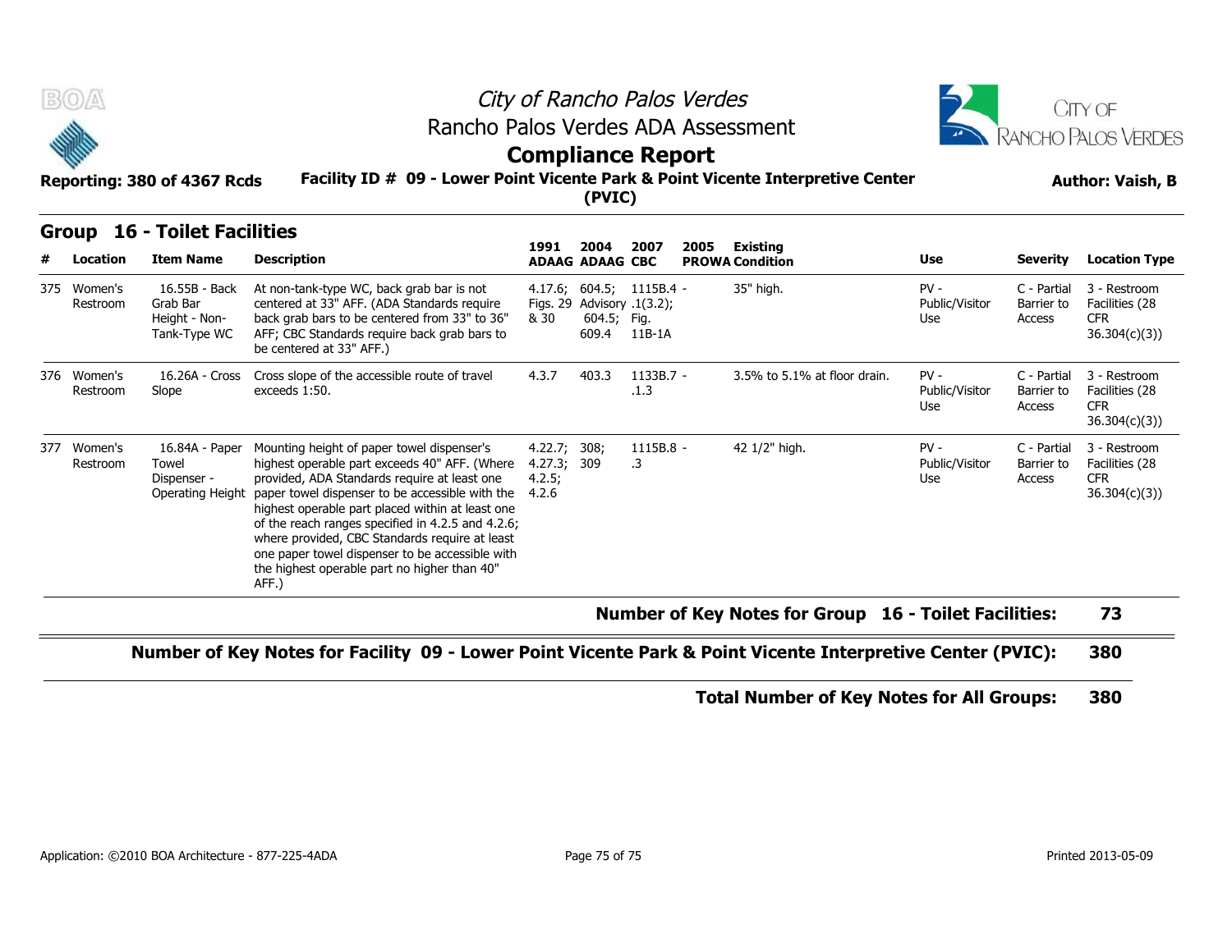# City of Rancho Palos Verdes

## Rancho Palos Verdes ADA Assessment

## Compliance Report

**Reporting: 380 of 4367 Rcds** **Facility ID # 09 - Lower Point Vicente Park & Point Vicente Interpretive Center (PVIC)** **Author: Vaish, B**

### Group 16 - Toilet Facilities

| # | Location | Item Name | Description | 1991 ADAAG | 2004 ADAAG | 2007 CBC | 2005 PROWA | Existing Condition | Use | Severity | Location Type |
|---|---|---|---|---|---|---|---|---|---|---|---|
| 375 | Women's Restroom | 16.55B - Back Grab Bar Height - Non-Tank-Type WC | At non-tank-type WC, back grab bar is not centered at 33" AFF. (ADA Standards require back grab bars to be centered from 33" to 36" AFF; CBC Standards require back grab bars to be centered at 33" AFF.) | 4.17.6; Figs. 29 & 30 | 604.5; Advisory 604.5; 609.4 | 1115B.4 - .1(3.2); Fig. 11B-1A | | 35" high. | PV - Public/Visitor Use | C - Partial Barrier to Access | 3 - Restroom Facilities (28 CFR 36.304(c)(3)) |
| 376 | Women's Restroom | 16.26A - Cross Slope | Cross slope of the accessible route of travel exceeds 1:50. | 4.3.7 | 403.3 | 1133B.7 - .1.3 | | 3.5% to 5.1% at floor drain. | PV - Public/Visitor Use | C - Partial Barrier to Access | 3 - Restroom Facilities (28 CFR 36.304(c)(3)) |
| 377 | Women's Restroom | 16.84A - Paper Towel Dispenser - Operating Height | Mounting height of paper towel dispenser's highest operable part exceeds 40" AFF. (Where provided, ADA Standards require at least one paper towel dispenser to be accessible with the highest operable part placed within at least one of the reach ranges specified in 4.2.5 and 4.2.6; where provided, CBC Standards require at least one paper towel dispenser to be accessible with the highest operable part no higher than 40" AFF.) | 4.22.7; 4.27.3; 4.2.5; 4.2.6 | 308; 309 | 1115B.8 - .3 | | 42 1/2" high. | PV - Public/Visitor Use | C - Partial Barrier to Access | 3 - Restroom Facilities (28 CFR 36.304(c)(3)) |

**Number of Key Notes for Group 16 - Toilet Facilities: 73**

**Number of Key Notes for Facility 09 - Lower Point Vicente Park & Point Vicente Interpretive Center (PVIC): 380**

**Total Number of Key Notes for All Groups: 380**

Application: ©2010 BOA Architecture - 877-225-4ADA

Printed 2013-05-09